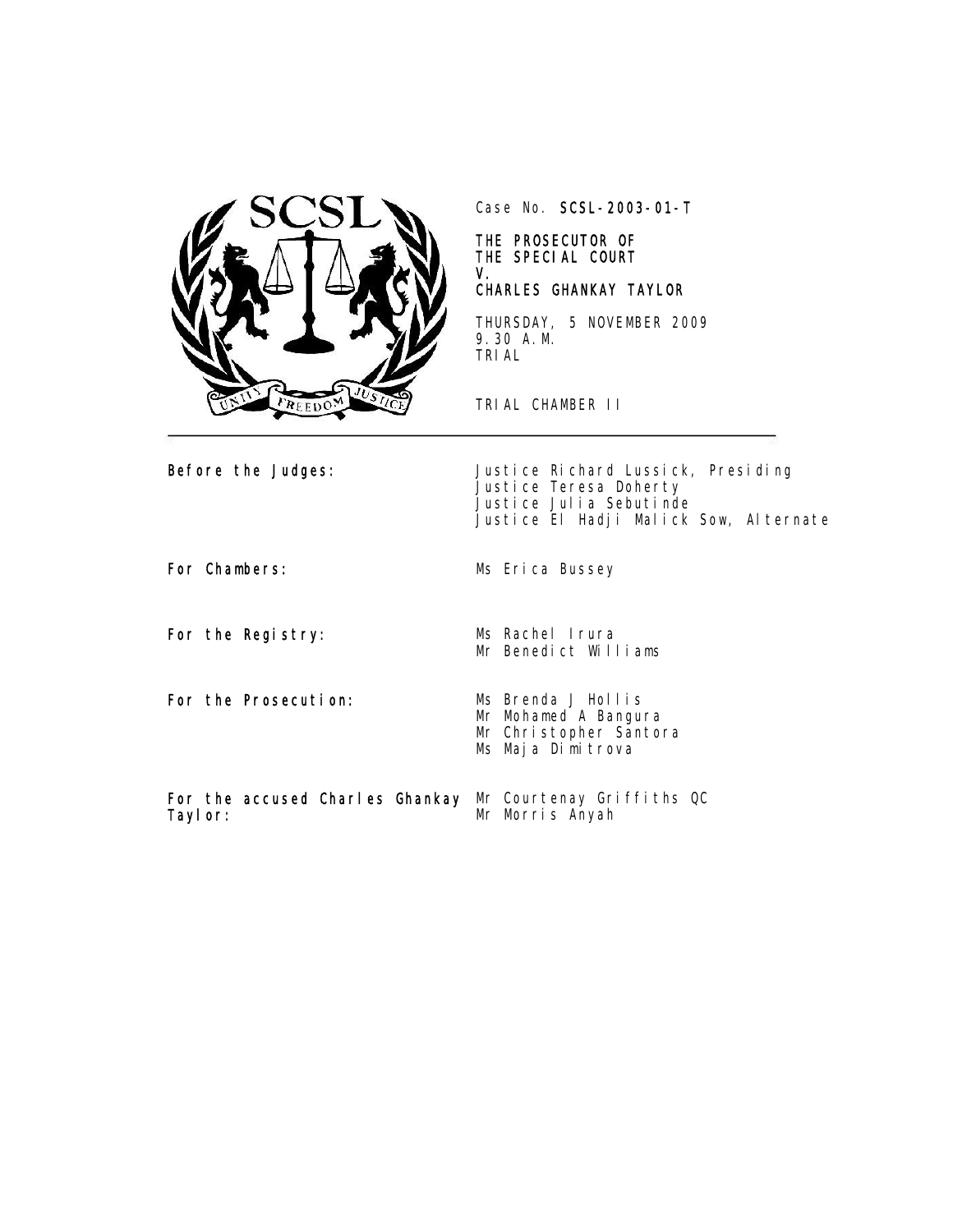Case No. **SCSL-2003-01-T**

**THE PROSECUTOR OF THE SPECIAL COURT**
**V.**
**CHARLES GHANKAY TAYLOR**

THURSDAY, 5 NOVEMBER 2009
9.30 A.M.
TRIAL

TRIAL CHAMBER II

---

| | |
|---|---|
| **Before the Judges:** | Justice Richard Lussick, Presiding<br>Justice Teresa Doherty<br>Justice Julia Sebutinde<br>Justice El Hadji Malick Sow, Alternate |
| **For Chambers:** | Ms Erica Bussey |
| **For the Registry:** | Ms Rachel Irura<br>Mr Benedict Williams |
| **For the Prosecution:** | Ms Brenda J Hollis<br>Mr Mohamed A Bangura<br>Mr Christopher Santora<br>Ms Maja Dimitrova |
| **For the accused Charles Ghankay Taylor:** | Mr Courtenay Griffiths QC<br>Mr Morris Anyah |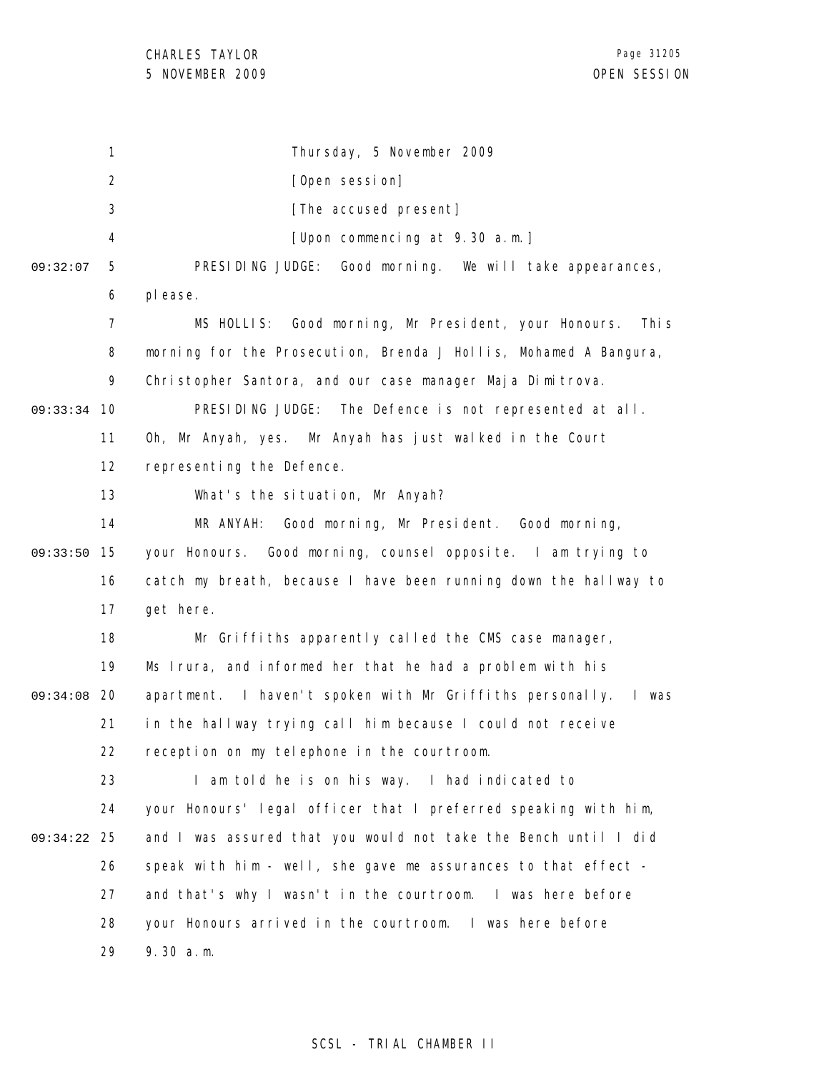Thursday, 5 November 2009

[Open session]

[The accused present]

[Upon commencing at 9.30 a.m.]

PRESIDING JUDGE: Good morning. We will take appearances, please.

MS HOLLIS: Good morning, Mr President, your Honours. This morning for the Prosecution, Brenda J Hollis, Mohamed A Bangura, Christopher Santora, and our case manager Maja Dimitrova.

PRESIDING JUDGE: The Defence is not represented at all. Oh, Mr Anyah, yes. Mr Anyah has just walked in the Court representing the Defence.

What's the situation, Mr Anyah?

MR ANYAH: Good morning, Mr President. Good morning, your Honours. Good morning, counsel opposite. I am trying to catch my breath, because I have been running down the hallway to get here.

Mr Griffiths apparently called the CMS case manager, Ms Irura, and informed her that he had a problem with his apartment. I haven't spoken with Mr Griffiths personally. I was in the hallway trying call him because I could not receive reception on my telephone in the courtroom.

I am told he is on his way. I had indicated to your Honours' legal officer that I preferred speaking with him, and I was assured that you would not take the Bench until I did speak with him - well, she gave me assurances to that effect - and that's why I wasn't in the courtroom. I was here before your Honours arrived in the courtroom. I was here before 9.30 a.m.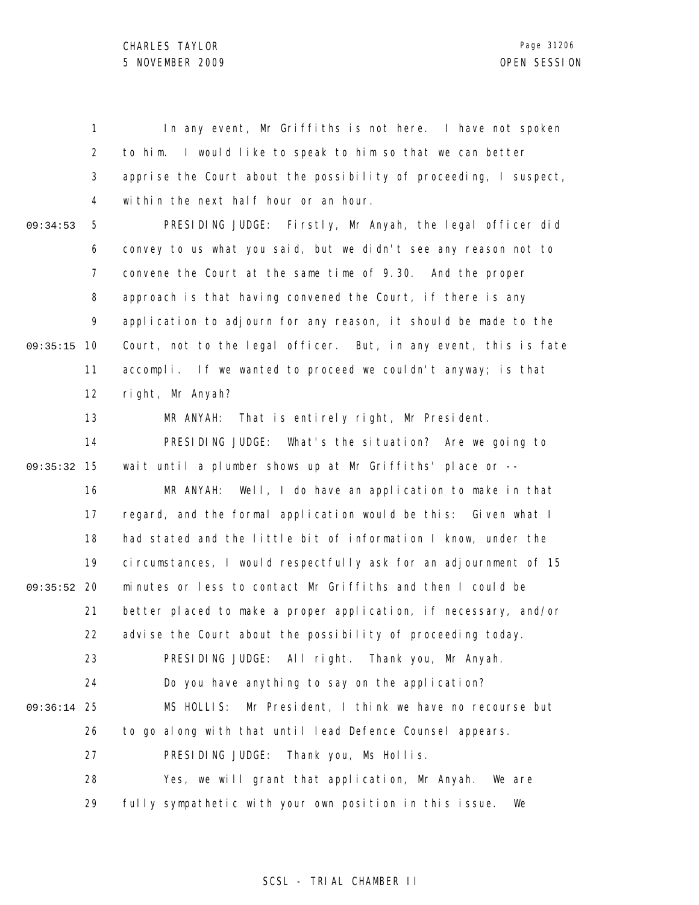In any event, Mr Griffiths is not here. I have not spoken to him. I would like to speak to him so that we can better apprise the Court about the possibility of proceeding, I suspect, within the next half hour or an hour.

PRESIDING JUDGE: Firstly, Mr Anyah, the legal officer did convey to us what you said, but we didn't see any reason not to convene the Court at the same time of 9.30. And the proper approach is that having convened the Court, if there is any application to adjourn for any reason, it should be made to the Court, not to the legal officer. But, in any event, this is fate accompli. If we wanted to proceed we couldn't anyway; is that right, Mr Anyah?

MR ANYAH: That is entirely right, Mr President.

PRESIDING JUDGE: What's the situation? Are we going to wait until a plumber shows up at Mr Griffiths' place or --

MR ANYAH: Well, I do have an application to make in that regard, and the formal application would be this: Given what I had stated and the little bit of information I know, under the circumstances, I would respectfully ask for an adjournment of 15 minutes or less to contact Mr Griffiths and then I could be better placed to make a proper application, if necessary, and/or advise the Court about the possibility of proceeding today.

PRESIDING JUDGE: All right. Thank you, Mr Anyah.

Do you have anything to say on the application?

MS HOLLIS: Mr President, I think we have no recourse but to go along with that until lead Defence Counsel appears.

PRESIDING JUDGE: Thank you, Ms Hollis.

Yes, we will grant that application, Mr Anyah. We are fully sympathetic with your own position in this issue. We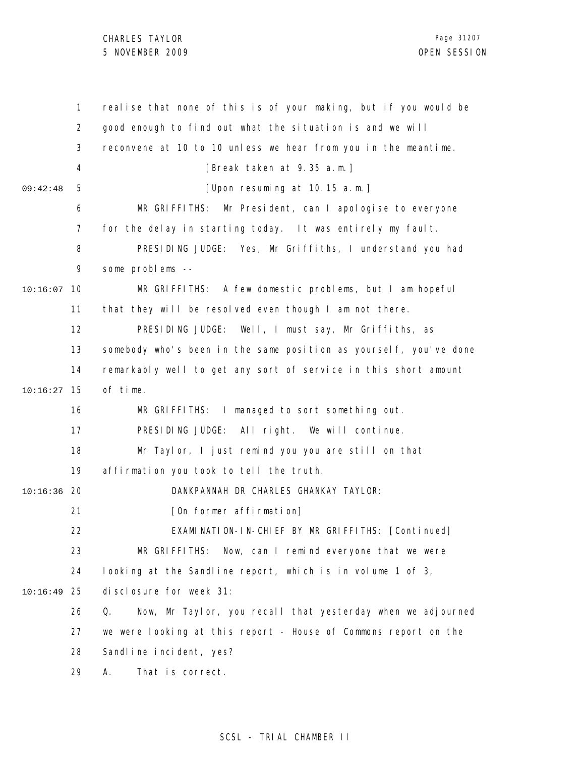realise that none of this is of your making, but if you would be good enough to find out what the situation is and we will reconvene at 10 to 10 unless we hear from you in the meantime.

[Break taken at 9.35 a.m.]

[Upon resuming at 10.15 a.m.]

MR GRIFFITHS: Mr President, can I apologise to everyone for the delay in starting today. It was entirely my fault.

PRESIDING JUDGE: Yes, Mr Griffiths, I understand you had some problems --

MR GRIFFITHS: A few domestic problems, but I am hopeful that they will be resolved even though I am not there.

PRESIDING JUDGE: Well, I must say, Mr Griffiths, as somebody who's been in the same position as yourself, you've done remarkably well to get any sort of service in this short amount of time.

MR GRIFFITHS: I managed to sort something out.

PRESIDING JUDGE: All right. We will continue.

Mr Taylor, I just remind you you are still on that affirmation you took to tell the truth.

DANKPANNAH DR CHARLES GHANKAY TAYLOR:

[On former affirmation]

EXAMINATION-IN-CHIEF BY MR GRIFFITHS: [Continued]

MR GRIFFITHS: Now, can I remind everyone that we were looking at the Sandline report, which is in volume 1 of 3, disclosure for week 31:

Q. Now, Mr Taylor, you recall that yesterday when we adjourned we were looking at this report - House of Commons report on the Sandline incident, yes?

A. That is correct.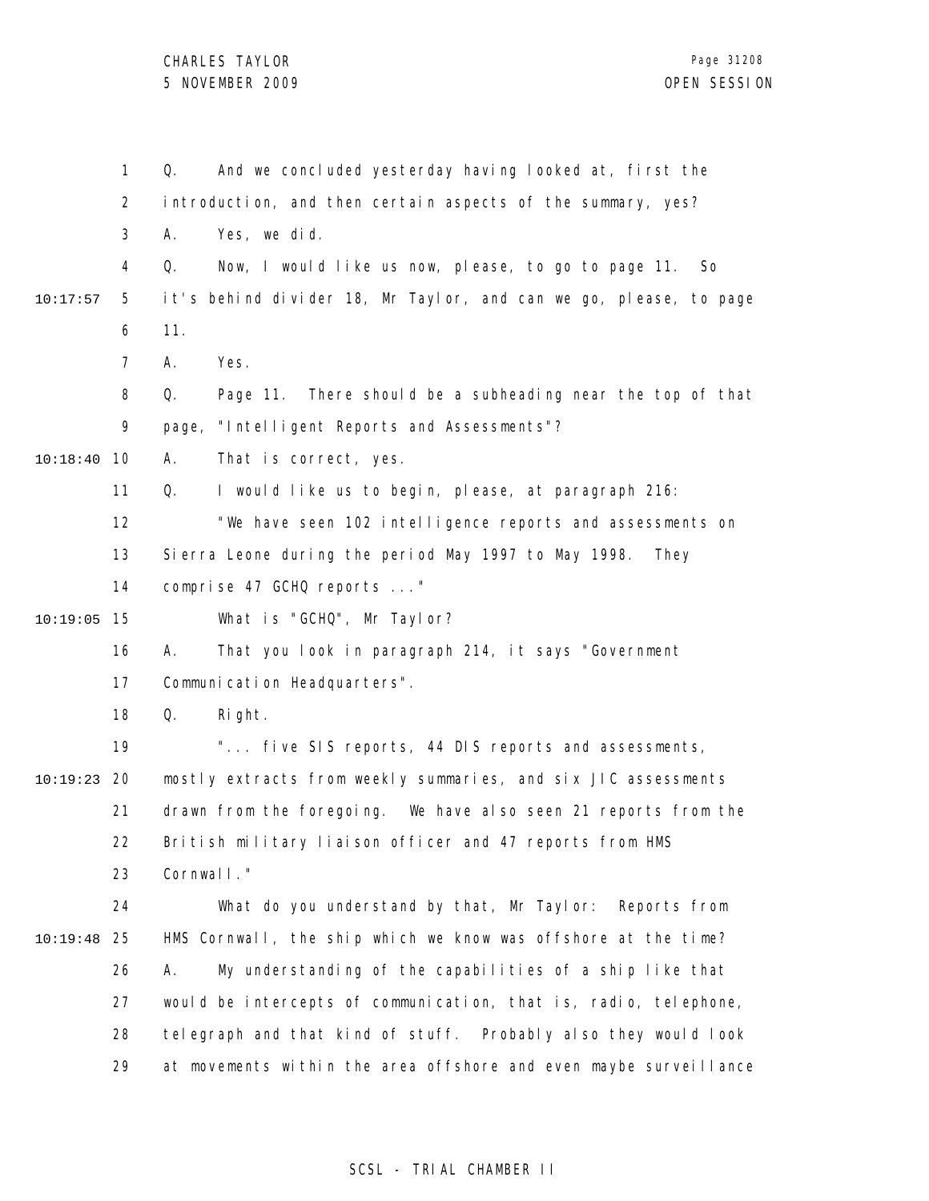Q. And we concluded yesterday having looked at, first the introduction, and then certain aspects of the summary, yes?

A. Yes, we did.

Q. Now, I would like us now, please, to go to page 11. So it's behind divider 18, Mr Taylor, and can we go, please, to page 11.

A. Yes.

Q. Page 11. There should be a subheading near the top of that page, "Intelligent Reports and Assessments"?

A. That is correct, yes.

Q. I would like us to begin, please, at paragraph 216:

"We have seen 102 intelligence reports and assessments on Sierra Leone during the period May 1997 to May 1998. They comprise 47 GCHQ reports ..."

What is "GCHQ", Mr Taylor?

A. That you look in paragraph 214, it says "Government Communication Headquarters".

Q. Right.

"... five SIS reports, 44 DIS reports and assessments, mostly extracts from weekly summaries, and six JIC assessments drawn from the foregoing. We have also seen 21 reports from the British military liaison officer and 47 reports from HMS Cornwall."

What do you understand by that, Mr Taylor: Reports from HMS Cornwall, the ship which we know was offshore at the time?

A. My understanding of the capabilities of a ship like that would be intercepts of communication, that is, radio, telephone, telegraph and that kind of stuff. Probably also they would look at movements within the area offshore and even maybe surveillance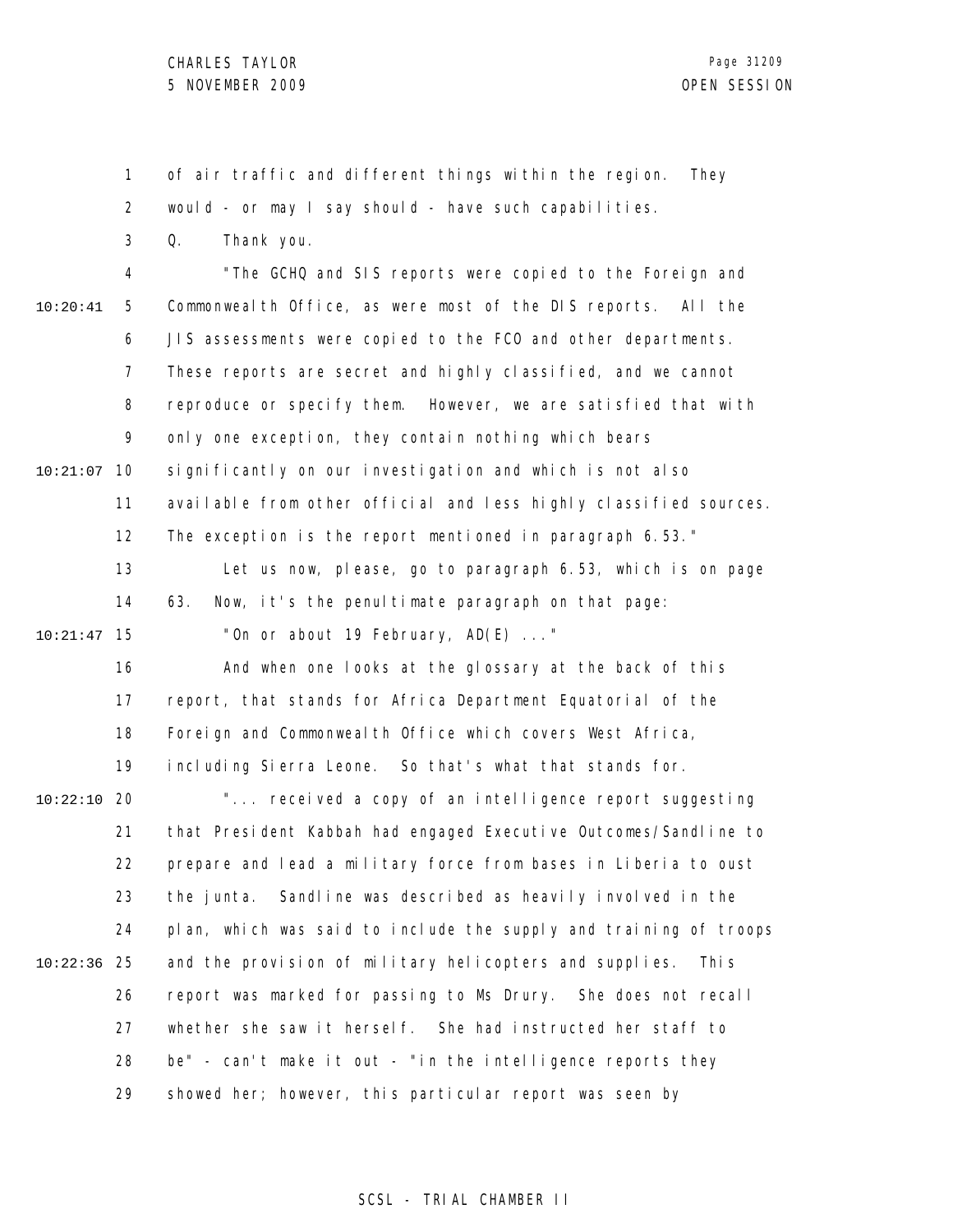of air traffic and different things within the region. They would - or may I say should - have such capabilities.

Q. Thank you.

"The GCHQ and SIS reports were copied to the Foreign and Commonwealth Office, as were most of the DIS reports. All the JIS assessments were copied to the FCO and other departments. These reports are secret and highly classified, and we cannot reproduce or specify them. However, we are satisfied that with only one exception, they contain nothing which bears significantly on our investigation and which is not also available from other official and less highly classified sources. The exception is the report mentioned in paragraph 6.53."

Let us now, please, go to paragraph 6.53, which is on page 63. Now, it's the penultimate paragraph on that page:

"On or about 19 February, AD(E) ..."

And when one looks at the glossary at the back of this report, that stands for Africa Department Equatorial of the Foreign and Commonwealth Office which covers West Africa, including Sierra Leone. So that's what that stands for.

"... received a copy of an intelligence report suggesting that President Kabbah had engaged Executive Outcomes/Sandline to prepare and lead a military force from bases in Liberia to oust the junta. Sandline was described as heavily involved in the plan, which was said to include the supply and training of troops and the provision of military helicopters and supplies. This report was marked for passing to Ms Drury. She does not recall whether she saw it herself. She had instructed her staff to be" - can't make it out - "in the intelligence reports they showed her; however, this particular report was seen by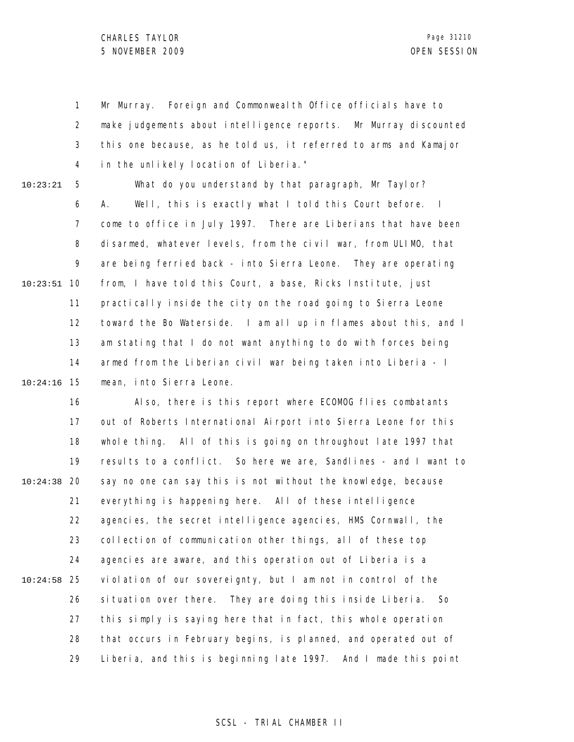Mr Murray. Foreign and Commonwealth Office officials have to make judgements about intelligence reports. Mr Murray discounted this one because, as he told us, it referred to arms and Kamajor in the unlikely location of Liberia."

What do you understand by that paragraph, Mr Taylor?

A. Well, this is exactly what I told this Court before. I come to office in July 1997. There are Liberians that have been disarmed, whatever levels, from the civil war, from ULIMO, that are being ferried back - into Sierra Leone. They are operating from, I have told this Court, a base, Ricks Institute, just practically inside the city on the road going to Sierra Leone toward the Bo Waterside. I am all up in flames about this, and I am stating that I do not want anything to do with forces being armed from the Liberian civil war being taken into Liberia - I mean, into Sierra Leone.

Also, there is this report where ECOMOG flies combatants out of Roberts International Airport into Sierra Leone for this whole thing. All of this is going on throughout late 1997 that results to a conflict. So here we are, Sandlines - and I want to say no one can say this is not without the knowledge, because everything is happening here. All of these intelligence agencies, the secret intelligence agencies, HMS Cornwall, the collection of communication other things, all of these top agencies are aware, and this operation out of Liberia is a violation of our sovereignty, but I am not in control of the situation over there. They are doing this inside Liberia. So this simply is saying here that in fact, this whole operation that occurs in February begins, is planned, and operated out of Liberia, and this is beginning late 1997. And I made this point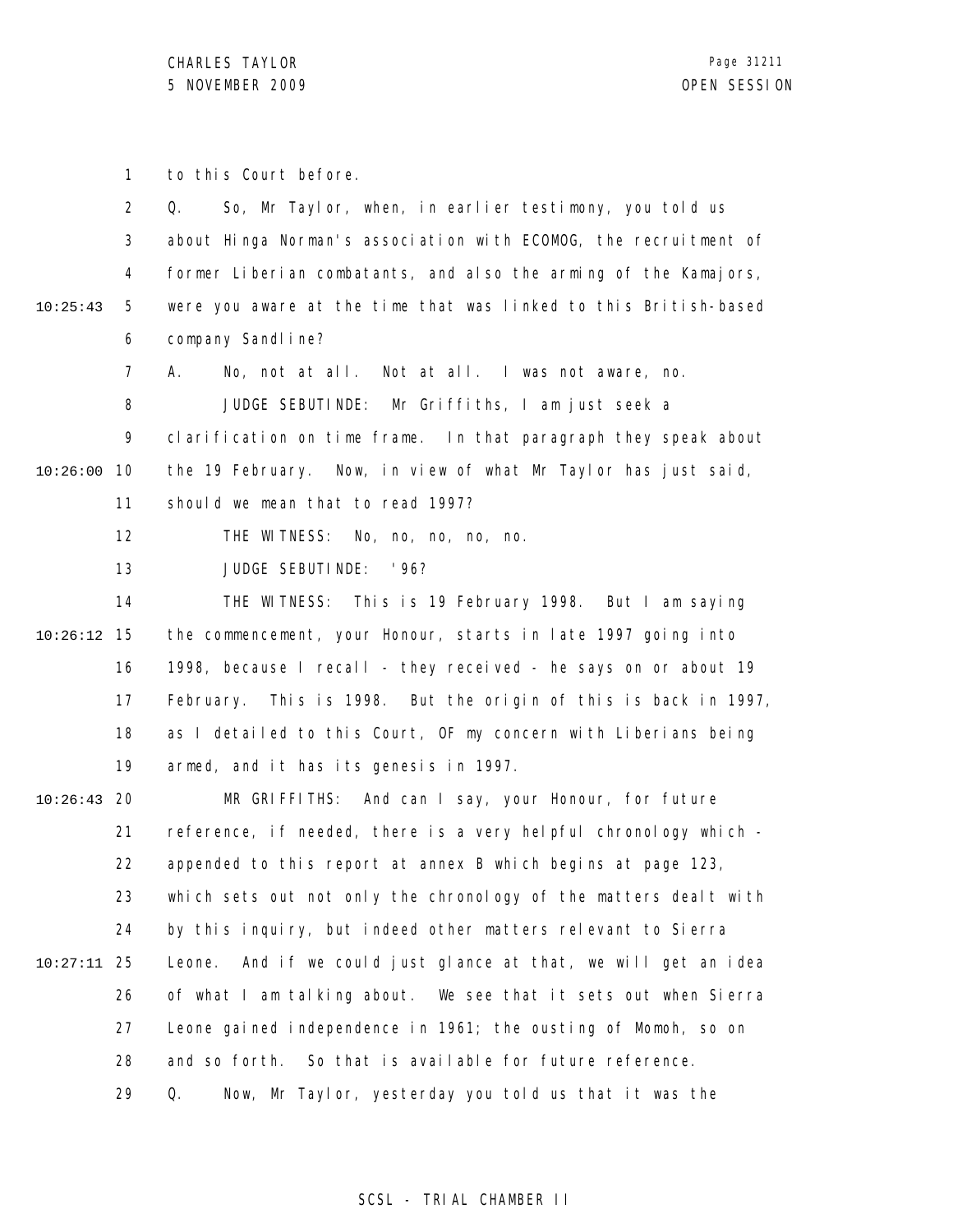to this Court before.

Q. So, Mr Taylor, when, in earlier testimony, you told us about Hinga Norman's association with ECOMOG, the recruitment of former Liberian combatants, and also the arming of the Kamajors, were you aware at the time that was linked to this British-based company Sandline?

A. No, not at all. Not at all. I was not aware, no.

JUDGE SEBUTINDE: Mr Griffiths, I am just seek a clarification on time frame. In that paragraph they speak about the 19 February. Now, in view of what Mr Taylor has just said, should we mean that to read 1997?

THE WITNESS: No, no, no, no, no.

JUDGE SEBUTINDE: '96?

THE WITNESS: This is 19 February 1998. But I am saying the commencement, your Honour, starts in late 1997 going into 1998, because I recall - they received - he says on or about 19 February. This is 1998. But the origin of this is back in 1997, as I detailed to this Court, OF my concern with Liberians being armed, and it has its genesis in 1997.

MR GRIFFITHS: And can I say, your Honour, for future reference, if needed, there is a very helpful chronology which - appended to this report at annex B which begins at page 123, which sets out not only the chronology of the matters dealt with by this inquiry, but indeed other matters relevant to Sierra Leone. And if we could just glance at that, we will get an idea of what I am talking about. We see that it sets out when Sierra Leone gained independence in 1961; the ousting of Momoh, so on and so forth. So that is available for future reference.

Q. Now, Mr Taylor, yesterday you told us that it was the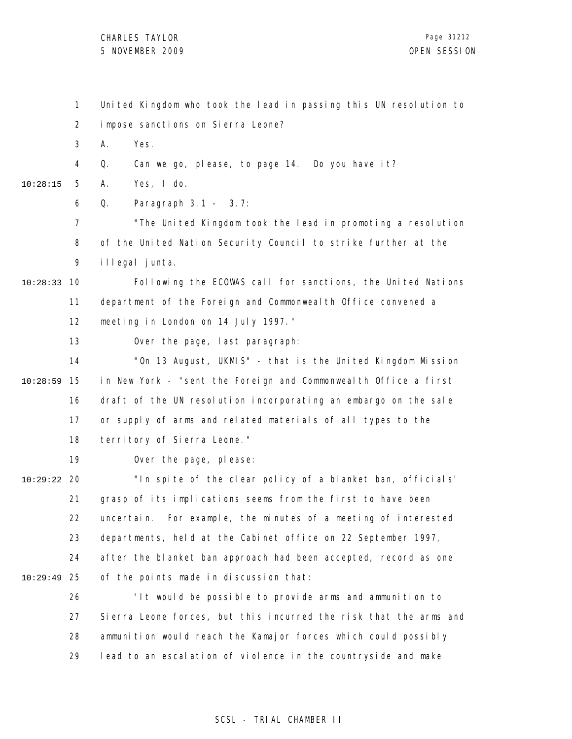United Kingdom who took the lead in passing this UN resolution to impose sanctions on Sierra Leone?

A. Yes.

Q. Can we go, please, to page 14. Do you have it?

A. Yes, I do.

Q. Paragraph 3.1 - 3.7:

"The United Kingdom took the lead in promoting a resolution of the United Nation Security Council to strike further at the illegal junta.

Following the ECOWAS call for sanctions, the United Nations department of the Foreign and Commonwealth Office convened a meeting in London on 14 July 1997."

Over the page, last paragraph:

"On 13 August, UKMIS" - that is the United Kingdom Mission in New York - "sent the Foreign and Commonwealth Office a first draft of the UN resolution incorporating an embargo on the sale or supply of arms and related materials of all types to the territory of Sierra Leone."

Over the page, please:

"In spite of the clear policy of a blanket ban, officials' grasp of its implications seems from the first to have been uncertain. For example, the minutes of a meeting of interested departments, held at the Cabinet office on 22 September 1997, after the blanket ban approach had been accepted, record as one of the points made in discussion that:

'It would be possible to provide arms and ammunition to Sierra Leone forces, but this incurred the risk that the arms and ammunition would reach the Kamajor forces which could possibly lead to an escalation of violence in the countryside and make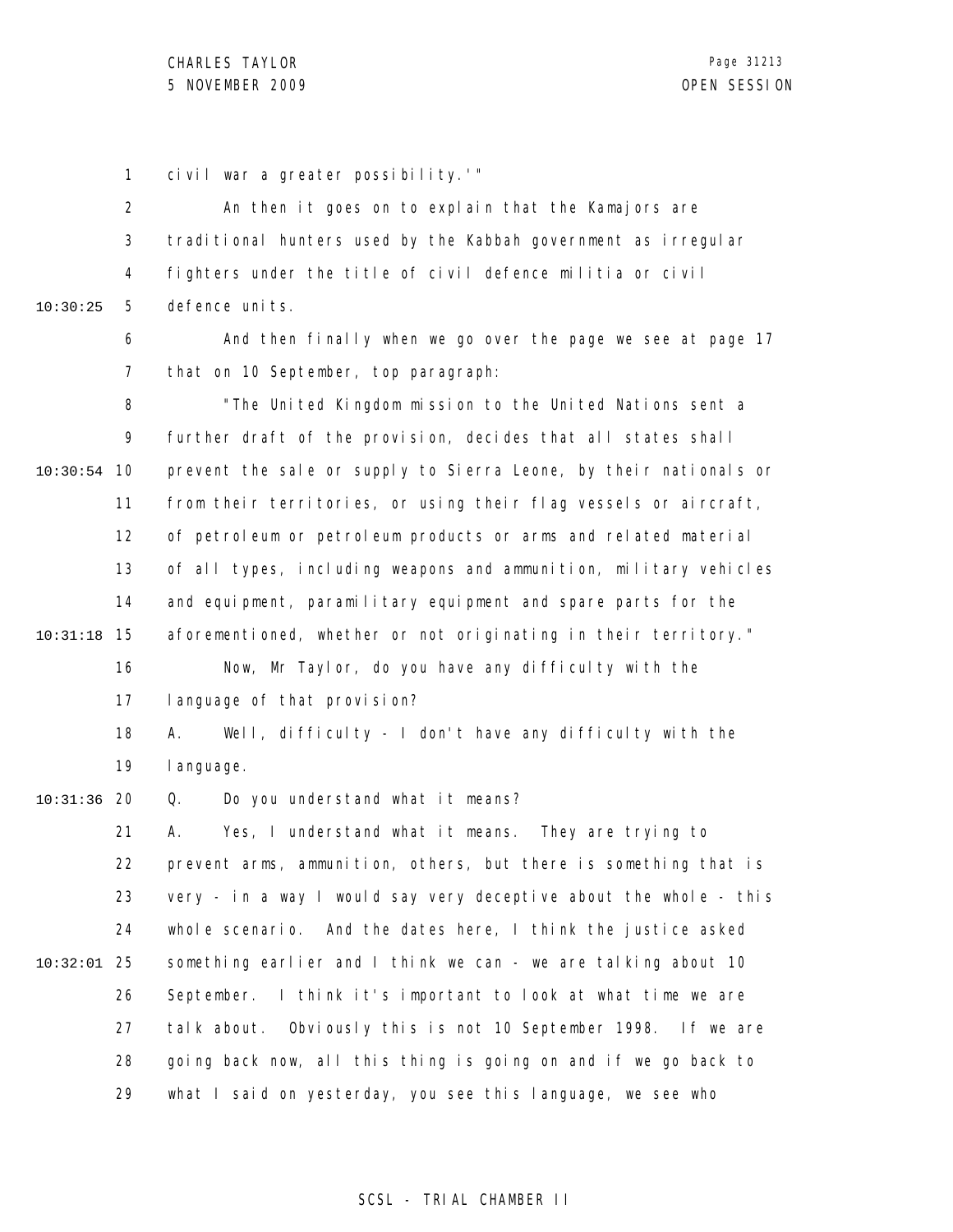civil war a greater possibility.'"

An then it goes on to explain that the Kamajors are traditional hunters used by the Kabbah government as irregular fighters under the title of civil defence militia or civil defence units.

And then finally when we go over the page we see at page 17 that on 10 September, top paragraph:

"The United Kingdom mission to the United Nations sent a further draft of the provision, decides that all states shall prevent the sale or supply to Sierra Leone, by their nationals or from their territories, or using their flag vessels or aircraft, of petroleum or petroleum products or arms and related material of all types, including weapons and ammunition, military vehicles and equipment, paramilitary equipment and spare parts for the aforementioned, whether or not originating in their territory."

Now, Mr Taylor, do you have any difficulty with the language of that provision?

A. Well, difficulty - I don't have any difficulty with the language.

Q. Do you understand what it means?

A. Yes, I understand what it means. They are trying to prevent arms, ammunition, others, but there is something that is very - in a way I would say very deceptive about the whole - this whole scenario. And the dates here, I think the justice asked something earlier and I think we can - we are talking about 10 September. I think it's important to look at what time we are talk about. Obviously this is not 10 September 1998. If we are going back now, all this thing is going on and if we go back to what I said on yesterday, you see this language, we see who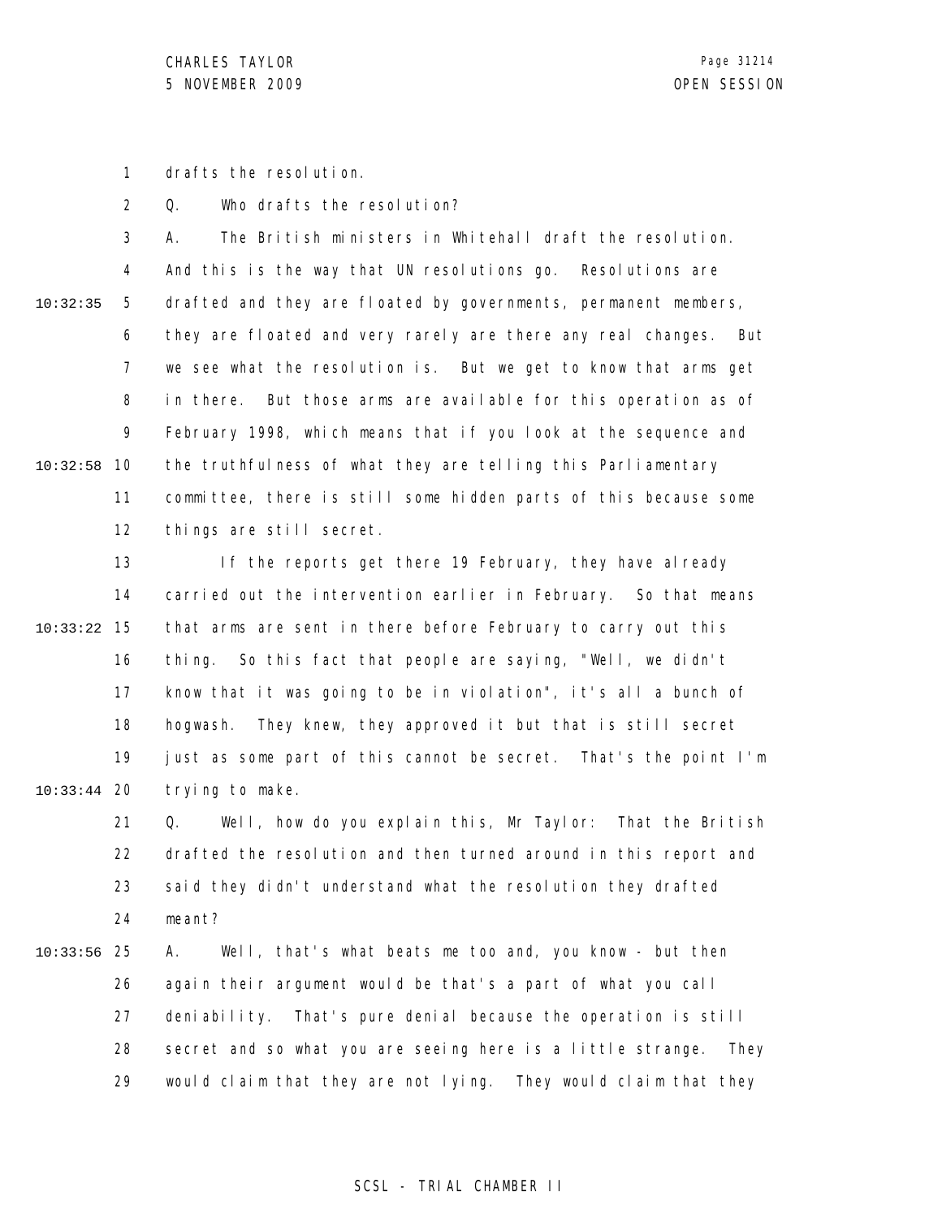drafts the resolution.

Q. Who drafts the resolution?

A. The British ministers in Whitehall draft the resolution. And this is the way that UN resolutions go. Resolutions are drafted and they are floated by governments, permanent members, they are floated and very rarely are there any real changes. But we see what the resolution is. But we get to know that arms get in there. But those arms are available for this operation as of February 1998, which means that if you look at the sequence and the truthfulness of what they are telling this Parliamentary committee, there is still some hidden parts of this because some things are still secret.

If the reports get there 19 February, they have already carried out the intervention earlier in February. So that means that arms are sent in there before February to carry out this thing. So this fact that people are saying, "Well, we didn't know that it was going to be in violation", it's all a bunch of hogwash. They knew, they approved it but that is still secret just as some part of this cannot be secret. That's the point I'm trying to make.

Q. Well, how do you explain this, Mr Taylor: That the British drafted the resolution and then turned around in this report and said they didn't understand what the resolution they drafted meant?

A. Well, that's what beats me too and, you know - but then again their argument would be that's a part of what you call deniability. That's pure denial because the operation is still secret and so what you are seeing here is a little strange. They would claim that they are not lying. They would claim that they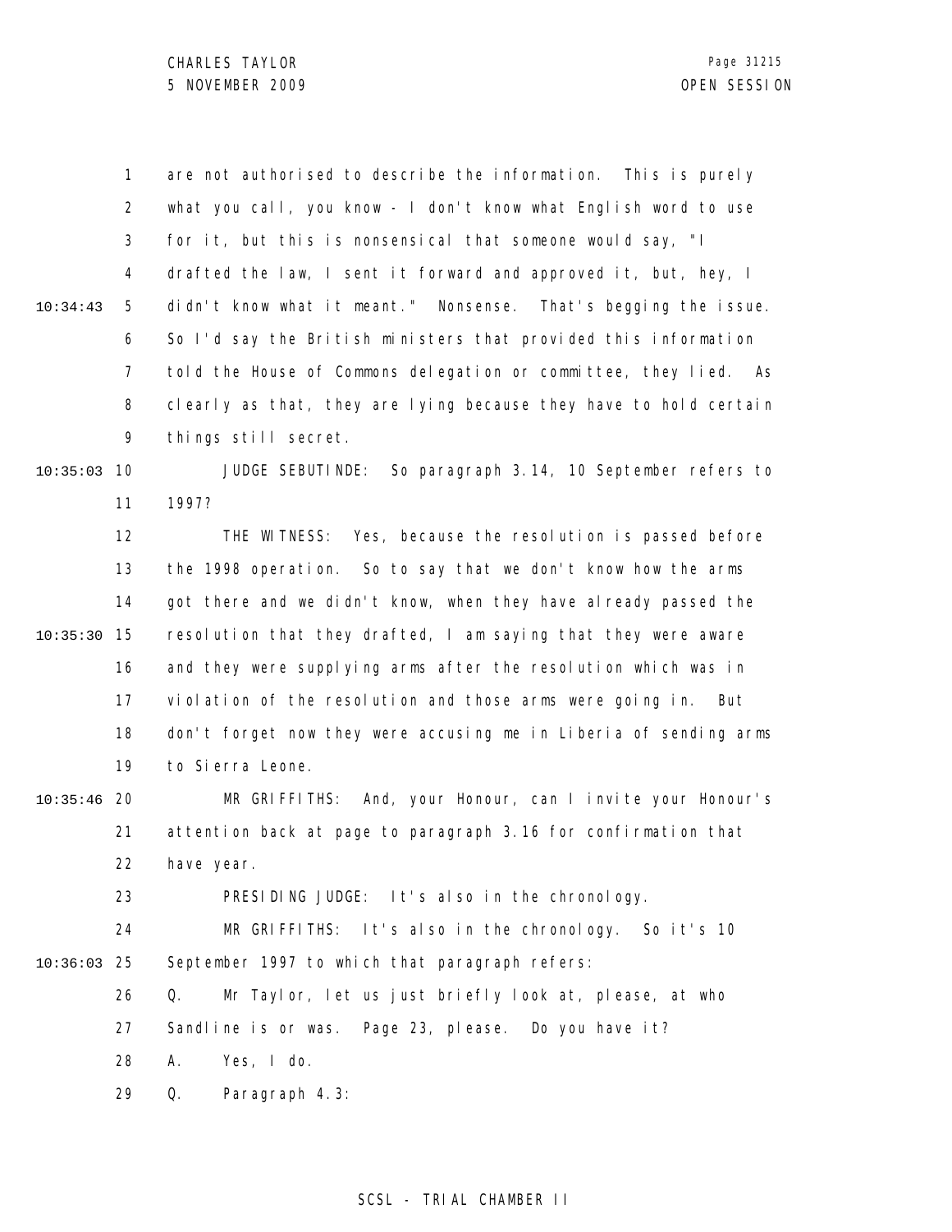are not authorised to describe the information. This is purely what you call, you know - I don't know what English word to use for it, but this is nonsensical that someone would say, "I drafted the law, I sent it forward and approved it, but, hey, I didn't know what it meant." Nonsense. That's begging the issue. So I'd say the British ministers that provided this information told the House of Commons delegation or committee, they lied. As clearly as that, they are lying because they have to hold certain things still secret.

JUDGE SEBUTINDE: So paragraph 3.14, 10 September refers to 1997?

THE WITNESS: Yes, because the resolution is passed before the 1998 operation. So to say that we don't know how the arms got there and we didn't know, when they have already passed the resolution that they drafted, I am saying that they were aware and they were supplying arms after the resolution which was in violation of the resolution and those arms were going in. But don't forget now they were accusing me in Liberia of sending arms to Sierra Leone.

MR GRIFFITHS: And, your Honour, can I invite your Honour's attention back at page to paragraph 3.16 for confirmation that have year.

PRESIDING JUDGE: It's also in the chronology.

MR GRIFFITHS: It's also in the chronology. So it's 10 September 1997 to which that paragraph refers:

Q. Mr Taylor, let us just briefly look at, please, at who Sandline is or was. Page 23, please. Do you have it?

A. Yes, I do.

Q. Paragraph 4.3: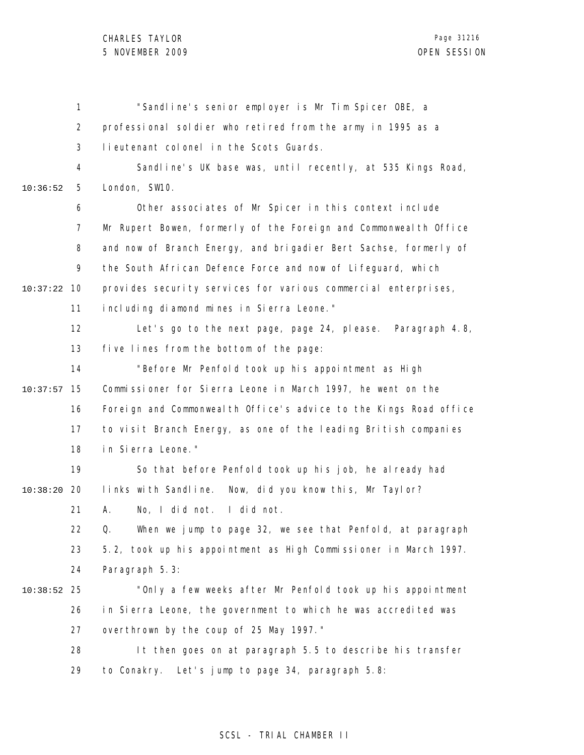"Sandline's senior employer is Mr Tim Spicer OBE, a professional soldier who retired from the army in 1995 as a lieutenant colonel in the Scots Guards.

Sandline's UK base was, until recently, at 535 Kings Road, London, SW10.

Other associates of Mr Spicer in this context include Mr Rupert Bowen, formerly of the Foreign and Commonwealth Office and now of Branch Energy, and brigadier Bert Sachse, formerly of the South African Defence Force and now of Lifeguard, which provides security services for various commercial enterprises, including diamond mines in Sierra Leone."

Let's go to the next page, page 24, please. Paragraph 4.8, five lines from the bottom of the page:

"Before Mr Penfold took up his appointment as High Commissioner for Sierra Leone in March 1997, he went on the Foreign and Commonwealth Office's advice to the Kings Road office to visit Branch Energy, as one of the leading British companies in Sierra Leone."

So that before Penfold took up his job, he already had links with Sandline. Now, did you know this, Mr Taylor?

A. No, I did not. I did not.

Q. When we jump to page 32, we see that Penfold, at paragraph 5.2, took up his appointment as High Commissioner in March 1997. Paragraph 5.3:

"Only a few weeks after Mr Penfold took up his appointment in Sierra Leone, the government to which he was accredited was overthrown by the coup of 25 May 1997."

It then goes on at paragraph 5.5 to describe his transfer to Conakry. Let's jump to page 34, paragraph 5.8: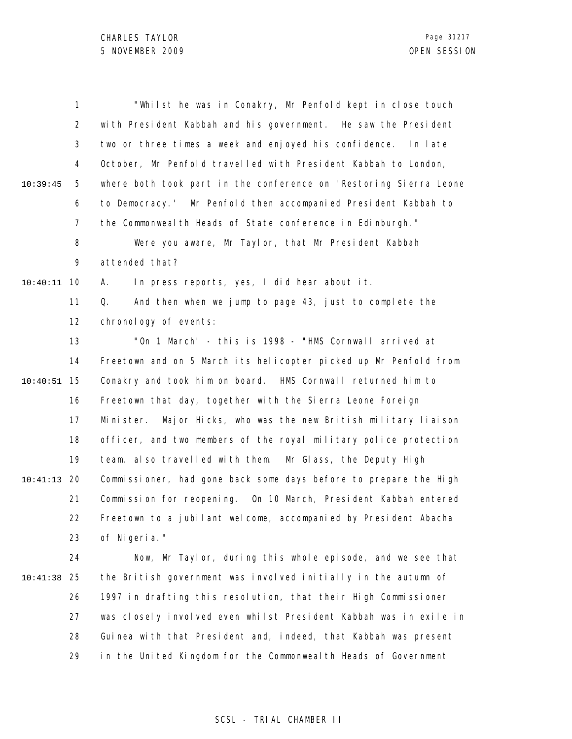"Whilst he was in Conakry, Mr Penfold kept in close touch with President Kabbah and his government. He saw the President two or three times a week and enjoyed his confidence. In late October, Mr Penfold travelled with President Kabbah to London, where both took part in the conference on 'Restoring Sierra Leone to Democracy.' Mr Penfold then accompanied President Kabbah to the Commonwealth Heads of State conference in Edinburgh."

Were you aware, Mr Taylor, that Mr President Kabbah attended that?

A. In press reports, yes, I did hear about it.

Q. And then when we jump to page 43, just to complete the chronology of events:

"On 1 March" - this is 1998 - "HMS Cornwall arrived at Freetown and on 5 March its helicopter picked up Mr Penfold from Conakry and took him on board. HMS Cornwall returned him to Freetown that day, together with the Sierra Leone Foreign Minister. Major Hicks, who was the new British military liaison officer, and two members of the royal military police protection team, also travelled with them. Mr Glass, the Deputy High Commissioner, had gone back some days before to prepare the High Commission for reopening. On 10 March, President Kabbah entered Freetown to a jubilant welcome, accompanied by President Abacha of Nigeria."

Now, Mr Taylor, during this whole episode, and we see that the British government was involved initially in the autumn of 1997 in drafting this resolution, that their High Commissioner was closely involved even whilst President Kabbah was in exile in Guinea with that President and, indeed, that Kabbah was present in the United Kingdom for the Commonwealth Heads of Government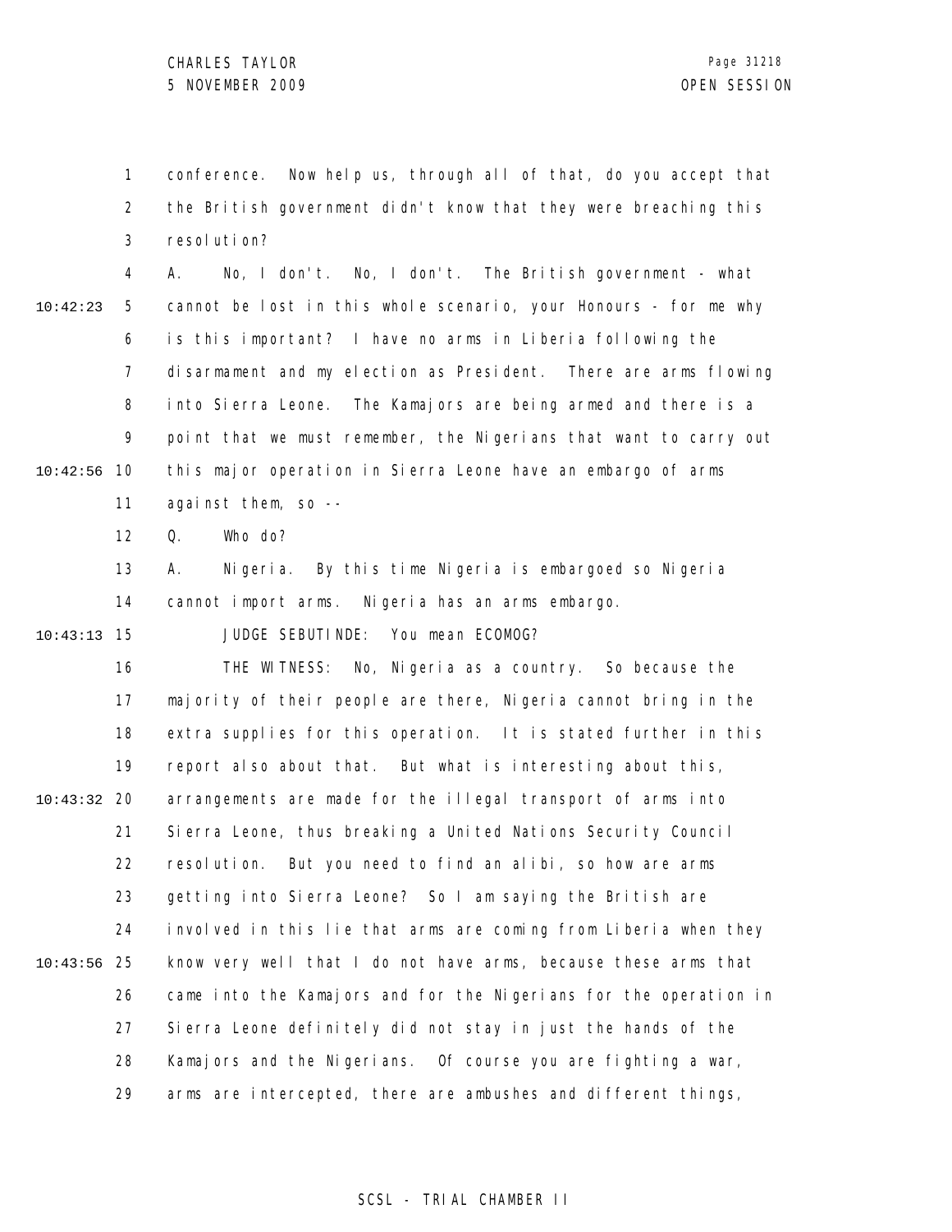conference. Now help us, through all of that, do you accept that the British government didn't know that they were breaching this resolution?

A. No, I don't. No, I don't. The British government - what cannot be lost in this whole scenario, your Honours - for me why is this important? I have no arms in Liberia following the disarmament and my election as President. There are arms flowing into Sierra Leone. The Kamajors are being armed and there is a point that we must remember, the Nigerians that want to carry out this major operation in Sierra Leone have an embargo of arms against them, so --

Q. Who do?

A. Nigeria. By this time Nigeria is embargoed so Nigeria cannot import arms. Nigeria has an arms embargo.

JUDGE SEBUTINDE: You mean ECOMOG?

THE WITNESS: No, Nigeria as a country. So because the majority of their people are there, Nigeria cannot bring in the extra supplies for this operation. It is stated further in this report also about that. But what is interesting about this, arrangements are made for the illegal transport of arms into Sierra Leone, thus breaking a United Nations Security Council resolution. But you need to find an alibi, so how are arms getting into Sierra Leone? So I am saying the British are involved in this lie that arms are coming from Liberia when they know very well that I do not have arms, because these arms that came into the Kamajors and for the Nigerians for the operation in Sierra Leone definitely did not stay in just the hands of the Kamajors and the Nigerians. Of course you are fighting a war, arms are intercepted, there are ambushes and different things,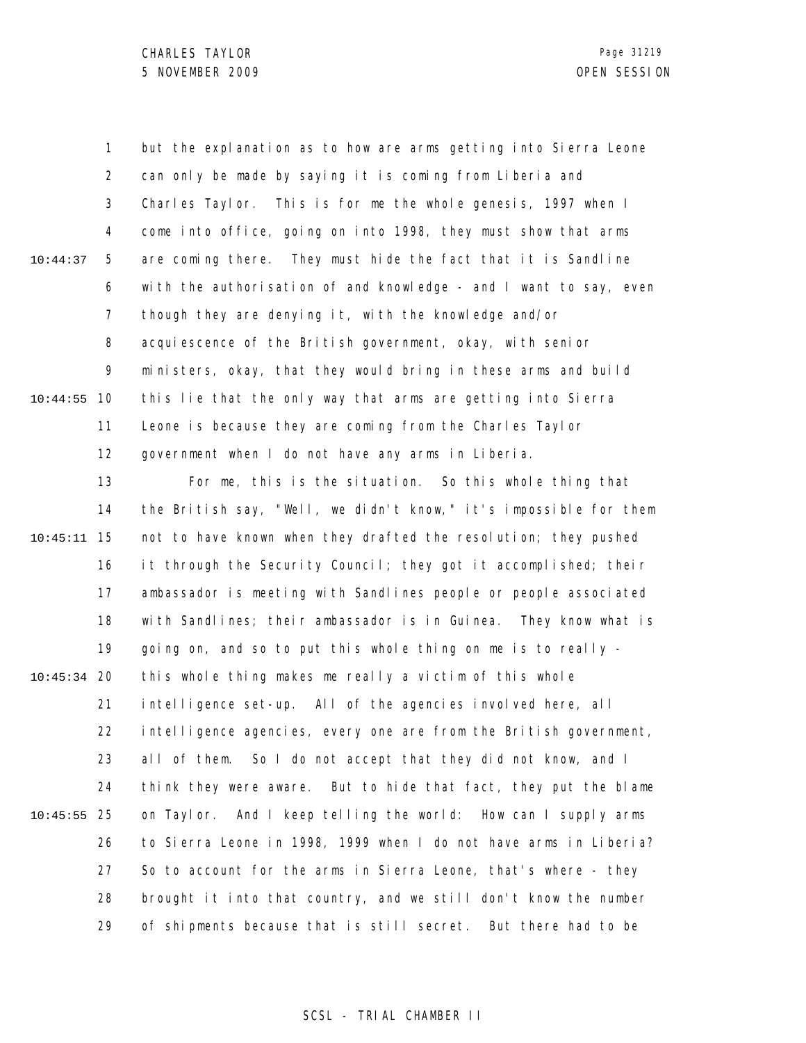but the explanation as to how are arms getting into Sierra Leone can only be made by saying it is coming from Liberia and Charles Taylor. This is for me the whole genesis, 1997 when I come into office, going on into 1998, they must show that arms are coming there. They must hide the fact that it is Sandline with the authorisation of and knowledge - and I want to say, even though they are denying it, with the knowledge and/or acquiescence of the British government, okay, with senior ministers, okay, that they would bring in these arms and build this lie that the only way that arms are getting into Sierra Leone is because they are coming from the Charles Taylor government when I do not have any arms in Liberia.

For me, this is the situation. So this whole thing that the British say, "Well, we didn't know," it's impossible for them not to have known when they drafted the resolution; they pushed it through the Security Council; they got it accomplished; their ambassador is meeting with Sandlines people or people associated with Sandlines; their ambassador is in Guinea. They know what is going on, and so to put this whole thing on me is to really - this whole thing makes me really a victim of this whole intelligence set-up. All of the agencies involved here, all intelligence agencies, every one are from the British government, all of them. So I do not accept that they did not know, and I think they were aware. But to hide that fact, they put the blame on Taylor. And I keep telling the world: How can I supply arms to Sierra Leone in 1998, 1999 when I do not have arms in Liberia? So to account for the arms in Sierra Leone, that's where - they brought it into that country, and we still don't know the number of shipments because that is still secret. But there had to be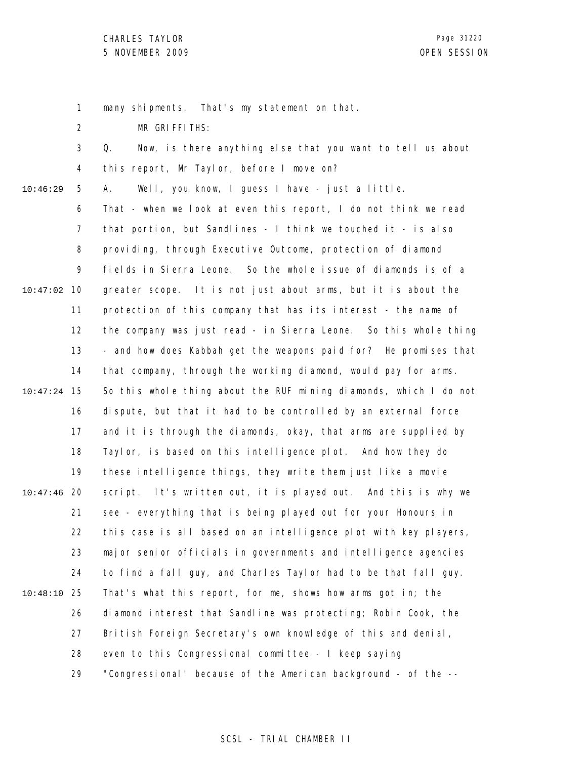many shipments. That's my statement on that.

MR GRIFFITHS:

Q. Now, is there anything else that you want to tell us about this report, Mr Taylor, before I move on?

A. Well, you know, I guess I have - just a little. That - when we look at even this report, I do not think we read that portion, but Sandlines - I think we touched it - is also providing, through Executive Outcome, protection of diamond fields in Sierra Leone. So the whole issue of diamonds is of a greater scope. It is not just about arms, but it is about the protection of this company that has its interest - the name of the company was just read - in Sierra Leone. So this whole thing - and how does Kabbah get the weapons paid for? He promises that that company, through the working diamond, would pay for arms. So this whole thing about the RUF mining diamonds, which I do not dispute, but that it had to be controlled by an external force and it is through the diamonds, okay, that arms are supplied by Taylor, is based on this intelligence plot. And how they do these intelligence things, they write them just like a movie script. It's written out, it is played out. And this is why we see - everything that is being played out for your Honours in this case is all based on an intelligence plot with key players, major senior officials in governments and intelligence agencies to find a fall guy, and Charles Taylor had to be that fall guy. That's what this report, for me, shows how arms got in; the diamond interest that Sandline was protecting; Robin Cook, the British Foreign Secretary's own knowledge of this and denial, even to this Congressional committee - I keep saying "Congressional" because of the American background - of the --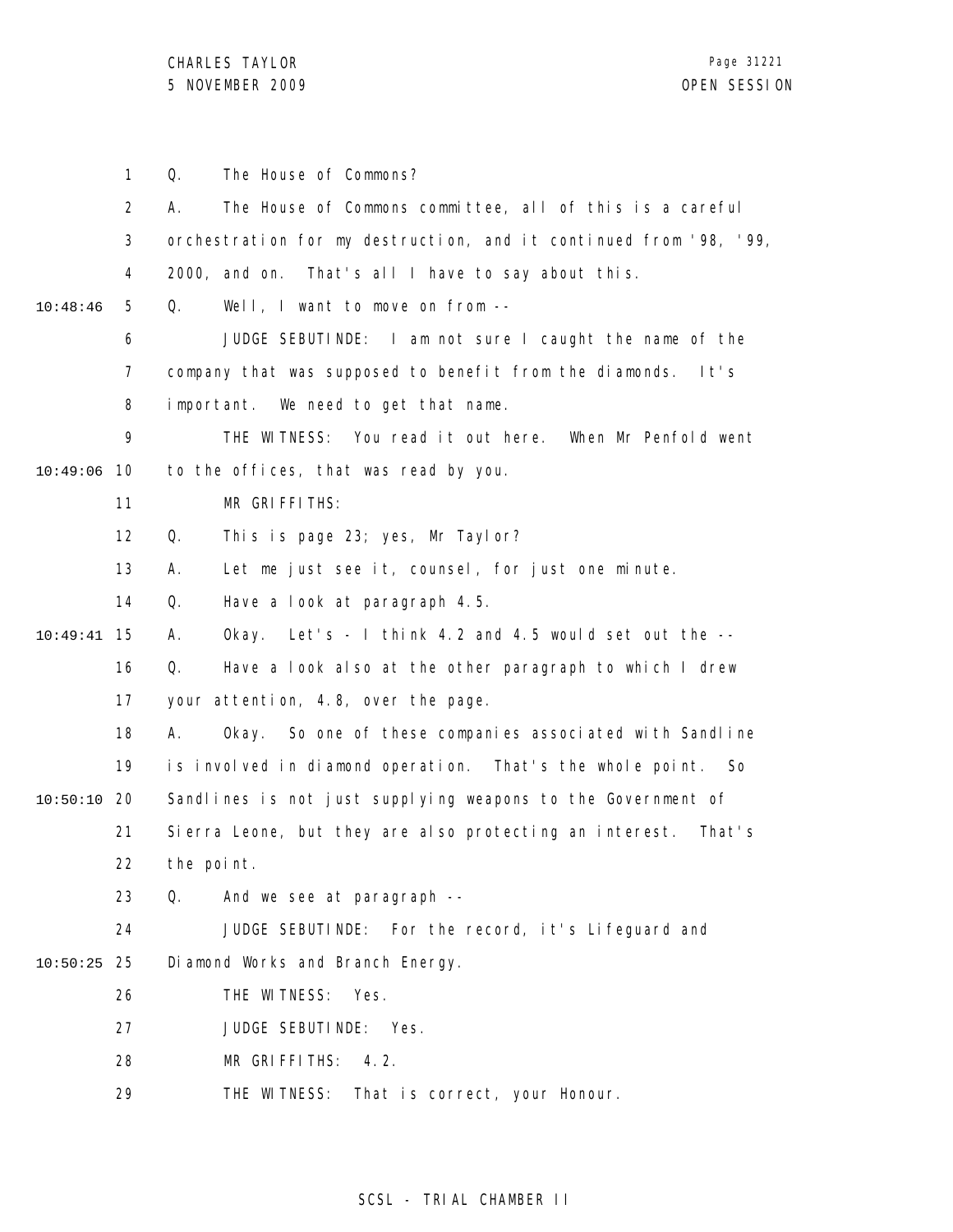Q. The House of Commons?

A. The House of Commons committee, all of this is a careful orchestration for my destruction, and it continued from '98, '99, 2000, and on. That's all I have to say about this.

10:48:46 Q. Well, I want to move on from --

JUDGE SEBUTINDE: I am not sure I caught the name of the company that was supposed to benefit from the diamonds. It's important. We need to get that name.

THE WITNESS: You read it out here. When Mr Penfold went

10:49:06 to the offices, that was read by you.

MR GRIFFITHS:

Q. This is page 23; yes, Mr Taylor?

A. Let me just see it, counsel, for just one minute.

Q. Have a look at paragraph 4.5.

10:49:41 A. Okay. Let's - I think 4.2 and 4.5 would set out the --

Q. Have a look also at the other paragraph to which I drew your attention, 4.8, over the page.

A. Okay. So one of these companies associated with Sandline is involved in diamond operation. That's the whole point. So

10:50:10 Sandlines is not just supplying weapons to the Government of Sierra Leone, but they are also protecting an interest. That's the point.

Q. And we see at paragraph --

JUDGE SEBUTINDE: For the record, it's Lifeguard and

10:50:25 Diamond Works and Branch Energy.

THE WITNESS: Yes.

JUDGE SEBUTINDE: Yes.

MR GRIFFITHS: 4.2.

THE WITNESS: That is correct, your Honour.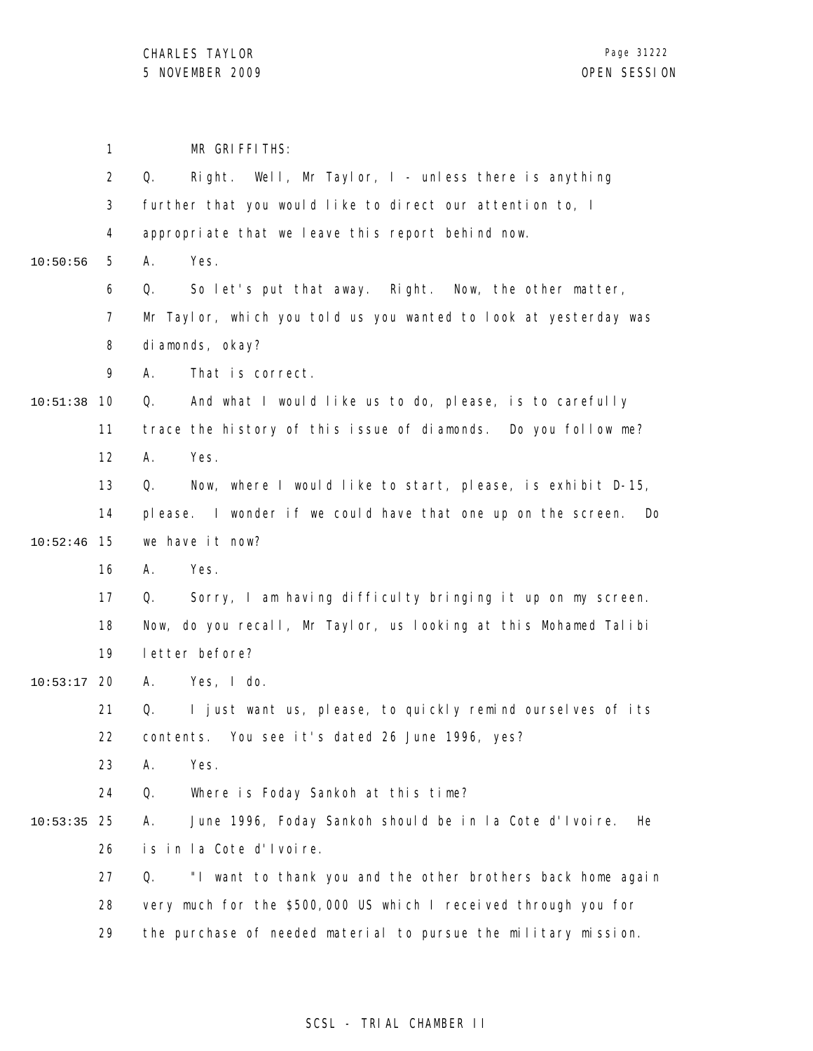MR GRIFFITHS:

Q. Right. Well, Mr Taylor, I - unless there is anything further that you would like to direct our attention to, I appropriate that we leave this report behind now.

A. Yes.

Q. So let's put that away. Right. Now, the other matter, Mr Taylor, which you told us you wanted to look at yesterday was diamonds, okay?

A. That is correct.

Q. And what I would like us to do, please, is to carefully trace the history of this issue of diamonds. Do you follow me?

A. Yes.

Q. Now, where I would like to start, please, is exhibit D-15, please. I wonder if we could have that one up on the screen. Do we have it now?

A. Yes.

Q. Sorry, I am having difficulty bringing it up on my screen. Now, do you recall, Mr Taylor, us looking at this Mohamed Talibi letter before?

A. Yes, I do.

Q. I just want us, please, to quickly remind ourselves of its contents. You see it's dated 26 June 1996, yes?

A. Yes.

Q. Where is Foday Sankoh at this time?

A. June 1996, Foday Sankoh should be in la Cote d'Ivoire. He is in la Cote d'Ivoire.

Q. "I want to thank you and the other brothers back home again very much for the $500,000 US which I received through you for the purchase of needed material to pursue the military mission.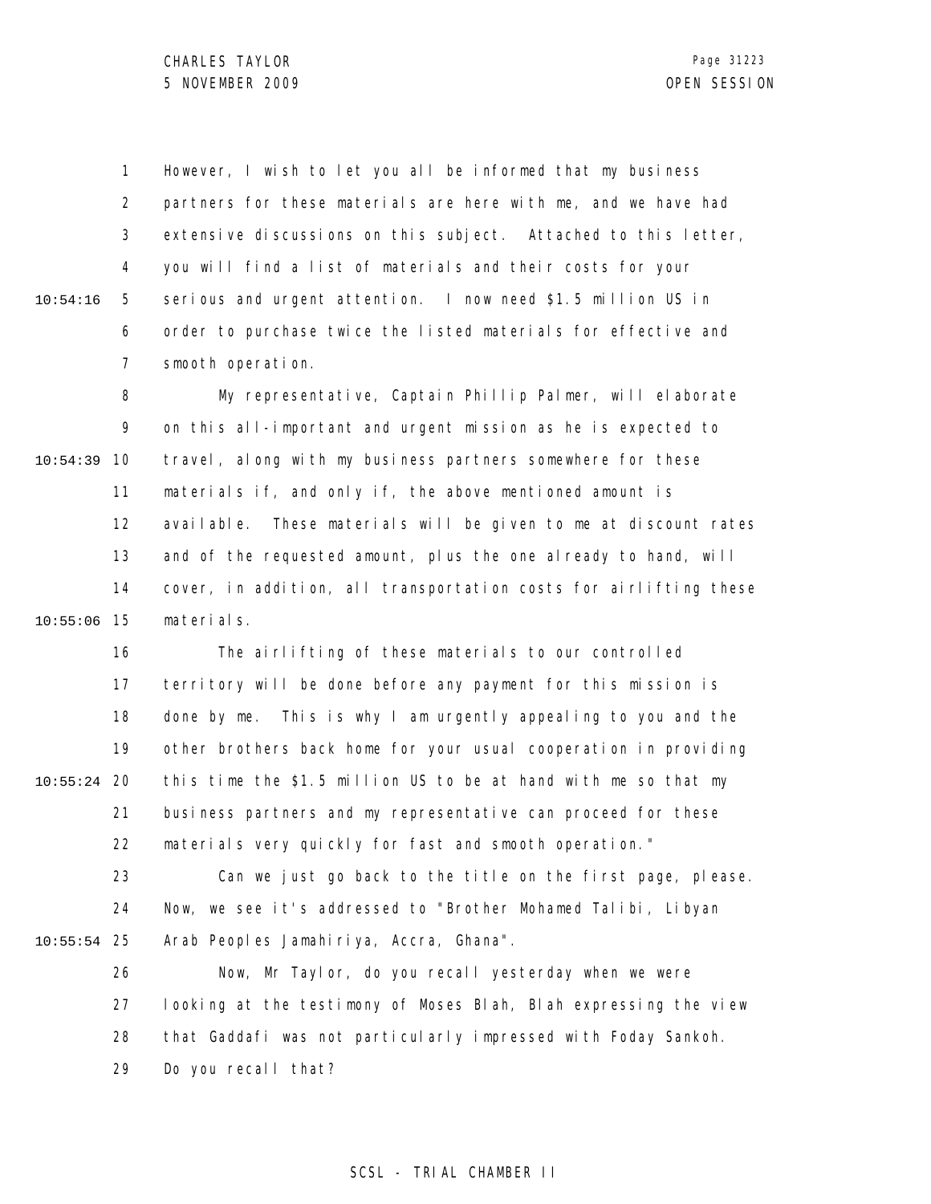However, I wish to let you all be informed that my business partners for these materials are here with me, and we have had extensive discussions on this subject. Attached to this letter, you will find a list of materials and their costs for your serious and urgent attention. I now need $1.5 million US in order to purchase twice the listed materials for effective and smooth operation.

My representative, Captain Phillip Palmer, will elaborate on this all-important and urgent mission as he is expected to travel, along with my business partners somewhere for these materials if, and only if, the above mentioned amount is available. These materials will be given to me at discount rates and of the requested amount, plus the one already to hand, will cover, in addition, all transportation costs for airlifting these materials.

The airlifting of these materials to our controlled territory will be done before any payment for this mission is done by me. This is why I am urgently appealing to you and the other brothers back home for your usual cooperation in providing this time the $1.5 million US to be at hand with me so that my business partners and my representative can proceed for these materials very quickly for fast and smooth operation."

Can we just go back to the title on the first page, please. Now, we see it's addressed to "Brother Mohamed Talibi, Libyan Arab Peoples Jamahiriya, Accra, Ghana".

Now, Mr Taylor, do you recall yesterday when we were looking at the testimony of Moses Blah, Blah expressing the view that Gaddafi was not particularly impressed with Foday Sankoh. Do you recall that?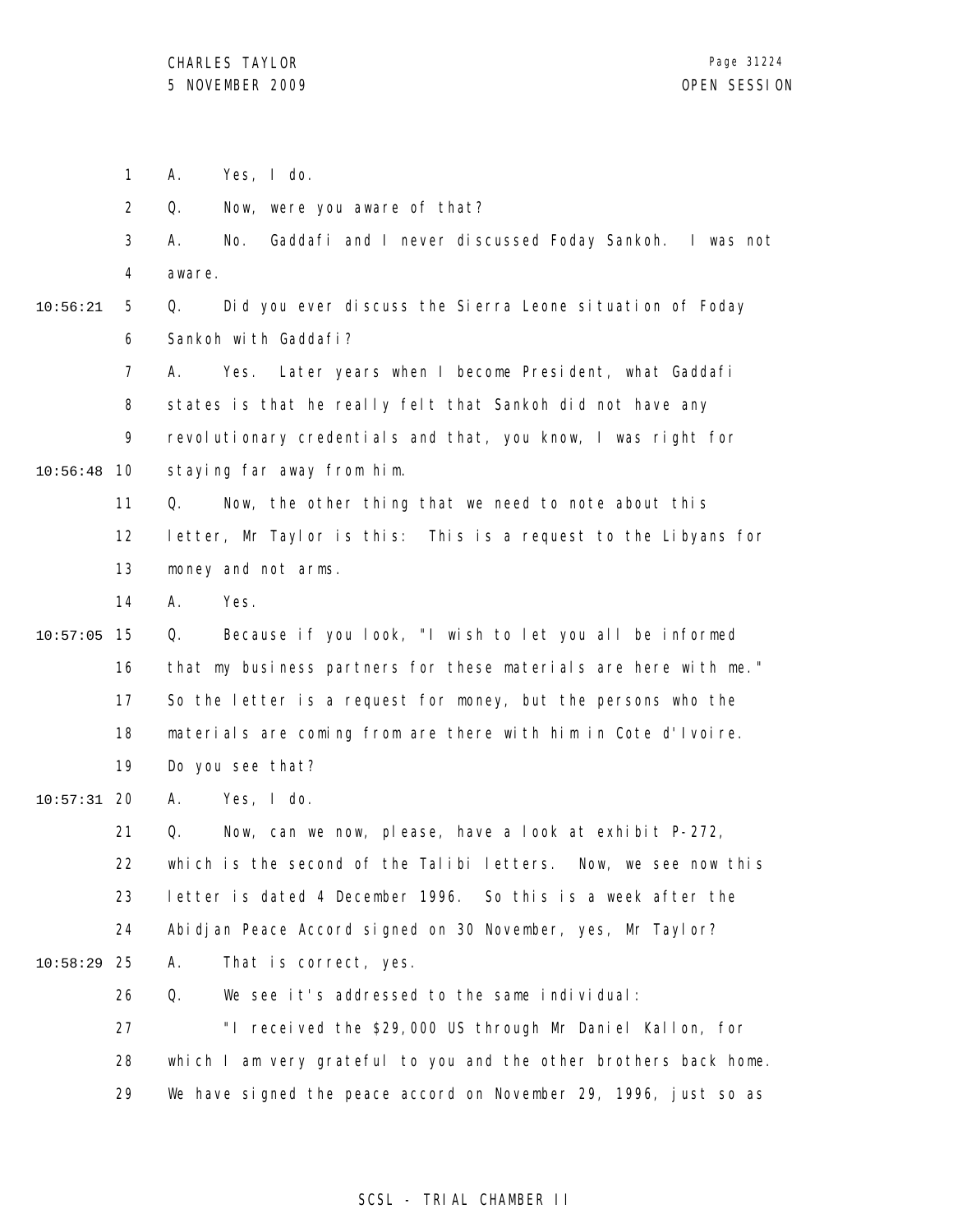A. Yes, I do.

Q. Now, were you aware of that?

A. No. Gaddafi and I never discussed Foday Sankoh. I was not aware.

Q. Did you ever discuss the Sierra Leone situation of Foday Sankoh with Gaddafi?

A. Yes. Later years when I become President, what Gaddafi states is that he really felt that Sankoh did not have any revolutionary credentials and that, you know, I was right for staying far away from him.

Q. Now, the other thing that we need to note about this letter, Mr Taylor is this: This is a request to the Libyans for money and not arms.

A. Yes.

Q. Because if you look, "I wish to let you all be informed that my business partners for these materials are here with me." So the letter is a request for money, but the persons who the materials are coming from are there with him in Cote d'Ivoire. Do you see that?

A. Yes, I do.

Q. Now, can we now, please, have a look at exhibit P-272, which is the second of the Talibi letters. Now, we see now this letter is dated 4 December 1996. So this is a week after the Abidjan Peace Accord signed on 30 November, yes, Mr Taylor?

A. That is correct, yes.

Q. We see it's addressed to the same individual:

"I received the $29,000 US through Mr Daniel Kallon, for which I am very grateful to you and the other brothers back home. We have signed the peace accord on November 29, 1996, just so as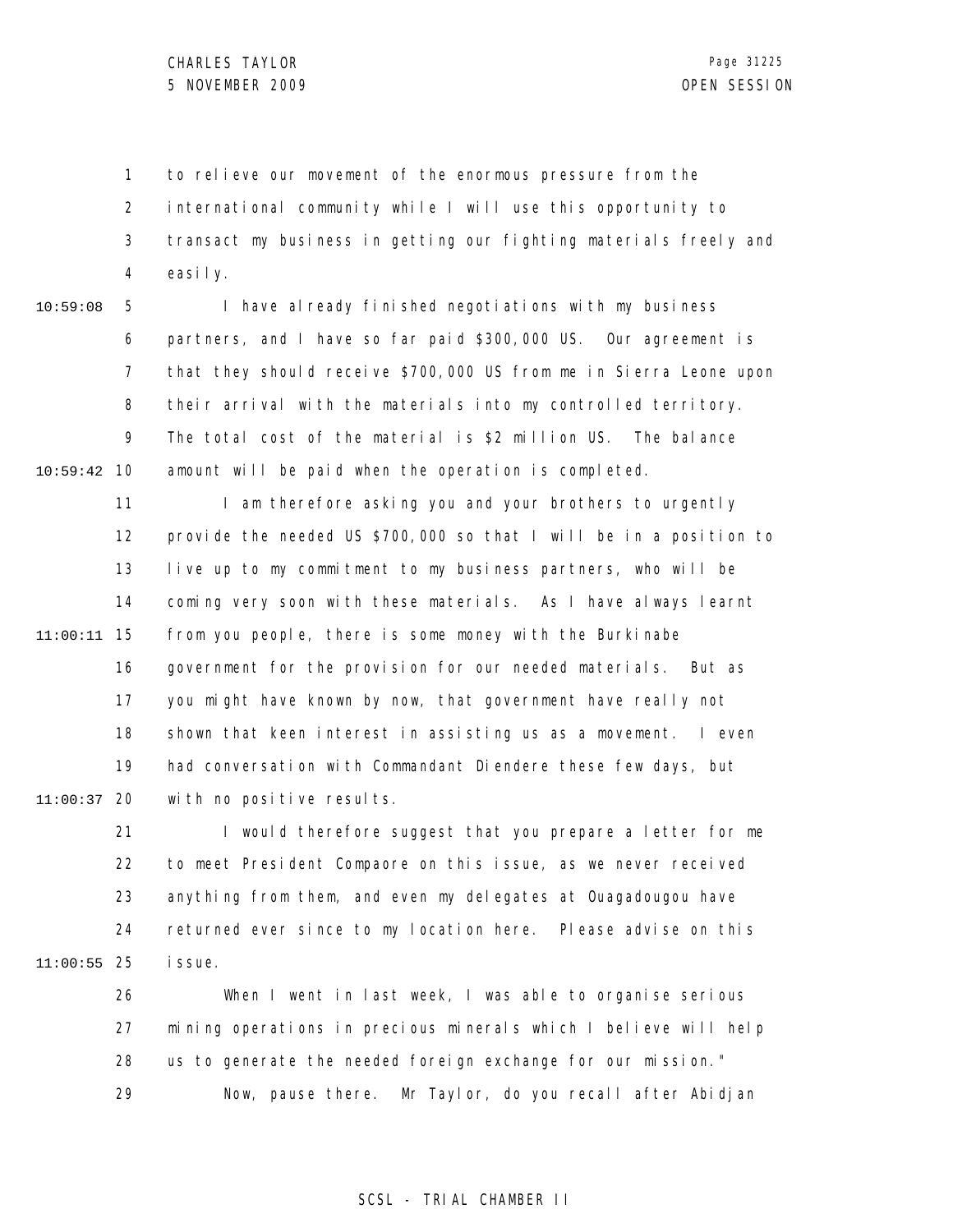to relieve our movement of the enormous pressure from the international community while I will use this opportunity to transact my business in getting our fighting materials freely and easily.

I have already finished negotiations with my business partners, and I have so far paid $300,000 US. Our agreement is that they should receive $700,000 US from me in Sierra Leone upon their arrival with the materials into my controlled territory. The total cost of the material is $2 million US. The balance amount will be paid when the operation is completed.

I am therefore asking you and your brothers to urgently provide the needed US $700,000 so that I will be in a position to live up to my commitment to my business partners, who will be coming very soon with these materials. As I have always learnt from you people, there is some money with the Burkinabe government for the provision for our needed materials. But as you might have known by now, that government have really not shown that keen interest in assisting us as a movement. I even had conversation with Commandant Diendere these few days, but with no positive results.

I would therefore suggest that you prepare a letter for me to meet President Compaore on this issue, as we never received anything from them, and even my delegates at Ouagadougou have returned ever since to my location here. Please advise on this issue.

When I went in last week, I was able to organise serious mining operations in precious minerals which I believe will help us to generate the needed foreign exchange for our mission."

Now, pause there. Mr Taylor, do you recall after Abidjan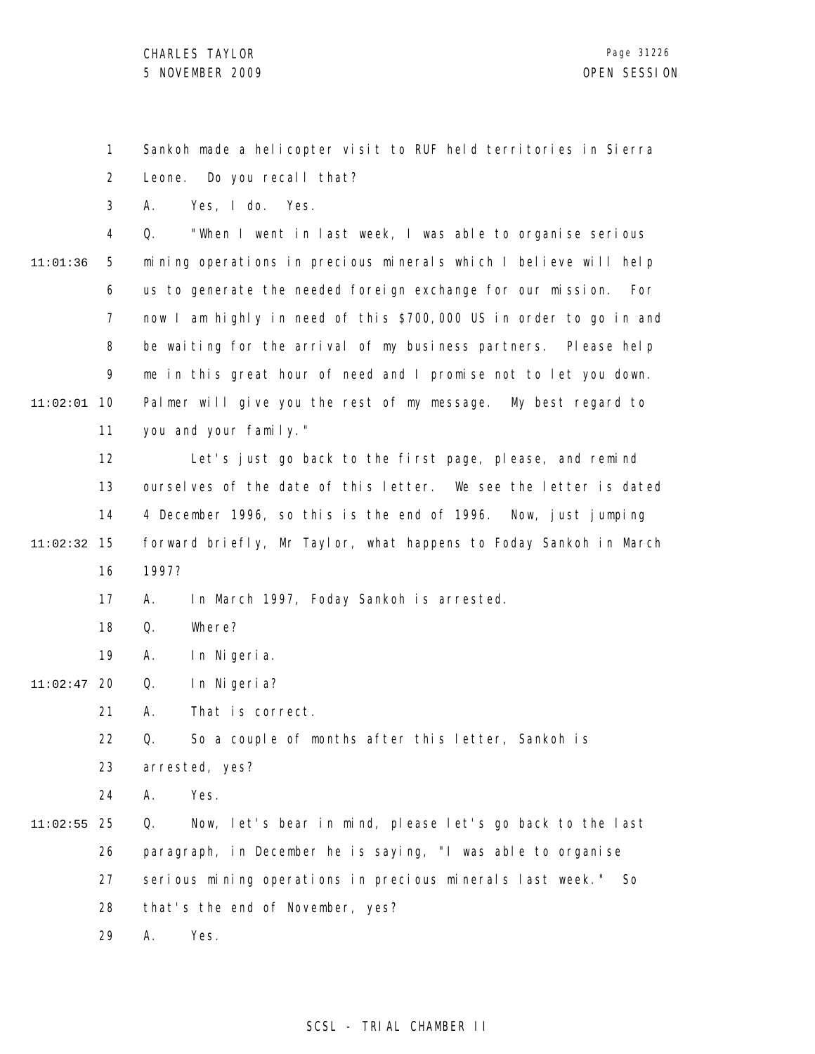Sankoh made a helicopter visit to RUF held territories in Sierra Leone. Do you recall that?

A. Yes, I do. Yes.

Q. "When I went in last week, I was able to organise serious mining operations in precious minerals which I believe will help us to generate the needed foreign exchange for our mission. For now I am highly in need of this $700,000 US in order to go in and be waiting for the arrival of my business partners. Please help me in this great hour of need and I promise not to let you down. Palmer will give you the rest of my message. My best regard to you and your family."

Let's just go back to the first page, please, and remind ourselves of the date of this letter. We see the letter is dated 4 December 1996, so this is the end of 1996. Now, just jumping forward briefly, Mr Taylor, what happens to Foday Sankoh in March 1997?

A. In March 1997, Foday Sankoh is arrested.

Q. Where?

A. In Nigeria.

Q. In Nigeria?

A. That is correct.

Q. So a couple of months after this letter, Sankoh is arrested, yes?

A. Yes.

Q. Now, let's bear in mind, please let's go back to the last paragraph, in December he is saying, "I was able to organise serious mining operations in precious minerals last week." So that's the end of November, yes?

A. Yes.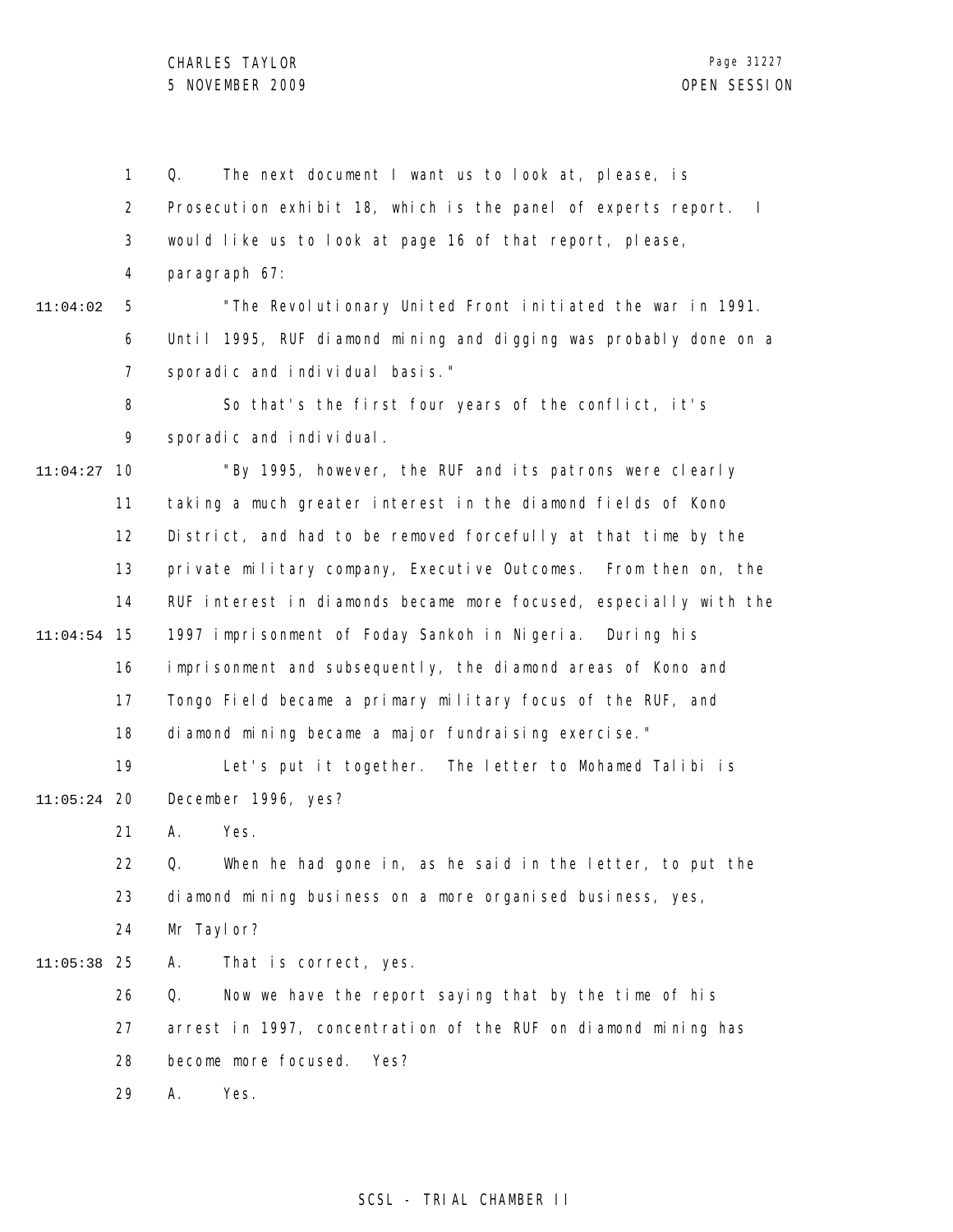Q. The next document I want us to look at, please, is Prosecution exhibit 18, which is the panel of experts report. I would like us to look at page 16 of that report, please, paragraph 67:

"The Revolutionary United Front initiated the war in 1991. Until 1995, RUF diamond mining and digging was probably done on a sporadic and individual basis."

So that's the first four years of the conflict, it's sporadic and individual.

"By 1995, however, the RUF and its patrons were clearly taking a much greater interest in the diamond fields of Kono District, and had to be removed forcefully at that time by the private military company, Executive Outcomes. From then on, the RUF interest in diamonds became more focused, especially with the 1997 imprisonment of Foday Sankoh in Nigeria. During his imprisonment and subsequently, the diamond areas of Kono and Tongo Field became a primary military focus of the RUF, and diamond mining became a major fundraising exercise."

Let's put it together. The letter to Mohamed Talibi is December 1996, yes?

A. Yes.

Q. When he had gone in, as he said in the letter, to put the diamond mining business on a more organised business, yes, Mr Taylor?

A. That is correct, yes.

Q. Now we have the report saying that by the time of his arrest in 1997, concentration of the RUF on diamond mining has become more focused. Yes?

A. Yes.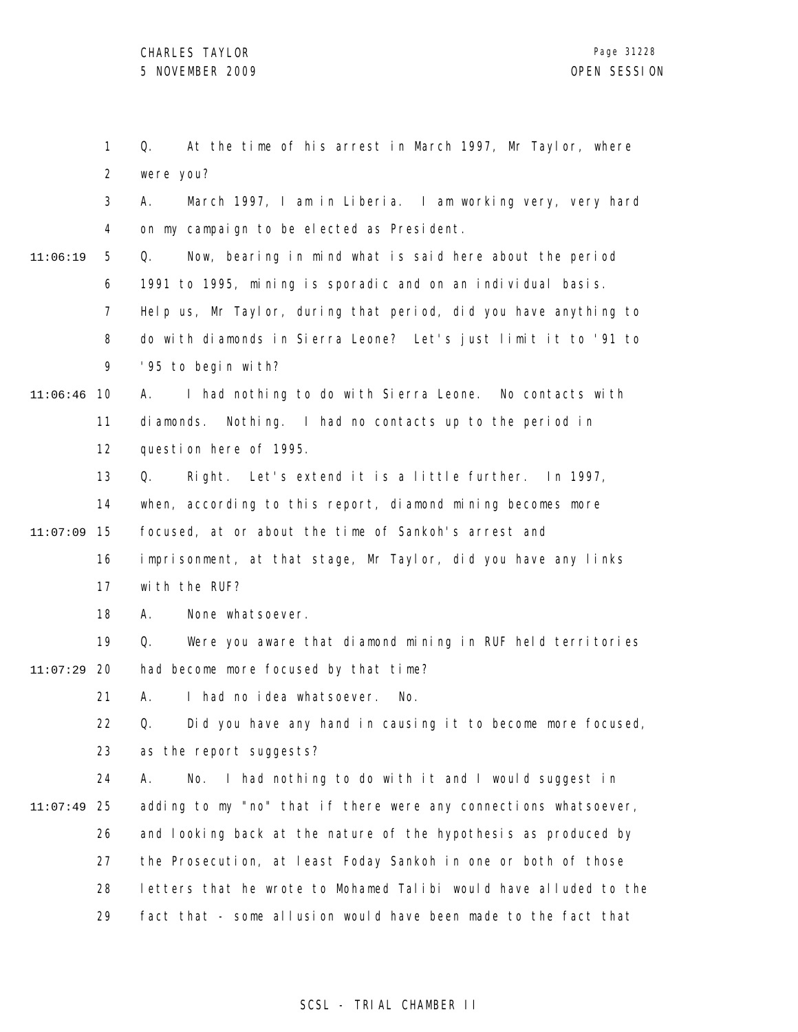Q. At the time of his arrest in March 1997, Mr Taylor, where were you?

A. March 1997, I am in Liberia. I am working very, very hard on my campaign to be elected as President.

Q. Now, bearing in mind what is said here about the period 1991 to 1995, mining is sporadic and on an individual basis. Help us, Mr Taylor, during that period, did you have anything to do with diamonds in Sierra Leone? Let's just limit it to '91 to '95 to begin with?

A. I had nothing to do with Sierra Leone. No contacts with diamonds. Nothing. I had no contacts up to the period in question here of 1995.

Q. Right. Let's extend it is a little further. In 1997, when, according to this report, diamond mining becomes more focused, at or about the time of Sankoh's arrest and imprisonment, at that stage, Mr Taylor, did you have any links with the RUF?

A. None whatsoever.

Q. Were you aware that diamond mining in RUF held territories had become more focused by that time?

A. I had no idea whatsoever. No.

Q. Did you have any hand in causing it to become more focused, as the report suggests?

A. No. I had nothing to do with it and I would suggest in adding to my "no" that if there were any connections whatsoever, and looking back at the nature of the hypothesis as produced by the Prosecution, at least Foday Sankoh in one or both of those letters that he wrote to Mohamed Talibi would have alluded to the fact that - some allusion would have been made to the fact that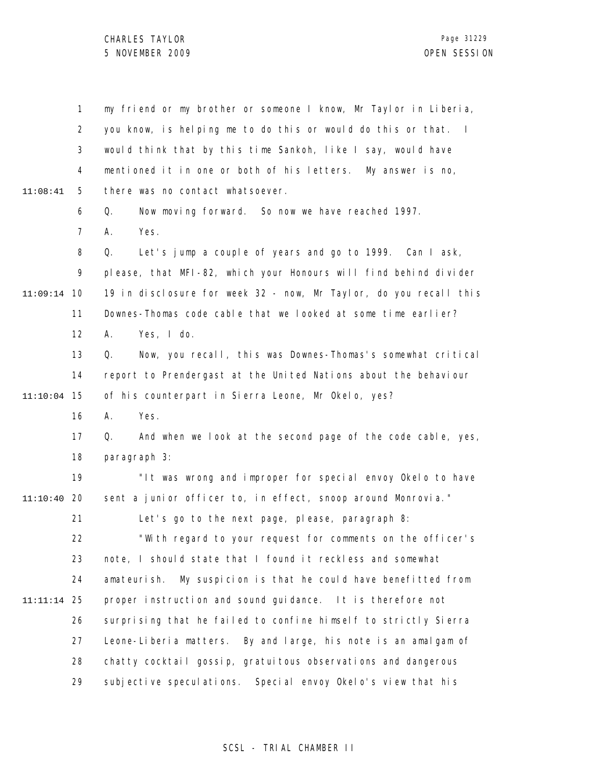my friend or my brother or someone I know, Mr Taylor in Liberia, you know, is helping me to do this or would do this or that. I would think that by this time Sankoh, like I say, would have mentioned it in one or both of his letters. My answer is no, there was no contact whatsoever.

Q. Now moving forward. So now we have reached 1997.

A. Yes.

Q. Let's jump a couple of years and go to 1999. Can I ask, please, that MFI-82, which your Honours will find behind divider 19 in disclosure for week 32 - now, Mr Taylor, do you recall this Downes-Thomas code cable that we looked at some time earlier?

A. Yes, I do.

Q. Now, you recall, this was Downes-Thomas's somewhat critical report to Prendergast at the United Nations about the behaviour of his counterpart in Sierra Leone, Mr Okelo, yes?

A. Yes.

Q. And when we look at the second page of the code cable, yes, paragraph 3:

"It was wrong and improper for special envoy Okelo to have sent a junior officer to, in effect, snoop around Monrovia."

Let's go to the next page, please, paragraph 8:

"With regard to your request for comments on the officer's note, I should state that I found it reckless and somewhat amateurish. My suspicion is that he could have benefitted from proper instruction and sound guidance. It is therefore not surprising that he failed to confine himself to strictly Sierra Leone-Liberia matters. By and large, his note is an amalgam of chatty cocktail gossip, gratuitous observations and dangerous subjective speculations. Special envoy Okelo's view that his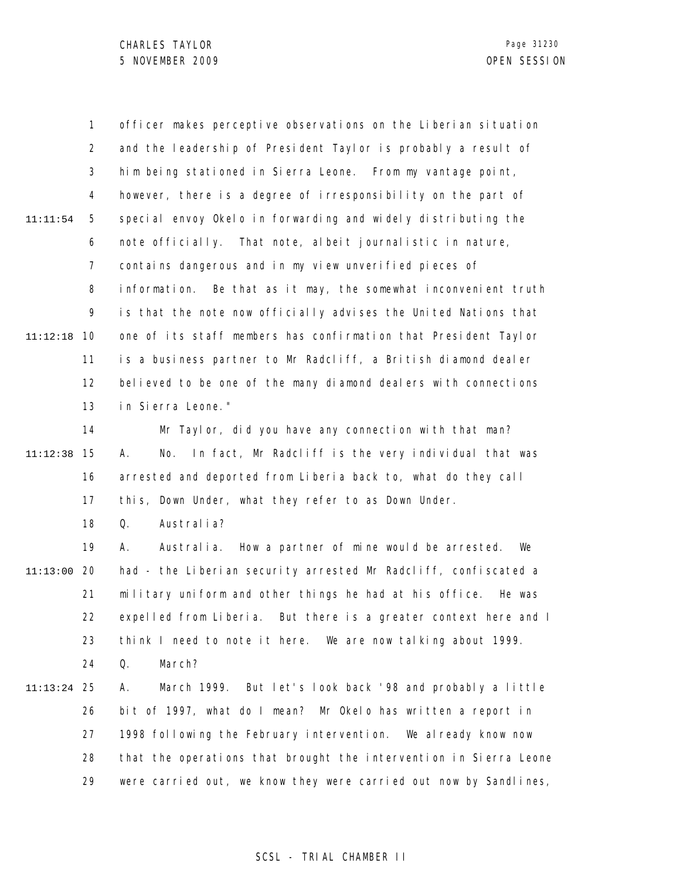officer makes perceptive observations on the Liberian situation and the leadership of President Taylor is probably a result of him being stationed in Sierra Leone. From my vantage point, however, there is a degree of irresponsibility on the part of special envoy Okelo in forwarding and widely distributing the note officially. That note, albeit journalistic in nature, contains dangerous and in my view unverified pieces of information. Be that as it may, the somewhat inconvenient truth is that the note now officially advises the United Nations that one of its staff members has confirmation that President Taylor is a business partner to Mr Radcliff, a British diamond dealer believed to be one of the many diamond dealers with connections in Sierra Leone."

Mr Taylor, did you have any connection with that man?

A. No. In fact, Mr Radcliff is the very individual that was arrested and deported from Liberia back to, what do they call this, Down Under, what they refer to as Down Under.

Q. Australia?

A. Australia. How a partner of mine would be arrested. We had - the Liberian security arrested Mr Radcliff, confiscated a military uniform and other things he had at his office. He was expelled from Liberia. But there is a greater context here and I think I need to note it here. We are now talking about 1999.

Q. March?

A. March 1999. But let's look back '98 and probably a little bit of 1997, what do I mean? Mr Okelo has written a report in 1998 following the February intervention. We already know now that the operations that brought the intervention in Sierra Leone were carried out, we know they were carried out now by Sandlines,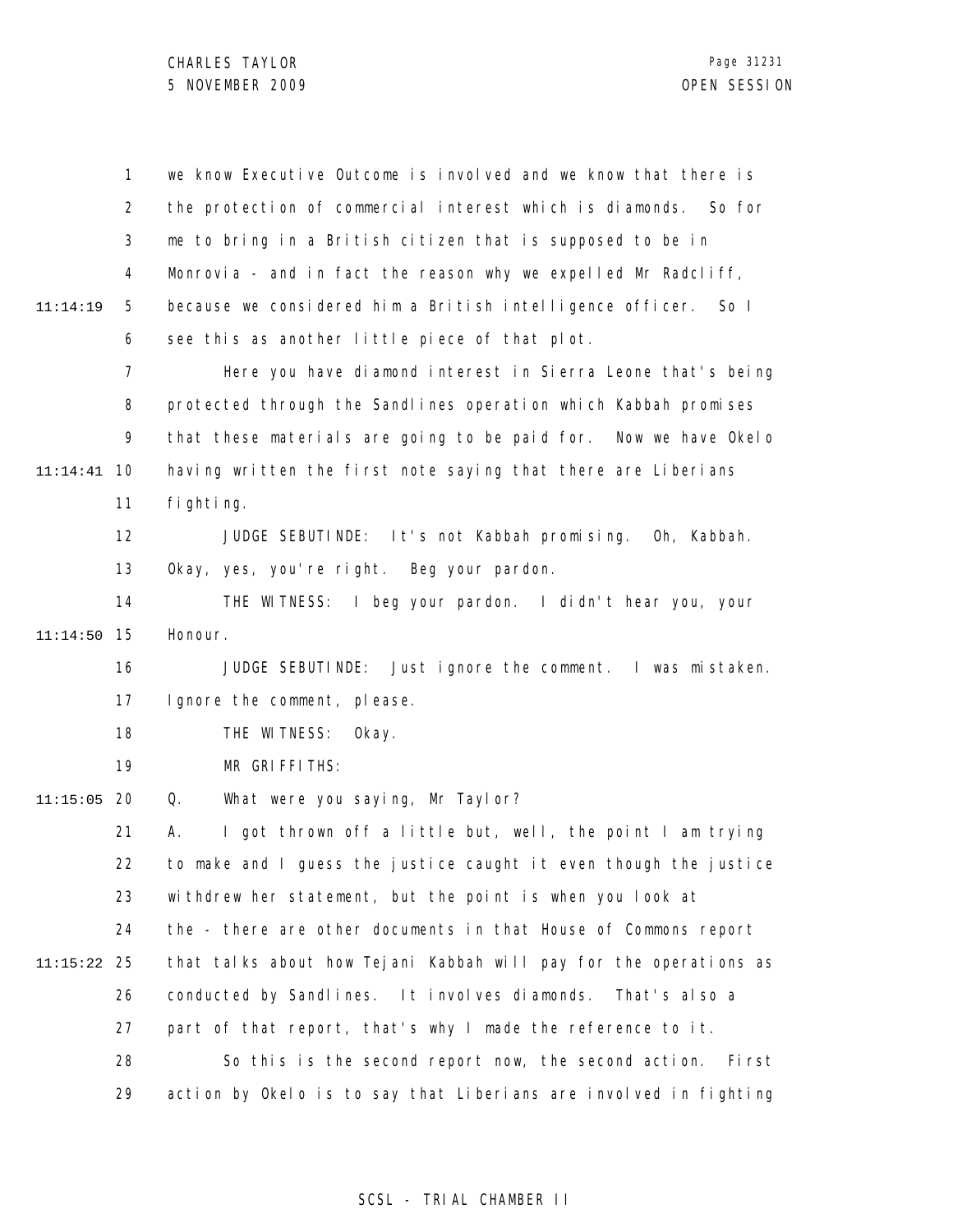we know Executive Outcome is involved and we know that there is the protection of commercial interest which is diamonds. So for me to bring in a British citizen that is supposed to be in Monrovia - and in fact the reason why we expelled Mr Radcliff, because we considered him a British intelligence officer. So I see this as another little piece of that plot.

Here you have diamond interest in Sierra Leone that's being protected through the Sandlines operation which Kabbah promises that these materials are going to be paid for. Now we have Okelo having written the first note saying that there are Liberians fighting.

JUDGE SEBUTINDE: It's not Kabbah promising. Oh, Kabbah. Okay, yes, you're right. Beg your pardon.

THE WITNESS: I beg your pardon. I didn't hear you, your Honour.

JUDGE SEBUTINDE: Just ignore the comment. I was mistaken. Ignore the comment, please.

THE WITNESS: Okay.

MR GRIFFITHS:

Q. What were you saying, Mr Taylor?

A. I got thrown off a little but, well, the point I am trying to make and I guess the justice caught it even though the justice withdrew her statement, but the point is when you look at the - there are other documents in that House of Commons report that talks about how Tejani Kabbah will pay for the operations as conducted by Sandlines. It involves diamonds. That's also a part of that report, that's why I made the reference to it.

So this is the second report now, the second action. First action by Okelo is to say that Liberians are involved in fighting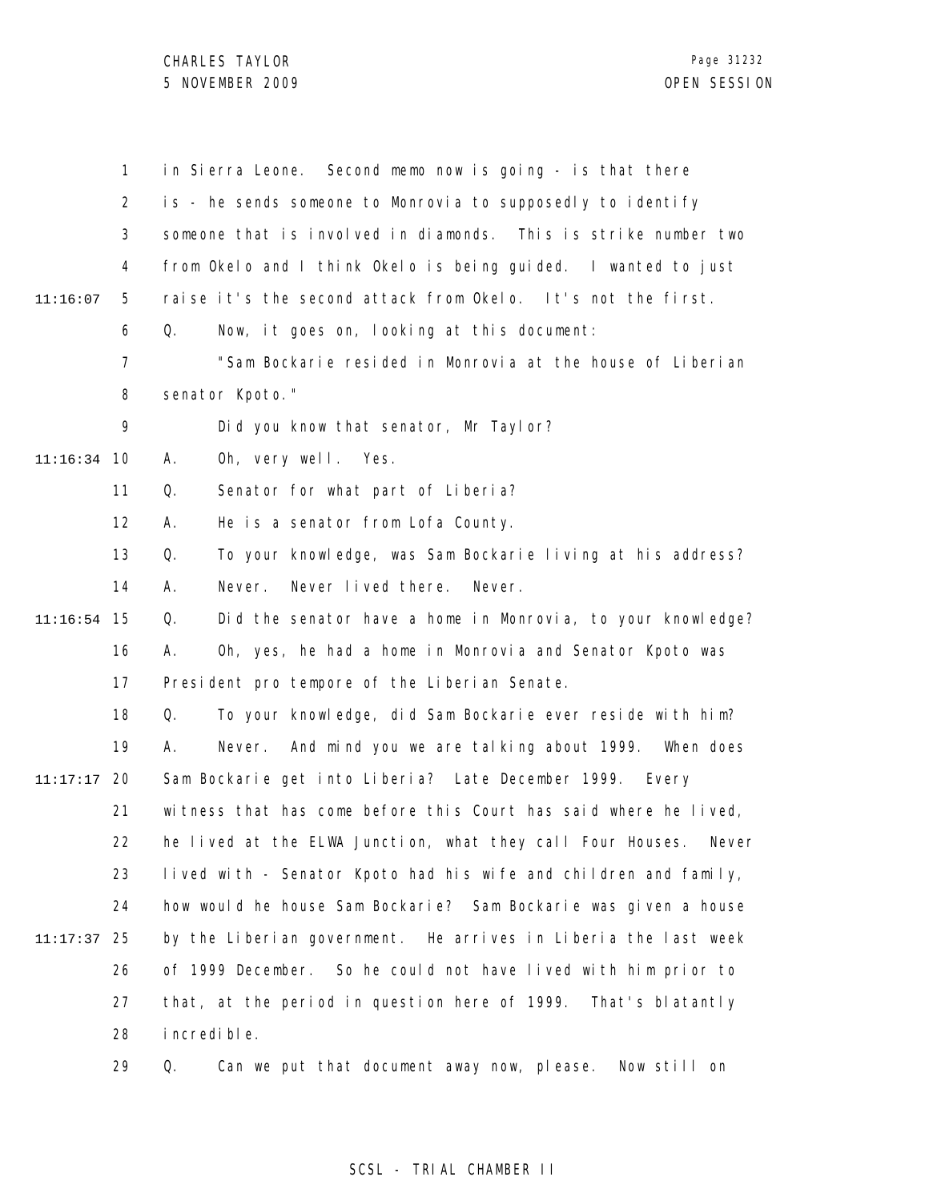in Sierra Leone. Second memo now is going - is that there is - he sends someone to Monrovia to supposedly to identify someone that is involved in diamonds. This is strike number two from Okelo and I think Okelo is being guided. I wanted to just raise it's the second attack from Okelo. It's not the first.

Q. Now, it goes on, looking at this document:

"Sam Bockarie resided in Monrovia at the house of Liberian senator Kpoto."

Did you know that senator, Mr Taylor?

A. Oh, very well. Yes.

Q. Senator for what part of Liberia?

A. He is a senator from Lofa County.

Q. To your knowledge, was Sam Bockarie living at his address?

A. Never. Never lived there. Never.

Q. Did the senator have a home in Monrovia, to your knowledge?

A. Oh, yes, he had a home in Monrovia and Senator Kpoto was President pro tempore of the Liberian Senate.

Q. To your knowledge, did Sam Bockarie ever reside with him?

A. Never. And mind you we are talking about 1999. When does Sam Bockarie get into Liberia? Late December 1999. Every witness that has come before this Court has said where he lived, he lived at the ELWA Junction, what they call Four Houses. Never lived with - Senator Kpoto had his wife and children and family, how would he house Sam Bockarie? Sam Bockarie was given a house by the Liberian government. He arrives in Liberia the last week of 1999 December. So he could not have lived with him prior to that, at the period in question here of 1999. That's blatantly incredible.

Q. Can we put that document away now, please. Now still on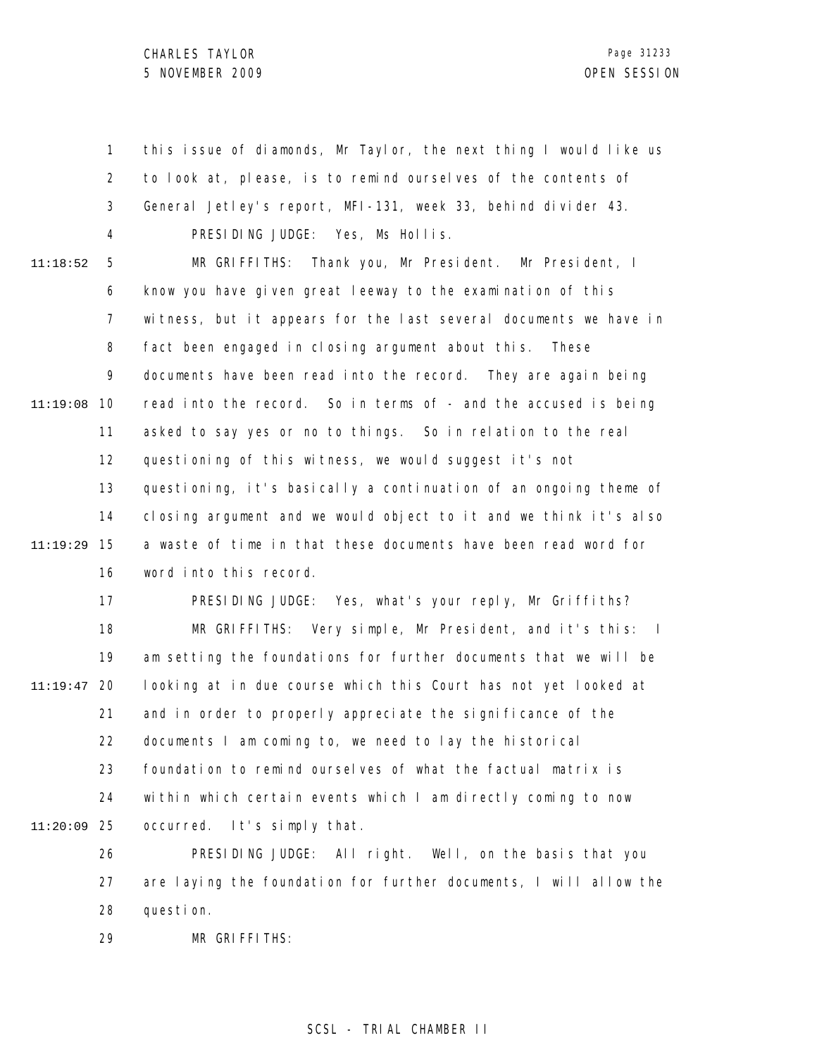this issue of diamonds, Mr Taylor, the next thing I would like us to look at, please, is to remind ourselves of the contents of General Jetley's report, MFI-131, week 33, behind divider 43.

PRESIDING JUDGE: Yes, Ms Hollis.

MR GRIFFITHS: Thank you, Mr President. Mr President, I know you have given great leeway to the examination of this witness, but it appears for the last several documents we have in fact been engaged in closing argument about this. These documents have been read into the record. They are again being read into the record. So in terms of - and the accused is being asked to say yes or no to things. So in relation to the real questioning of this witness, we would suggest it's not questioning, it's basically a continuation of an ongoing theme of closing argument and we would object to it and we think it's also a waste of time in that these documents have been read word for word into this record.

PRESIDING JUDGE: Yes, what's your reply, Mr Griffiths?

MR GRIFFITHS: Very simple, Mr President, and it's this: I am setting the foundations for further documents that we will be looking at in due course which this Court has not yet looked at and in order to properly appreciate the significance of the documents I am coming to, we need to lay the historical foundation to remind ourselves of what the factual matrix is within which certain events which I am directly coming to now occurred. It's simply that.

PRESIDING JUDGE: All right. Well, on the basis that you are laying the foundation for further documents, I will allow the question.

MR GRIFFITHS: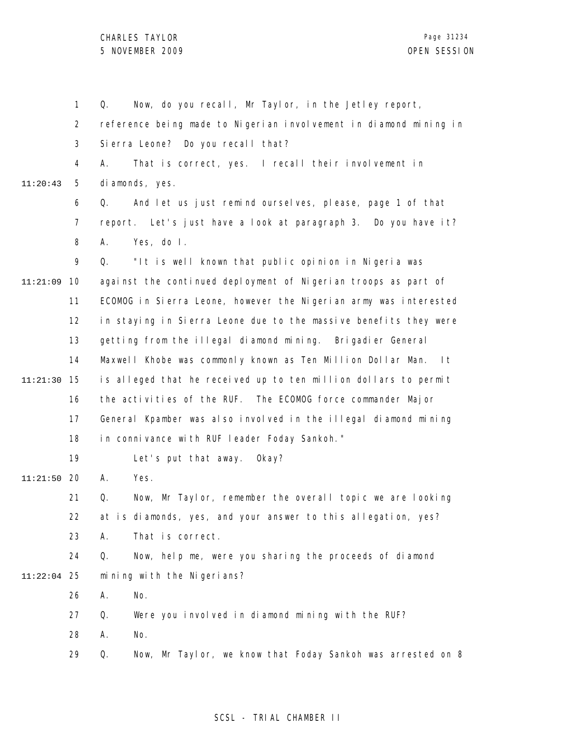Q. Now, do you recall, Mr Taylor, in the Jetley report, reference being made to Nigerian involvement in diamond mining in Sierra Leone? Do you recall that?

A. That is correct, yes. I recall their involvement in diamonds, yes.

Q. And let us just remind ourselves, please, page 1 of that report. Let's just have a look at paragraph 3. Do you have it?

A. Yes, do I.

Q. "It is well known that public opinion in Nigeria was against the continued deployment of Nigerian troops as part of ECOMOG in Sierra Leone, however the Nigerian army was interested in staying in Sierra Leone due to the massive benefits they were getting from the illegal diamond mining. Brigadier General Maxwell Khobe was commonly known as Ten Million Dollar Man. It is alleged that he received up to ten million dollars to permit the activities of the RUF. The ECOMOG force commander Major General Kpamber was also involved in the illegal diamond mining in connivance with RUF leader Foday Sankoh."

Let's put that away. Okay?

A. Yes.

Q. Now, Mr Taylor, remember the overall topic we are looking at is diamonds, yes, and your answer to this allegation, yes?

A. That is correct.

Q. Now, help me, were you sharing the proceeds of diamond mining with the Nigerians?

A. No.

Q. Were you involved in diamond mining with the RUF?

A. No.

Q. Now, Mr Taylor, we know that Foday Sankoh was arrested on 8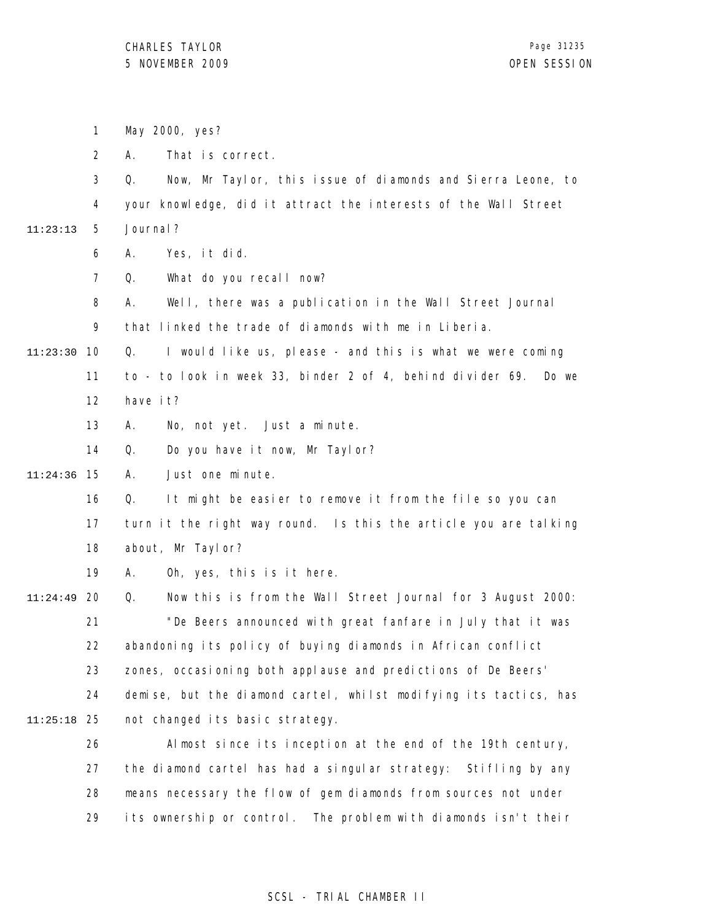May 2000, yes?

A. That is correct.

Q. Now, Mr Taylor, this issue of diamonds and Sierra Leone, to your knowledge, did it attract the interests of the Wall Street Journal?

A. Yes, it did.

Q. What do you recall now?

A. Well, there was a publication in the Wall Street Journal that linked the trade of diamonds with me in Liberia.

Q. I would like us, please - and this is what we were coming to - to look in week 33, binder 2 of 4, behind divider 69. Do we have it?

A. No, not yet. Just a minute.

Q. Do you have it now, Mr Taylor?

A. Just one minute.

Q. It might be easier to remove it from the file so you can turn it the right way round. Is this the article you are talking about, Mr Taylor?

A. Oh, yes, this is it here.

Q. Now this is from the Wall Street Journal for 3 August 2000:

"De Beers announced with great fanfare in July that it was abandoning its policy of buying diamonds in African conflict zones, occasioning both applause and predictions of De Beers' demise, but the diamond cartel, whilst modifying its tactics, has not changed its basic strategy.

Almost since its inception at the end of the 19th century, the diamond cartel has had a singular strategy: Stifling by any means necessary the flow of gem diamonds from sources not under its ownership or control. The problem with diamonds isn't their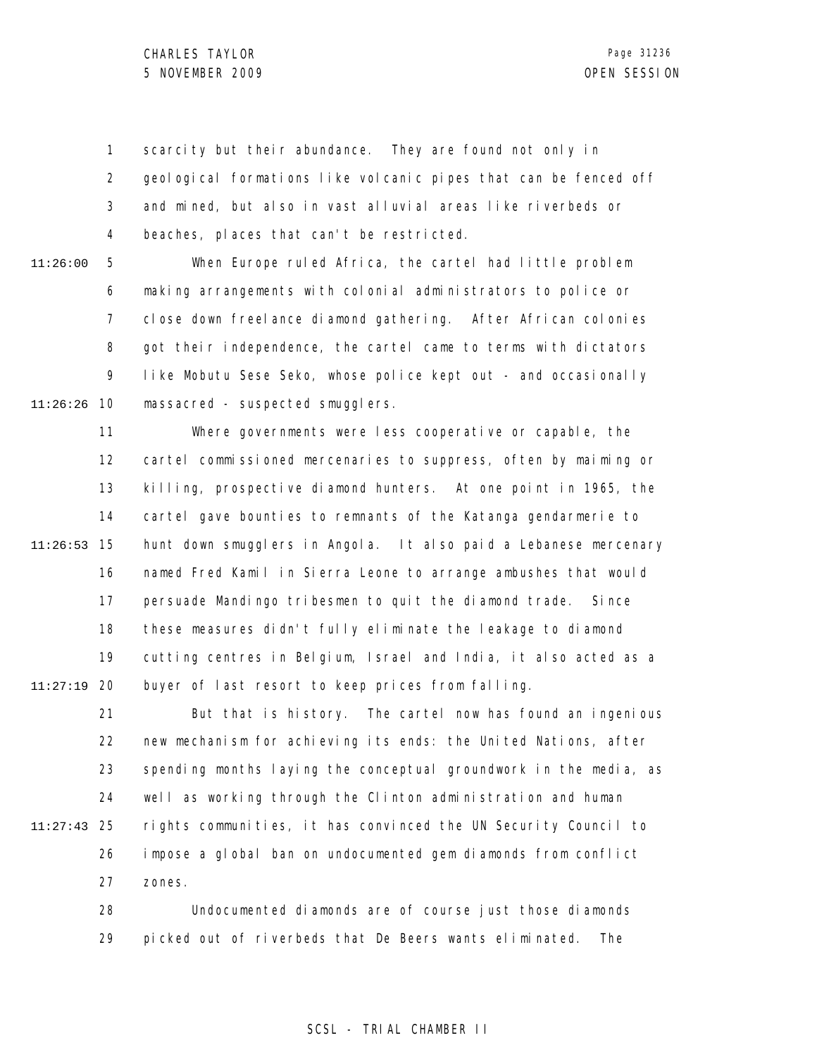scarcity but their abundance. They are found not only in geological formations like volcanic pipes that can be fenced off and mined, but also in vast alluvial areas like riverbeds or beaches, places that can't be restricted.

When Europe ruled Africa, the cartel had little problem making arrangements with colonial administrators to police or close down freelance diamond gathering. After African colonies got their independence, the cartel came to terms with dictators like Mobutu Sese Seko, whose police kept out - and occasionally massacred - suspected smugglers.

Where governments were less cooperative or capable, the cartel commissioned mercenaries to suppress, often by maiming or killing, prospective diamond hunters. At one point in 1965, the cartel gave bounties to remnants of the Katanga gendarmerie to hunt down smugglers in Angola. It also paid a Lebanese mercenary named Fred Kamil in Sierra Leone to arrange ambushes that would persuade Mandingo tribesmen to quit the diamond trade. Since these measures didn't fully eliminate the leakage to diamond cutting centres in Belgium, Israel and India, it also acted as a buyer of last resort to keep prices from falling.

But that is history. The cartel now has found an ingenious new mechanism for achieving its ends: the United Nations, after spending months laying the conceptual groundwork in the media, as well as working through the Clinton administration and human rights communities, it has convinced the UN Security Council to impose a global ban on undocumented gem diamonds from conflict zones.

Undocumented diamonds are of course just those diamonds picked out of riverbeds that De Beers wants eliminated. The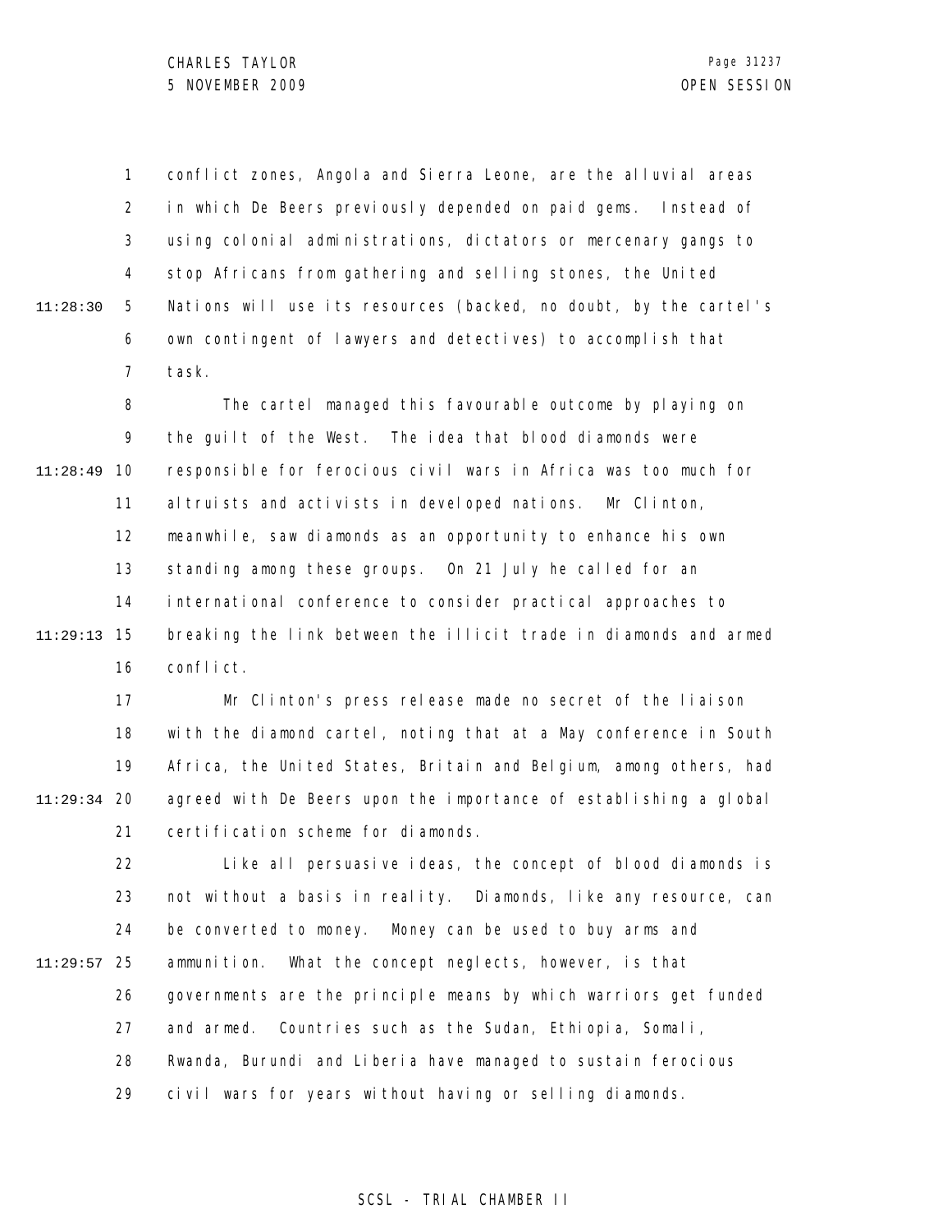conflict zones, Angola and Sierra Leone, are the alluvial areas in which De Beers previously depended on paid gems. Instead of using colonial administrations, dictators or mercenary gangs to stop Africans from gathering and selling stones, the United Nations will use its resources (backed, no doubt, by the cartel's own contingent of lawyers and detectives) to accomplish that task.

The cartel managed this favourable outcome by playing on the guilt of the West. The idea that blood diamonds were responsible for ferocious civil wars in Africa was too much for altruists and activists in developed nations. Mr Clinton, meanwhile, saw diamonds as an opportunity to enhance his own standing among these groups. On 21 July he called for an international conference to consider practical approaches to breaking the link between the illicit trade in diamonds and armed conflict.

Mr Clinton's press release made no secret of the liaison with the diamond cartel, noting that at a May conference in South Africa, the United States, Britain and Belgium, among others, had agreed with De Beers upon the importance of establishing a global certification scheme for diamonds.

Like all persuasive ideas, the concept of blood diamonds is not without a basis in reality. Diamonds, like any resource, can be converted to money. Money can be used to buy arms and ammunition. What the concept neglects, however, is that governments are the principle means by which warriors get funded and armed. Countries such as the Sudan, Ethiopia, Somali, Rwanda, Burundi and Liberia have managed to sustain ferocious civil wars for years without having or selling diamonds.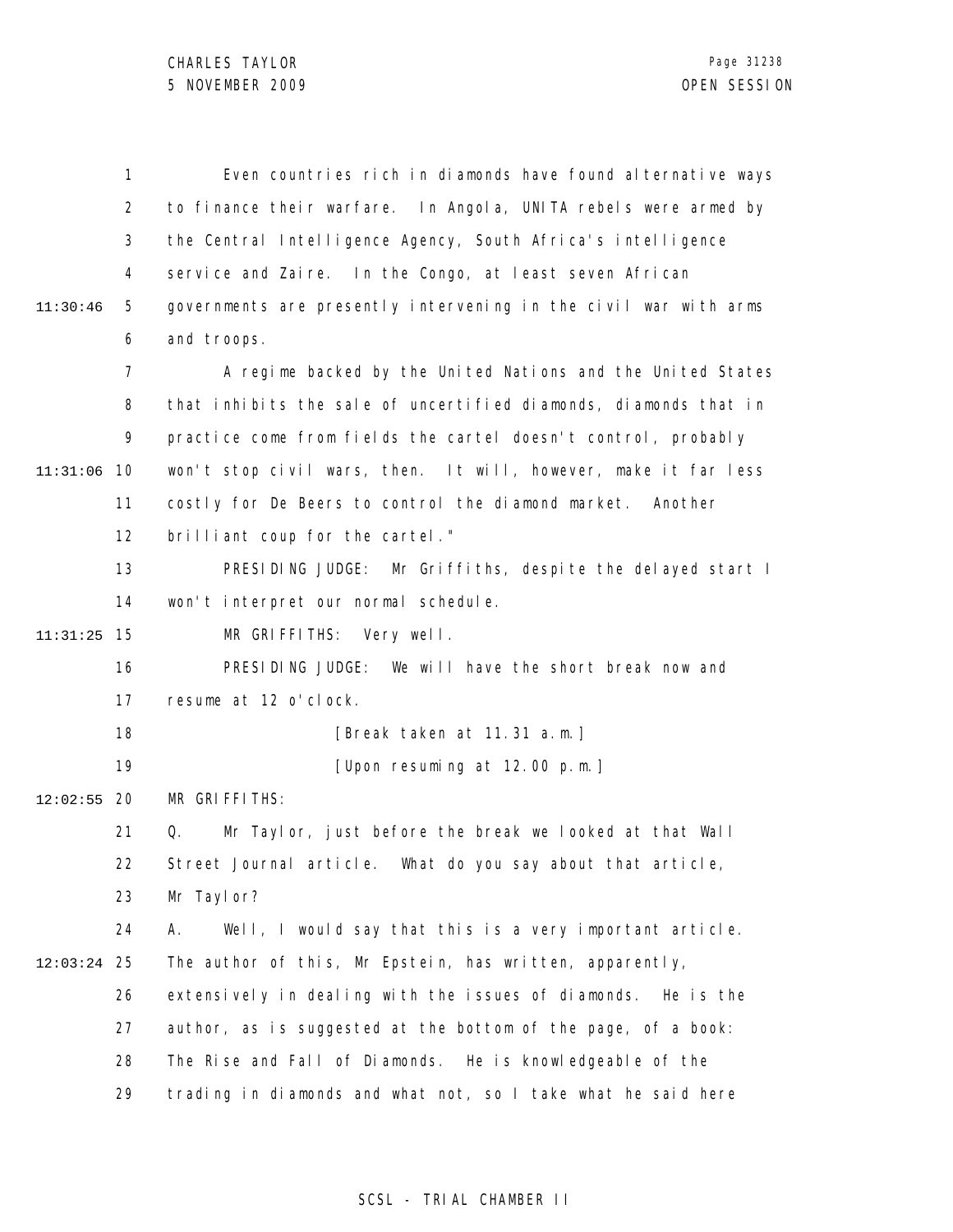Even countries rich in diamonds have found alternative ways to finance their warfare. In Angola, UNITA rebels were armed by the Central Intelligence Agency, South Africa's intelligence service and Zaire. In the Congo, at least seven African governments are presently intervening in the civil war with arms and troops.

A regime backed by the United Nations and the United States that inhibits the sale of uncertified diamonds, diamonds that in practice come from fields the cartel doesn't control, probably won't stop civil wars, then. It will, however, make it far less costly for De Beers to control the diamond market. Another brilliant coup for the cartel."

PRESIDING JUDGE: Mr Griffiths, despite the delayed start I won't interpret our normal schedule.

MR GRIFFITHS: Very well.

PRESIDING JUDGE: We will have the short break now and resume at 12 o'clock.

[Break taken at 11.31 a.m.]

[Upon resuming at 12.00 p.m.]

MR GRIFFITHS:

Q. Mr Taylor, just before the break we looked at that Wall Street Journal article. What do you say about that article, Mr Taylor?

A. Well, I would say that this is a very important article. The author of this, Mr Epstein, has written, apparently, extensively in dealing with the issues of diamonds. He is the author, as is suggested at the bottom of the page, of a book: The Rise and Fall of Diamonds. He is knowledgeable of the trading in diamonds and what not, so I take what he said here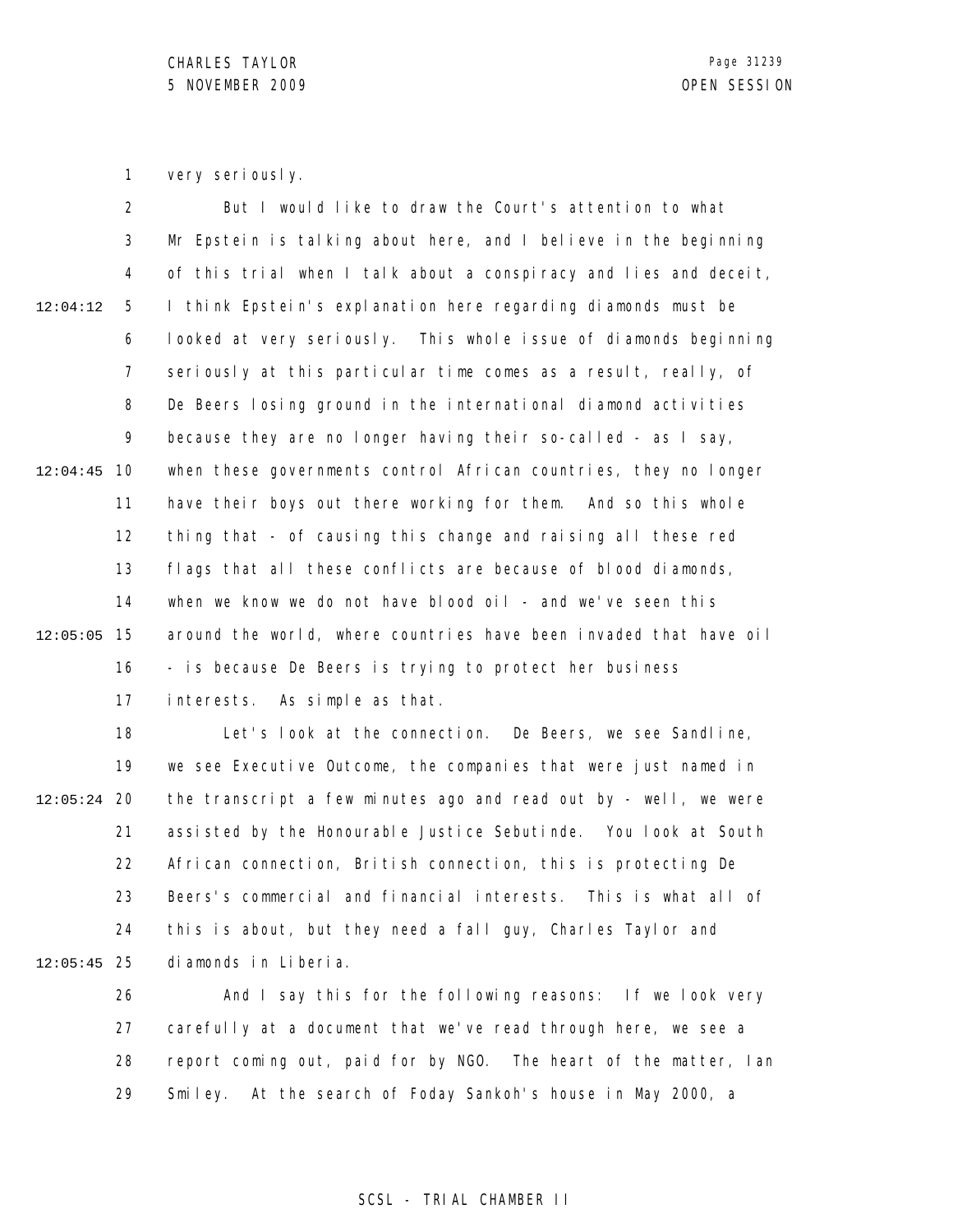very seriously.

But I would like to draw the Court's attention to what Mr Epstein is talking about here, and I believe in the beginning of this trial when I talk about a conspiracy and lies and deceit, I think Epstein's explanation here regarding diamonds must be looked at very seriously. This whole issue of diamonds beginning seriously at this particular time comes as a result, really, of De Beers losing ground in the international diamond activities because they are no longer having their so-called - as I say, when these governments control African countries, they no longer have their boys out there working for them. And so this whole thing that - of causing this change and raising all these red flags that all these conflicts are because of blood diamonds, when we know we do not have blood oil - and we've seen this around the world, where countries have been invaded that have oil - is because De Beers is trying to protect her business interests. As simple as that.

Let's look at the connection. De Beers, we see Sandline, we see Executive Outcome, the companies that were just named in the transcript a few minutes ago and read out by - well, we were assisted by the Honourable Justice Sebutinde. You look at South African connection, British connection, this is protecting De Beers's commercial and financial interests. This is what all of this is about, but they need a fall guy, Charles Taylor and diamonds in Liberia.

And I say this for the following reasons: If we look very carefully at a document that we've read through here, we see a report coming out, paid for by NGO. The heart of the matter, Ian Smiley. At the search of Foday Sankoh's house in May 2000, a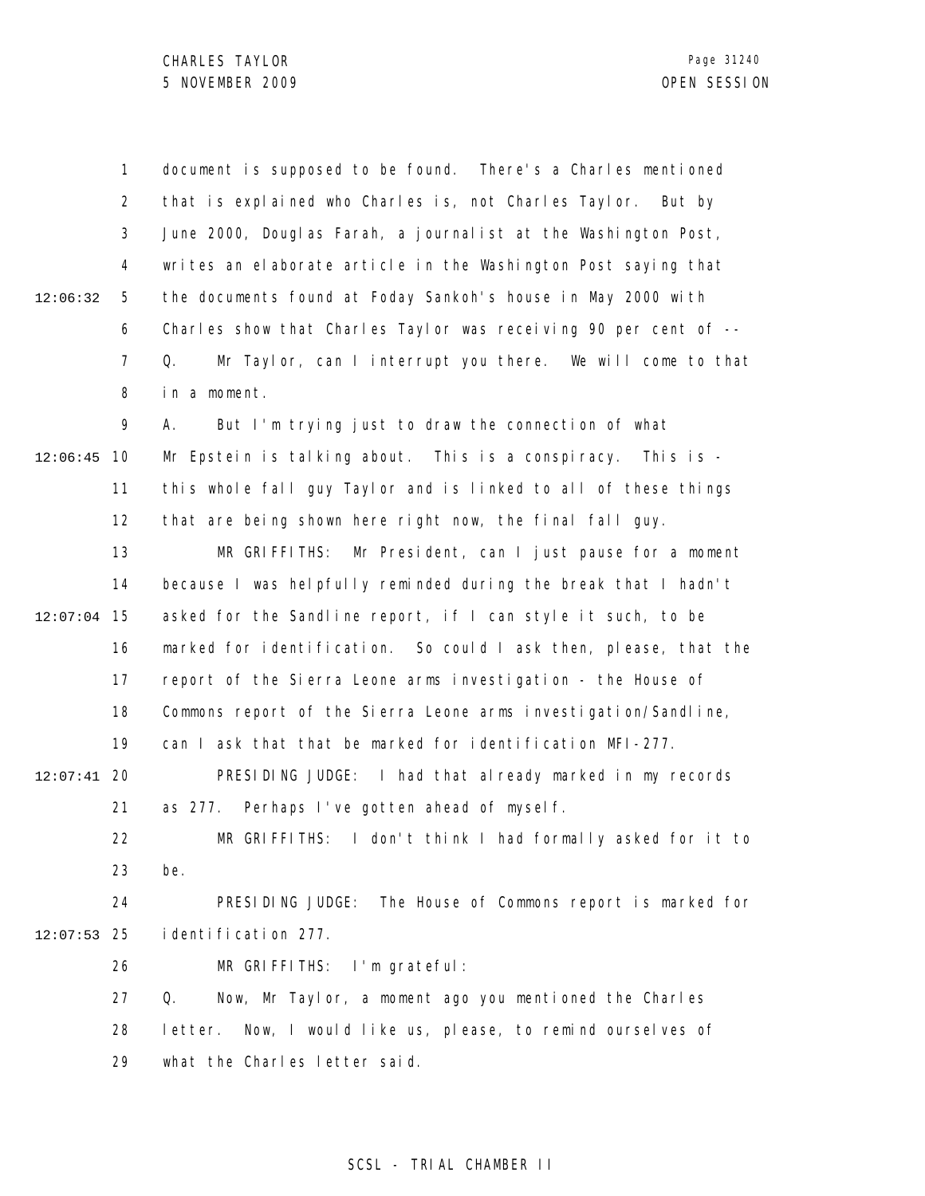document is supposed to be found. There's a Charles mentioned that is explained who Charles is, not Charles Taylor. But by June 2000, Douglas Farah, a journalist at the Washington Post, writes an elaborate article in the Washington Post saying that the documents found at Foday Sankoh's house in May 2000 with Charles show that Charles Taylor was receiving 90 per cent of --

Q. Mr Taylor, can I interrupt you there. We will come to that in a moment.

A. But I'm trying just to draw the connection of what Mr Epstein is talking about. This is a conspiracy. This is - this whole fall guy Taylor and is linked to all of these things that are being shown here right now, the final fall guy.

MR GRIFFITHS: Mr President, can I just pause for a moment because I was helpfully reminded during the break that I hadn't asked for the Sandline report, if I can style it such, to be marked for identification. So could I ask then, please, that the report of the Sierra Leone arms investigation - the House of Commons report of the Sierra Leone arms investigation/Sandline, can I ask that that be marked for identification MFI-277.

PRESIDING JUDGE: I had that already marked in my records as 277. Perhaps I've gotten ahead of myself.

MR GRIFFITHS: I don't think I had formally asked for it to be.

PRESIDING JUDGE: The House of Commons report is marked for identification 277.

MR GRIFFITHS: I'm grateful:

Q. Now, Mr Taylor, a moment ago you mentioned the Charles letter. Now, I would like us, please, to remind ourselves of what the Charles letter said.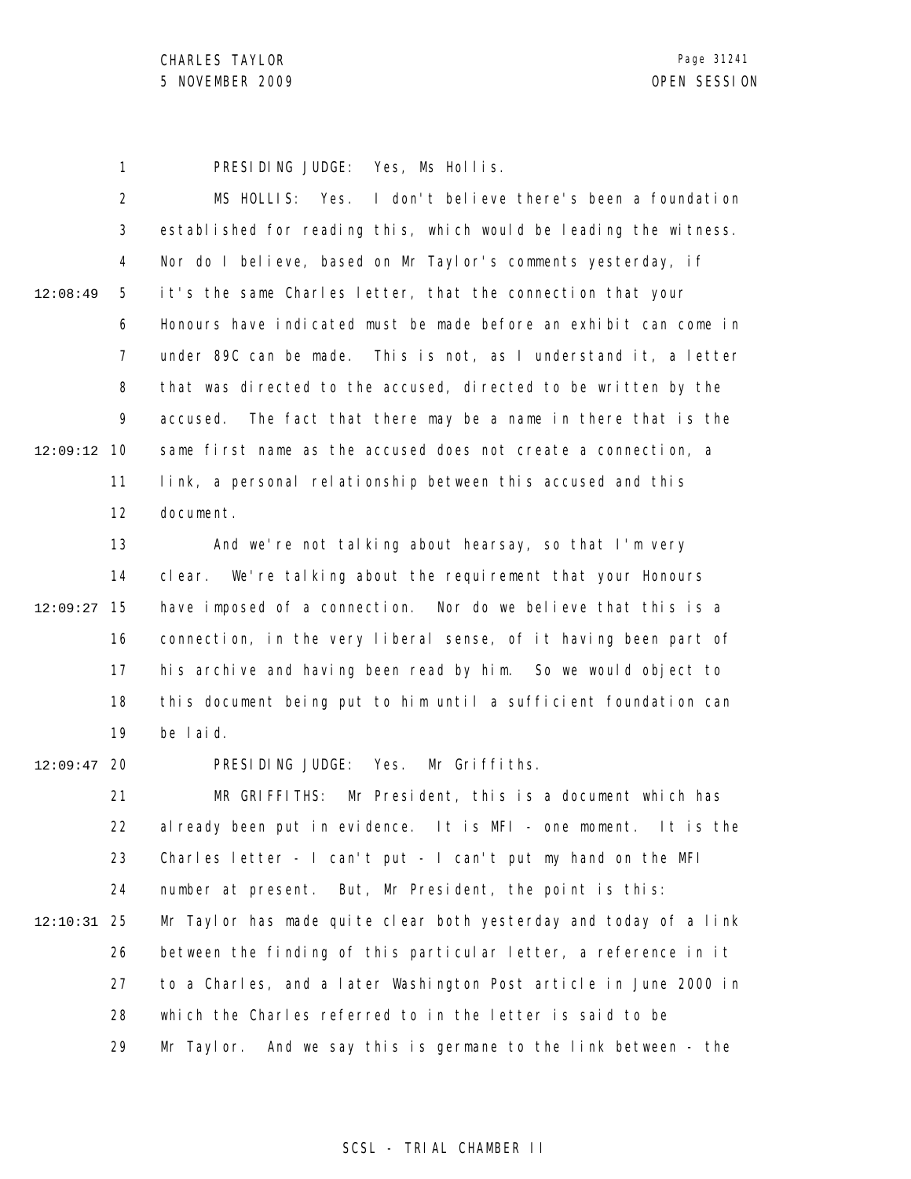PRESIDING JUDGE: Yes, Ms Hollis.

MS HOLLIS: Yes. I don't believe there's been a foundation established for reading this, which would be leading the witness. Nor do I believe, based on Mr Taylor's comments yesterday, if it's the same Charles letter, that the connection that your Honours have indicated must be made before an exhibit can come in under 89C can be made. This is not, as I understand it, a letter that was directed to the accused, directed to be written by the accused. The fact that there may be a name in there that is the same first name as the accused does not create a connection, a link, a personal relationship between this accused and this document.

And we're not talking about hearsay, so that I'm very clear. We're talking about the requirement that your Honours have imposed of a connection. Nor do we believe that this is a connection, in the very liberal sense, of it having been part of his archive and having been read by him. So we would object to this document being put to him until a sufficient foundation can be laid.

PRESIDING JUDGE: Yes. Mr Griffiths.

MR GRIFFITHS: Mr President, this is a document which has already been put in evidence. It is MFI - one moment. It is the Charles letter - I can't put - I can't put my hand on the MFI number at present. But, Mr President, the point is this: Mr Taylor has made quite clear both yesterday and today of a link between the finding of this particular letter, a reference in it to a Charles, and a later Washington Post article in June 2000 in which the Charles referred to in the letter is said to be Mr Taylor. And we say this is germane to the link between - the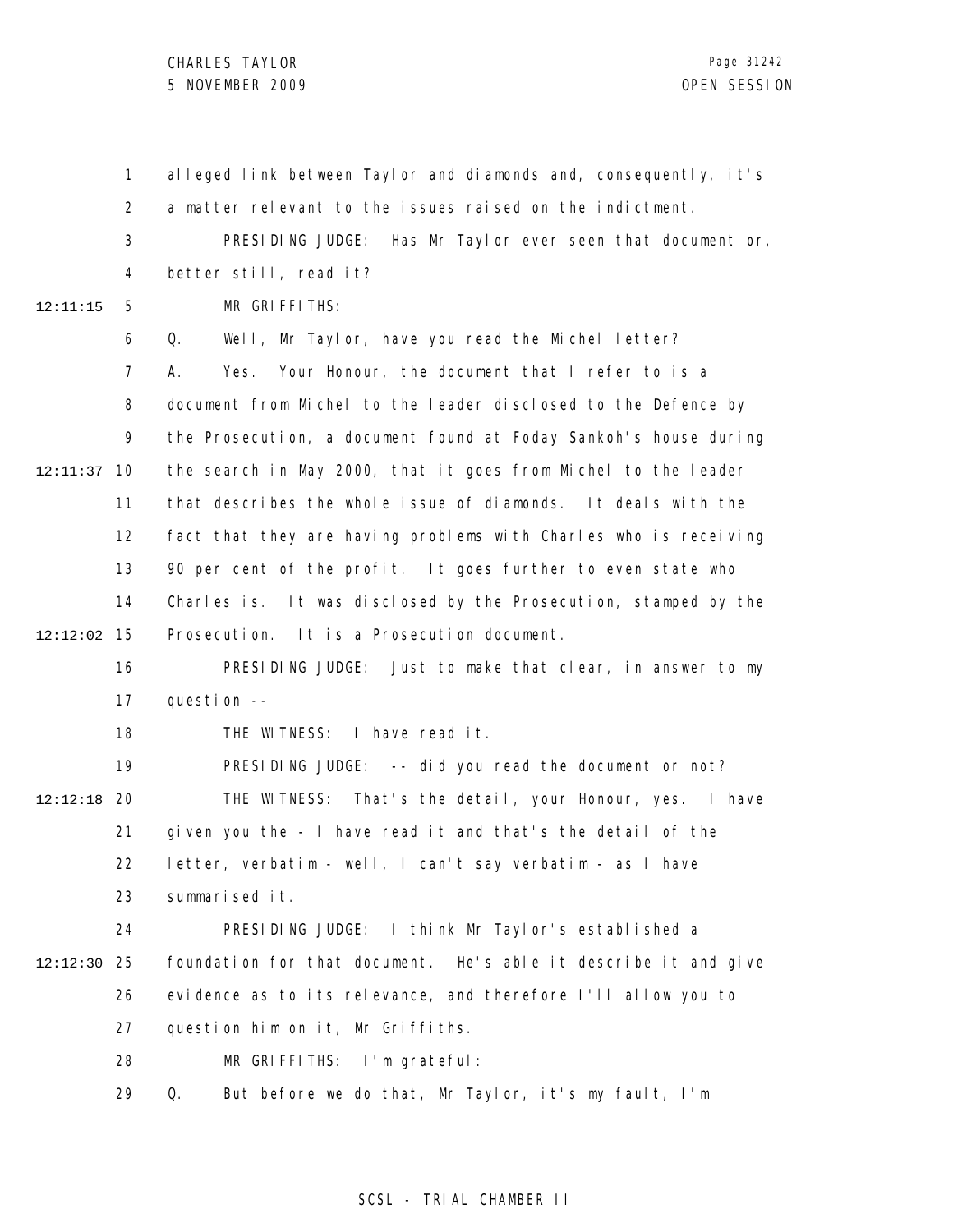alleged link between Taylor and diamonds and, consequently, it's a matter relevant to the issues raised on the indictment.

PRESIDING JUDGE: Has Mr Taylor ever seen that document or, better still, read it?

MR GRIFFITHS:

Q. Well, Mr Taylor, have you read the Michel letter?

A. Yes. Your Honour, the document that I refer to is a document from Michel to the leader disclosed to the Defence by the Prosecution, a document found at Foday Sankoh's house during the search in May 2000, that it goes from Michel to the leader that describes the whole issue of diamonds. It deals with the fact that they are having problems with Charles who is receiving 90 per cent of the profit. It goes further to even state who Charles is. It was disclosed by the Prosecution, stamped by the Prosecution. It is a Prosecution document.

PRESIDING JUDGE: Just to make that clear, in answer to my question --

THE WITNESS: I have read it.

PRESIDING JUDGE: -- did you read the document or not?

THE WITNESS: That's the detail, your Honour, yes. I have given you the - I have read it and that's the detail of the letter, verbatim - well, I can't say verbatim - as I have summarised it.

PRESIDING JUDGE: I think Mr Taylor's established a foundation for that document. He's able it describe it and give evidence as to its relevance, and therefore I'll allow you to question him on it, Mr Griffiths.

MR GRIFFITHS: I'm grateful:

Q. But before we do that, Mr Taylor, it's my fault, I'm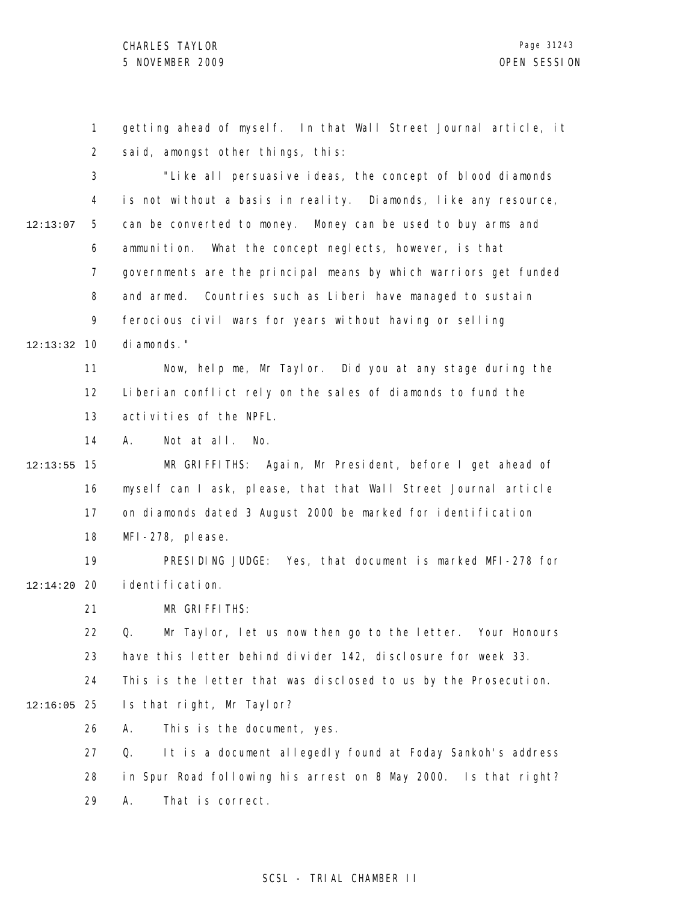getting ahead of myself. In that Wall Street Journal article, it said, amongst other things, this:

"Like all persuasive ideas, the concept of blood diamonds is not without a basis in reality. Diamonds, like any resource, can be converted to money. Money can be used to buy arms and ammunition. What the concept neglects, however, is that governments are the principal means by which warriors get funded and armed. Countries such as Liberi have managed to sustain ferocious civil wars for years without having or selling diamonds."

Now, help me, Mr Taylor. Did you at any stage during the Liberian conflict rely on the sales of diamonds to fund the activities of the NPFL.

A. Not at all. No.

MR GRIFFITHS: Again, Mr President, before I get ahead of myself can I ask, please, that that Wall Street Journal article on diamonds dated 3 August 2000 be marked for identification MFI-278, please.

PRESIDING JUDGE: Yes, that document is marked MFI-278 for identification.

MR GRIFFITHS:

Q. Mr Taylor, let us now then go to the letter. Your Honours have this letter behind divider 142, disclosure for week 33. This is the letter that was disclosed to us by the Prosecution. Is that right, Mr Taylor?

A. This is the document, yes.

Q. It is a document allegedly found at Foday Sankoh's address in Spur Road following his arrest on 8 May 2000. Is that right?

A. That is correct.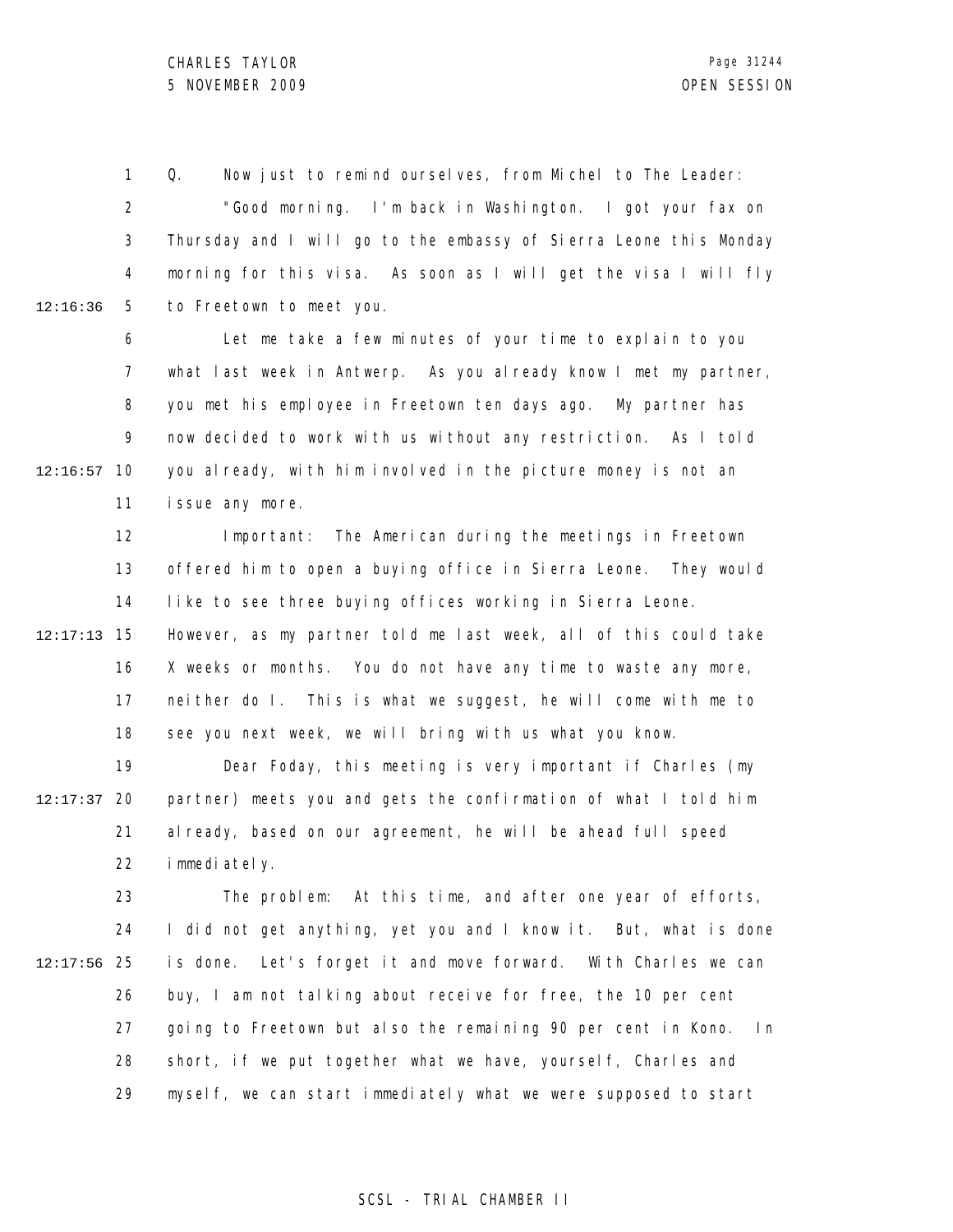Q. Now just to remind ourselves, from Michel to The Leader:

"Good morning. I'm back in Washington. I got your fax on Thursday and I will go to the embassy of Sierra Leone this Monday morning for this visa. As soon as I will get the visa I will fly to Freetown to meet you.

Let me take a few minutes of your time to explain to you what last week in Antwerp. As you already know I met my partner, you met his employee in Freetown ten days ago. My partner has now decided to work with us without any restriction. As I told you already, with him involved in the picture money is not an issue any more.

Important: The American during the meetings in Freetown offered him to open a buying office in Sierra Leone. They would like to see three buying offices working in Sierra Leone. However, as my partner told me last week, all of this could take X weeks or months. You do not have any time to waste any more, neither do I. This is what we suggest, he will come with me to see you next week, we will bring with us what you know.

Dear Foday, this meeting is very important if Charles (my partner) meets you and gets the confirmation of what I told him already, based on our agreement, he will be ahead full speed immediately.

The problem: At this time, and after one year of efforts, I did not get anything, yet you and I know it. But, what is done is done. Let's forget it and move forward. With Charles we can buy, I am not talking about receive for free, the 10 per cent going to Freetown but also the remaining 90 per cent in Kono. In short, if we put together what we have, yourself, Charles and myself, we can start immediately what we were supposed to start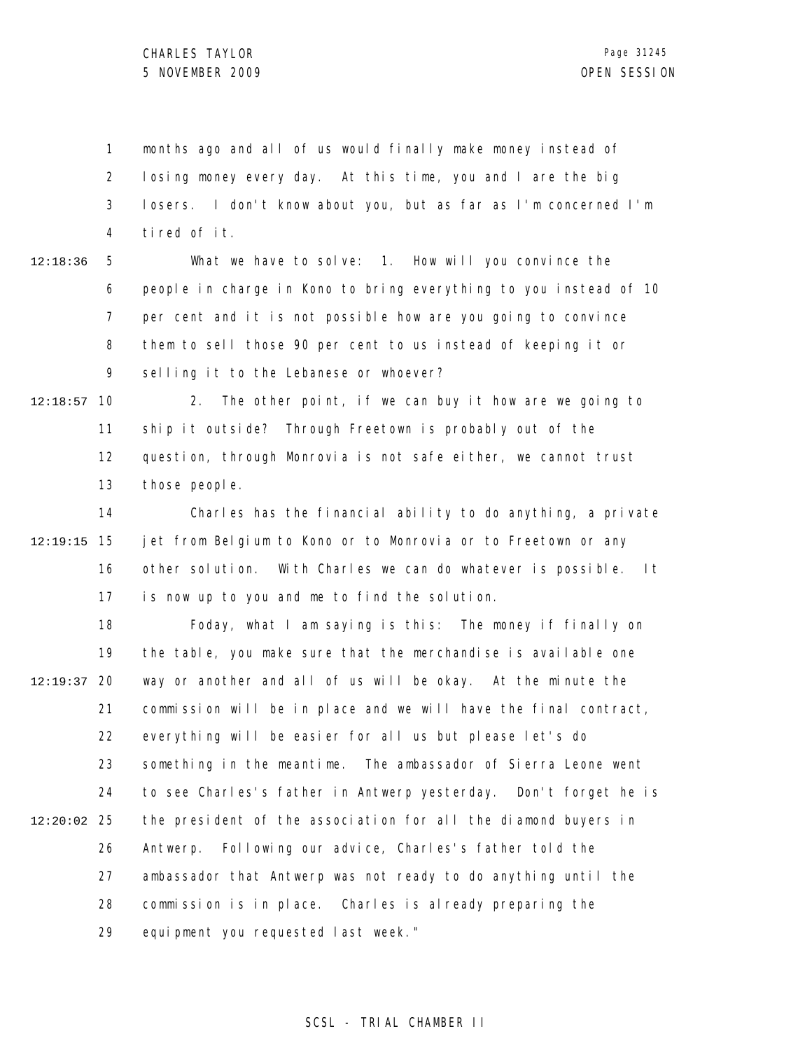months ago and all of us would finally make money instead of losing money every day. At this time, you and I are the big losers. I don't know about you, but as far as I'm concerned I'm tired of it.

What we have to solve: 1. How will you convince the people in charge in Kono to bring everything to you instead of 10 per cent and it is not possible how are you going to convince them to sell those 90 per cent to us instead of keeping it or selling it to the Lebanese or whoever?

2. The other point, if we can buy it how are we going to ship it outside? Through Freetown is probably out of the question, through Monrovia is not safe either, we cannot trust those people.

Charles has the financial ability to do anything, a private jet from Belgium to Kono or to Monrovia or to Freetown or any other solution. With Charles we can do whatever is possible. It is now up to you and me to find the solution.

Foday, what I am saying is this: The money if finally on the table, you make sure that the merchandise is available one way or another and all of us will be okay. At the minute the commission will be in place and we will have the final contract, everything will be easier for all us but please let's do something in the meantime. The ambassador of Sierra Leone went to see Charles's father in Antwerp yesterday. Don't forget he is the president of the association for all the diamond buyers in Antwerp. Following our advice, Charles's father told the ambassador that Antwerp was not ready to do anything until the commission is in place. Charles is already preparing the equipment you requested last week."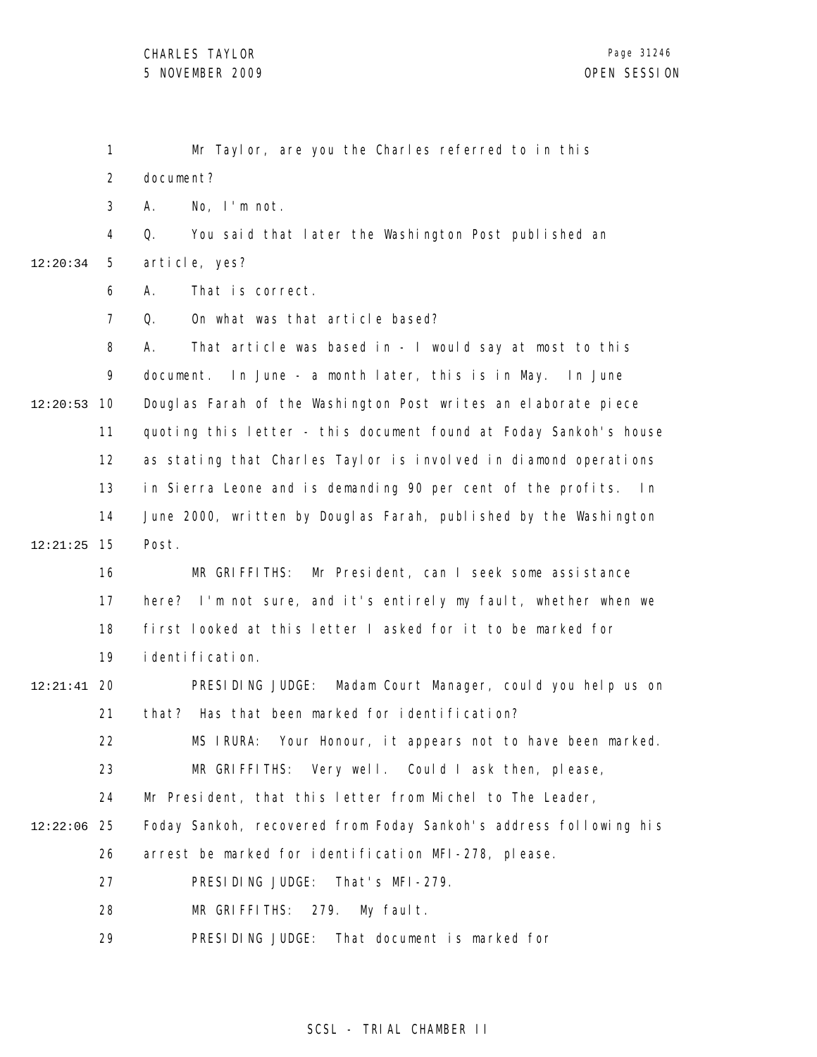Mr Taylor, are you the Charles referred to in this document?

A. No, I'm not.

Q. You said that later the Washington Post published an article, yes?

A. That is correct.

Q. On what was that article based?

A. That article was based in - I would say at most to this document. In June - a month later, this is in May. In June Douglas Farah of the Washington Post writes an elaborate piece quoting this letter - this document found at Foday Sankoh's house as stating that Charles Taylor is involved in diamond operations in Sierra Leone and is demanding 90 per cent of the profits. In June 2000, written by Douglas Farah, published by the Washington Post.

MR GRIFFITHS: Mr President, can I seek some assistance here? I'm not sure, and it's entirely my fault, whether when we first looked at this letter I asked for it to be marked for identification.

PRESIDING JUDGE: Madam Court Manager, could you help us on that? Has that been marked for identification?

MS IRURA: Your Honour, it appears not to have been marked.

MR GRIFFITHS: Very well. Could I ask then, please, Mr President, that this letter from Michel to The Leader, Foday Sankoh, recovered from Foday Sankoh's address following his arrest be marked for identification MFI-278, please.

PRESIDING JUDGE: That's MFI-279.

MR GRIFFITHS: 279. My fault.

PRESIDING JUDGE: That document is marked for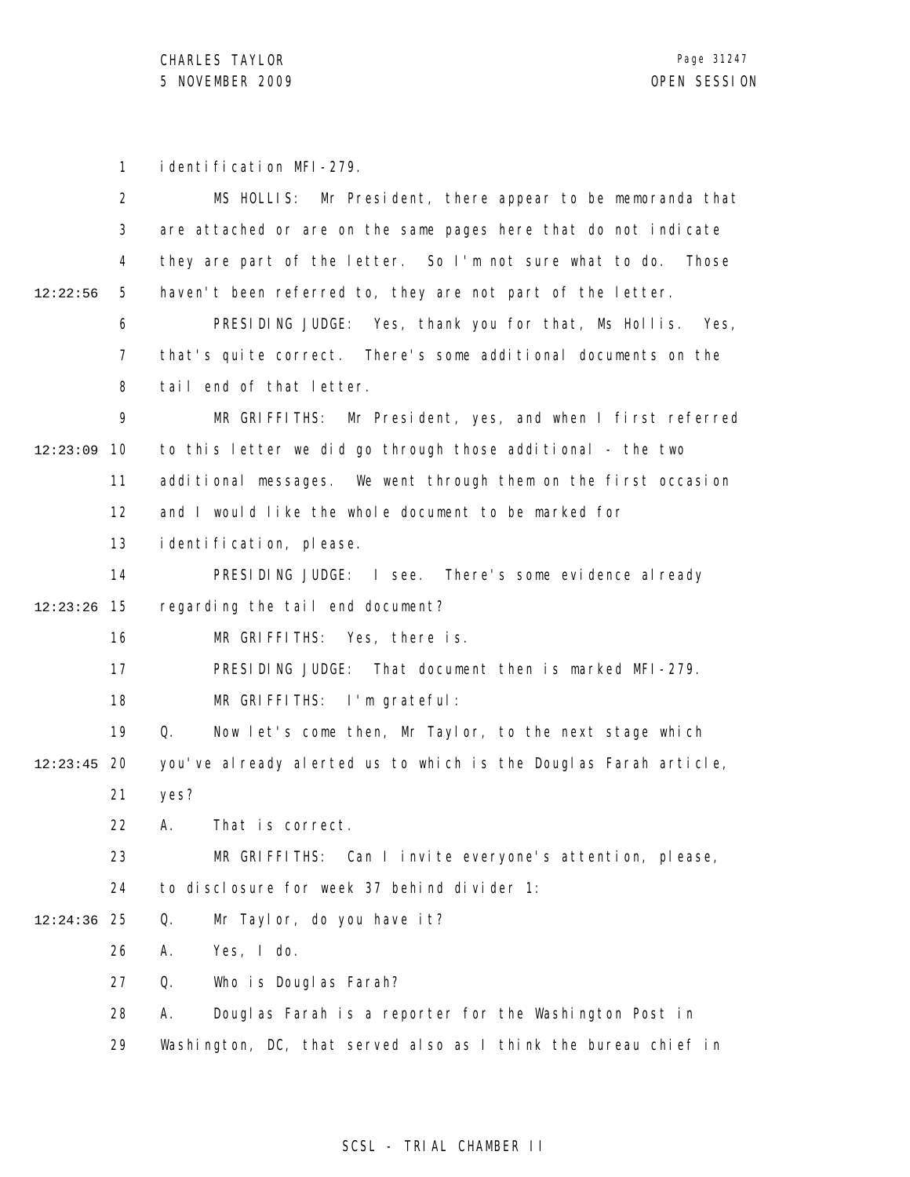identification MFI-279.

MS HOLLIS: Mr President, there appear to be memoranda that are attached or are on the same pages here that do not indicate they are part of the letter. So I'm not sure what to do. Those haven't been referred to, they are not part of the letter.

PRESIDING JUDGE: Yes, thank you for that, Ms Hollis. Yes, that's quite correct. There's some additional documents on the tail end of that letter.

MR GRIFFITHS: Mr President, yes, and when I first referred to this letter we did go through those additional - the two additional messages. We went through them on the first occasion and I would like the whole document to be marked for identification, please.

PRESIDING JUDGE: I see. There's some evidence already regarding the tail end document?

MR GRIFFITHS: Yes, there is.

PRESIDING JUDGE: That document then is marked MFI-279.

MR GRIFFITHS: I'm grateful:

Q. Now let's come then, Mr Taylor, to the next stage which you've already alerted us to which is the Douglas Farah article, yes?

A. That is correct.

MR GRIFFITHS: Can I invite everyone's attention, please, to disclosure for week 37 behind divider 1:

Q. Mr Taylor, do you have it?

A. Yes, I do.

Q. Who is Douglas Farah?

A. Douglas Farah is a reporter for the Washington Post in Washington, DC, that served also as I think the bureau chief in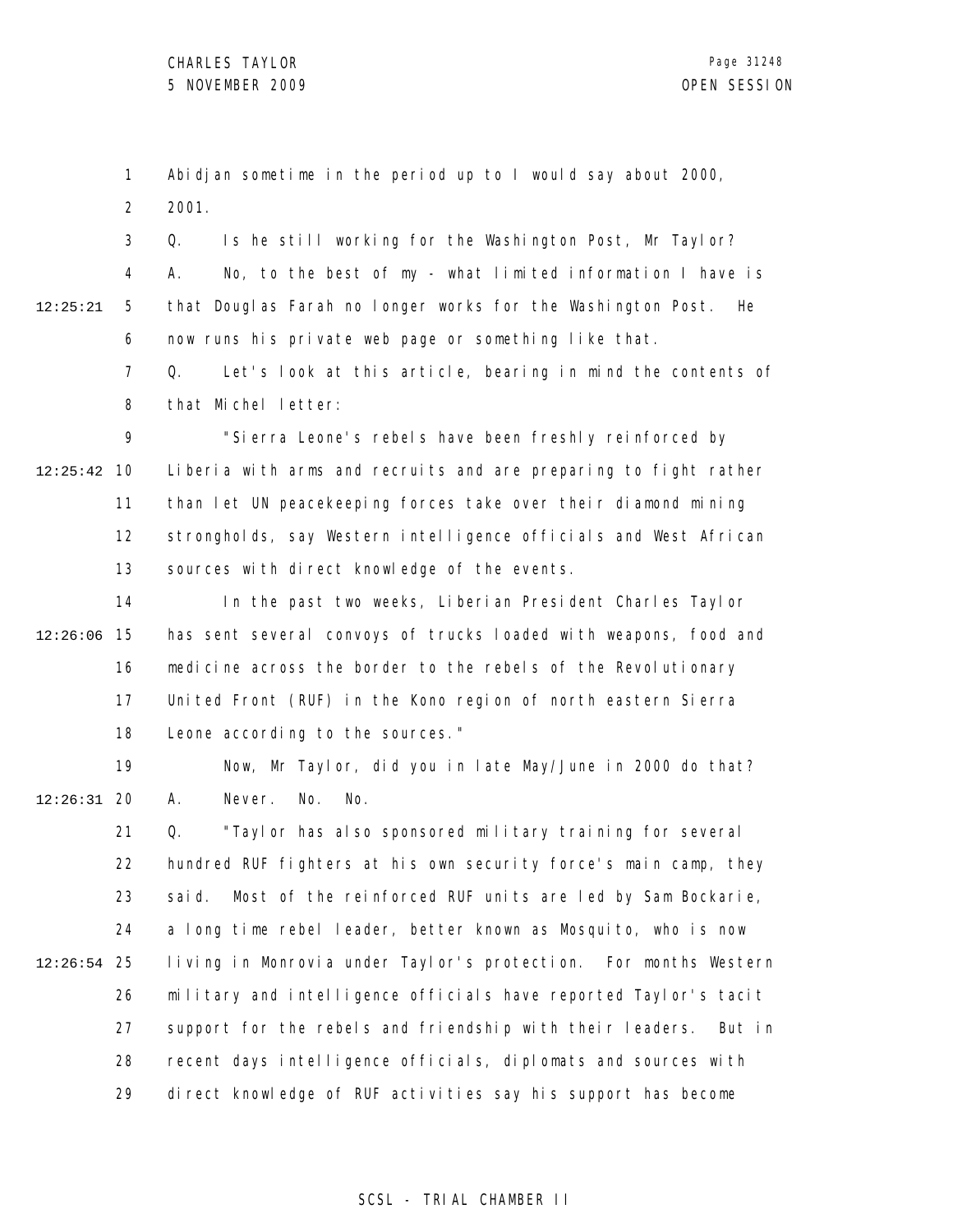Abidjan sometime in the period up to I would say about 2000, 2001.

Q. Is he still working for the Washington Post, Mr Taylor?

A. No, to the best of my - what limited information I have is that Douglas Farah no longer works for the Washington Post. He now runs his private web page or something like that.

Q. Let's look at this article, bearing in mind the contents of that Michel letter:

"Sierra Leone's rebels have been freshly reinforced by Liberia with arms and recruits and are preparing to fight rather than let UN peacekeeping forces take over their diamond mining strongholds, say Western intelligence officials and West African sources with direct knowledge of the events.

In the past two weeks, Liberian President Charles Taylor has sent several convoys of trucks loaded with weapons, food and medicine across the border to the rebels of the Revolutionary United Front (RUF) in the Kono region of north eastern Sierra Leone according to the sources."

Now, Mr Taylor, did you in late May/June in 2000 do that?

A. Never. No. No.

Q. "Taylor has also sponsored military training for several hundred RUF fighters at his own security force's main camp, they said. Most of the reinforced RUF units are led by Sam Bockarie, a long time rebel leader, better known as Mosquito, who is now living in Monrovia under Taylor's protection. For months Western military and intelligence officials have reported Taylor's tacit support for the rebels and friendship with their leaders. But in recent days intelligence officials, diplomats and sources with direct knowledge of RUF activities say his support has become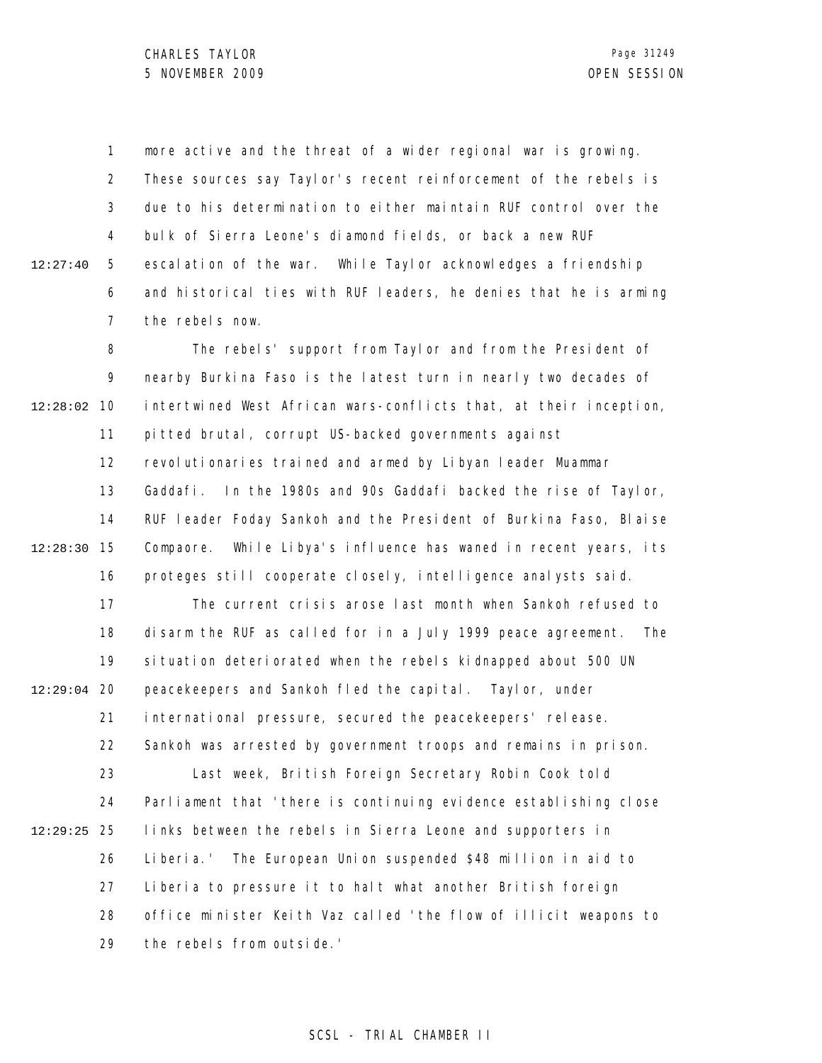more active and the threat of a wider regional war is growing. These sources say Taylor's recent reinforcement of the rebels is due to his determination to either maintain RUF control over the bulk of Sierra Leone's diamond fields, or back a new RUF escalation of the war. While Taylor acknowledges a friendship and historical ties with RUF leaders, he denies that he is arming the rebels now.

The rebels' support from Taylor and from the President of nearby Burkina Faso is the latest turn in nearly two decades of intertwined West African wars-conflicts that, at their inception, pitted brutal, corrupt US-backed governments against revolutionaries trained and armed by Libyan leader Muammar Gaddafi. In the 1980s and 90s Gaddafi backed the rise of Taylor, RUF leader Foday Sankoh and the President of Burkina Faso, Blaise Compaore. While Libya's influence has waned in recent years, its proteges still cooperate closely, intelligence analysts said.

The current crisis arose last month when Sankoh refused to disarm the RUF as called for in a July 1999 peace agreement. The situation deteriorated when the rebels kidnapped about 500 UN peacekeepers and Sankoh fled the capital. Taylor, under international pressure, secured the peacekeepers' release. Sankoh was arrested by government troops and remains in prison.

Last week, British Foreign Secretary Robin Cook told Parliament that 'there is continuing evidence establishing close links between the rebels in Sierra Leone and supporters in Liberia.' The European Union suspended $48 million in aid to Liberia to pressure it to halt what another British foreign office minister Keith Vaz called 'the flow of illicit weapons to the rebels from outside.'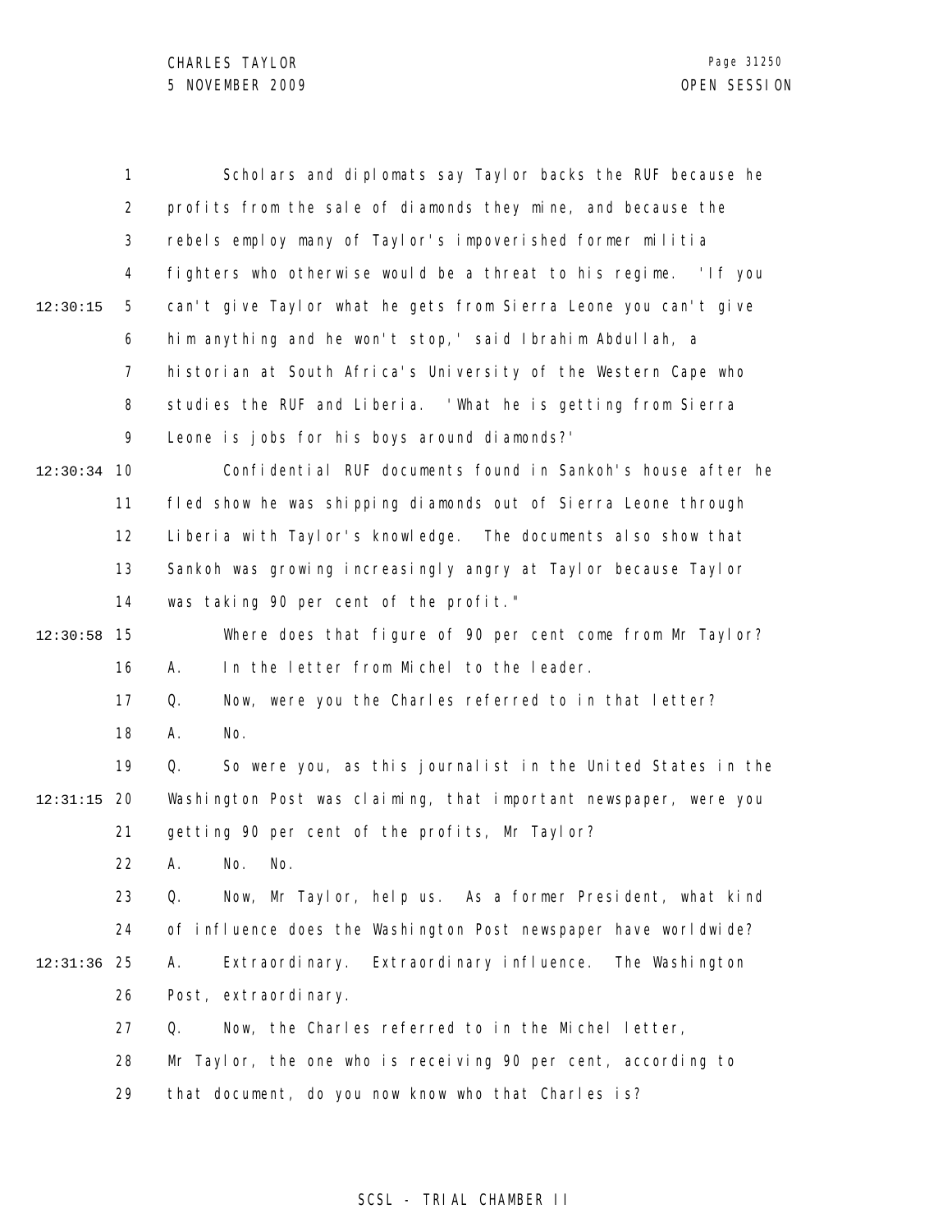Scholars and diplomats say Taylor backs the RUF because he profits from the sale of diamonds they mine, and because the rebels employ many of Taylor's impoverished former militia fighters who otherwise would be a threat to his regime. 'If you can't give Taylor what he gets from Sierra Leone you can't give him anything and he won't stop,' said Ibrahim Abdullah, a historian at South Africa's University of the Western Cape who studies the RUF and Liberia. 'What he is getting from Sierra Leone is jobs for his boys around diamonds?'

Confidential RUF documents found in Sankoh's house after he fled show he was shipping diamonds out of Sierra Leone through Liberia with Taylor's knowledge. The documents also show that Sankoh was growing increasingly angry at Taylor because Taylor was taking 90 per cent of the profit."

Where does that figure of 90 per cent come from Mr Taylor?

A. In the letter from Michel to the leader.

Q. Now, were you the Charles referred to in that letter?

A. No.

Q. So were you, as this journalist in the United States in the Washington Post was claiming, that important newspaper, were you getting 90 per cent of the profits, Mr Taylor?

A. No. No.

Q. Now, Mr Taylor, help us. As a former President, what kind of influence does the Washington Post newspaper have worldwide?

A. Extraordinary. Extraordinary influence. The Washington Post, extraordinary.

Q. Now, the Charles referred to in the Michel letter, Mr Taylor, the one who is receiving 90 per cent, according to that document, do you now know who that Charles is?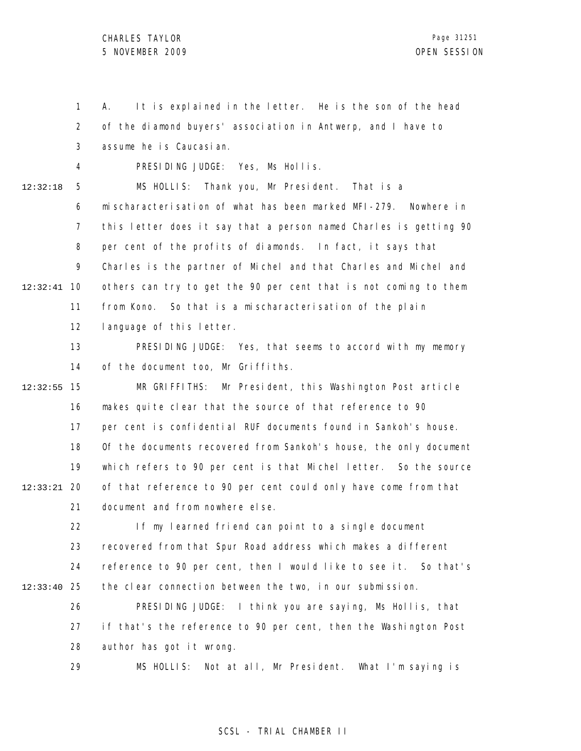A. It is explained in the letter. He is the son of the head of the diamond buyers' association in Antwerp, and I have to assume he is Caucasian.

PRESIDING JUDGE: Yes, Ms Hollis.

MS HOLLIS: Thank you, Mr President. That is a mischaracterisation of what has been marked MFI-279. Nowhere in this letter does it say that a person named Charles is getting 90 per cent of the profits of diamonds. In fact, it says that Charles is the partner of Michel and that Charles and Michel and others can try to get the 90 per cent that is not coming to them from Kono. So that is a mischaracterisation of the plain language of this letter.

PRESIDING JUDGE: Yes, that seems to accord with my memory of the document too, Mr Griffiths.

MR GRIFFITHS: Mr President, this Washington Post article makes quite clear that the source of that reference to 90 per cent is confidential RUF documents found in Sankoh's house. Of the documents recovered from Sankoh's house, the only document which refers to 90 per cent is that Michel letter. So the source of that reference to 90 per cent could only have come from that document and from nowhere else.

If my learned friend can point to a single document recovered from that Spur Road address which makes a different reference to 90 per cent, then I would like to see it. So that's the clear connection between the two, in our submission.

PRESIDING JUDGE: I think you are saying, Ms Hollis, that if that's the reference to 90 per cent, then the Washington Post author has got it wrong.

MS HOLLIS: Not at all, Mr President. What I'm saying is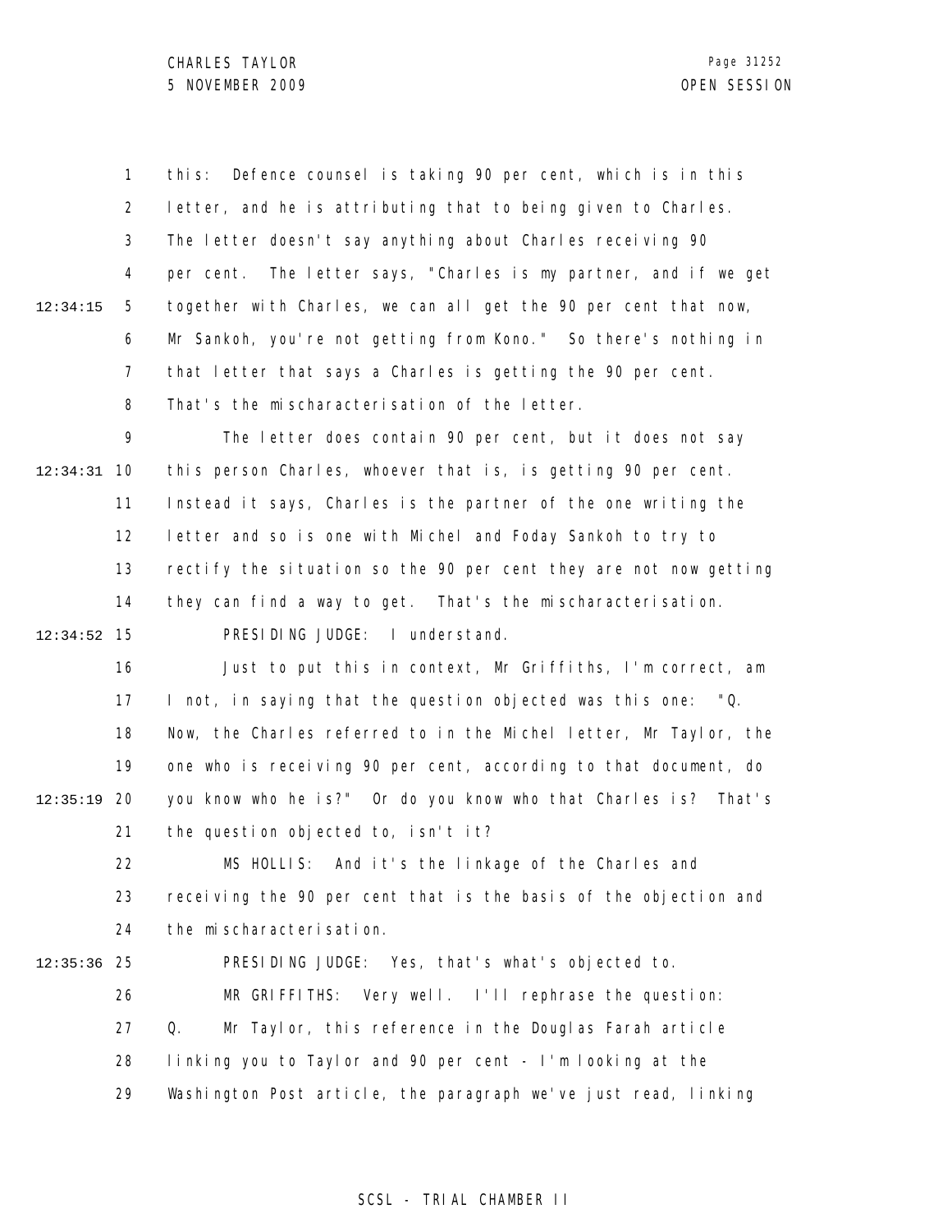this: Defence counsel is taking 90 per cent, which is in this letter, and he is attributing that to being given to Charles. The letter doesn't say anything about Charles receiving 90 per cent. The letter says, "Charles is my partner, and if we get together with Charles, we can all get the 90 per cent that now, Mr Sankoh, you're not getting from Kono." So there's nothing in that letter that says a Charles is getting the 90 per cent. That's the mischaracterisation of the letter.

The letter does contain 90 per cent, but it does not say this person Charles, whoever that is, is getting 90 per cent. Instead it says, Charles is the partner of the one writing the letter and so is one with Michel and Foday Sankoh to try to rectify the situation so the 90 per cent they are not now getting they can find a way to get. That's the mischaracterisation.

PRESIDING JUDGE: I understand.

Just to put this in context, Mr Griffiths, I'm correct, am I not, in saying that the question objected was this one: "Q. Now, the Charles referred to in the Michel letter, Mr Taylor, the one who is receiving 90 per cent, according to that document, do you know who he is?" Or do you know who that Charles is? That's the question objected to, isn't it?

MS HOLLIS: And it's the linkage of the Charles and receiving the 90 per cent that is the basis of the objection and the mischaracterisation.

PRESIDING JUDGE: Yes, that's what's objected to.

MR GRIFFITHS: Very well. I'll rephrase the question:

Q. Mr Taylor, this reference in the Douglas Farah article linking you to Taylor and 90 per cent - I'm looking at the Washington Post article, the paragraph we've just read, linking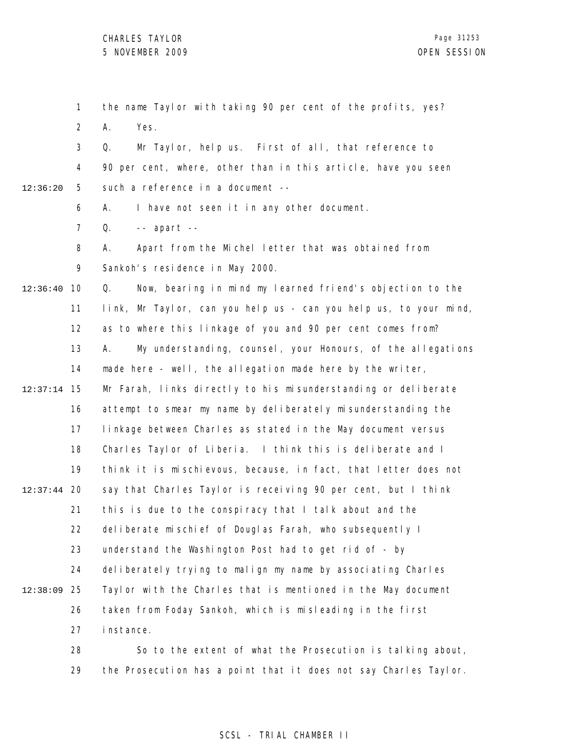the name Taylor with taking 90 per cent of the profits, yes?

A. Yes.

Q. Mr Taylor, help us. First of all, that reference to 90 per cent, where, other than in this article, have you seen such a reference in a document --

A. I have not seen it in any other document.

Q. -- apart --

A. Apart from the Michel letter that was obtained from Sankoh's residence in May 2000.

Q. Now, bearing in mind my learned friend's objection to the link, Mr Taylor, can you help us - can you help us, to your mind, as to where this linkage of you and 90 per cent comes from?

A. My understanding, counsel, your Honours, of the allegations made here - well, the allegation made here by the writer, Mr Farah, links directly to his misunderstanding or deliberate attempt to smear my name by deliberately misunderstanding the linkage between Charles as stated in the May document versus Charles Taylor of Liberia. I think this is deliberate and I think it is mischievous, because, in fact, that letter does not say that Charles Taylor is receiving 90 per cent, but I think this is due to the conspiracy that I talk about and the deliberate mischief of Douglas Farah, who subsequently I understand the Washington Post had to get rid of - by deliberately trying to malign my name by associating Charles Taylor with the Charles that is mentioned in the May document taken from Foday Sankoh, which is misleading in the first instance.

So to the extent of what the Prosecution is talking about, the Prosecution has a point that it does not say Charles Taylor.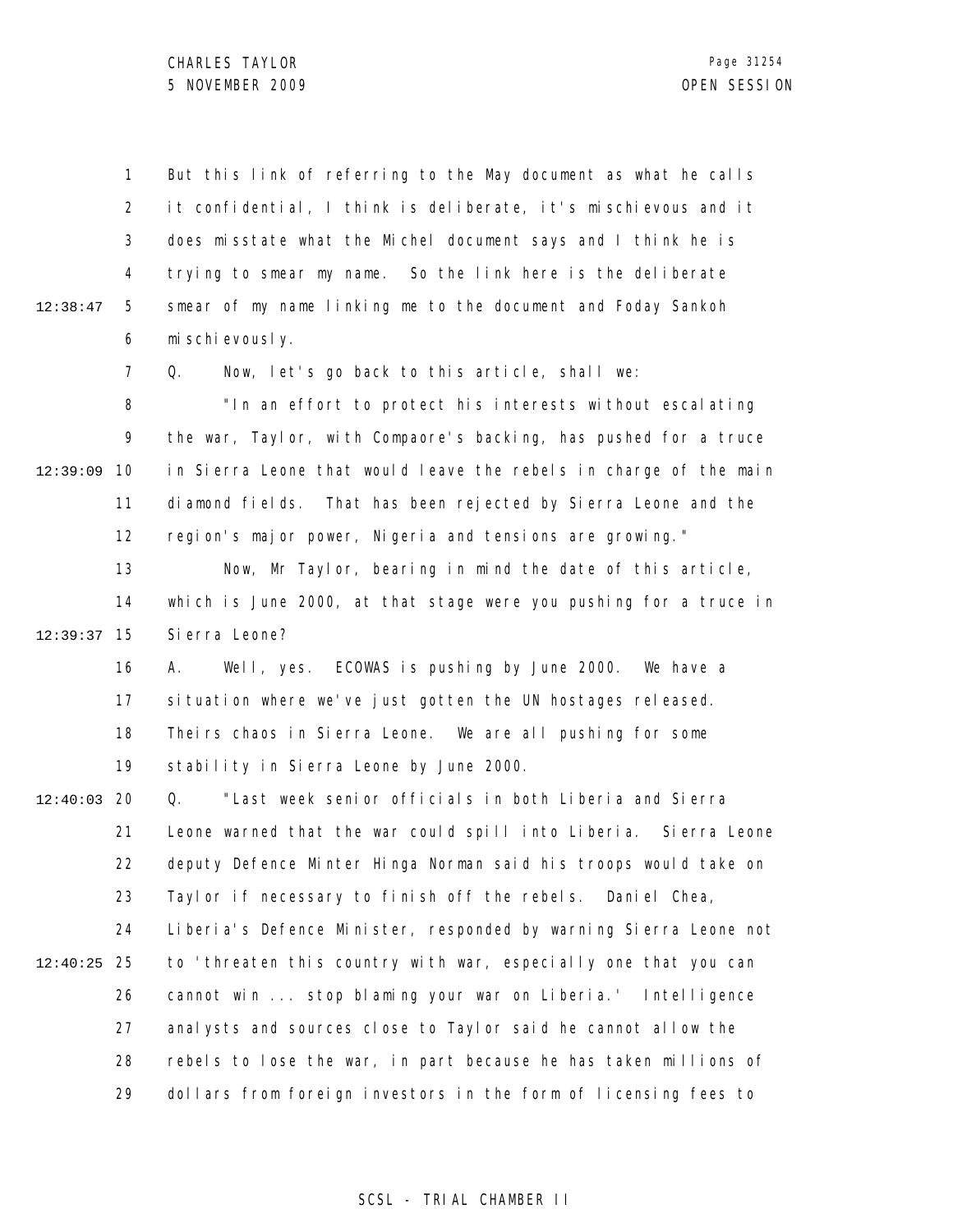But this link of referring to the May document as what he calls it confidential, I think is deliberate, it's mischievous and it does misstate what the Michel document says and I think he is trying to smear my name. So the link here is the deliberate smear of my name linking me to the document and Foday Sankoh mischievously.

Q. Now, let's go back to this article, shall we:

"In an effort to protect his interests without escalating the war, Taylor, with Compaore's backing, has pushed for a truce in Sierra Leone that would leave the rebels in charge of the main diamond fields. That has been rejected by Sierra Leone and the region's major power, Nigeria and tensions are growing."

Now, Mr Taylor, bearing in mind the date of this article, which is June 2000, at that stage were you pushing for a truce in Sierra Leone?

A. Well, yes. ECOWAS is pushing by June 2000. We have a situation where we've just gotten the UN hostages released. Theirs chaos in Sierra Leone. We are all pushing for some stability in Sierra Leone by June 2000.

Q. "Last week senior officials in both Liberia and Sierra Leone warned that the war could spill into Liberia. Sierra Leone deputy Defence Minter Hinga Norman said his troops would take on Taylor if necessary to finish off the rebels. Daniel Chea, Liberia's Defence Minister, responded by warning Sierra Leone not to 'threaten this country with war, especially one that you can cannot win ... stop blaming your war on Liberia.' Intelligence analysts and sources close to Taylor said he cannot allow the rebels to lose the war, in part because he has taken millions of dollars from foreign investors in the form of licensing fees to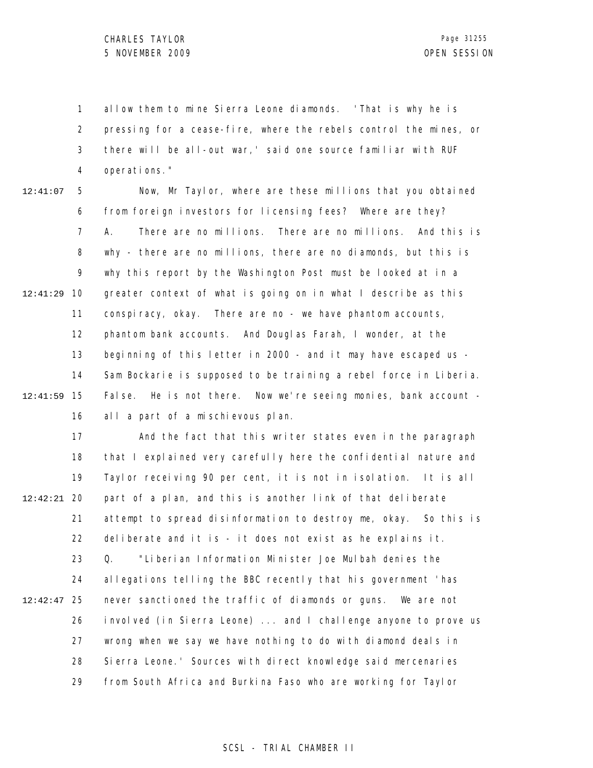allow them to mine Sierra Leone diamonds. 'That is why he is pressing for a cease-fire, where the rebels control the mines, or there will be all-out war,' said one source familiar with RUF operations."

Now, Mr Taylor, where are these millions that you obtained from foreign investors for licensing fees? Where are they?

A. There are no millions. There are no millions. And this is why - there are no millions, there are no diamonds, but this is why this report by the Washington Post must be looked at in a greater context of what is going on in what I describe as this conspiracy, okay. There are no - we have phantom accounts, phantom bank accounts. And Douglas Farah, I wonder, at the beginning of this letter in 2000 - and it may have escaped us - Sam Bockarie is supposed to be training a rebel force in Liberia. False. He is not there. Now we're seeing monies, bank account - all a part of a mischievous plan.

And the fact that this writer states even in the paragraph that I explained very carefully here the confidential nature and Taylor receiving 90 per cent, it is not in isolation. It is all part of a plan, and this is another link of that deliberate attempt to spread disinformation to destroy me, okay. So this is deliberate and it is - it does not exist as he explains it.

Q. "Liberian Information Minister Joe Mulbah denies the allegations telling the BBC recently that his government 'has never sanctioned the traffic of diamonds or guns. We are not involved (in Sierra Leone) ... and I challenge anyone to prove us wrong when we say we have nothing to do with diamond deals in Sierra Leone.' Sources with direct knowledge said mercenaries from South Africa and Burkina Faso who are working for Taylor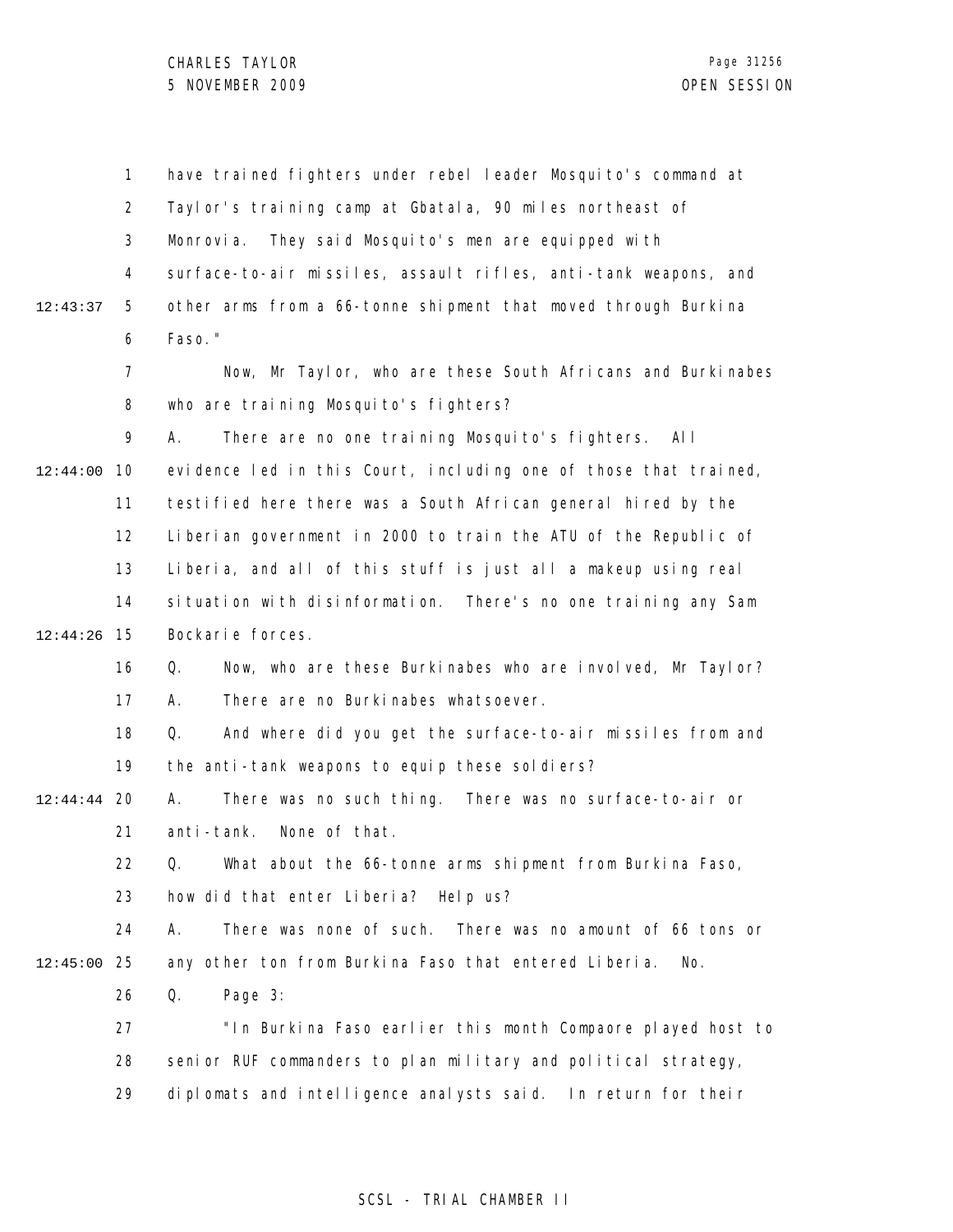have trained fighters under rebel leader Mosquito's command at Taylor's training camp at Gbatala, 90 miles northeast of Monrovia. They said Mosquito's men are equipped with surface-to-air missiles, assault rifles, anti-tank weapons, and other arms from a 66-tonne shipment that moved through Burkina Faso."

Now, Mr Taylor, who are these South Africans and Burkinabes who are training Mosquito's fighters?

A. There are no one training Mosquito's fighters. All evidence led in this Court, including one of those that trained, testified here there was a South African general hired by the Liberian government in 2000 to train the ATU of the Republic of Liberia, and all of this stuff is just all a makeup using real situation with disinformation. There's no one training any Sam Bockarie forces.

Q. Now, who are these Burkinabes who are involved, Mr Taylor?

A. There are no Burkinabes whatsoever.

Q. And where did you get the surface-to-air missiles from and the anti-tank weapons to equip these soldiers?

A. There was no such thing. There was no surface-to-air or anti-tank. None of that.

Q. What about the 66-tonne arms shipment from Burkina Faso, how did that enter Liberia? Help us?

A. There was none of such. There was no amount of 66 tons or any other ton from Burkina Faso that entered Liberia. No.

Q. Page 3:

"In Burkina Faso earlier this month Compaore played host to senior RUF commanders to plan military and political strategy, diplomats and intelligence analysts said. In return for their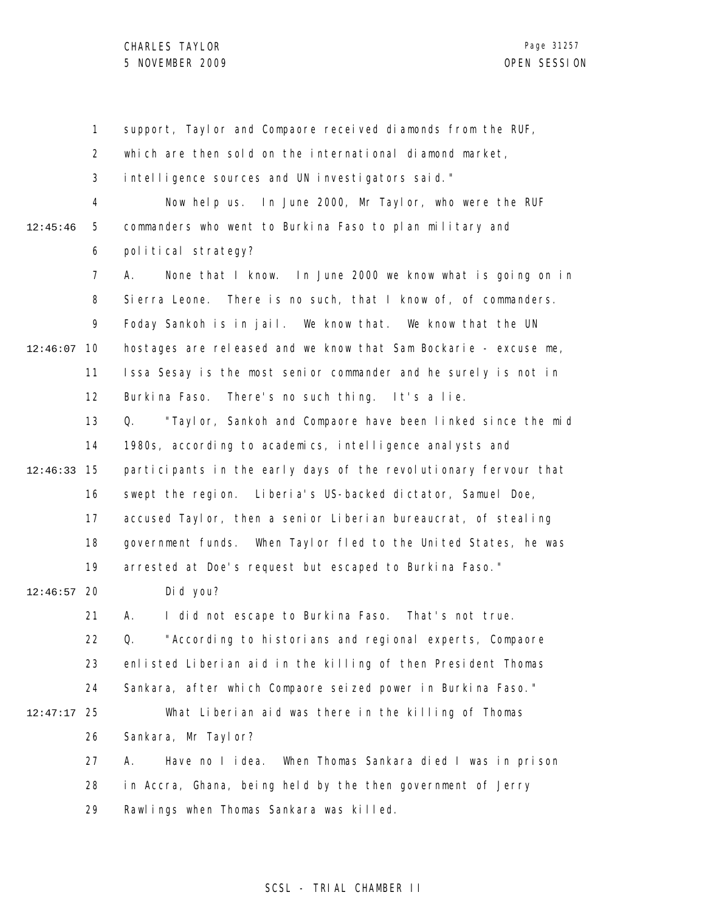support, Taylor and Compaore received diamonds from the RUF, which are then sold on the international diamond market, intelligence sources and UN investigators said."

Now help us. In June 2000, Mr Taylor, who were the RUF commanders who went to Burkina Faso to plan military and political strategy?

A. None that I know. In June 2000 we know what is going on in Sierra Leone. There is no such, that I know of, of commanders. Foday Sankoh is in jail. We know that. We know that the UN hostages are released and we know that Sam Bockarie - excuse me, Issa Sesay is the most senior commander and he surely is not in Burkina Faso. There's no such thing. It's a lie.

Q. "Taylor, Sankoh and Compaore have been linked since the mid 1980s, according to academics, intelligence analysts and participants in the early days of the revolutionary fervour that swept the region. Liberia's US-backed dictator, Samuel Doe, accused Taylor, then a senior Liberian bureaucrat, of stealing government funds. When Taylor fled to the United States, he was arrested at Doe's request but escaped to Burkina Faso."

Did you?

A. I did not escape to Burkina Faso. That's not true.

Q. "According to historians and regional experts, Compaore enlisted Liberian aid in the killing of then President Thomas Sankara, after which Compaore seized power in Burkina Faso."

What Liberian aid was there in the killing of Thomas Sankara, Mr Taylor?

A. Have no I idea. When Thomas Sankara died I was in prison in Accra, Ghana, being held by the then government of Jerry Rawlings when Thomas Sankara was killed.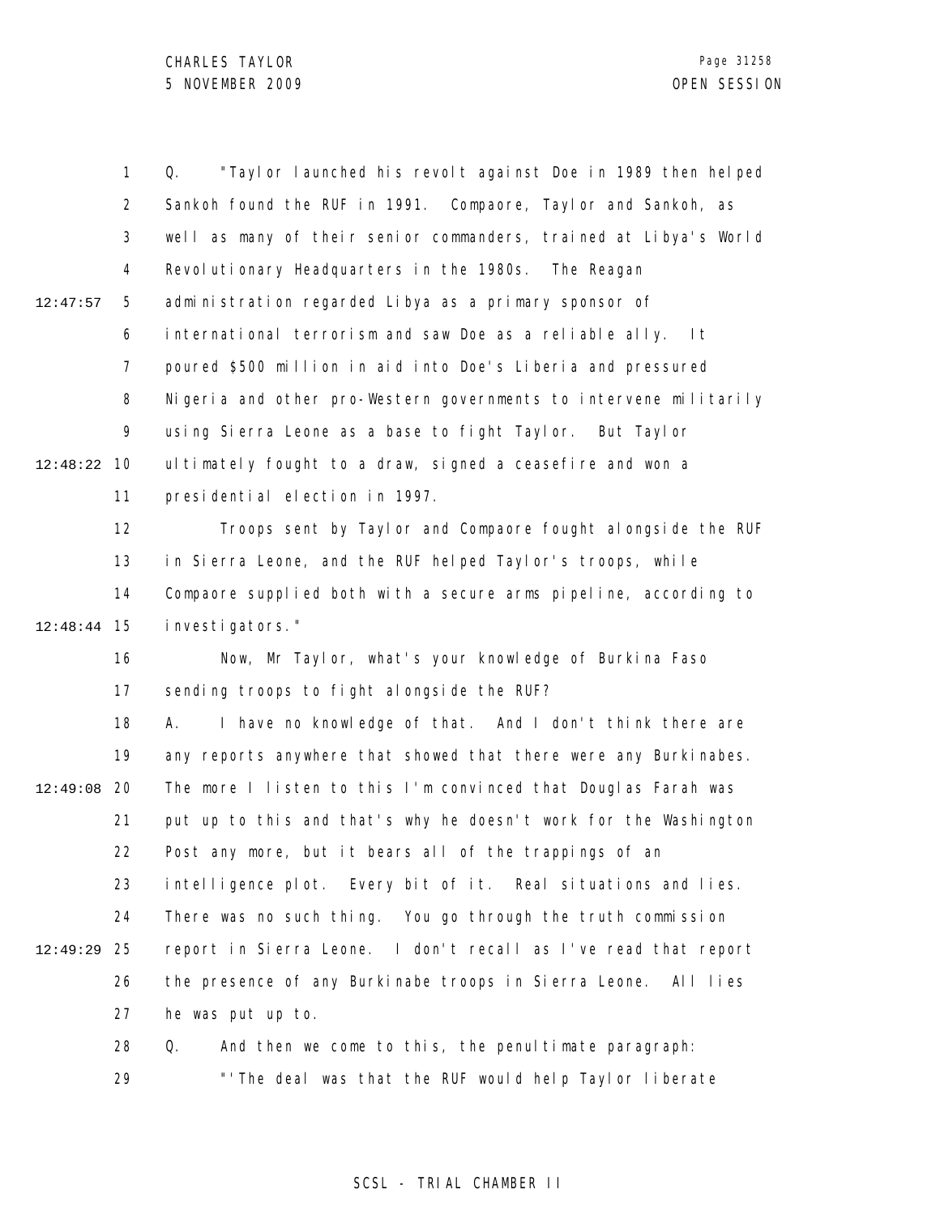Q. "Taylor launched his revolt against Doe in 1989 then helped Sankoh found the RUF in 1991. Compaore, Taylor and Sankoh, as well as many of their senior commanders, trained at Libya's World Revolutionary Headquarters in the 1980s. The Reagan administration regarded Libya as a primary sponsor of international terrorism and saw Doe as a reliable ally. It poured $500 million in aid into Doe's Liberia and pressured Nigeria and other pro-Western governments to intervene militarily using Sierra Leone as a base to fight Taylor. But Taylor ultimately fought to a draw, signed a ceasefire and won a presidential election in 1997.

Troops sent by Taylor and Compaore fought alongside the RUF in Sierra Leone, and the RUF helped Taylor's troops, while Compaore supplied both with a secure arms pipeline, according to investigators."

Now, Mr Taylor, what's your knowledge of Burkina Faso sending troops to fight alongside the RUF?

A. I have no knowledge of that. And I don't think there are any reports anywhere that showed that there were any Burkinabes. The more I listen to this I'm convinced that Douglas Farah was put up to this and that's why he doesn't work for the Washington Post any more, but it bears all of the trappings of an intelligence plot. Every bit of it. Real situations and lies. There was no such thing. You go through the truth commission report in Sierra Leone. I don't recall as I've read that report the presence of any Burkinabe troops in Sierra Leone. All lies he was put up to.

Q. And then we come to this, the penultimate paragraph:

"'The deal was that the RUF would help Taylor liberate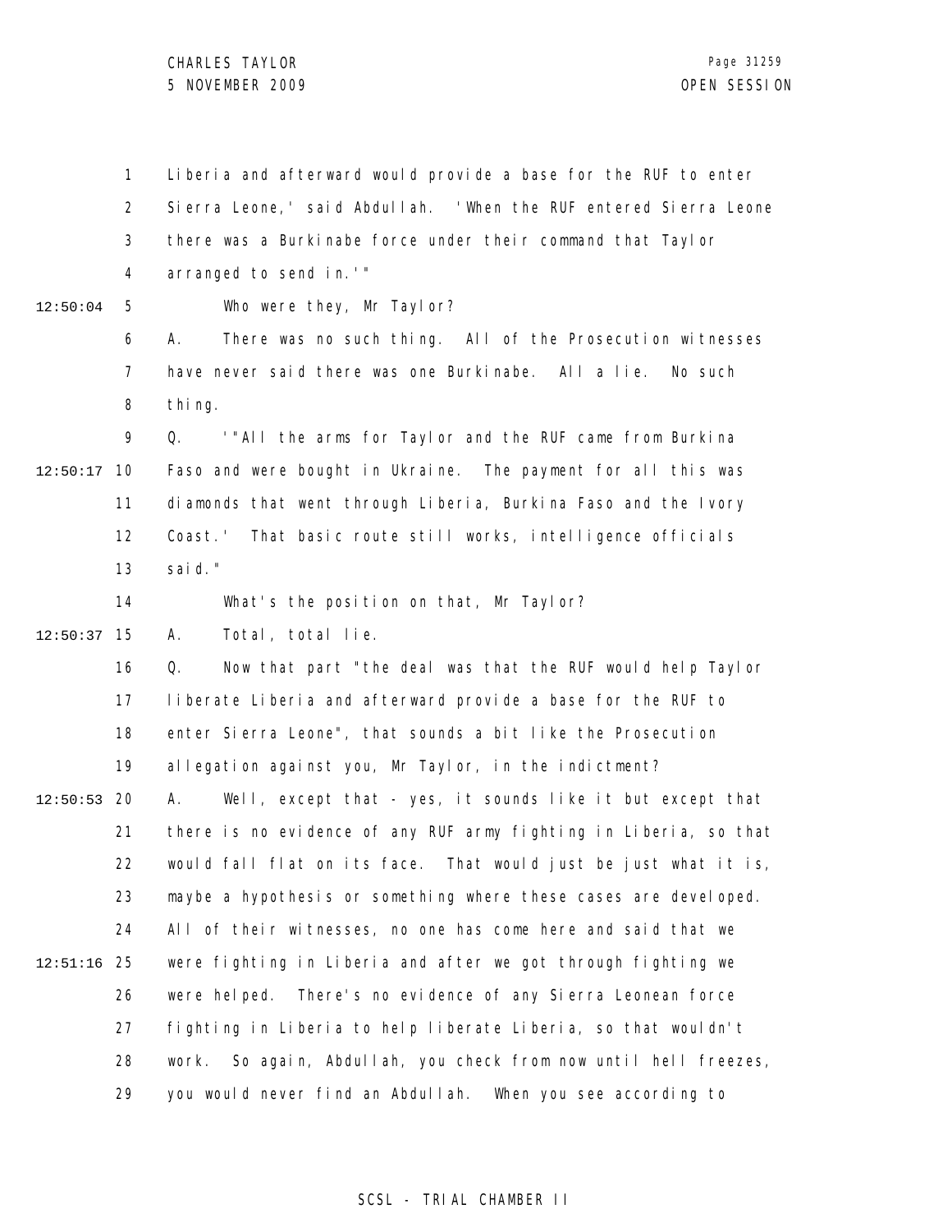Liberia and afterward would provide a base for the RUF to enter Sierra Leone,' said Abdullah. 'When the RUF entered Sierra Leone there was a Burkinabe force under their command that Taylor arranged to send in.'"

Who were they, Mr Taylor?

A. There was no such thing. All of the Prosecution witnesses have never said there was one Burkinabe. All a lie. No such thing.

Q. '"All the arms for Taylor and the RUF came from Burkina Faso and were bought in Ukraine. The payment for all this was diamonds that went through Liberia, Burkina Faso and the Ivory Coast.' That basic route still works, intelligence officials said."

What's the position on that, Mr Taylor?

A. Total, total lie.

Q. Now that part "the deal was that the RUF would help Taylor liberate Liberia and afterward provide a base for the RUF to enter Sierra Leone", that sounds a bit like the Prosecution allegation against you, Mr Taylor, in the indictment?

A. Well, except that - yes, it sounds like it but except that there is no evidence of any RUF army fighting in Liberia, so that would fall flat on its face. That would just be just what it is, maybe a hypothesis or something where these cases are developed. All of their witnesses, no one has come here and said that we were fighting in Liberia and after we got through fighting we were helped. There's no evidence of any Sierra Leonean force fighting in Liberia to help liberate Liberia, so that wouldn't work. So again, Abdullah, you check from now until hell freezes, you would never find an Abdullah. When you see according to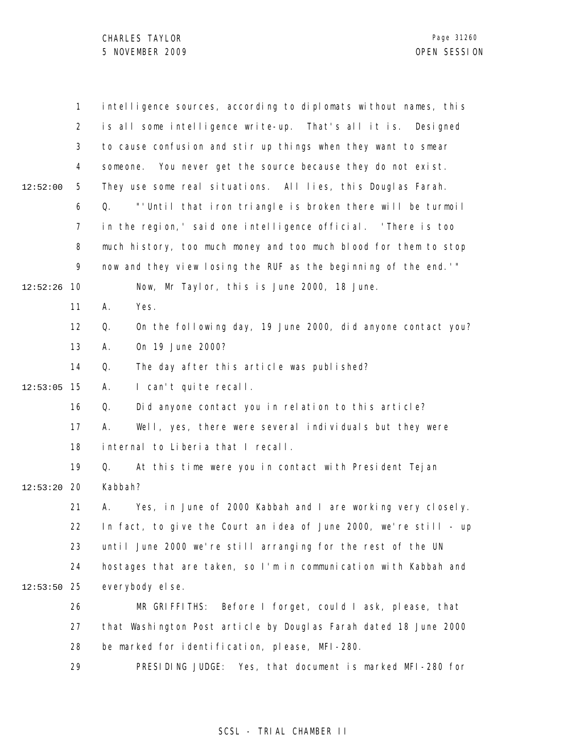intelligence sources, according to diplomats without names, this is all some intelligence write-up. That's all it is. Designed to cause confusion and stir up things when they want to smear someone. You never get the source because they do not exist. They use some real situations. All lies, this Douglas Farah.

Q. "'Until that iron triangle is broken there will be turmoil in the region,' said one intelligence official. 'There is too much history, too much money and too much blood for them to stop now and they view losing the RUF as the beginning of the end.'"

Now, Mr Taylor, this is June 2000, 18 June.

A. Yes.

Q. On the following day, 19 June 2000, did anyone contact you?

A. On 19 June 2000?

Q. The day after this article was published?

A. I can't quite recall.

Q. Did anyone contact you in relation to this article?

A. Well, yes, there were several individuals but they were internal to Liberia that I recall.

Q. At this time were you in contact with President Tejan Kabbah?

A. Yes, in June of 2000 Kabbah and I are working very closely. In fact, to give the Court an idea of June 2000, we're still - up until June 2000 we're still arranging for the rest of the UN hostages that are taken, so I'm in communication with Kabbah and everybody else.

MR GRIFFITHS: Before I forget, could I ask, please, that that Washington Post article by Douglas Farah dated 18 June 2000 be marked for identification, please, MFI-280.

PRESIDING JUDGE: Yes, that document is marked MFI-280 for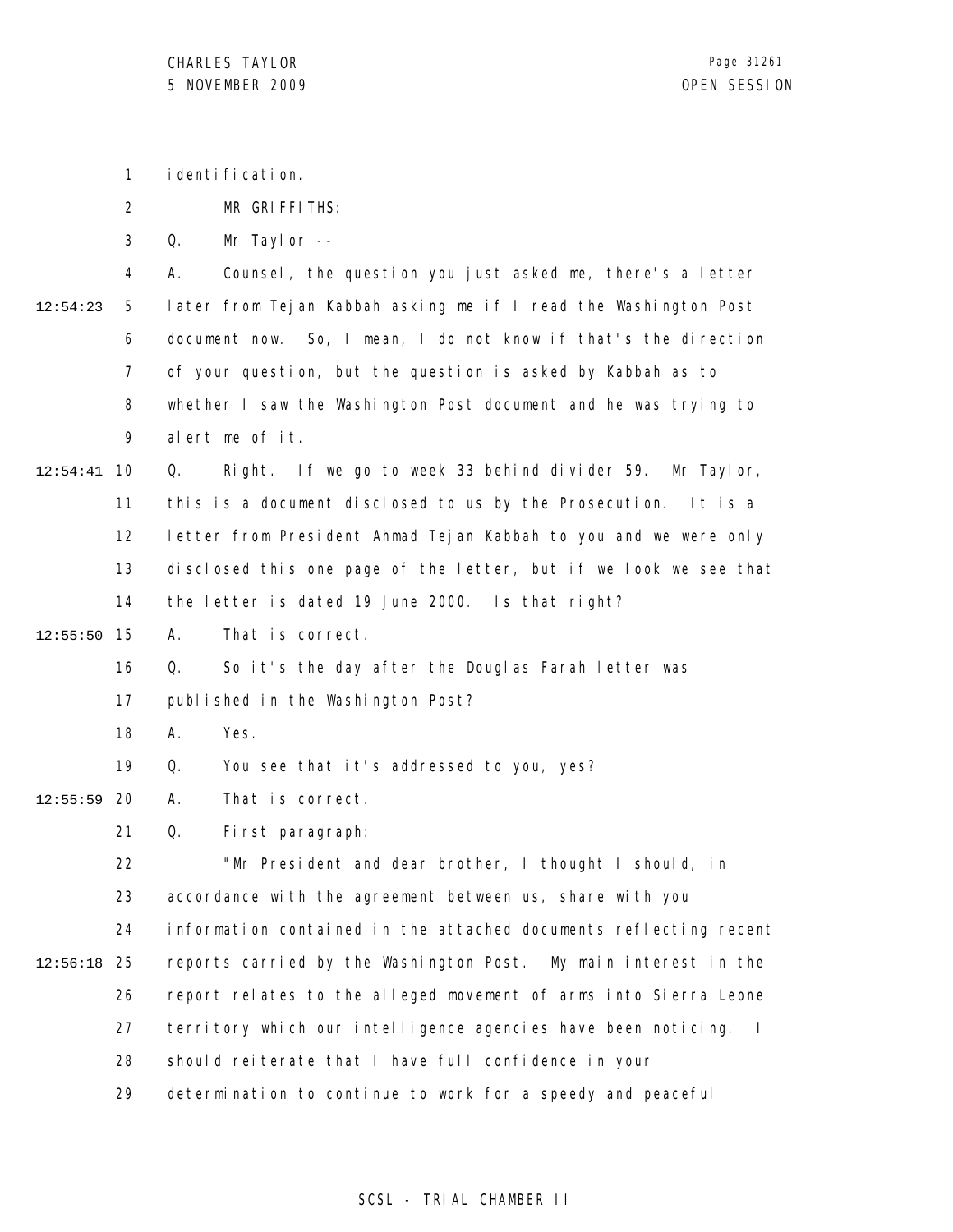1 identification.

2 MR GRIFFITHS:

3 Q. Mr Taylor --

4 A. Counsel, the question you just asked me, there's a letter

12:54:23 5 later from Tejan Kabbah asking me if I read the Washington Post

6 document now. So, I mean, I do not know if that's the direction

7 of your question, but the question is asked by Kabbah as to

8 whether I saw the Washington Post document and he was trying to

9 alert me of it.

12:54:41 10 Q. Right. If we go to week 33 behind divider 59. Mr Taylor,

11 this is a document disclosed to us by the Prosecution. It is a

12 letter from President Ahmad Tejan Kabbah to you and we were only

13 disclosed this one page of the letter, but if we look we see that

14 the letter is dated 19 June 2000. Is that right?

12:55:50 15 A. That is correct.

16 Q. So it's the day after the Douglas Farah letter was

17 published in the Washington Post?

18 A. Yes.

19 Q. You see that it's addressed to you, yes?

12:55:59 20 A. That is correct.

21 Q. First paragraph:

22 "Mr President and dear brother, I thought I should, in

23 accordance with the agreement between us, share with you

24 information contained in the attached documents reflecting recent

12:56:18 25 reports carried by the Washington Post. My main interest in the

26 report relates to the alleged movement of arms into Sierra Leone

27 territory which our intelligence agencies have been noticing. I

28 should reiterate that I have full confidence in your

29 determination to continue to work for a speedy and peaceful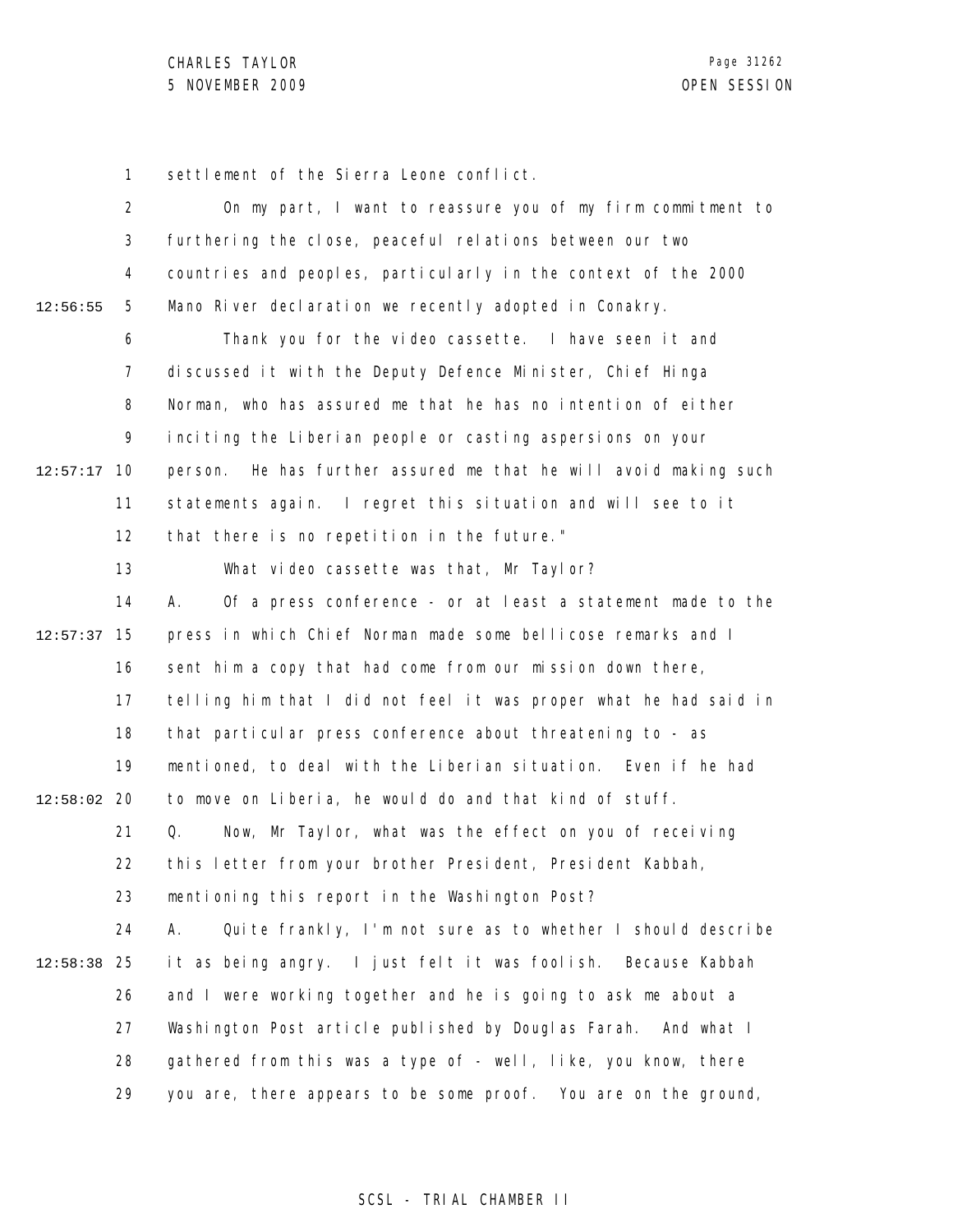settlement of the Sierra Leone conflict.

On my part, I want to reassure you of my firm commitment to furthering the close, peaceful relations between our two countries and peoples, particularly in the context of the 2000 Mano River declaration we recently adopted in Conakry.

Thank you for the video cassette. I have seen it and discussed it with the Deputy Defence Minister, Chief Hinga Norman, who has assured me that he has no intention of either inciting the Liberian people or casting aspersions on your person. He has further assured me that he will avoid making such statements again. I regret this situation and will see to it that there is no repetition in the future."

What video cassette was that, Mr Taylor?

A. Of a press conference - or at least a statement made to the press in which Chief Norman made some bellicose remarks and I sent him a copy that had come from our mission down there, telling him that I did not feel it was proper what he had said in that particular press conference about threatening to - as mentioned, to deal with the Liberian situation. Even if he had to move on Liberia, he would do and that kind of stuff.

Q. Now, Mr Taylor, what was the effect on you of receiving this letter from your brother President, President Kabbah, mentioning this report in the Washington Post?

A. Quite frankly, I'm not sure as to whether I should describe it as being angry. I just felt it was foolish. Because Kabbah and I were working together and he is going to ask me about a Washington Post article published by Douglas Farah. And what I gathered from this was a type of - well, like, you know, there you are, there appears to be some proof. You are on the ground,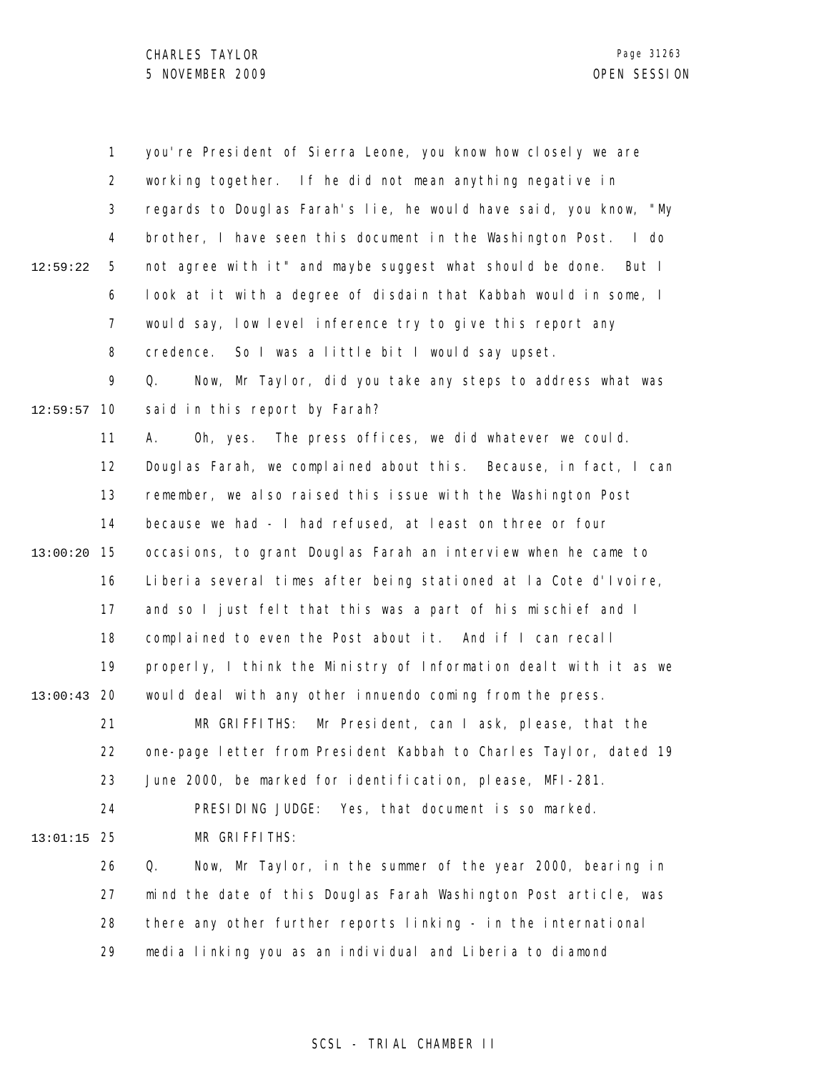you're President of Sierra Leone, you know how closely we are working together. If he did not mean anything negative in regards to Douglas Farah's lie, he would have said, you know, "My brother, I have seen this document in the Washington Post. I do not agree with it" and maybe suggest what should be done. But I look at it with a degree of disdain that Kabbah would in some, I would say, low level inference try to give this report any credence. So I was a little bit I would say upset.

Q. Now, Mr Taylor, did you take any steps to address what was said in this report by Farah?

A. Oh, yes. The press offices, we did whatever we could. Douglas Farah, we complained about this. Because, in fact, I can remember, we also raised this issue with the Washington Post because we had - I had refused, at least on three or four occasions, to grant Douglas Farah an interview when he came to Liberia several times after being stationed at la Cote d'Ivoire, and so I just felt that this was a part of his mischief and I complained to even the Post about it. And if I can recall properly, I think the Ministry of Information dealt with it as we would deal with any other innuendo coming from the press.

MR GRIFFITHS: Mr President, can I ask, please, that the one-page letter from President Kabbah to Charles Taylor, dated 19 June 2000, be marked for identification, please, MFI-281.

PRESIDING JUDGE: Yes, that document is so marked.

MR GRIFFITHS:

Q. Now, Mr Taylor, in the summer of the year 2000, bearing in mind the date of this Douglas Farah Washington Post article, was there any other further reports linking - in the international media linking you as an individual and Liberia to diamond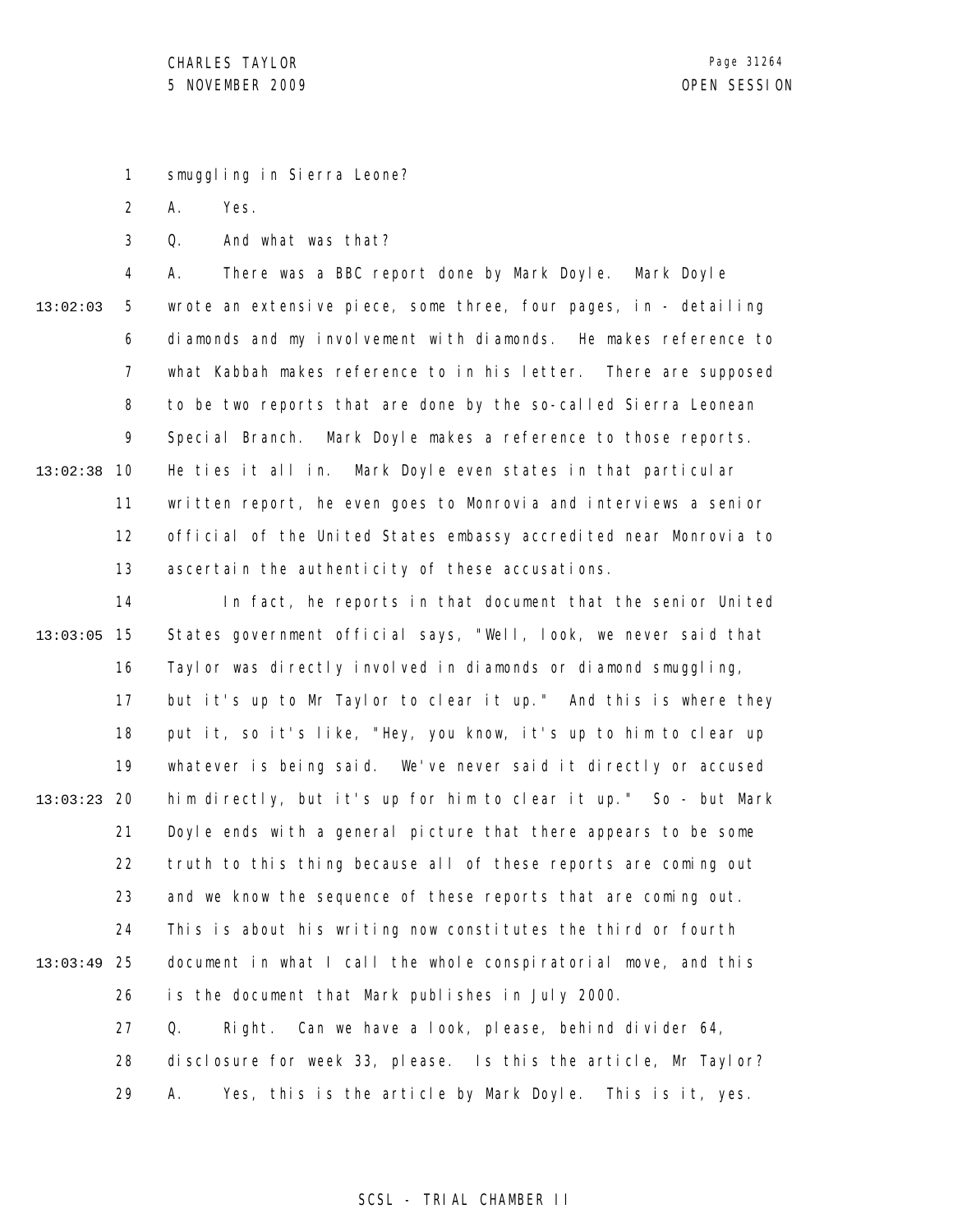smuggling in Sierra Leone?

A. Yes.

Q. And what was that?

A. There was a BBC report done by Mark Doyle. Mark Doyle wrote an extensive piece, some three, four pages, in - detailing diamonds and my involvement with diamonds. He makes reference to what Kabbah makes reference to in his letter. There are supposed to be two reports that are done by the so-called Sierra Leonean Special Branch. Mark Doyle makes a reference to those reports. He ties it all in. Mark Doyle even states in that particular written report, he even goes to Monrovia and interviews a senior official of the United States embassy accredited near Monrovia to ascertain the authenticity of these accusations.

In fact, he reports in that document that the senior United States government official says, "Well, look, we never said that Taylor was directly involved in diamonds or diamond smuggling, but it's up to Mr Taylor to clear it up." And this is where they put it, so it's like, "Hey, you know, it's up to him to clear up whatever is being said. We've never said it directly or accused him directly, but it's up for him to clear it up." So - but Mark Doyle ends with a general picture that there appears to be some truth to this thing because all of these reports are coming out and we know the sequence of these reports that are coming out. This is about his writing now constitutes the third or fourth document in what I call the whole conspiratorial move, and this is the document that Mark publishes in July 2000.

Q. Right. Can we have a look, please, behind divider 64, disclosure for week 33, please. Is this the article, Mr Taylor?

A. Yes, this is the article by Mark Doyle. This is it, yes.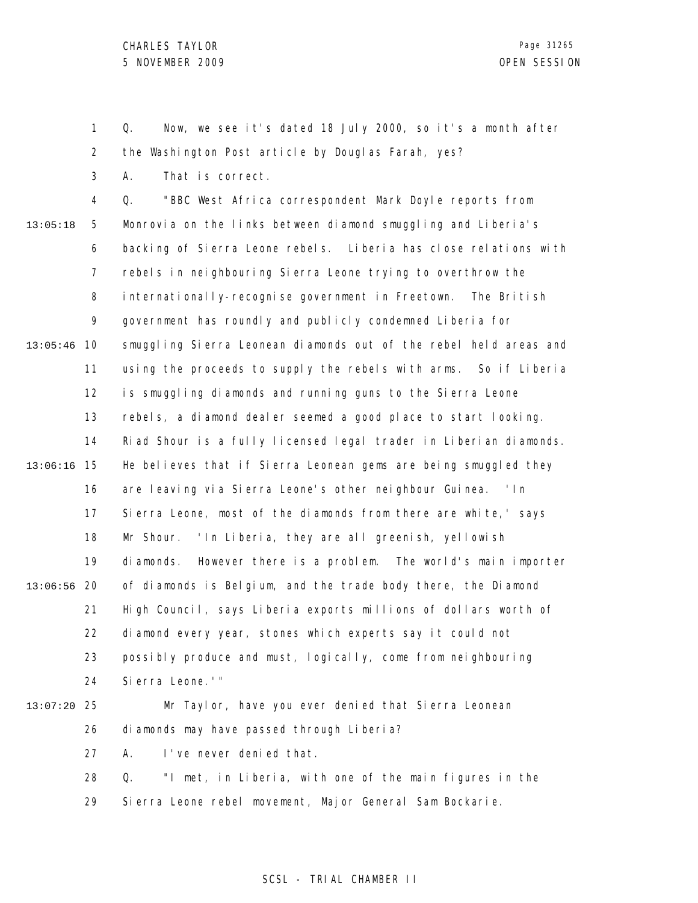Q. Now, we see it's dated 18 July 2000, so it's a month after the Washington Post article by Douglas Farah, yes?

A. That is correct.

Q. "BBC West Africa correspondent Mark Doyle reports from Monrovia on the links between diamond smuggling and Liberia's backing of Sierra Leone rebels. Liberia has close relations with rebels in neighbouring Sierra Leone trying to overthrow the internationally-recognise government in Freetown. The British government has roundly and publicly condemned Liberia for smuggling Sierra Leonean diamonds out of the rebel held areas and using the proceeds to supply the rebels with arms. So if Liberia is smuggling diamonds and running guns to the Sierra Leone rebels, a diamond dealer seemed a good place to start looking. Riad Shour is a fully licensed legal trader in Liberian diamonds. He believes that if Sierra Leonean gems are being smuggled they are leaving via Sierra Leone's other neighbour Guinea. 'In Sierra Leone, most of the diamonds from there are white,' says Mr Shour. 'In Liberia, they are all greenish, yellowish diamonds. However there is a problem. The world's main importer of diamonds is Belgium, and the trade body there, the Diamond High Council, says Liberia exports millions of dollars worth of diamond every year, stones which experts say it could not possibly produce and must, logically, come from neighbouring Sierra Leone.'"

Mr Taylor, have you ever denied that Sierra Leonean diamonds may have passed through Liberia?

A. I've never denied that.

Q. "I met, in Liberia, with one of the main figures in the Sierra Leone rebel movement, Major General Sam Bockarie.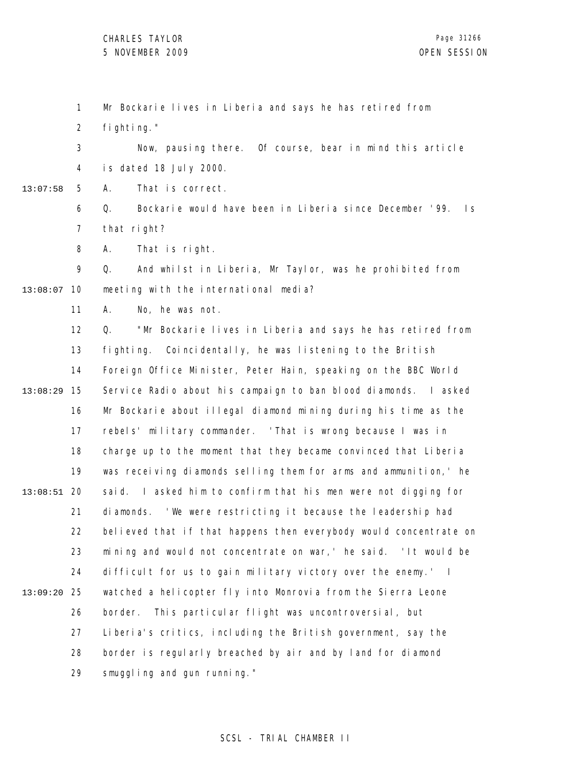Mr Bockarie lives in Liberia and says he has retired from fighting."

Now, pausing there. Of course, bear in mind this article is dated 18 July 2000.

A. That is correct.

Q. Bockarie would have been in Liberia since December '99. Is that right?

A. That is right.

Q. And whilst in Liberia, Mr Taylor, was he prohibited from meeting with the international media?

A. No, he was not.

Q. "Mr Bockarie lives in Liberia and says he has retired from fighting. Coincidentally, he was listening to the British Foreign Office Minister, Peter Hain, speaking on the BBC World Service Radio about his campaign to ban blood diamonds. I asked Mr Bockarie about illegal diamond mining during his time as the rebels' military commander. 'That is wrong because I was in charge up to the moment that they became convinced that Liberia was receiving diamonds selling them for arms and ammunition,' he said. I asked him to confirm that his men were not digging for diamonds. 'We were restricting it because the leadership had believed that if that happens then everybody would concentrate on mining and would not concentrate on war,' he said. 'It would be difficult for us to gain military victory over the enemy.' I watched a helicopter fly into Monrovia from the Sierra Leone border. This particular flight was uncontroversial, but Liberia's critics, including the British government, say the border is regularly breached by air and by land for diamond smuggling and gun running."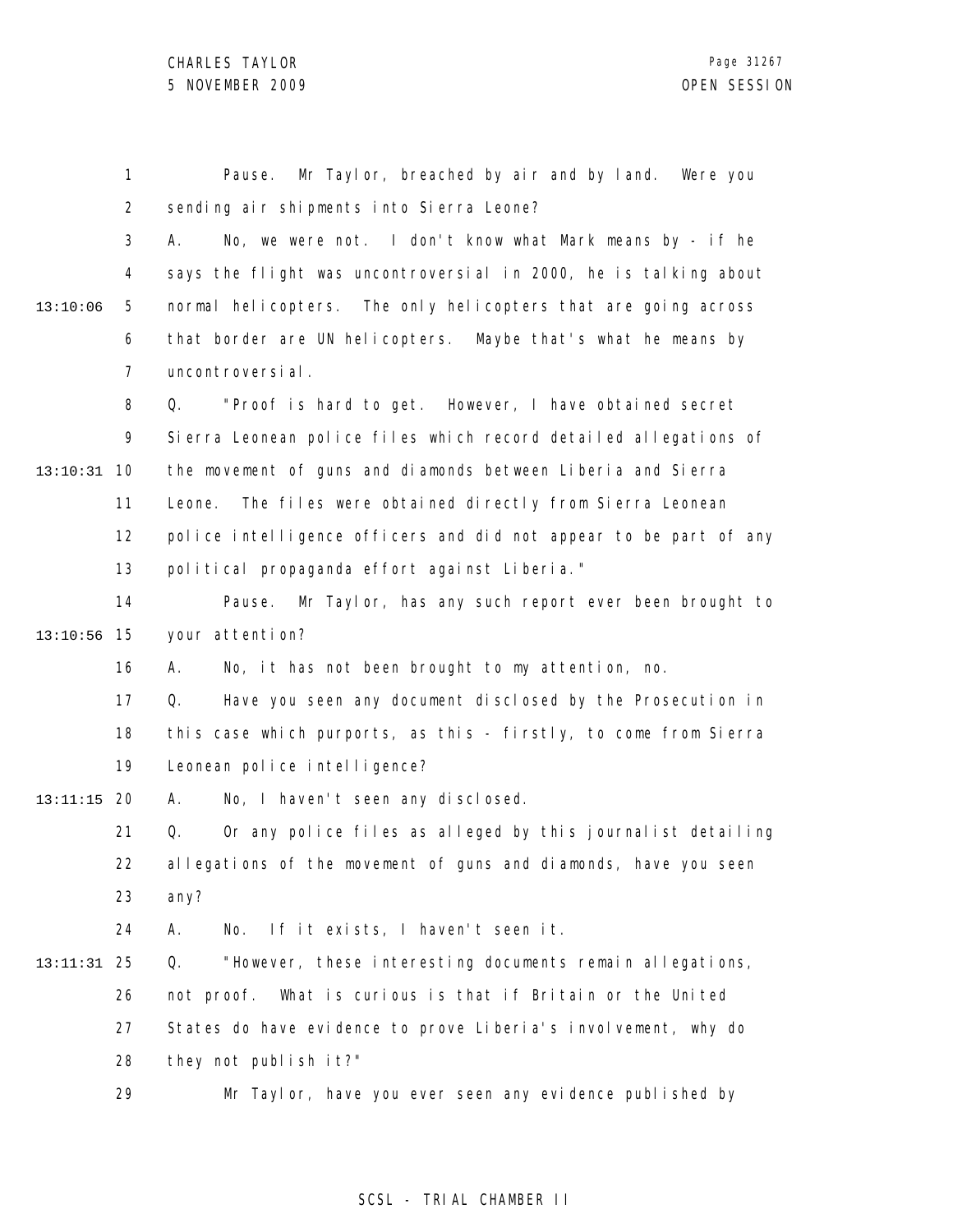Pause. Mr Taylor, breached by air and by land. Were you sending air shipments into Sierra Leone?

A. No, we were not. I don't know what Mark means by - if he says the flight was uncontroversial in 2000, he is talking about normal helicopters. The only helicopters that are going across that border are UN helicopters. Maybe that's what he means by uncontroversial.

Q. "Proof is hard to get. However, I have obtained secret Sierra Leonean police files which record detailed allegations of the movement of guns and diamonds between Liberia and Sierra Leone. The files were obtained directly from Sierra Leonean police intelligence officers and did not appear to be part of any political propaganda effort against Liberia."

Pause. Mr Taylor, has any such report ever been brought to your attention?

A. No, it has not been brought to my attention, no.

Q. Have you seen any document disclosed by the Prosecution in this case which purports, as this - firstly, to come from Sierra Leonean police intelligence?

A. No, I haven't seen any disclosed.

Q. Or any police files as alleged by this journalist detailing allegations of the movement of guns and diamonds, have you seen any?

A. No. If it exists, I haven't seen it.

Q. "However, these interesting documents remain allegations, not proof. What is curious is that if Britain or the United States do have evidence to prove Liberia's involvement, why do they not publish it?"

Mr Taylor, have you ever seen any evidence published by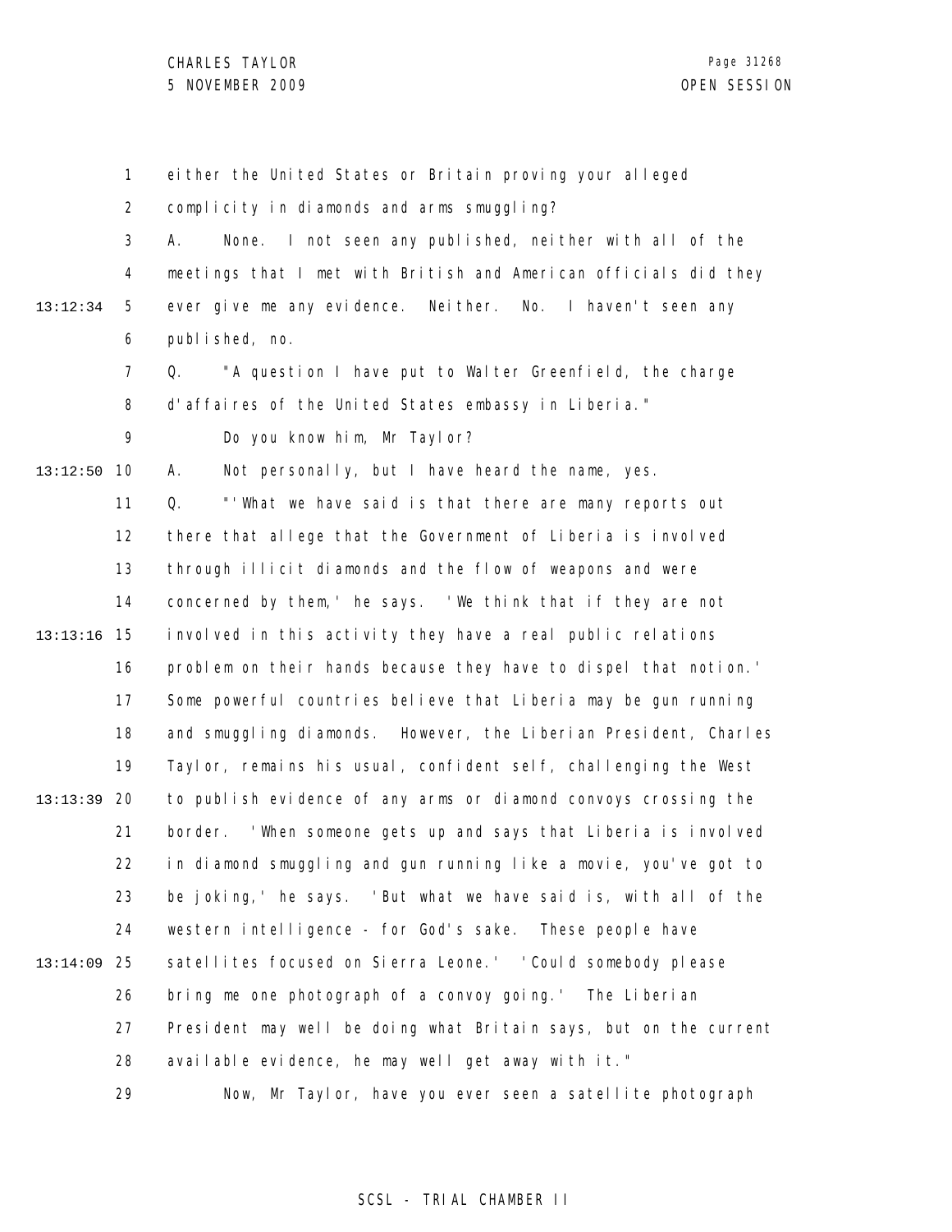either the United States or Britain proving your alleged complicity in diamonds and arms smuggling?

A. None. I not seen any published, neither with all of the meetings that I met with British and American officials did they ever give me any evidence. Neither. No. I haven't seen any published, no.

Q. "A question I have put to Walter Greenfield, the charge d'affaires of the United States embassy in Liberia."

Do you know him, Mr Taylor?

A. Not personally, but I have heard the name, yes.

Q. "'What we have said is that there are many reports out there that allege that the Government of Liberia is involved through illicit diamonds and the flow of weapons and were concerned by them,' he says. 'We think that if they are not involved in this activity they have a real public relations problem on their hands because they have to dispel that notion.' Some powerful countries believe that Liberia may be gun running and smuggling diamonds. However, the Liberian President, Charles Taylor, remains his usual, confident self, challenging the West to publish evidence of any arms or diamond convoys crossing the border. 'When someone gets up and says that Liberia is involved in diamond smuggling and gun running like a movie, you've got to be joking,' he says. 'But what we have said is, with all of the western intelligence - for God's sake. These people have satellites focused on Sierra Leone.' 'Could somebody please bring me one photograph of a convoy going.' The Liberian President may well be doing what Britain says, but on the current available evidence, he may well get away with it."

Now, Mr Taylor, have you ever seen a satellite photograph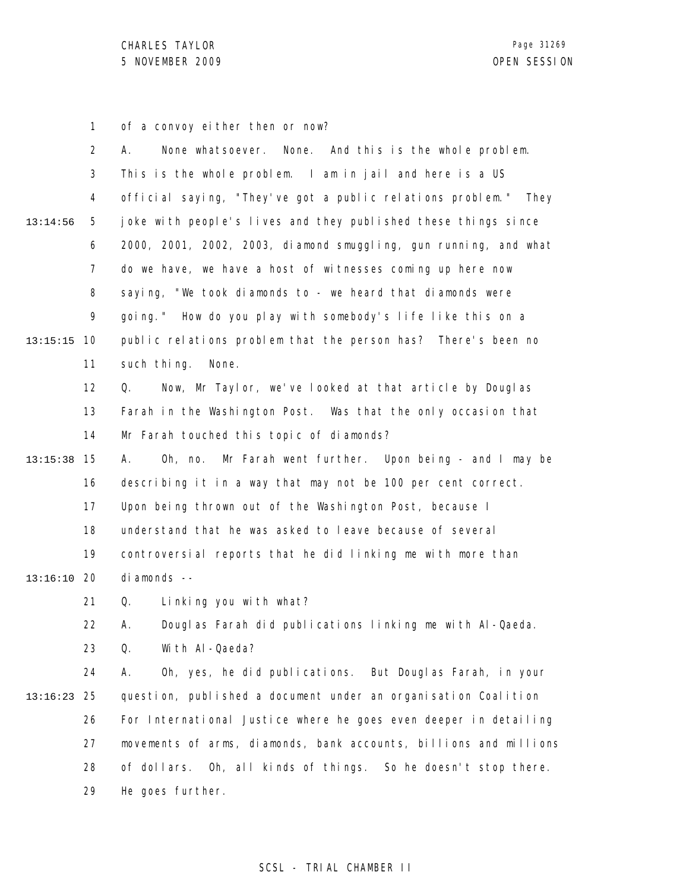of a convoy either then or now?

A. None whatsoever. None. And this is the whole problem. This is the whole problem. I am in jail and here is a US official saying, "They've got a public relations problem." They joke with people's lives and they published these things since 2000, 2001, 2002, 2003, diamond smuggling, gun running, and what do we have, we have a host of witnesses coming up here now saying, "We took diamonds to - we heard that diamonds were going." How do you play with somebody's life like this on a public relations problem that the person has? There's been no such thing. None.

Q. Now, Mr Taylor, we've looked at that article by Douglas Farah in the Washington Post. Was that the only occasion that Mr Farah touched this topic of diamonds?

A. Oh, no. Mr Farah went further. Upon being - and I may be describing it in a way that may not be 100 per cent correct. Upon being thrown out of the Washington Post, because I understand that he was asked to leave because of several controversial reports that he did linking me with more than diamonds --

Q. Linking you with what?

A. Douglas Farah did publications linking me with Al-Qaeda.

Q. With Al-Qaeda?

A. Oh, yes, he did publications. But Douglas Farah, in your question, published a document under an organisation Coalition For International Justice where he goes even deeper in detailing movements of arms, diamonds, bank accounts, billions and millions of dollars. Oh, all kinds of things. So he doesn't stop there. He goes further.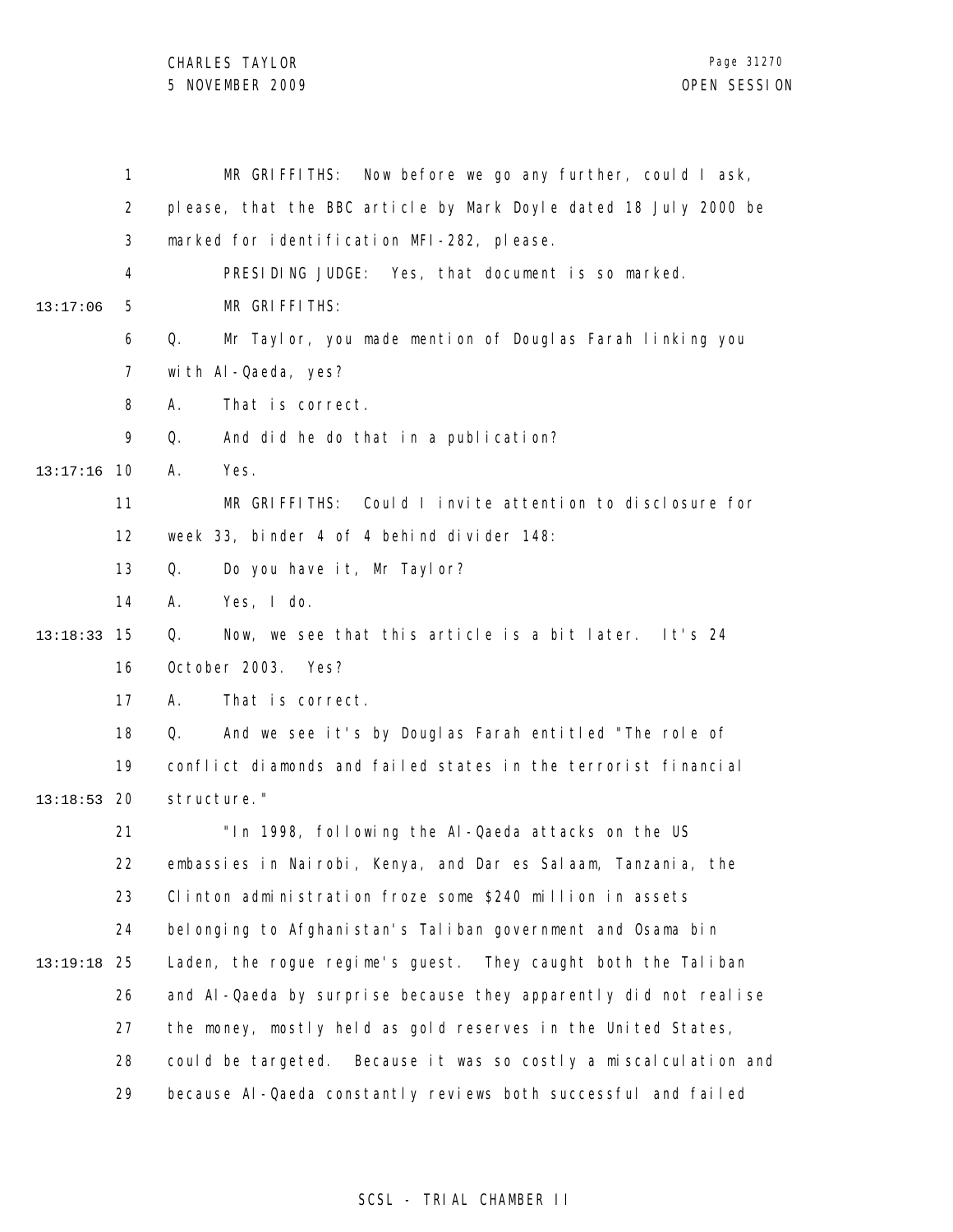MR GRIFFITHS: Now before we go any further, could I ask, please, that the BBC article by Mark Doyle dated 18 July 2000 be marked for identification MFI-282, please.

PRESIDING JUDGE: Yes, that document is so marked.

MR GRIFFITHS:

Q. Mr Taylor, you made mention of Douglas Farah linking you with Al-Qaeda, yes?

A. That is correct.

Q. And did he do that in a publication?

A. Yes.

MR GRIFFITHS: Could I invite attention to disclosure for week 33, binder 4 of 4 behind divider 148:

Q. Do you have it, Mr Taylor?

A. Yes, I do.

Q. Now, we see that this article is a bit later. It's 24 October 2003. Yes?

A. That is correct.

Q. And we see it's by Douglas Farah entitled "The role of conflict diamonds and failed states in the terrorist financial structure."

"In 1998, following the Al-Qaeda attacks on the US embassies in Nairobi, Kenya, and Dar es Salaam, Tanzania, the Clinton administration froze some $240 million in assets belonging to Afghanistan's Taliban government and Osama bin Laden, the rogue regime's guest. They caught both the Taliban and Al-Qaeda by surprise because they apparently did not realise the money, mostly held as gold reserves in the United States, could be targeted. Because it was so costly a miscalculation and because Al-Qaeda constantly reviews both successful and failed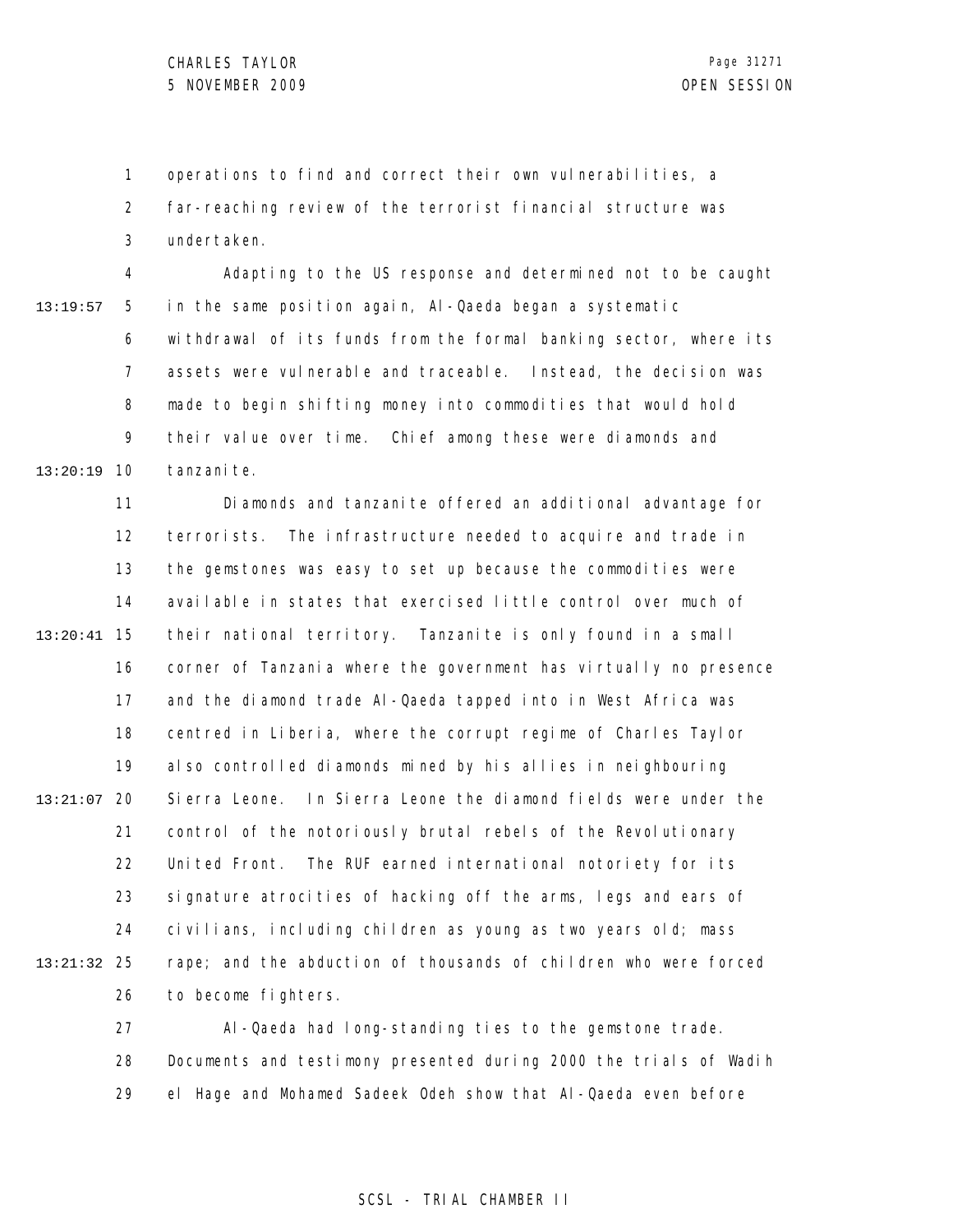operations to find and correct their own vulnerabilities, a far-reaching review of the terrorist financial structure was undertaken.

Adapting to the US response and determined not to be caught in the same position again, Al-Qaeda began a systematic withdrawal of its funds from the formal banking sector, where its assets were vulnerable and traceable. Instead, the decision was made to begin shifting money into commodities that would hold their value over time. Chief among these were diamonds and tanzanite.

Diamonds and tanzanite offered an additional advantage for terrorists. The infrastructure needed to acquire and trade in the gemstones was easy to set up because the commodities were available in states that exercised little control over much of their national territory. Tanzanite is only found in a small corner of Tanzania where the government has virtually no presence and the diamond trade Al-Qaeda tapped into in West Africa was centred in Liberia, where the corrupt regime of Charles Taylor also controlled diamonds mined by his allies in neighbouring Sierra Leone. In Sierra Leone the diamond fields were under the control of the notoriously brutal rebels of the Revolutionary United Front. The RUF earned international notoriety for its signature atrocities of hacking off the arms, legs and ears of civilians, including children as young as two years old; mass rape; and the abduction of thousands of children who were forced to become fighters.

Al-Qaeda had long-standing ties to the gemstone trade. Documents and testimony presented during 2000 the trials of Wadih el Hage and Mohamed Sadeek Odeh show that Al-Qaeda even before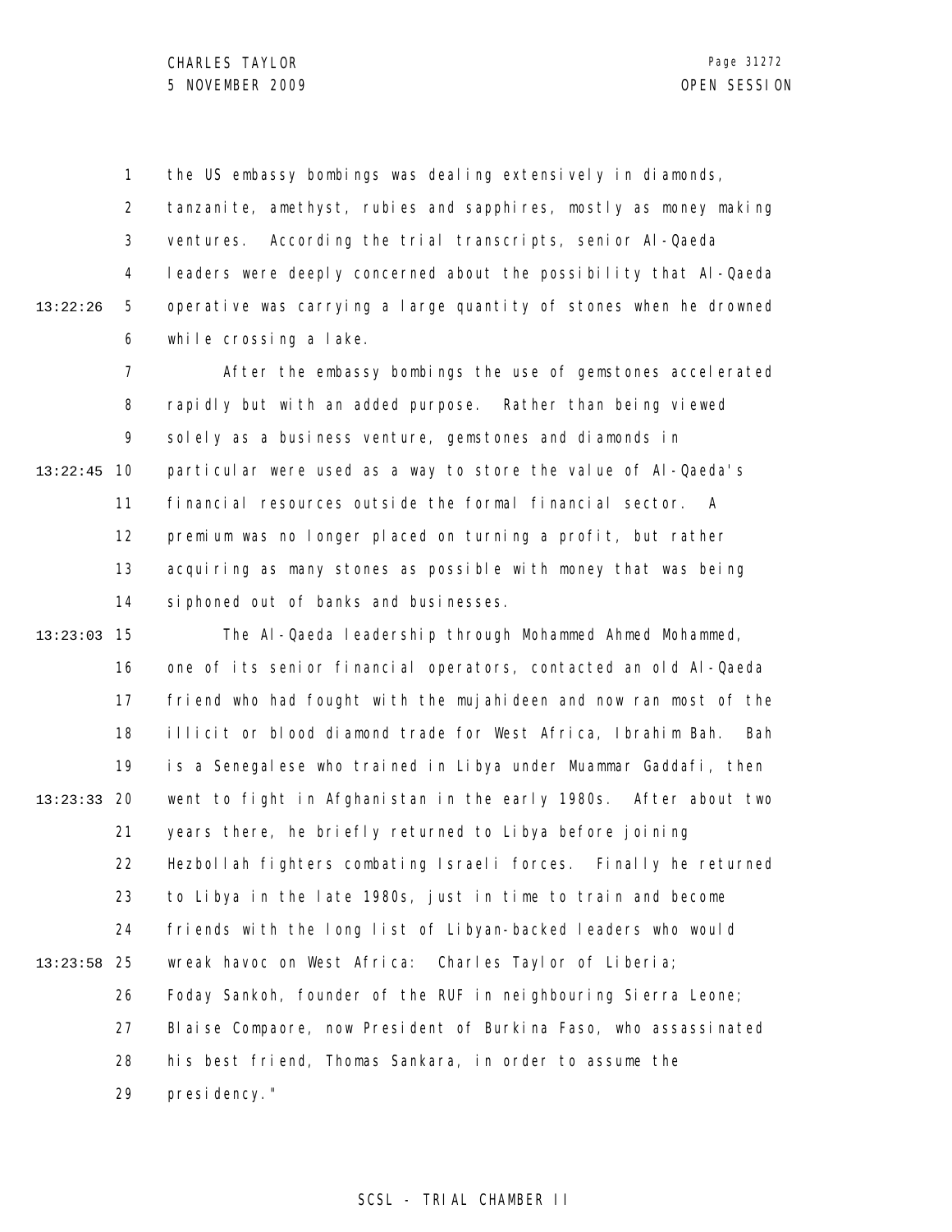the US embassy bombings was dealing extensively in diamonds, tanzanite, amethyst, rubies and sapphires, mostly as money making ventures. According the trial transcripts, senior Al-Qaeda leaders were deeply concerned about the possibility that Al-Qaeda operative was carrying a large quantity of stones when he drowned while crossing a lake.

After the embassy bombings the use of gemstones accelerated rapidly but with an added purpose. Rather than being viewed solely as a business venture, gemstones and diamonds in particular were used as a way to store the value of Al-Qaeda's financial resources outside the formal financial sector. A premium was no longer placed on turning a profit, but rather acquiring as many stones as possible with money that was being siphoned out of banks and businesses.

The Al-Qaeda leadership through Mohammed Ahmed Mohammed, one of its senior financial operators, contacted an old Al-Qaeda friend who had fought with the mujahideen and now ran most of the illicit or blood diamond trade for West Africa, Ibrahim Bah. Bah is a Senegalese who trained in Libya under Muammar Gaddafi, then went to fight in Afghanistan in the early 1980s. After about two years there, he briefly returned to Libya before joining Hezbollah fighters combating Israeli forces. Finally he returned to Libya in the late 1980s, just in time to train and become friends with the long list of Libyan-backed leaders who would wreak havoc on West Africa: Charles Taylor of Liberia; Foday Sankoh, founder of the RUF in neighbouring Sierra Leone; Blaise Compaore, now President of Burkina Faso, who assassinated his best friend, Thomas Sankara, in order to assume the presidency."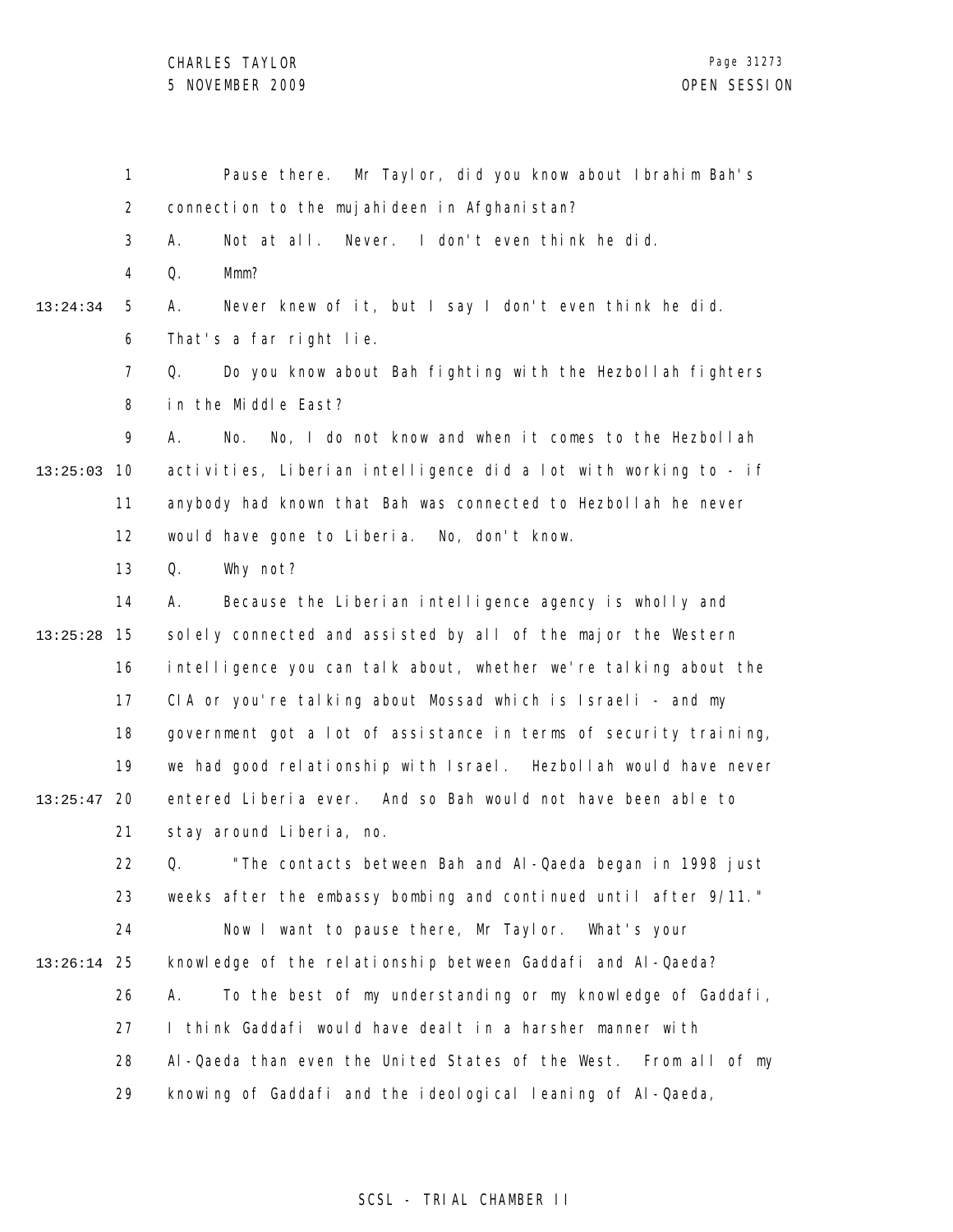Pause there. Mr Taylor, did you know about Ibrahim Bah's connection to the mujahideen in Afghanistan?

A. Not at all. Never. I don't even think he did.

Q. Mmm?

A. Never knew of it, but I say I don't even think he did. That's a far right lie.

Q. Do you know about Bah fighting with the Hezbollah fighters in the Middle East?

A. No. No, I do not know and when it comes to the Hezbollah activities, Liberian intelligence did a lot with working to - if anybody had known that Bah was connected to Hezbollah he never would have gone to Liberia. No, don't know.

Q. Why not?

A. Because the Liberian intelligence agency is wholly and solely connected and assisted by all of the major the Western intelligence you can talk about, whether we're talking about the CIA or you're talking about Mossad which is Israeli - and my government got a lot of assistance in terms of security training, we had good relationship with Israel. Hezbollah would have never entered Liberia ever. And so Bah would not have been able to stay around Liberia, no.

Q. "The contacts between Bah and Al-Qaeda began in 1998 just weeks after the embassy bombing and continued until after 9/11."

Now I want to pause there, Mr Taylor. What's your knowledge of the relationship between Gaddafi and Al-Qaeda?

A. To the best of my understanding or my knowledge of Gaddafi, I think Gaddafi would have dealt in a harsher manner with Al-Qaeda than even the United States of the West. From all of my knowing of Gaddafi and the ideological leaning of Al-Qaeda,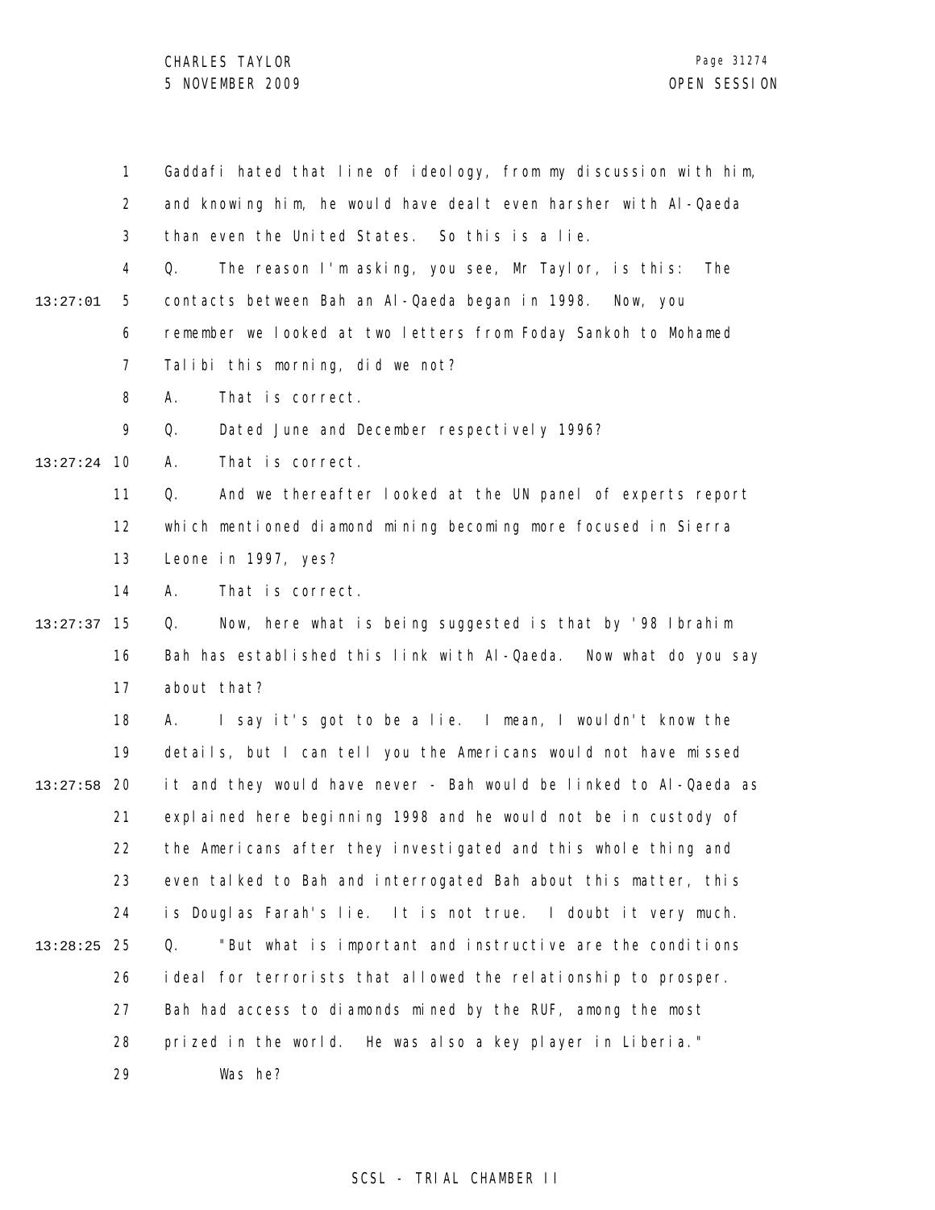Gaddafi hated that line of ideology, from my discussion with him, and knowing him, he would have dealt even harsher with Al-Qaeda than even the United States. So this is a lie.

Q. The reason I'm asking, you see, Mr Taylor, is this: The contacts between Bah an Al-Qaeda began in 1998. Now, you remember we looked at two letters from Foday Sankoh to Mohamed Talibi this morning, did we not?

A. That is correct.

Q. Dated June and December respectively 1996?

A. That is correct.

Q. And we thereafter looked at the UN panel of experts report which mentioned diamond mining becoming more focused in Sierra Leone in 1997, yes?

A. That is correct.

Q. Now, here what is being suggested is that by '98 Ibrahim Bah has established this link with Al-Qaeda. Now what do you say about that?

A. I say it's got to be a lie. I mean, I wouldn't know the details, but I can tell you the Americans would not have missed it and they would have never - Bah would be linked to Al-Qaeda as explained here beginning 1998 and he would not be in custody of the Americans after they investigated and this whole thing and even talked to Bah and interrogated Bah about this matter, this is Douglas Farah's lie. It is not true. I doubt it very much.

Q. "But what is important and instructive are the conditions ideal for terrorists that allowed the relationship to prosper. Bah had access to diamonds mined by the RUF, among the most prized in the world. He was also a key player in Liberia."

Was he?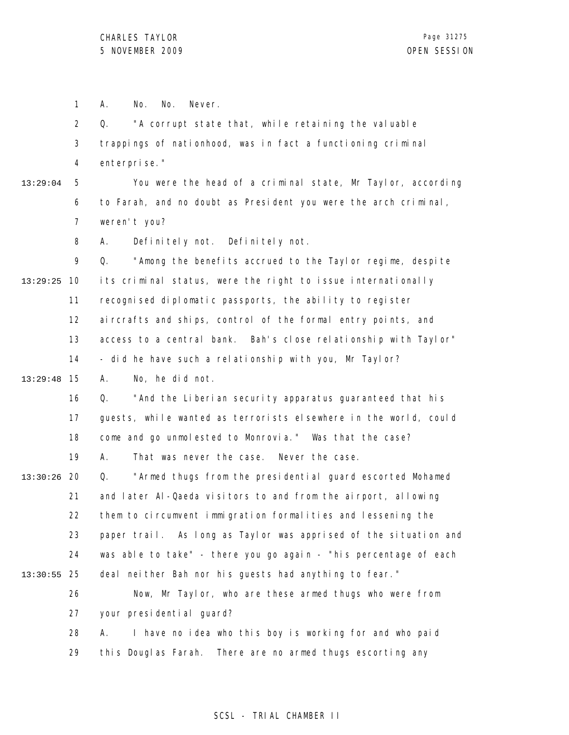A. No. No. Never.

Q. "A corrupt state that, while retaining the valuable trappings of nationhood, was in fact a functioning criminal enterprise."

13:29:04 You were the head of a criminal state, Mr Taylor, according to Farah, and no doubt as President you were the arch criminal, weren't you?

A. Definitely not. Definitely not.

Q. "Among the benefits accrued to the Taylor regime, despite

13:29:25 its criminal status, were the right to issue internationally recognised diplomatic passports, the ability to register aircrafts and ships, control of the formal entry points, and access to a central bank. Bah's close relationship with Taylor" - did he have such a relationship with you, Mr Taylor?

13:29:48 A. No, he did not.

Q. "And the Liberian security apparatus guaranteed that his guests, while wanted as terrorists elsewhere in the world, could come and go unmolested to Monrovia." Was that the case?

A. That was never the case. Never the case.

13:30:26 Q. "Armed thugs from the presidential guard escorted Mohamed and later Al-Qaeda visitors to and from the airport, allowing them to circumvent immigration formalities and lessening the paper trail. As long as Taylor was apprised of the situation and was able to take" - there you go again - "his percentage of each

13:30:55 deal neither Bah nor his guests had anything to fear."

Now, Mr Taylor, who are these armed thugs who were from your presidential guard?

A. I have no idea who this boy is working for and who paid this Douglas Farah. There are no armed thugs escorting any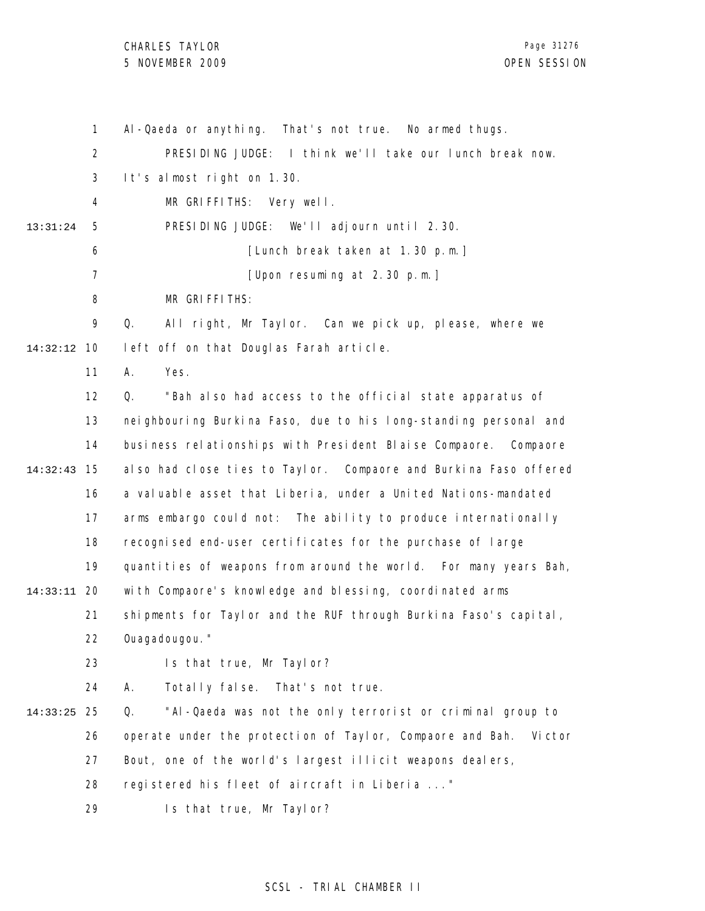Al-Qaeda or anything. That's not true. No armed thugs.

PRESIDING JUDGE: I think we'll take our lunch break now. It's almost right on 1.30.

MR GRIFFITHS: Very well.

PRESIDING JUDGE: We'll adjourn until 2.30.

[Lunch break taken at 1.30 p.m.]

[Upon resuming at 2.30 p.m.]

MR GRIFFITHS:

Q. All right, Mr Taylor. Can we pick up, please, where we left off on that Douglas Farah article.

A. Yes.

Q. "Bah also had access to the official state apparatus of neighbouring Burkina Faso, due to his long-standing personal and business relationships with President Blaise Compaore. Compaore also had close ties to Taylor. Compaore and Burkina Faso offered a valuable asset that Liberia, under a United Nations-mandated arms embargo could not: The ability to produce internationally recognised end-user certificates for the purchase of large quantities of weapons from around the world. For many years Bah, with Compaore's knowledge and blessing, coordinated arms shipments for Taylor and the RUF through Burkina Faso's capital, Ouagadougou."

Is that true, Mr Taylor?

A. Totally false. That's not true.

Q. "Al-Qaeda was not the only terrorist or criminal group to operate under the protection of Taylor, Compaore and Bah. Victor Bout, one of the world's largest illicit weapons dealers, registered his fleet of aircraft in Liberia ..."

Is that true, Mr Taylor?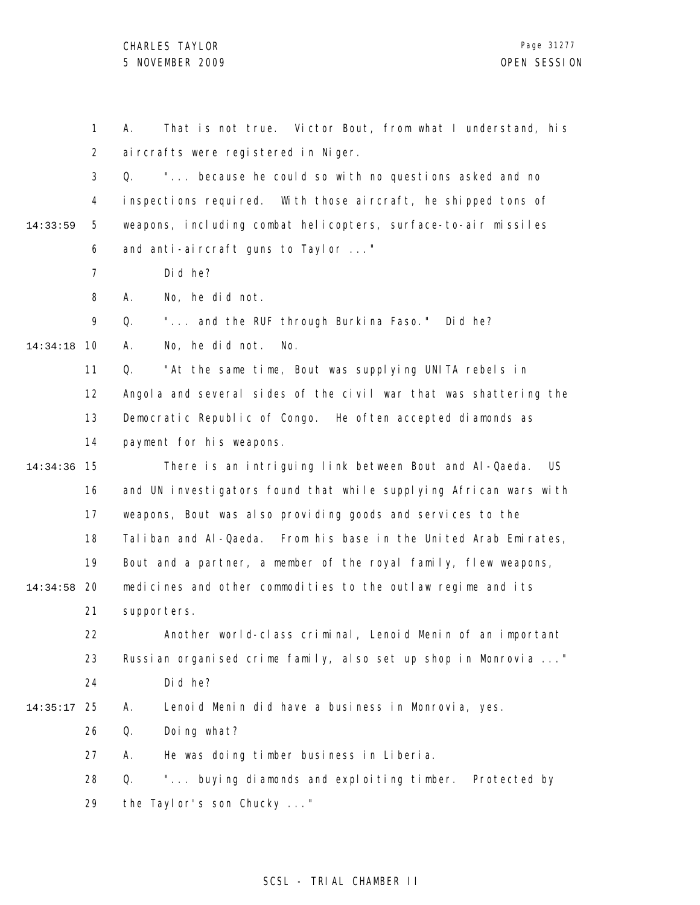A. That is not true. Victor Bout, from what I understand, his aircrafts were registered in Niger.

Q. "... because he could so with no questions asked and no inspections required. With those aircraft, he shipped tons of weapons, including combat helicopters, surface-to-air missiles and anti-aircraft guns to Taylor ..."

Did he?

A. No, he did not.

Q. "... and the RUF through Burkina Faso." Did he?

A. No, he did not. No.

Q. "At the same time, Bout was supplying UNITA rebels in Angola and several sides of the civil war that was shattering the Democratic Republic of Congo. He often accepted diamonds as payment for his weapons.

There is an intriguing link between Bout and Al-Qaeda. US and UN investigators found that while supplying African wars with weapons, Bout was also providing goods and services to the Taliban and Al-Qaeda. From his base in the United Arab Emirates, Bout and a partner, a member of the royal family, flew weapons, medicines and other commodities to the outlaw regime and its supporters.

Another world-class criminal, Lenoid Menin of an important Russian organised crime family, also set up shop in Monrovia ..."

Did he?

A. Lenoid Menin did have a business in Monrovia, yes.

Q. Doing what?

A. He was doing timber business in Liberia.

Q. "... buying diamonds and exploiting timber. Protected by the Taylor's son Chucky ..."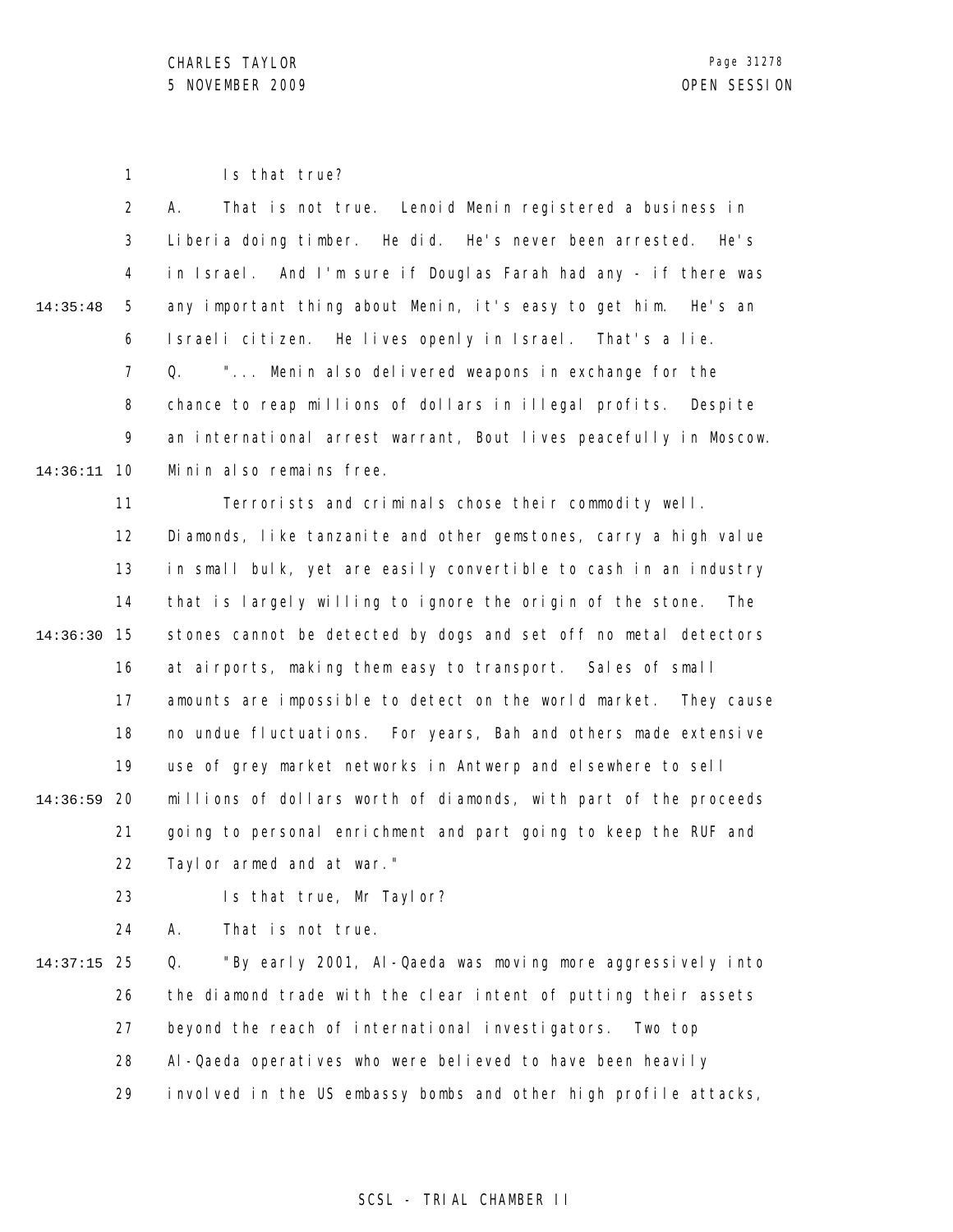Is that true?

A. That is not true. Lenoid Menin registered a business in Liberia doing timber. He did. He's never been arrested. He's in Israel. And I'm sure if Douglas Farah had any - if there was any important thing about Menin, it's easy to get him. He's an Israeli citizen. He lives openly in Israel. That's a lie.

Q. "... Menin also delivered weapons in exchange for the chance to reap millions of dollars in illegal profits. Despite an international arrest warrant, Bout lives peacefully in Moscow. Minin also remains free.

Terrorists and criminals chose their commodity well. Diamonds, like tanzanite and other gemstones, carry a high value in small bulk, yet are easily convertible to cash in an industry that is largely willing to ignore the origin of the stone. The stones cannot be detected by dogs and set off no metal detectors at airports, making them easy to transport. Sales of small amounts are impossible to detect on the world market. They cause no undue fluctuations. For years, Bah and others made extensive use of grey market networks in Antwerp and elsewhere to sell millions of dollars worth of diamonds, with part of the proceeds going to personal enrichment and part going to keep the RUF and Taylor armed and at war."

Is that true, Mr Taylor?

A. That is not true.

Q. "By early 2001, Al-Qaeda was moving more aggressively into the diamond trade with the clear intent of putting their assets beyond the reach of international investigators. Two top Al-Qaeda operatives who were believed to have been heavily involved in the US embassy bombs and other high profile attacks,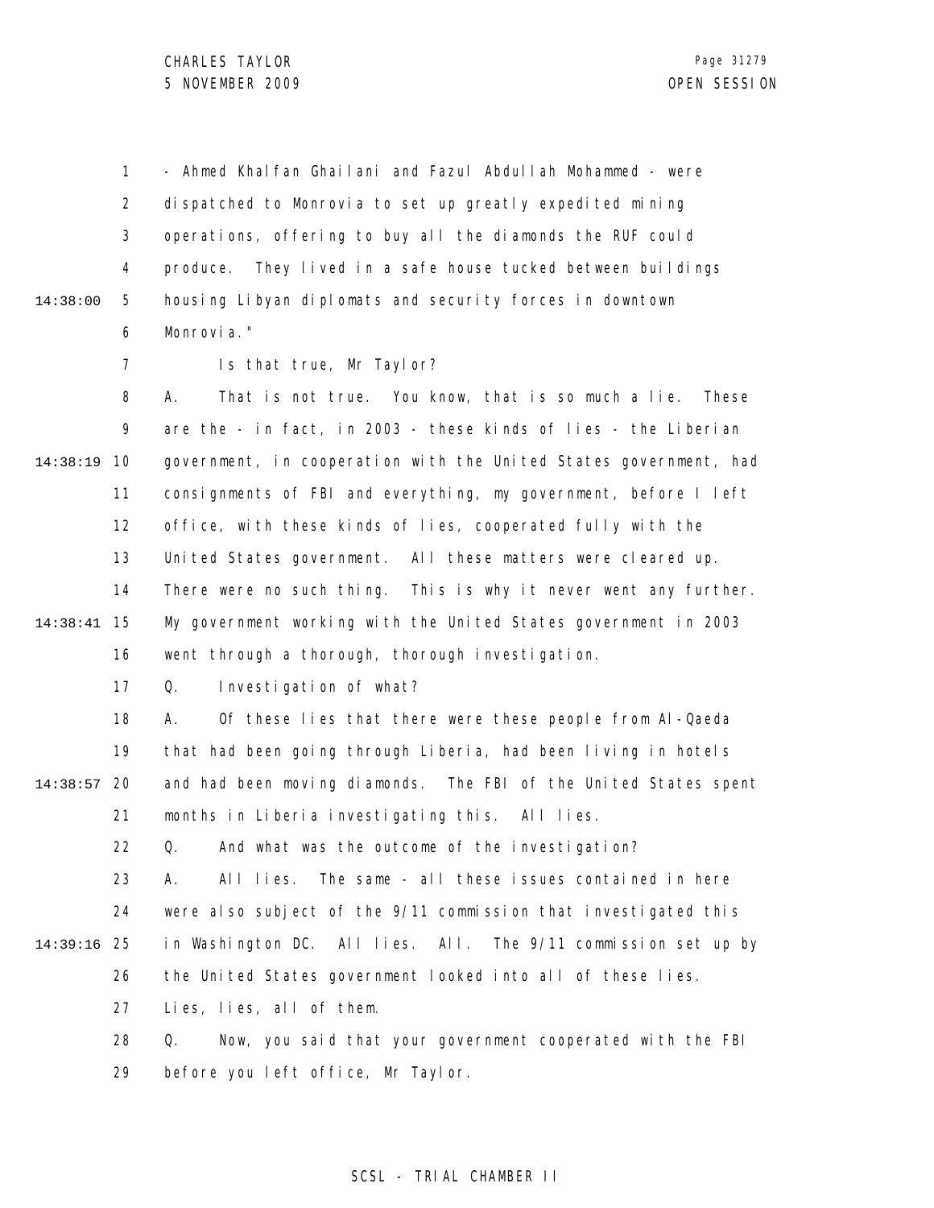- Ahmed Khalfan Ghailani and Fazul Abdullah Mohammed - were dispatched to Monrovia to set up greatly expedited mining operations, offering to buy all the diamonds the RUF could produce. They lived in a safe house tucked between buildings housing Libyan diplomats and security forces in downtown Monrovia."

Is that true, Mr Taylor?

A. That is not true. You know, that is so much a lie. These are the - in fact, in 2003 - these kinds of lies - the Liberian government, in cooperation with the United States government, had consignments of FBI and everything, my government, before I left office, with these kinds of lies, cooperated fully with the United States government. All these matters were cleared up. There were no such thing. This is why it never went any further. My government working with the United States government in 2003 went through a thorough, thorough investigation.

Q. Investigation of what?

A. Of these lies that there were these people from Al-Qaeda that had been going through Liberia, had been living in hotels and had been moving diamonds. The FBI of the United States spent months in Liberia investigating this. All lies.

Q. And what was the outcome of the investigation?

A. All lies. The same - all these issues contained in here were also subject of the 9/11 commission that investigated this in Washington DC. All lies. All. The 9/11 commission set up by the United States government looked into all of these lies. Lies, lies, all of them.

Q. Now, you said that your government cooperated with the FBI before you left office, Mr Taylor.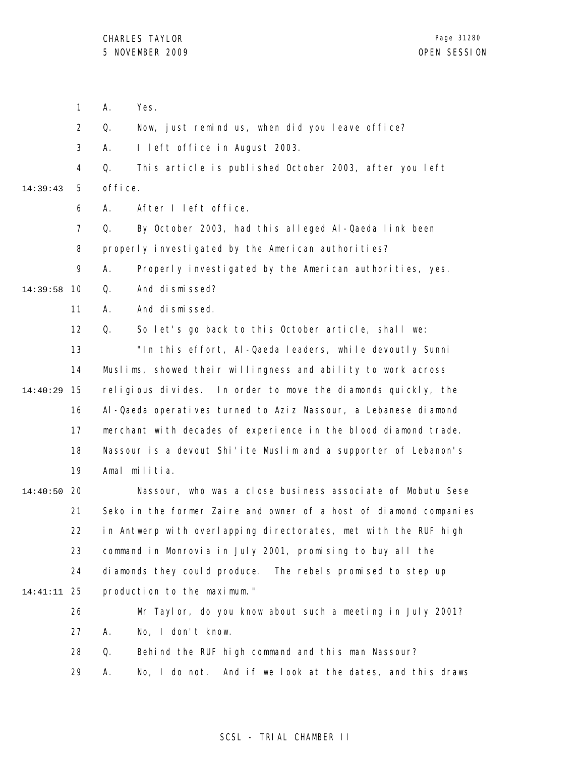A. Yes.

Q. Now, just remind us, when did you leave office?

A. I left office in August 2003.

Q. This article is published October 2003, after you left office.

A. After I left office.

Q. By October 2003, had this alleged Al-Qaeda link been properly investigated by the American authorities?

A. Properly investigated by the American authorities, yes.

Q. And dismissed?

A. And dismissed.

Q. So let's go back to this October article, shall we:

"In this effort, Al-Qaeda leaders, while devoutly Sunni Muslims, showed their willingness and ability to work across religious divides. In order to move the diamonds quickly, the Al-Qaeda operatives turned to Aziz Nassour, a Lebanese diamond merchant with decades of experience in the blood diamond trade. Nassour is a devout Shi'ite Muslim and a supporter of Lebanon's Amal militia.

Nassour, who was a close business associate of Mobutu Sese Seko in the former Zaire and owner of a host of diamond companies in Antwerp with overlapping directorates, met with the RUF high command in Monrovia in July 2001, promising to buy all the diamonds they could produce. The rebels promised to step up production to the maximum."

Mr Taylor, do you know about such a meeting in July 2001?

A. No, I don't know.

Q. Behind the RUF high command and this man Nassour?

A. No, I do not. And if we look at the dates, and this draws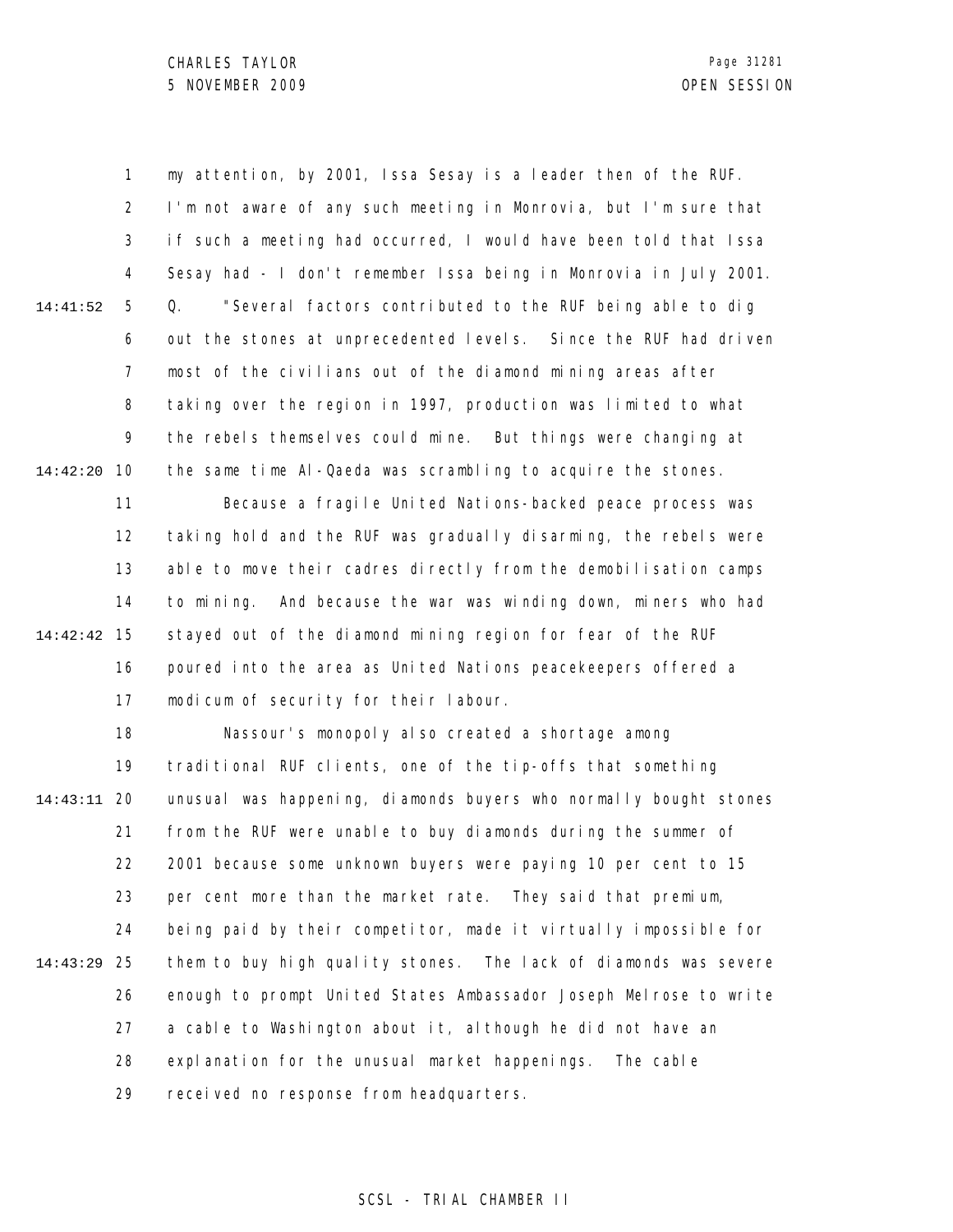my attention, by 2001, Issa Sesay is a leader then of the RUF. I'm not aware of any such meeting in Monrovia, but I'm sure that if such a meeting had occurred, I would have been told that Issa Sesay had - I don't remember Issa being in Monrovia in July 2001.

Q. "Several factors contributed to the RUF being able to dig out the stones at unprecedented levels. Since the RUF had driven most of the civilians out of the diamond mining areas after taking over the region in 1997, production was limited to what the rebels themselves could mine. But things were changing at the same time Al-Qaeda was scrambling to acquire the stones.

Because a fragile United Nations-backed peace process was taking hold and the RUF was gradually disarming, the rebels were able to move their cadres directly from the demobilisation camps to mining. And because the war was winding down, miners who had stayed out of the diamond mining region for fear of the RUF poured into the area as United Nations peacekeepers offered a modicum of security for their labour.

Nassour's monopoly also created a shortage among traditional RUF clients, one of the tip-offs that something unusual was happening, diamonds buyers who normally bought stones from the RUF were unable to buy diamonds during the summer of 2001 because some unknown buyers were paying 10 per cent to 15 per cent more than the market rate. They said that premium, being paid by their competitor, made it virtually impossible for them to buy high quality stones. The lack of diamonds was severe enough to prompt United States Ambassador Joseph Melrose to write a cable to Washington about it, although he did not have an explanation for the unusual market happenings. The cable received no response from headquarters.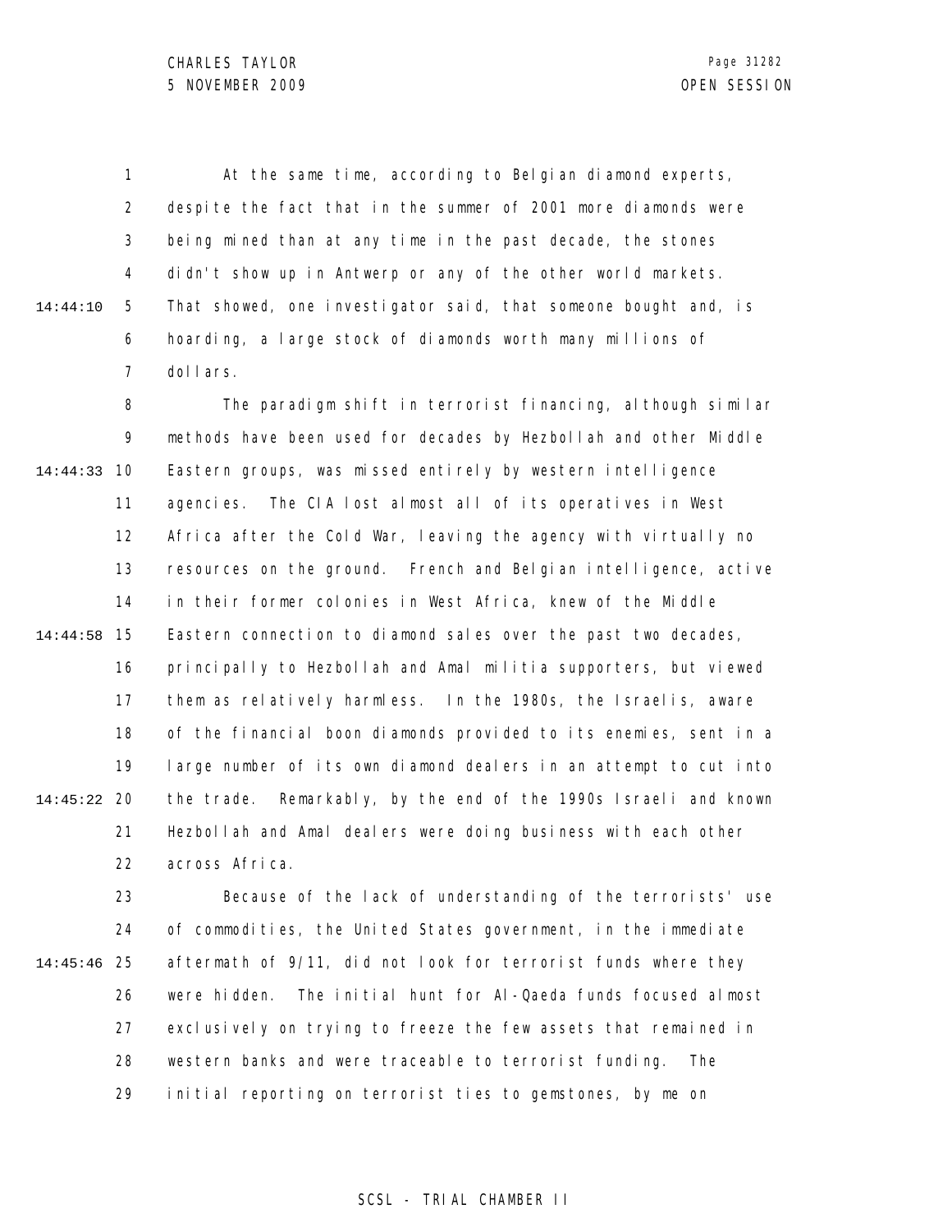At the same time, according to Belgian diamond experts, despite the fact that in the summer of 2001 more diamonds were being mined than at any time in the past decade, the stones didn't show up in Antwerp or any of the other world markets. That showed, one investigator said, that someone bought and, is hoarding, a large stock of diamonds worth many millions of dollars.

The paradigm shift in terrorist financing, although similar methods have been used for decades by Hezbollah and other Middle Eastern groups, was missed entirely by western intelligence agencies. The CIA lost almost all of its operatives in West Africa after the Cold War, leaving the agency with virtually no resources on the ground. French and Belgian intelligence, active in their former colonies in West Africa, knew of the Middle Eastern connection to diamond sales over the past two decades, principally to Hezbollah and Amal militia supporters, but viewed them as relatively harmless. In the 1980s, the Israelis, aware of the financial boon diamonds provided to its enemies, sent in a large number of its own diamond dealers in an attempt to cut into the trade. Remarkably, by the end of the 1990s Israeli and known Hezbollah and Amal dealers were doing business with each other across Africa.

Because of the lack of understanding of the terrorists' use of commodities, the United States government, in the immediate aftermath of 9/11, did not look for terrorist funds where they were hidden. The initial hunt for Al-Qaeda funds focused almost exclusively on trying to freeze the few assets that remained in western banks and were traceable to terrorist funding. The initial reporting on terrorist ties to gemstones, by me on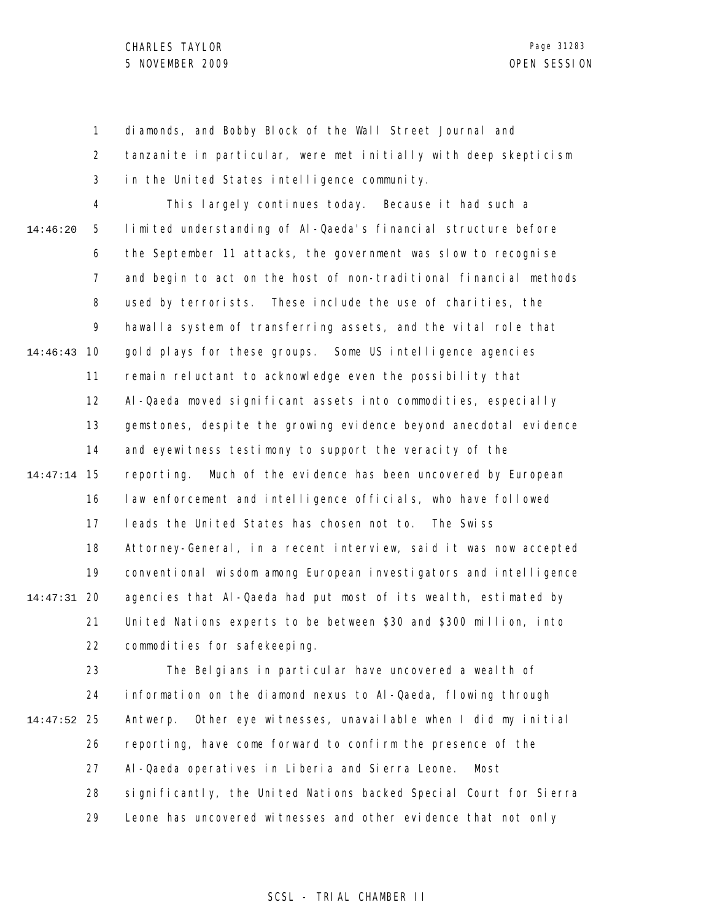diamonds, and Bobby Block of the Wall Street Journal and tanzanite in particular, were met initially with deep skepticism in the United States intelligence community.

This largely continues today. Because it had such a limited understanding of Al-Qaeda's financial structure before the September 11 attacks, the government was slow to recognise and begin to act on the host of non-traditional financial methods used by terrorists. These include the use of charities, the hawalla system of transferring assets, and the vital role that gold plays for these groups. Some US intelligence agencies remain reluctant to acknowledge even the possibility that Al-Qaeda moved significant assets into commodities, especially gemstones, despite the growing evidence beyond anecdotal evidence and eyewitness testimony to support the veracity of the reporting. Much of the evidence has been uncovered by European law enforcement and intelligence officials, who have followed leads the United States has chosen not to. The Swiss Attorney-General, in a recent interview, said it was now accepted conventional wisdom among European investigators and intelligence agencies that Al-Qaeda had put most of its wealth, estimated by United Nations experts to be between $30 and $300 million, into commodities for safekeeping.

The Belgians in particular have uncovered a wealth of information on the diamond nexus to Al-Qaeda, flowing through Antwerp. Other eye witnesses, unavailable when I did my initial reporting, have come forward to confirm the presence of the Al-Qaeda operatives in Liberia and Sierra Leone. Most significantly, the United Nations backed Special Court for Sierra Leone has uncovered witnesses and other evidence that not only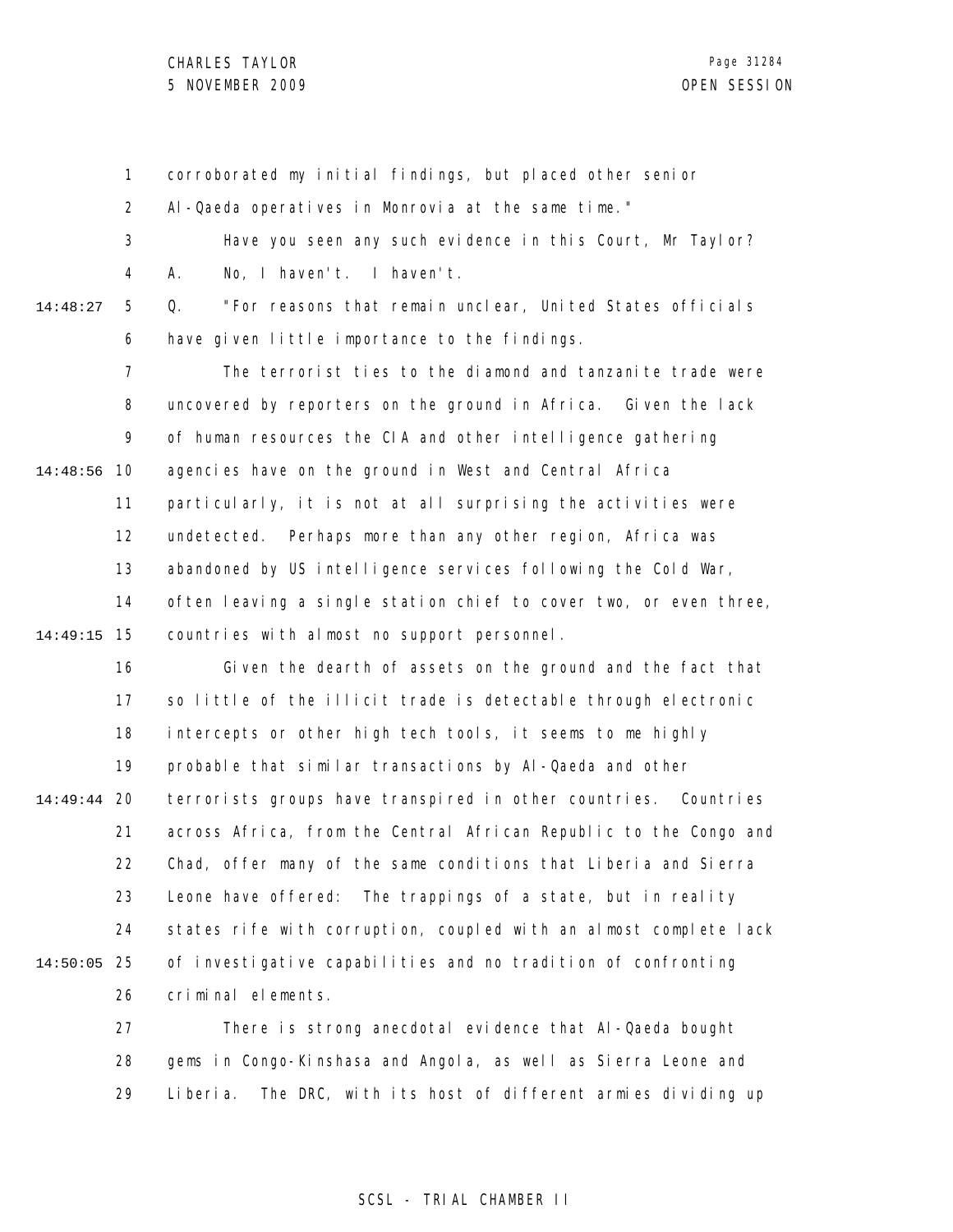corroborated my initial findings, but placed other senior Al-Qaeda operatives in Monrovia at the same time."

Have you seen any such evidence in this Court, Mr Taylor?

A. No, I haven't. I haven't.

Q. "For reasons that remain unclear, United States officials have given little importance to the findings.

The terrorist ties to the diamond and tanzanite trade were uncovered by reporters on the ground in Africa. Given the lack of human resources the CIA and other intelligence gathering agencies have on the ground in West and Central Africa particularly, it is not at all surprising the activities were undetected. Perhaps more than any other region, Africa was abandoned by US intelligence services following the Cold War, often leaving a single station chief to cover two, or even three, countries with almost no support personnel.

Given the dearth of assets on the ground and the fact that so little of the illicit trade is detectable through electronic intercepts or other high tech tools, it seems to me highly probable that similar transactions by Al-Qaeda and other terrorists groups have transpired in other countries. Countries across Africa, from the Central African Republic to the Congo and Chad, offer many of the same conditions that Liberia and Sierra Leone have offered: The trappings of a state, but in reality states rife with corruption, coupled with an almost complete lack of investigative capabilities and no tradition of confronting criminal elements.

There is strong anecdotal evidence that Al-Qaeda bought gems in Congo-Kinshasa and Angola, as well as Sierra Leone and Liberia. The DRC, with its host of different armies dividing up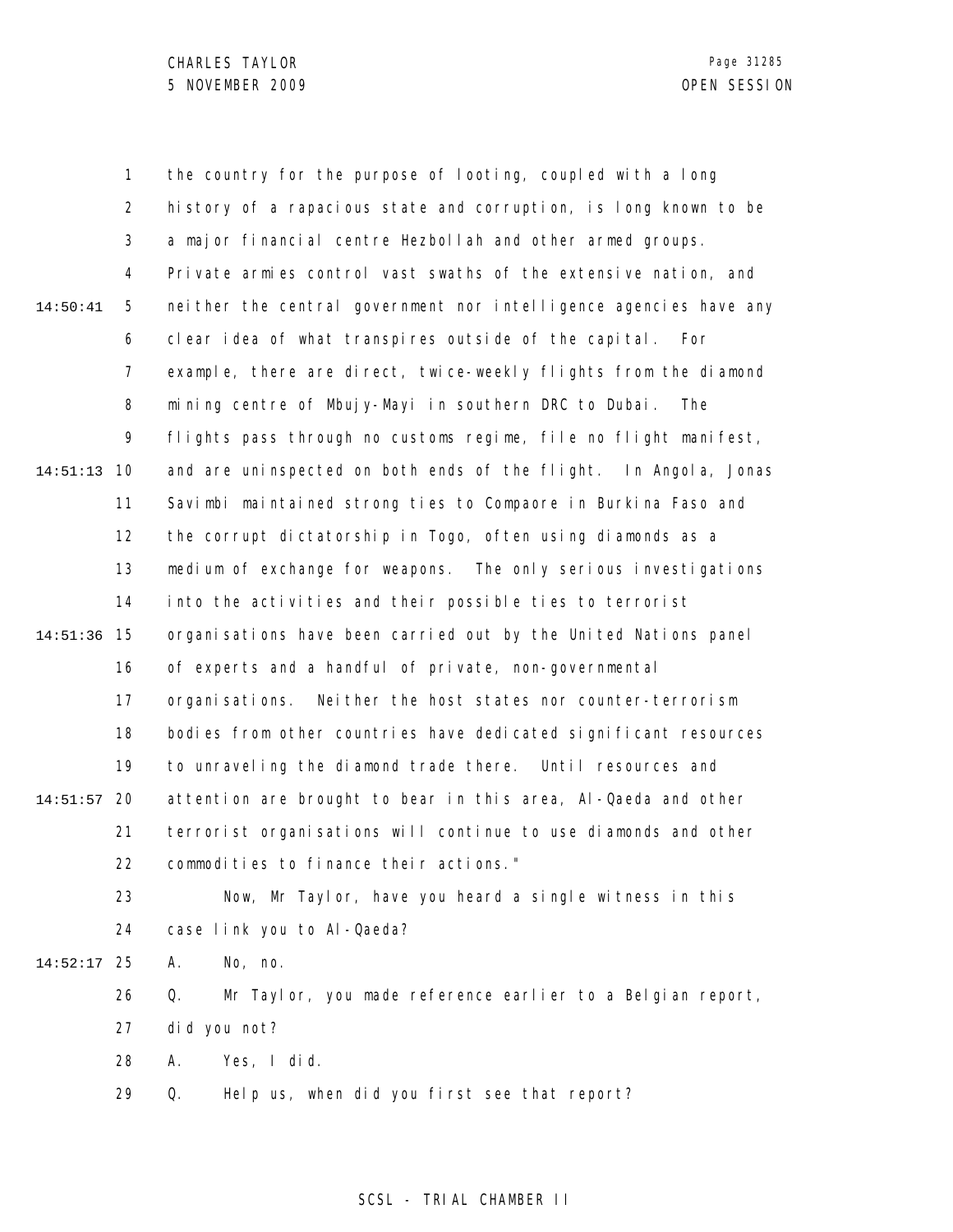the country for the purpose of looting, coupled with a long history of a rapacious state and corruption, is long known to be a major financial centre Hezbollah and other armed groups. Private armies control vast swaths of the extensive nation, and neither the central government nor intelligence agencies have any clear idea of what transpires outside of the capital. For example, there are direct, twice-weekly flights from the diamond mining centre of Mbujy-Mayi in southern DRC to Dubai. The flights pass through no customs regime, file no flight manifest, and are uninspected on both ends of the flight. In Angola, Jonas Savimbi maintained strong ties to Compaore in Burkina Faso and the corrupt dictatorship in Togo, often using diamonds as a medium of exchange for weapons. The only serious investigations into the activities and their possible ties to terrorist organisations have been carried out by the United Nations panel of experts and a handful of private, non-governmental organisations. Neither the host states nor counter-terrorism bodies from other countries have dedicated significant resources to unraveling the diamond trade there. Until resources and attention are brought to bear in this area, Al-Qaeda and other terrorist organisations will continue to use diamonds and other commodities to finance their actions."

Now, Mr Taylor, have you heard a single witness in this case link you to Al-Qaeda?

A. No, no.

Q. Mr Taylor, you made reference earlier to a Belgian report, did you not?

A. Yes, I did.

Q. Help us, when did you first see that report?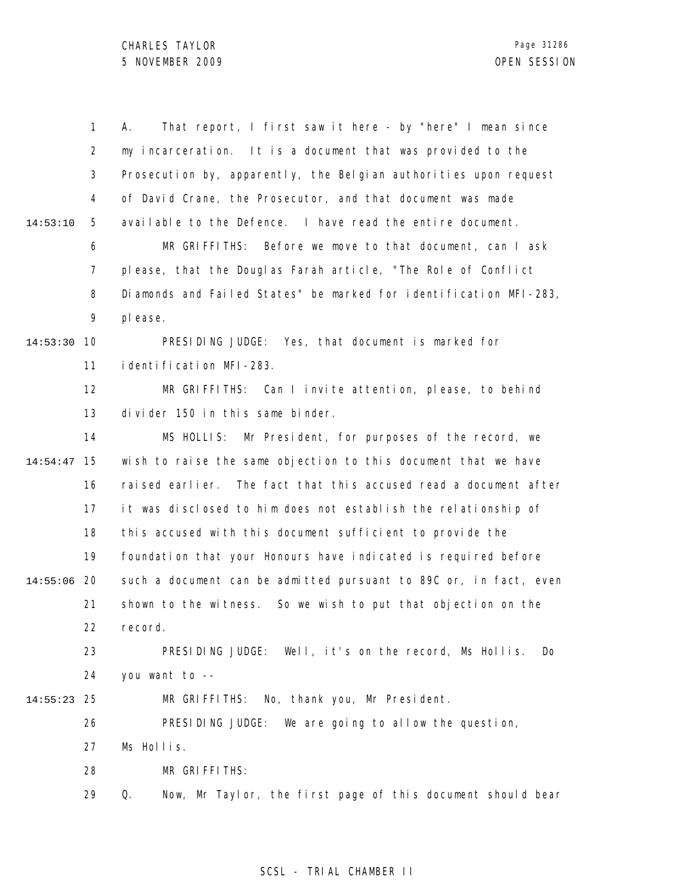A. That report, I first saw it here - by "here" I mean since my incarceration. It is a document that was provided to the Prosecution by, apparently, the Belgian authorities upon request of David Crane, the Prosecutor, and that document was made available to the Defence. I have read the entire document.

MR GRIFFITHS: Before we move to that document, can I ask please, that the Douglas Farah article, "The Role of Conflict Diamonds and Failed States" be marked for identification MFI-283, please.

PRESIDING JUDGE: Yes, that document is marked for identification MFI-283.

MR GRIFFITHS: Can I invite attention, please, to behind divider 150 in this same binder.

MS HOLLIS: Mr President, for purposes of the record, we wish to raise the same objection to this document that we have raised earlier. The fact that this accused read a document after it was disclosed to him does not establish the relationship of this accused with this document sufficient to provide the foundation that your Honours have indicated is required before such a document can be admitted pursuant to 89C or, in fact, even shown to the witness. So we wish to put that objection on the record.

PRESIDING JUDGE: Well, it's on the record, Ms Hollis. Do you want to --

MR GRIFFITHS: No, thank you, Mr President.

PRESIDING JUDGE: We are going to allow the question, Ms Hollis.

MR GRIFFITHS:

Q. Now, Mr Taylor, the first page of this document should bear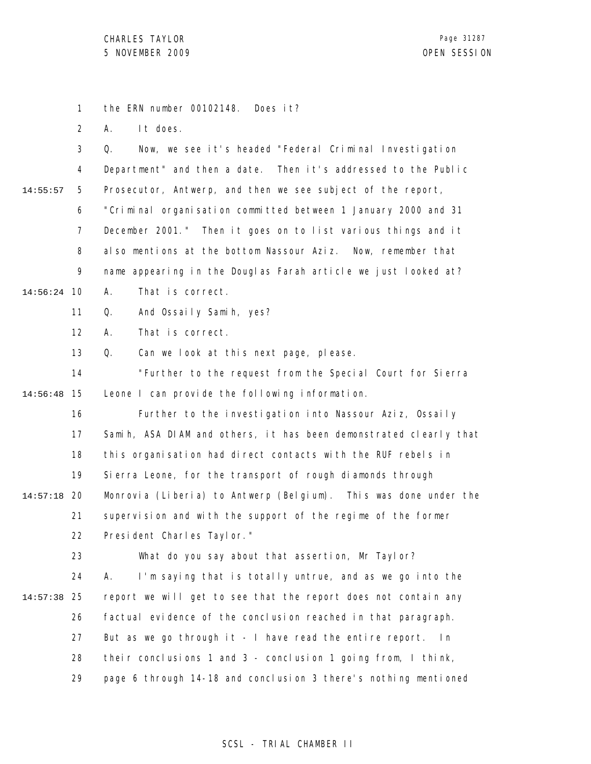the ERN number 00102148. Does it?

A. It does.

Q. Now, we see it's headed "Federal Criminal Investigation Department" and then a date. Then it's addressed to the Public Prosecutor, Antwerp, and then we see subject of the report, "Criminal organisation committed between 1 January 2000 and 31 December 2001." Then it goes on to list various things and it also mentions at the bottom Nassour Aziz. Now, remember that name appearing in the Douglas Farah article we just looked at?

A. That is correct.

Q. And Ossaily Samih, yes?

A. That is correct.

Q. Can we look at this next page, please.

"Further to the request from the Special Court for Sierra Leone I can provide the following information.

Further to the investigation into Nassour Aziz, Ossaily Samih, ASA DIAM and others, it has been demonstrated clearly that this organisation had direct contacts with the RUF rebels in Sierra Leone, for the transport of rough diamonds through Monrovia (Liberia) to Antwerp (Belgium). This was done under the supervision and with the support of the regime of the former President Charles Taylor."

What do you say about that assertion, Mr Taylor?

A. I'm saying that is totally untrue, and as we go into the report we will get to see that the report does not contain any factual evidence of the conclusion reached in that paragraph. But as we go through it - I have read the entire report. In their conclusions 1 and 3 - conclusion 1 going from, I think, page 6 through 14-18 and conclusion 3 there's nothing mentioned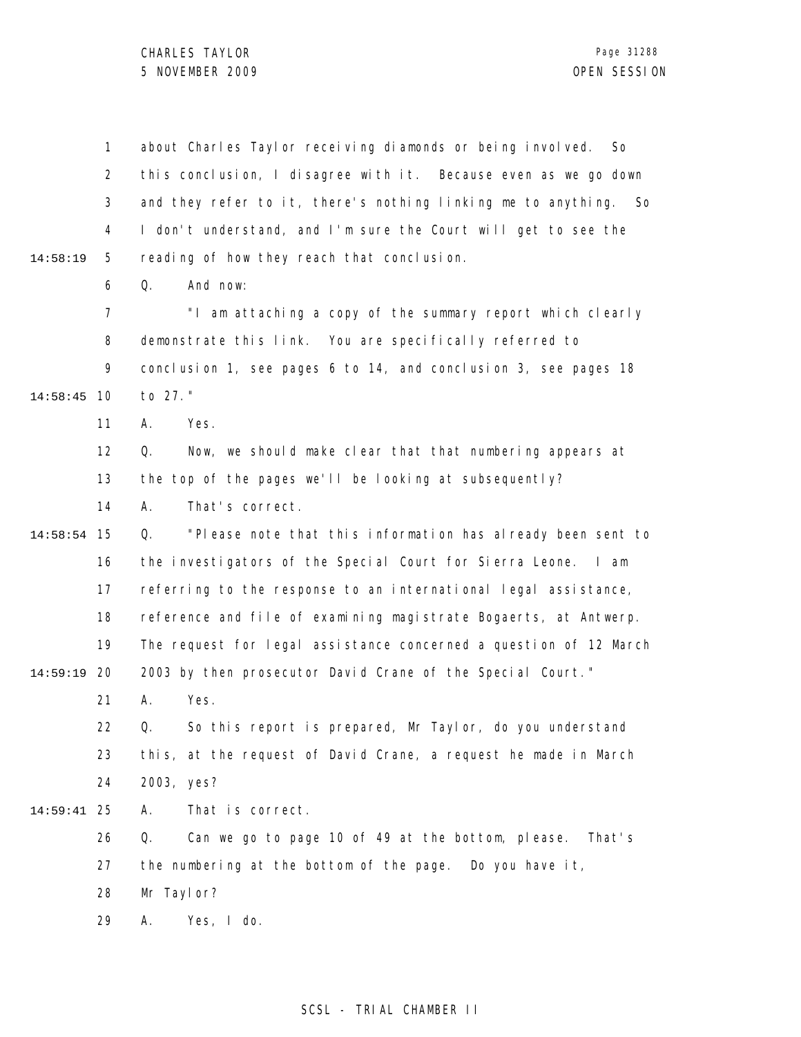about Charles Taylor receiving diamonds or being involved. So this conclusion, I disagree with it. Because even as we go down and they refer to it, there's nothing linking me to anything. So I don't understand, and I'm sure the Court will get to see the reading of how they reach that conclusion.

Q. And now:

"I am attaching a copy of the summary report which clearly demonstrate this link. You are specifically referred to conclusion 1, see pages 6 to 14, and conclusion 3, see pages 18 to 27."

A. Yes.

Q. Now, we should make clear that that numbering appears at the top of the pages we'll be looking at subsequently?

A. That's correct.

Q. "Please note that this information has already been sent to the investigators of the Special Court for Sierra Leone. I am referring to the response to an international legal assistance, reference and file of examining magistrate Bogaerts, at Antwerp. The request for legal assistance concerned a question of 12 March 2003 by then prosecutor David Crane of the Special Court."

A. Yes.

Q. So this report is prepared, Mr Taylor, do you understand this, at the request of David Crane, a request he made in March 2003, yes?

A. That is correct.

Q. Can we go to page 10 of 49 at the bottom, please. That's the numbering at the bottom of the page. Do you have it, Mr Taylor?

A. Yes, I do.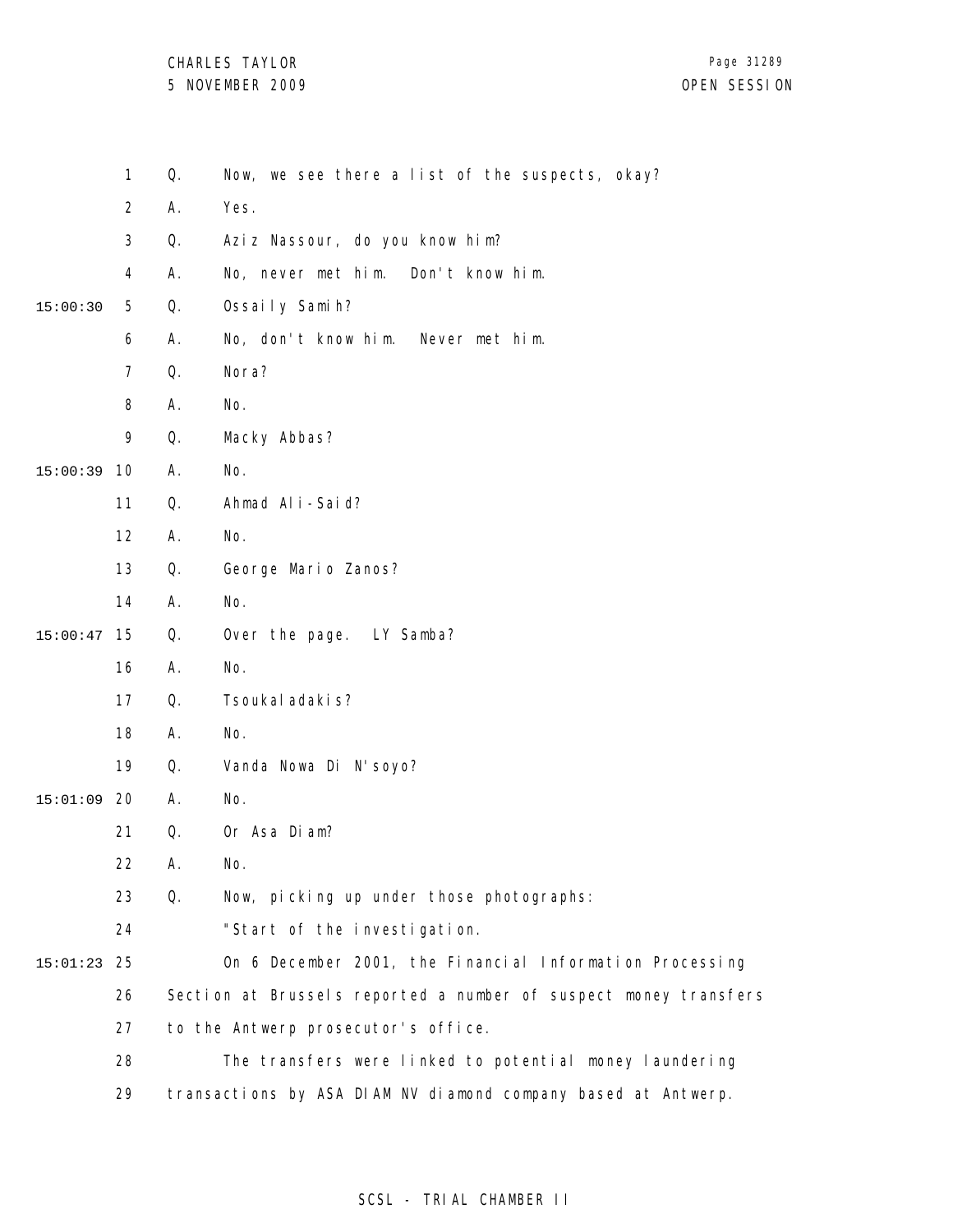1 Q. Now, we see there a list of the suspects, okay?

2 A. Yes.

3 Q. Aziz Nassour, do you know him?

4 A. No, never met him. Don't know him.

15:00:30 5 Q. Ossaily Samih?

6 A. No, don't know him. Never met him.

7 Q. Nora?

8 A. No.

9 Q. Macky Abbas?

15:00:39 10 A. No.

11 Q. Ahmad Ali-Said?

12 A. No.

13 Q. George Mario Zanos?

14 A. No.

15:00:47 15 Q. Over the page. LY Samba?

16 A. No.

17 Q. Tsoukaladakis?

18 A. No.

19 Q. Vanda Nowa Di N'soyo?

15:01:09 20 A. No.

21 Q. Or Asa Diam?

22 A. No.

23 Q. Now, picking up under those photographs:

24 "Start of the investigation.

15:01:23 25 On 6 December 2001, the Financial Information Processing

26 Section at Brussels reported a number of suspect money transfers

27 to the Antwerp prosecutor's office.

28 The transfers were linked to potential money laundering

29 transactions by ASA DIAM NV diamond company based at Antwerp.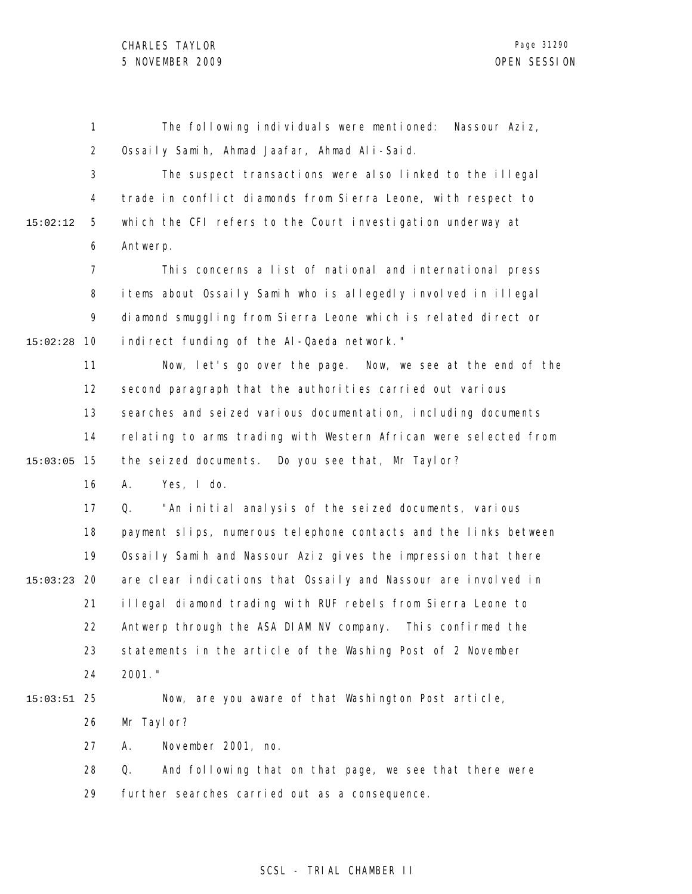The following individuals were mentioned: Nassour Aziz, Ossaily Samih, Ahmad Jaafar, Ahmad Ali-Said.

The suspect transactions were also linked to the illegal trade in conflict diamonds from Sierra Leone, with respect to which the CFI refers to the Court investigation underway at Antwerp.

This concerns a list of national and international press items about Ossaily Samih who is allegedly involved in illegal diamond smuggling from Sierra Leone which is related direct or indirect funding of the Al-Qaeda network."

Now, let's go over the page. Now, we see at the end of the second paragraph that the authorities carried out various searches and seized various documentation, including documents relating to arms trading with Western African were selected from the seized documents. Do you see that, Mr Taylor?

A. Yes, I do.

Q. "An initial analysis of the seized documents, various payment slips, numerous telephone contacts and the links between Ossaily Samih and Nassour Aziz gives the impression that there are clear indications that Ossaily and Nassour are involved in illegal diamond trading with RUF rebels from Sierra Leone to Antwerp through the ASA DIAM NV company. This confirmed the statements in the article of the Washing Post of 2 November 2001."

Now, are you aware of that Washington Post article, Mr Taylor?

A. November 2001, no.

Q. And following that on that page, we see that there were further searches carried out as a consequence.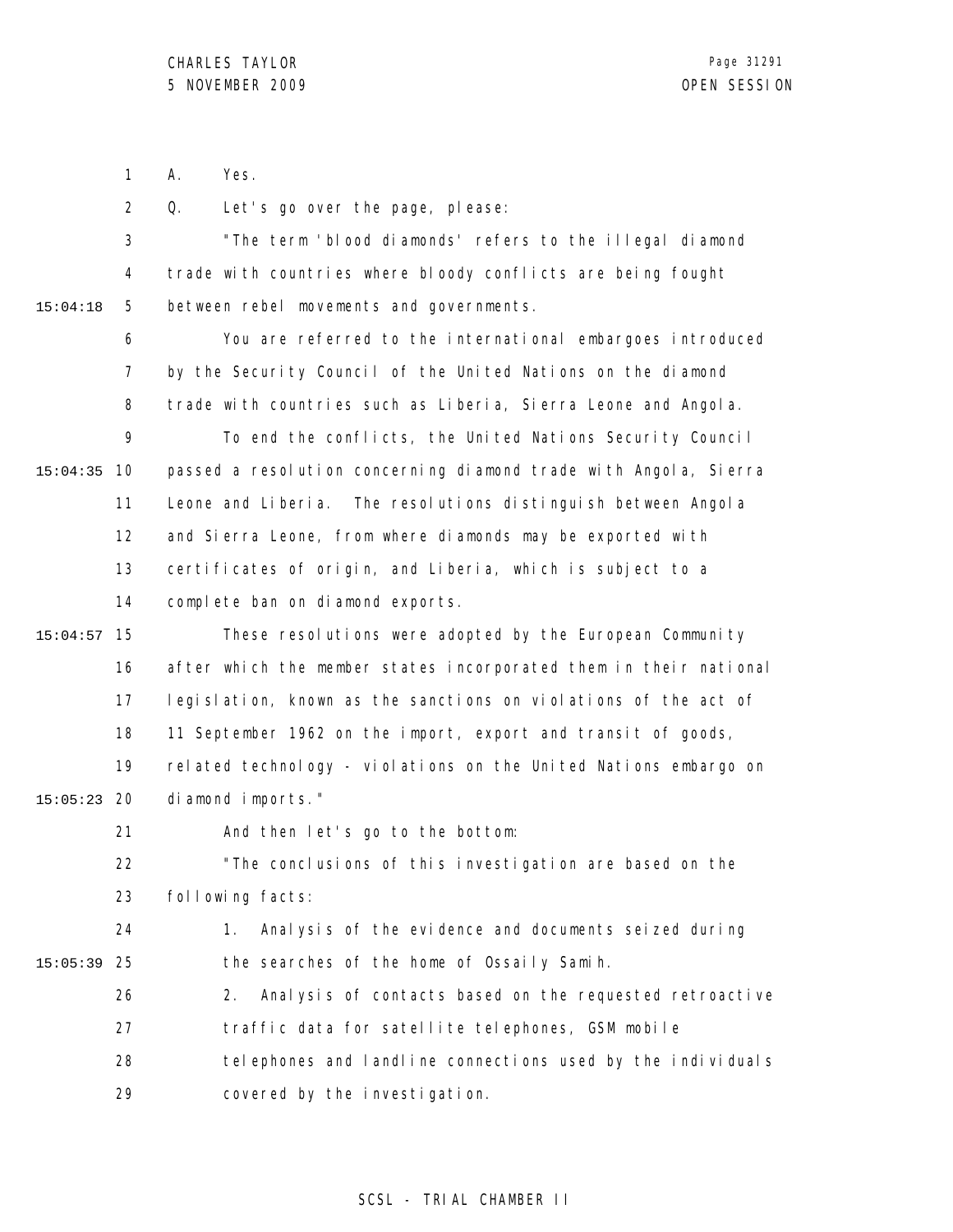A. Yes.

Q. Let's go over the page, please:

"The term 'blood diamonds' refers to the illegal diamond trade with countries where bloody conflicts are being fought between rebel movements and governments.

You are referred to the international embargoes introduced by the Security Council of the United Nations on the diamond trade with countries such as Liberia, Sierra Leone and Angola.

To end the conflicts, the United Nations Security Council passed a resolution concerning diamond trade with Angola, Sierra Leone and Liberia. The resolutions distinguish between Angola and Sierra Leone, from where diamonds may be exported with certificates of origin, and Liberia, which is subject to a complete ban on diamond exports.

These resolutions were adopted by the European Community after which the member states incorporated them in their national legislation, known as the sanctions on violations of the act of 11 September 1962 on the import, export and transit of goods, related technology - violations on the United Nations embargo on diamond imports."

And then let's go to the bottom:

"The conclusions of this investigation are based on the following facts:

1. Analysis of the evidence and documents seized during the searches of the home of Ossaily Samih.
2. Analysis of contacts based on the requested retroactive traffic data for satellite telephones, GSM mobile telephones and landline connections used by the individuals covered by the investigation.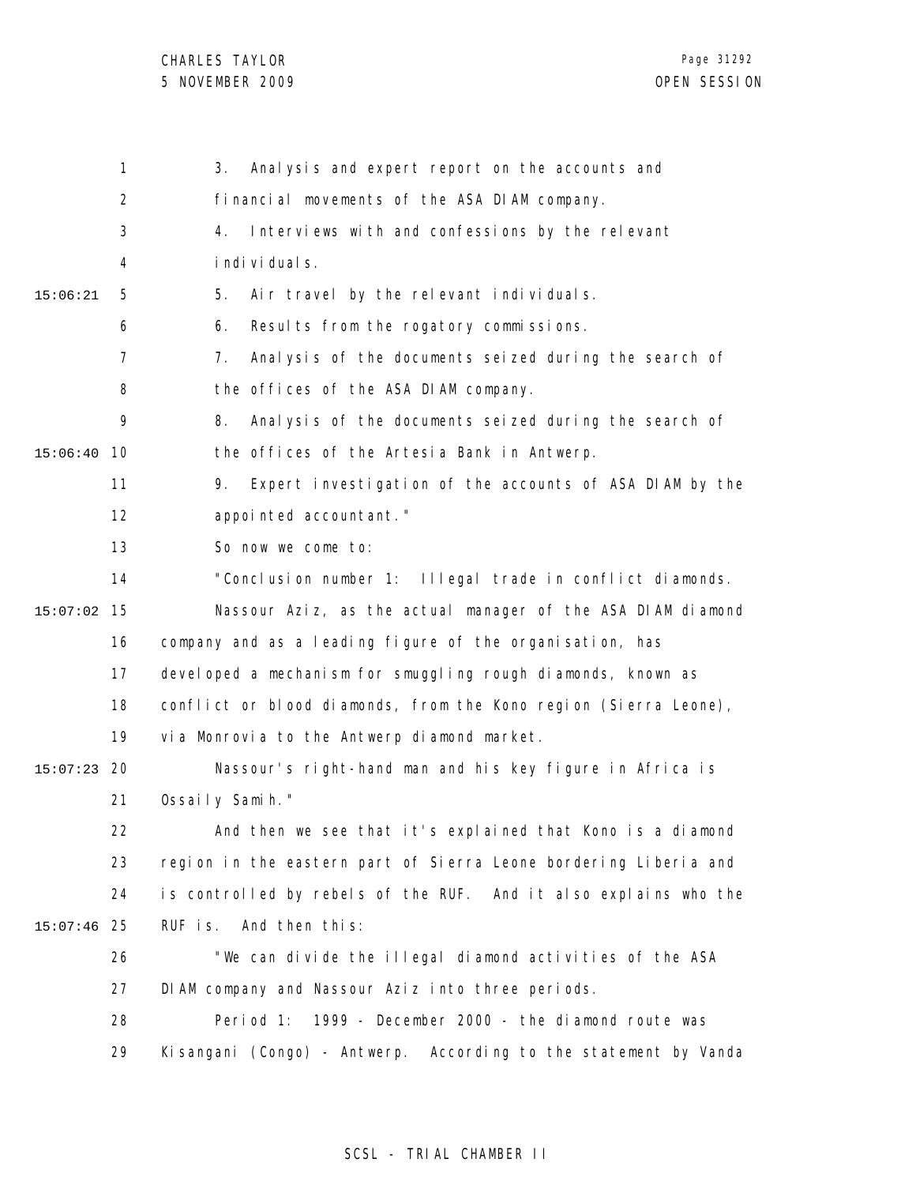3. Analysis and expert report on the accounts and financial movements of the ASA DIAM company.

4. Interviews with and confessions by the relevant individuals.

5. Air travel by the relevant individuals.

6. Results from the rogatory commissions.

7. Analysis of the documents seized during the search of the offices of the ASA DIAM company.

8. Analysis of the documents seized during the search of the offices of the Artesia Bank in Antwerp.

9. Expert investigation of the accounts of ASA DIAM by the appointed accountant."

So now we come to:

"Conclusion number 1: Illegal trade in conflict diamonds.

Nassour Aziz, as the actual manager of the ASA DIAM diamond company and as a leading figure of the organisation, has developed a mechanism for smuggling rough diamonds, known as conflict or blood diamonds, from the Kono region (Sierra Leone), via Monrovia to the Antwerp diamond market.

Nassour's right-hand man and his key figure in Africa is Ossaily Samih."

And then we see that it's explained that Kono is a diamond region in the eastern part of Sierra Leone bordering Liberia and is controlled by rebels of the RUF. And it also explains who the RUF is. And then this:

"We can divide the illegal diamond activities of the ASA DIAM company and Nassour Aziz into three periods.

Period 1: 1999 - December 2000 - the diamond route was Kisangani (Congo) - Antwerp. According to the statement by Vanda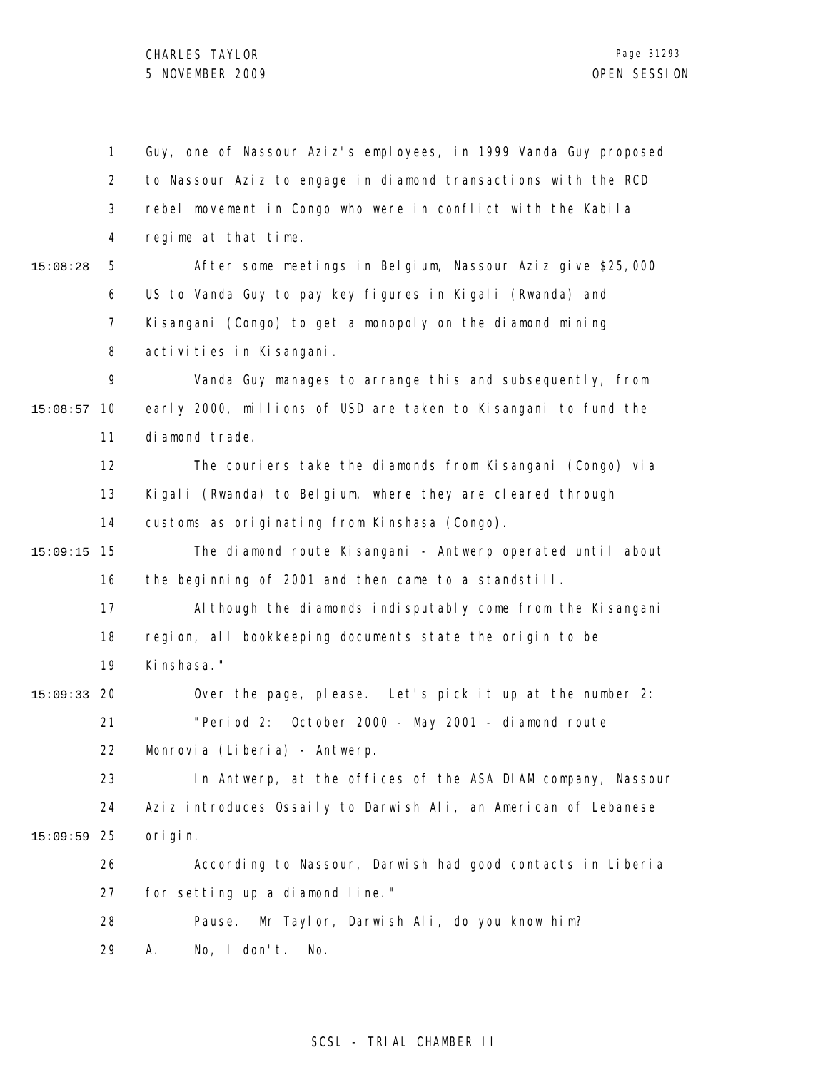Guy, one of Nassour Aziz's employees, in 1999 Vanda Guy proposed to Nassour Aziz to engage in diamond transactions with the RCD rebel movement in Congo who were in conflict with the Kabila regime at that time.

After some meetings in Belgium, Nassour Aziz give $25,000 US to Vanda Guy to pay key figures in Kigali (Rwanda) and Kisangani (Congo) to get a monopoly on the diamond mining activities in Kisangani.

Vanda Guy manages to arrange this and subsequently, from early 2000, millions of USD are taken to Kisangani to fund the diamond trade.

The couriers take the diamonds from Kisangani (Congo) via Kigali (Rwanda) to Belgium, where they are cleared through customs as originating from Kinshasa (Congo).

The diamond route Kisangani - Antwerp operated until about the beginning of 2001 and then came to a standstill.

Although the diamonds indisputably come from the Kisangani region, all bookkeeping documents state the origin to be Kinshasa."

Over the page, please. Let's pick it up at the number 2:

"Period 2: October 2000 - May 2001 - diamond route Monrovia (Liberia) - Antwerp.

In Antwerp, at the offices of the ASA DIAM company, Nassour Aziz introduces Ossaily to Darwish Ali, an American of Lebanese origin.

According to Nassour, Darwish had good contacts in Liberia for setting up a diamond line."

Pause. Mr Taylor, Darwish Ali, do you know him?

A. No, I don't. No.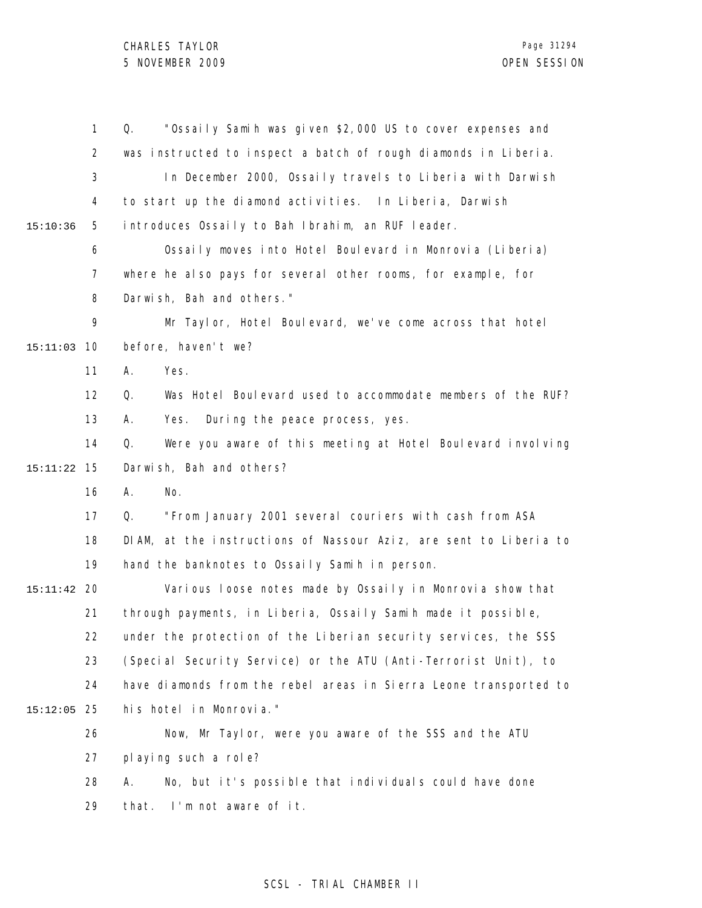Q. "Ossaily Samih was given $2,000 US to cover expenses and was instructed to inspect a batch of rough diamonds in Liberia.

In December 2000, Ossaily travels to Liberia with Darwish to start up the diamond activities. In Liberia, Darwish introduces Ossaily to Bah Ibrahim, an RUF leader.

Ossaily moves into Hotel Boulevard in Monrovia (Liberia) where he also pays for several other rooms, for example, for Darwish, Bah and others."

Mr Taylor, Hotel Boulevard, we've come across that hotel before, haven't we?

A. Yes.

Q. Was Hotel Boulevard used to accommodate members of the RUF?

A. Yes. During the peace process, yes.

Q. Were you aware of this meeting at Hotel Boulevard involving Darwish, Bah and others?

A. No.

Q. "From January 2001 several couriers with cash from ASA DIAM, at the instructions of Nassour Aziz, are sent to Liberia to hand the banknotes to Ossaily Samih in person.

Various loose notes made by Ossaily in Monrovia show that through payments, in Liberia, Ossaily Samih made it possible, under the protection of the Liberian security services, the SSS (Special Security Service) or the ATU (Anti-Terrorist Unit), to have diamonds from the rebel areas in Sierra Leone transported to his hotel in Monrovia."

Now, Mr Taylor, were you aware of the SSS and the ATU playing such a role?

A. No, but it's possible that individuals could have done that. I'm not aware of it.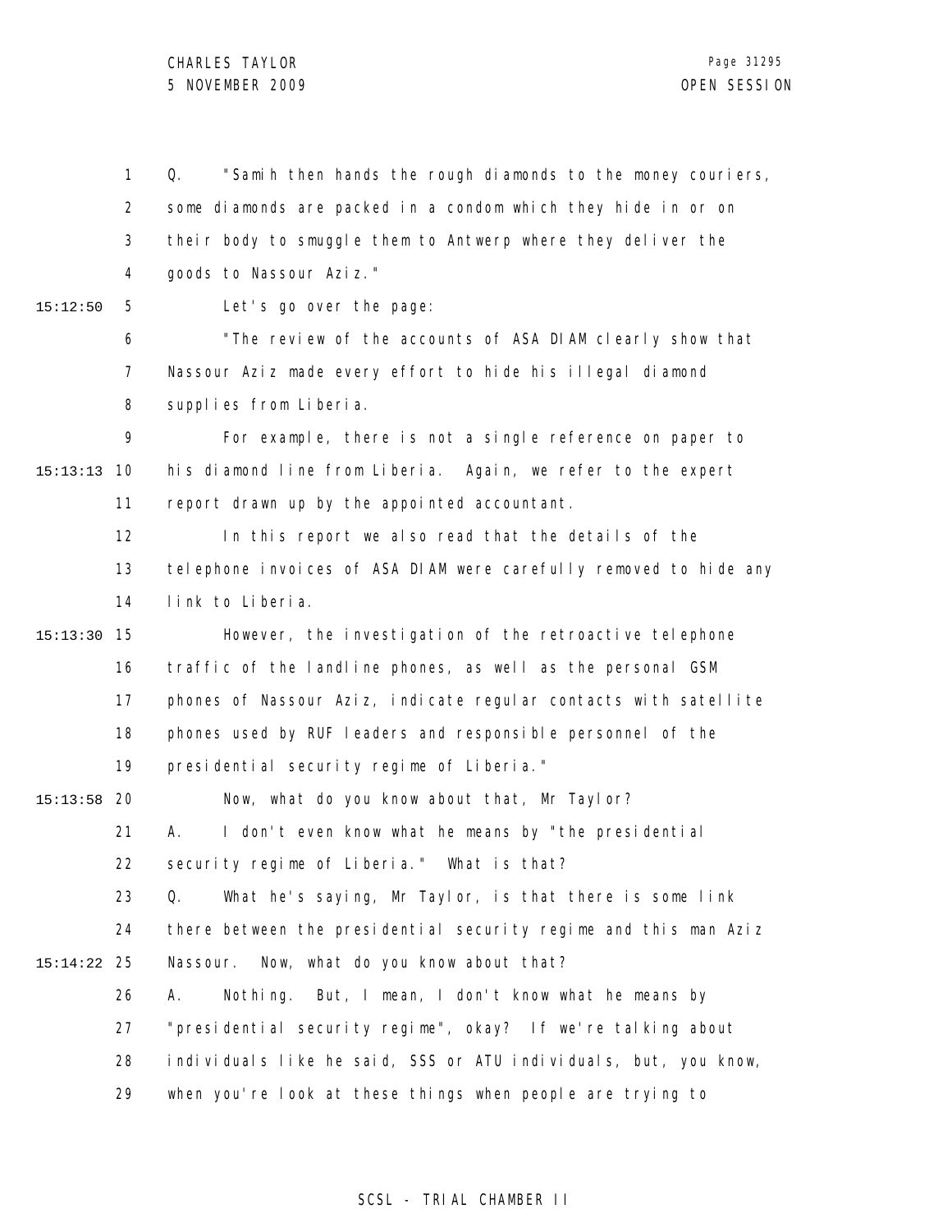Q. "Samih then hands the rough diamonds to the money couriers, some diamonds are packed in a condom which they hide in or on their body to smuggle them to Antwerp where they deliver the goods to Nassour Aziz."

Let's go over the page:

"The review of the accounts of ASA DIAM clearly show that Nassour Aziz made every effort to hide his illegal diamond supplies from Liberia.

For example, there is not a single reference on paper to his diamond line from Liberia. Again, we refer to the expert report drawn up by the appointed accountant.

In this report we also read that the details of the telephone invoices of ASA DIAM were carefully removed to hide any link to Liberia.

However, the investigation of the retroactive telephone traffic of the landline phones, as well as the personal GSM phones of Nassour Aziz, indicate regular contacts with satellite phones used by RUF leaders and responsible personnel of the presidential security regime of Liberia."

Now, what do you know about that, Mr Taylor?

A. I don't even know what he means by "the presidential security regime of Liberia." What is that?

Q. What he's saying, Mr Taylor, is that there is some link there between the presidential security regime and this man Aziz Nassour. Now, what do you know about that?

A. Nothing. But, I mean, I don't know what he means by "presidential security regime", okay? If we're talking about individuals like he said, SSS or ATU individuals, but, you know, when you're look at these things when people are trying to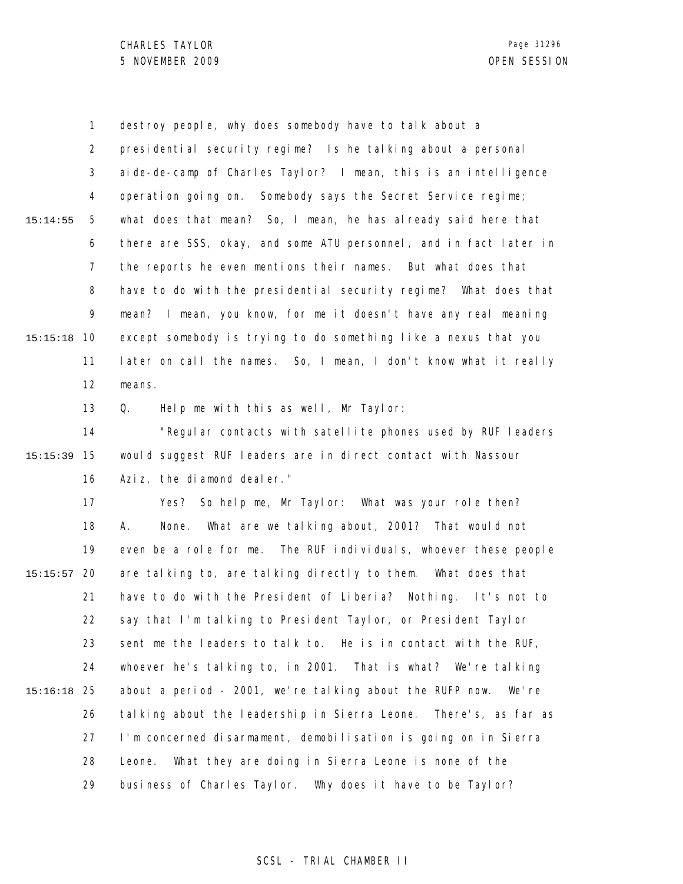destroy people, why does somebody have to talk about a presidential security regime? Is he talking about a personal aide-de-camp of Charles Taylor? I mean, this is an intelligence operation going on. Somebody says the Secret Service regime; what does that mean? So, I mean, he has already said here that there are SSS, okay, and some ATU personnel, and in fact later in the reports he even mentions their names. But what does that have to do with the presidential security regime? What does that mean? I mean, you know, for me it doesn't have any real meaning except somebody is trying to do something like a nexus that you later on call the names. So, I mean, I don't know what it really means.

Q. Help me with this as well, Mr Taylor:

"Regular contacts with satellite phones used by RUF leaders would suggest RUF leaders are in direct contact with Nassour Aziz, the diamond dealer."

Yes? So help me, Mr Taylor: What was your role then?

A. None. What are we talking about, 2001? That would not even be a role for me. The RUF individuals, whoever these people are talking to, are talking directly to them. What does that have to do with the President of Liberia? Nothing. It's not to say that I'm talking to President Taylor, or President Taylor sent me the leaders to talk to. He is in contact with the RUF, whoever he's talking to, in 2001. That is what? We're talking about a period - 2001, we're talking about the RUFP now. We're talking about the leadership in Sierra Leone. There's, as far as I'm concerned disarmament, demobilisation is going on in Sierra Leone. What they are doing in Sierra Leone is none of the business of Charles Taylor. Why does it have to be Taylor?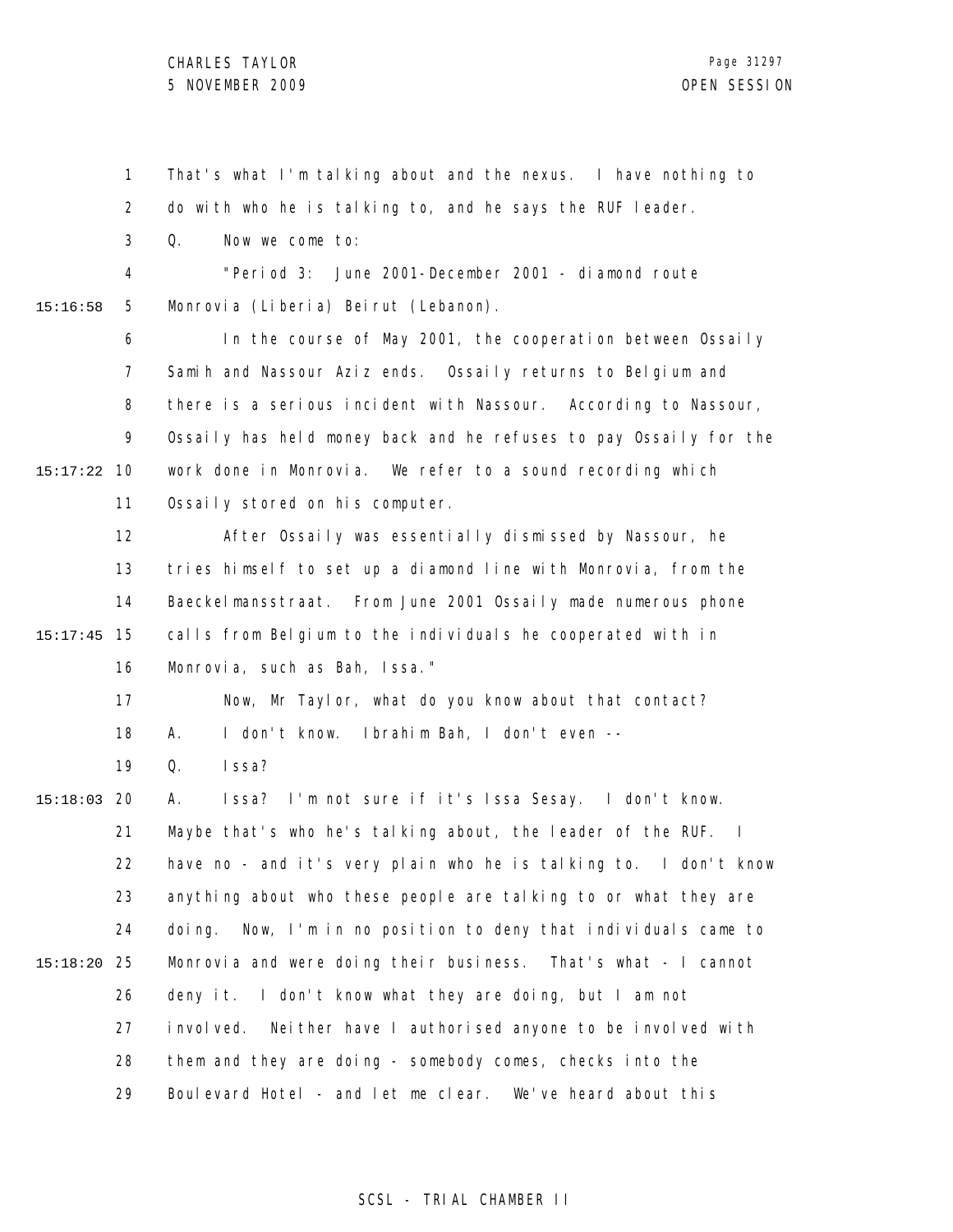That's what I'm talking about and the nexus. I have nothing to do with who he is talking to, and he says the RUF leader.

Q. Now we come to:

"Period 3: June 2001-December 2001 - diamond route Monrovia (Liberia) Beirut (Lebanon).

In the course of May 2001, the cooperation between Ossaily Samih and Nassour Aziz ends. Ossaily returns to Belgium and there is a serious incident with Nassour. According to Nassour, Ossaily has held money back and he refuses to pay Ossaily for the work done in Monrovia. We refer to a sound recording which Ossaily stored on his computer.

After Ossaily was essentially dismissed by Nassour, he tries himself to set up a diamond line with Monrovia, from the Baeckelmansstraat. From June 2001 Ossaily made numerous phone calls from Belgium to the individuals he cooperated with in Monrovia, such as Bah, Issa."

Now, Mr Taylor, what do you know about that contact?

A. I don't know. Ibrahim Bah, I don't even --

Q. Issa?

A. Issa? I'm not sure if it's Issa Sesay. I don't know. Maybe that's who he's talking about, the leader of the RUF. I have no - and it's very plain who he is talking to. I don't know anything about who these people are talking to or what they are doing. Now, I'm in no position to deny that individuals came to Monrovia and were doing their business. That's what - I cannot deny it. I don't know what they are doing, but I am not involved. Neither have I authorised anyone to be involved with them and they are doing - somebody comes, checks into the Boulevard Hotel - and let me clear. We've heard about this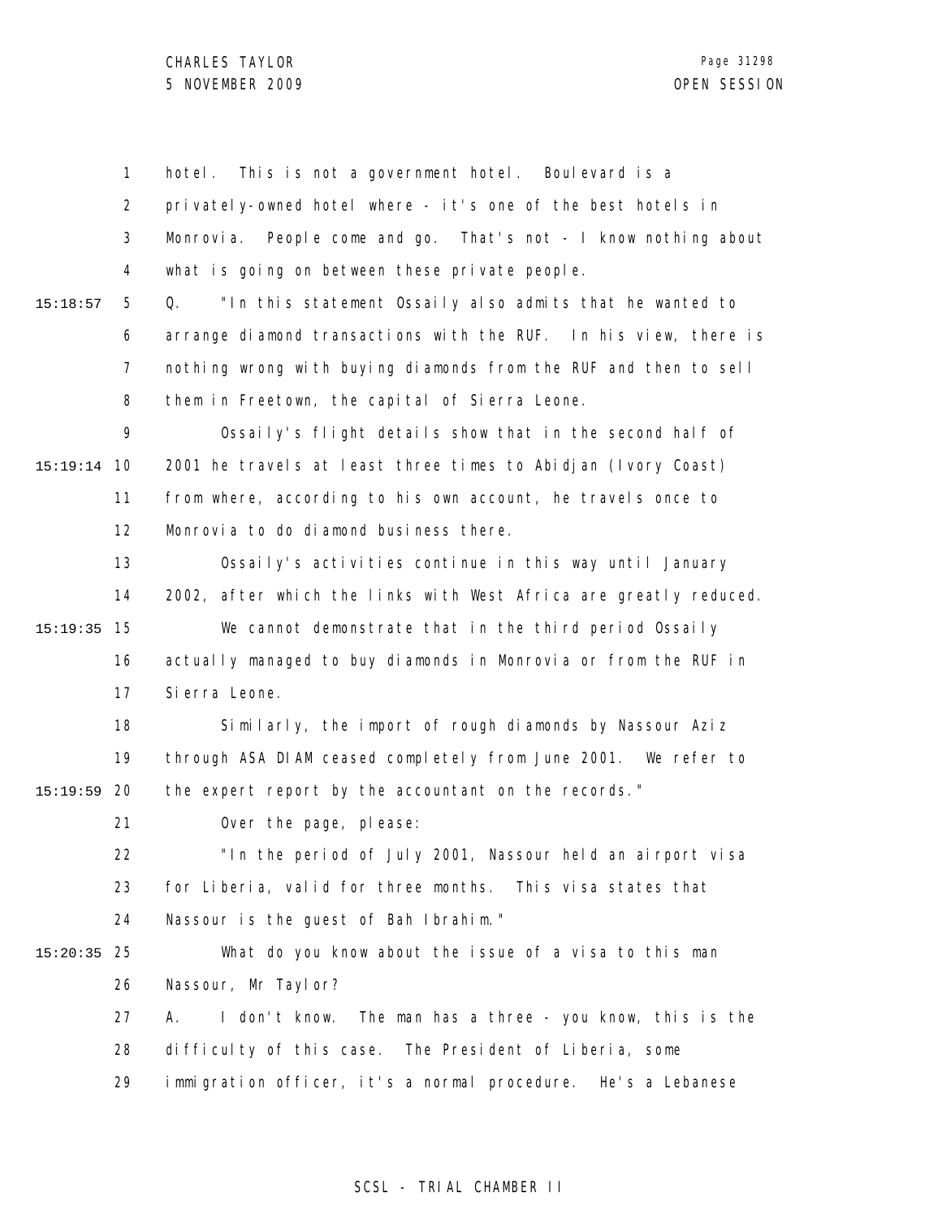1 hotel. This is not a government hotel. Boulevard is a
2 privately-owned hotel where - it's one of the best hotels in
3 Monrovia. People come and go. That's not - I know nothing about
4 what is going on between these private people.

15:18:57 5 Q. "In this statement Ossaily also admits that he wanted to
6 arrange diamond transactions with the RUF. In his view, there is
7 nothing wrong with buying diamonds from the RUF and then to sell
8 them in Freetown, the capital of Sierra Leone.

9 Ossaily's flight details show that in the second half of
15:19:14 10 2001 he travels at least three times to Abidjan (Ivory Coast)
11 from where, according to his own account, he travels once to
12 Monrovia to do diamond business there.

13 Ossaily's activities continue in this way until January
14 2002, after which the links with West Africa are greatly reduced.

15:19:35 15 We cannot demonstrate that in the third period Ossaily
16 actually managed to buy diamonds in Monrovia or from the RUF in
17 Sierra Leone.

18 Similarly, the import of rough diamonds by Nassour Aziz
19 through ASA DIAM ceased completely from June 2001. We refer to
15:19:59 20 the expert report by the accountant on the records."

21 Over the page, please:

22 "In the period of July 2001, Nassour held an airport visa
23 for Liberia, valid for three months. This visa states that
24 Nassour is the guest of Bah Ibrahim."

15:20:35 25 What do you know about the issue of a visa to this man
26 Nassour, Mr Taylor?

27 A. I don't know. The man has a three - you know, this is the
28 difficulty of this case. The President of Liberia, some
29 immigration officer, it's a normal procedure. He's a Lebanese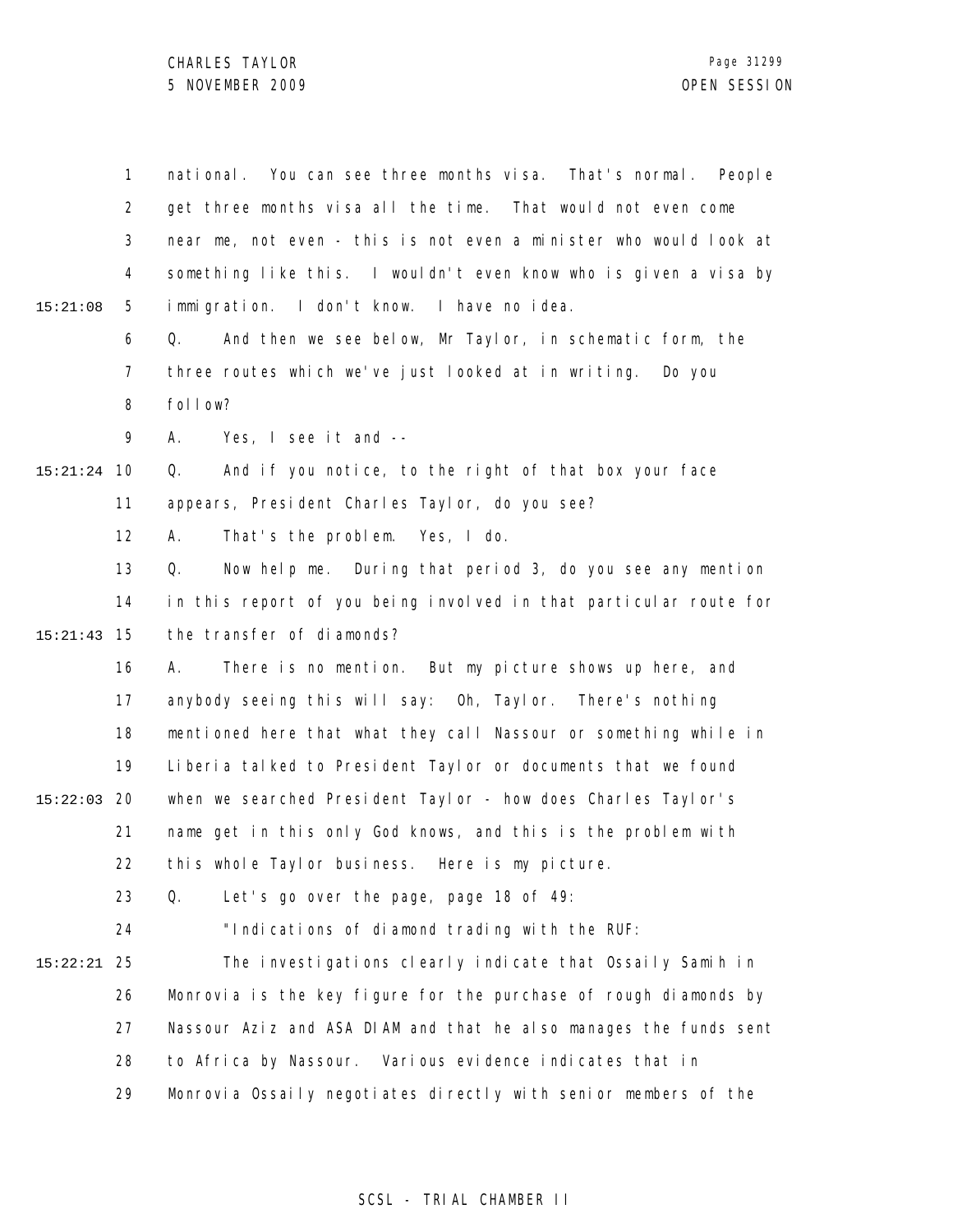national. You can see three months visa. That's normal. People get three months visa all the time. That would not even come near me, not even - this is not even a minister who would look at something like this. I wouldn't even know who is given a visa by immigration. I don't know. I have no idea.

Q. And then we see below, Mr Taylor, in schematic form, the three routes which we've just looked at in writing. Do you follow?

A. Yes, I see it and --

Q. And if you notice, to the right of that box your face appears, President Charles Taylor, do you see?

A. That's the problem. Yes, I do.

Q. Now help me. During that period 3, do you see any mention in this report of you being involved in that particular route for the transfer of diamonds?

A. There is no mention. But my picture shows up here, and anybody seeing this will say: Oh, Taylor. There's nothing mentioned here that what they call Nassour or something while in Liberia talked to President Taylor or documents that we found when we searched President Taylor - how does Charles Taylor's name get in this only God knows, and this is the problem with this whole Taylor business. Here is my picture.

Q. Let's go over the page, page 18 of 49:

"Indications of diamond trading with the RUF:

The investigations clearly indicate that Ossaily Samih in Monrovia is the key figure for the purchase of rough diamonds by Nassour Aziz and ASA DIAM and that he also manages the funds sent to Africa by Nassour. Various evidence indicates that in Monrovia Ossaily negotiates directly with senior members of the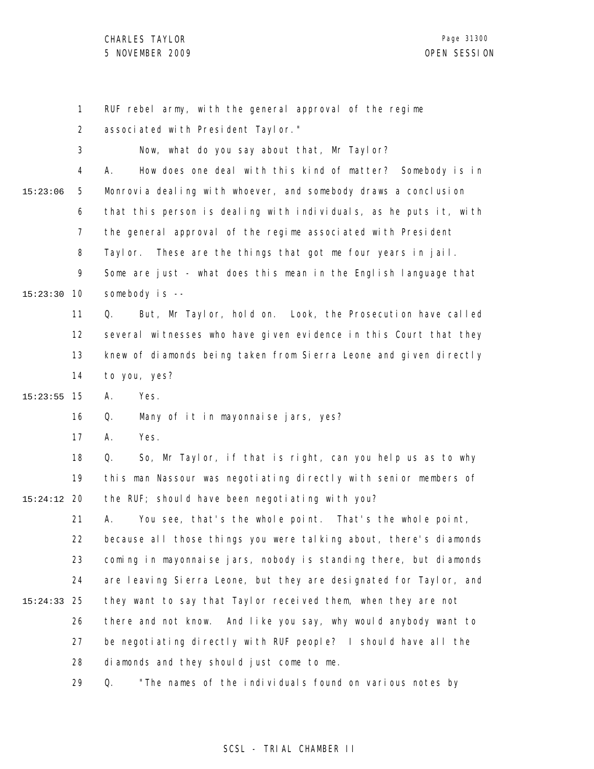RUF rebel army, with the general approval of the regime associated with President Taylor."

Now, what do you say about that, Mr Taylor?

A. How does one deal with this kind of matter? Somebody is in Monrovia dealing with whoever, and somebody draws a conclusion that this person is dealing with individuals, as he puts it, with the general approval of the regime associated with President Taylor. These are the things that got me four years in jail. Some are just - what does this mean in the English language that somebody is --

Q. But, Mr Taylor, hold on. Look, the Prosecution have called several witnesses who have given evidence in this Court that they knew of diamonds being taken from Sierra Leone and given directly to you, yes?

A. Yes.

Q. Many of it in mayonnaise jars, yes?

A. Yes.

Q. So, Mr Taylor, if that is right, can you help us as to why this man Nassour was negotiating directly with senior members of the RUF; should have been negotiating with you?

A. You see, that's the whole point. That's the whole point, because all those things you were talking about, there's diamonds coming in mayonnaise jars, nobody is standing there, but diamonds are leaving Sierra Leone, but they are designated for Taylor, and they want to say that Taylor received them, when they are not there and not know. And like you say, why would anybody want to be negotiating directly with RUF people? I should have all the diamonds and they should just come to me.

Q. "The names of the individuals found on various notes by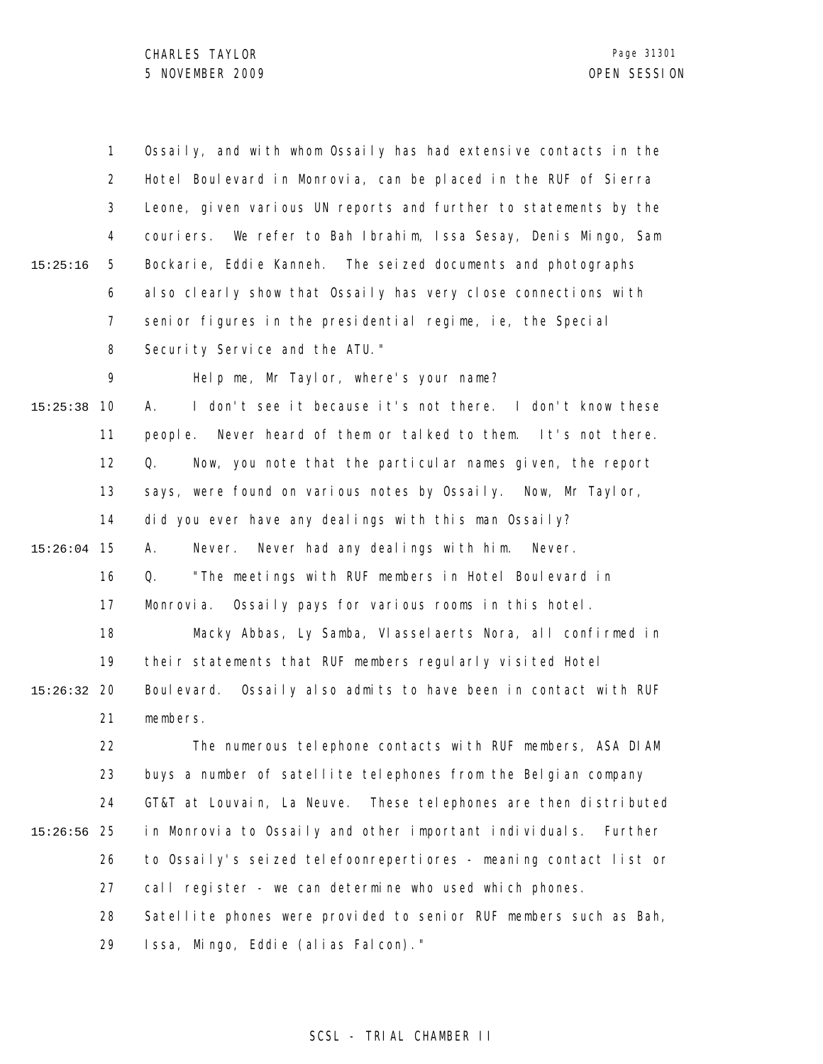Ossaily, and with whom Ossaily has had extensive contacts in the Hotel Boulevard in Monrovia, can be placed in the RUF of Sierra Leone, given various UN reports and further to statements by the couriers. We refer to Bah Ibrahim, Issa Sesay, Denis Mingo, Sam Bockarie, Eddie Kanneh. The seized documents and photographs also clearly show that Ossaily has very close connections with senior figures in the presidential regime, ie, the Special Security Service and the ATU."

Help me, Mr Taylor, where's your name?

A. I don't see it because it's not there. I don't know these people. Never heard of them or talked to them. It's not there.

Q. Now, you note that the particular names given, the report says, were found on various notes by Ossaily. Now, Mr Taylor, did you ever have any dealings with this man Ossaily?

A. Never. Never had any dealings with him. Never.

Q. "The meetings with RUF members in Hotel Boulevard in Monrovia. Ossaily pays for various rooms in this hotel.

Macky Abbas, Ly Samba, Vlasselaerts Nora, all confirmed in their statements that RUF members regularly visited Hotel Boulevard. Ossaily also admits to have been in contact with RUF members.

The numerous telephone contacts with RUF members, ASA DIAM buys a number of satellite telephones from the Belgian company GT&T at Louvain, La Neuve. These telephones are then distributed in Monrovia to Ossaily and other important individuals. Further to Ossaily's seized telefoonrepertiores - meaning contact list or call register - we can determine who used which phones. Satellite phones were provided to senior RUF members such as Bah, Issa, Mingo, Eddie (alias Falcon)."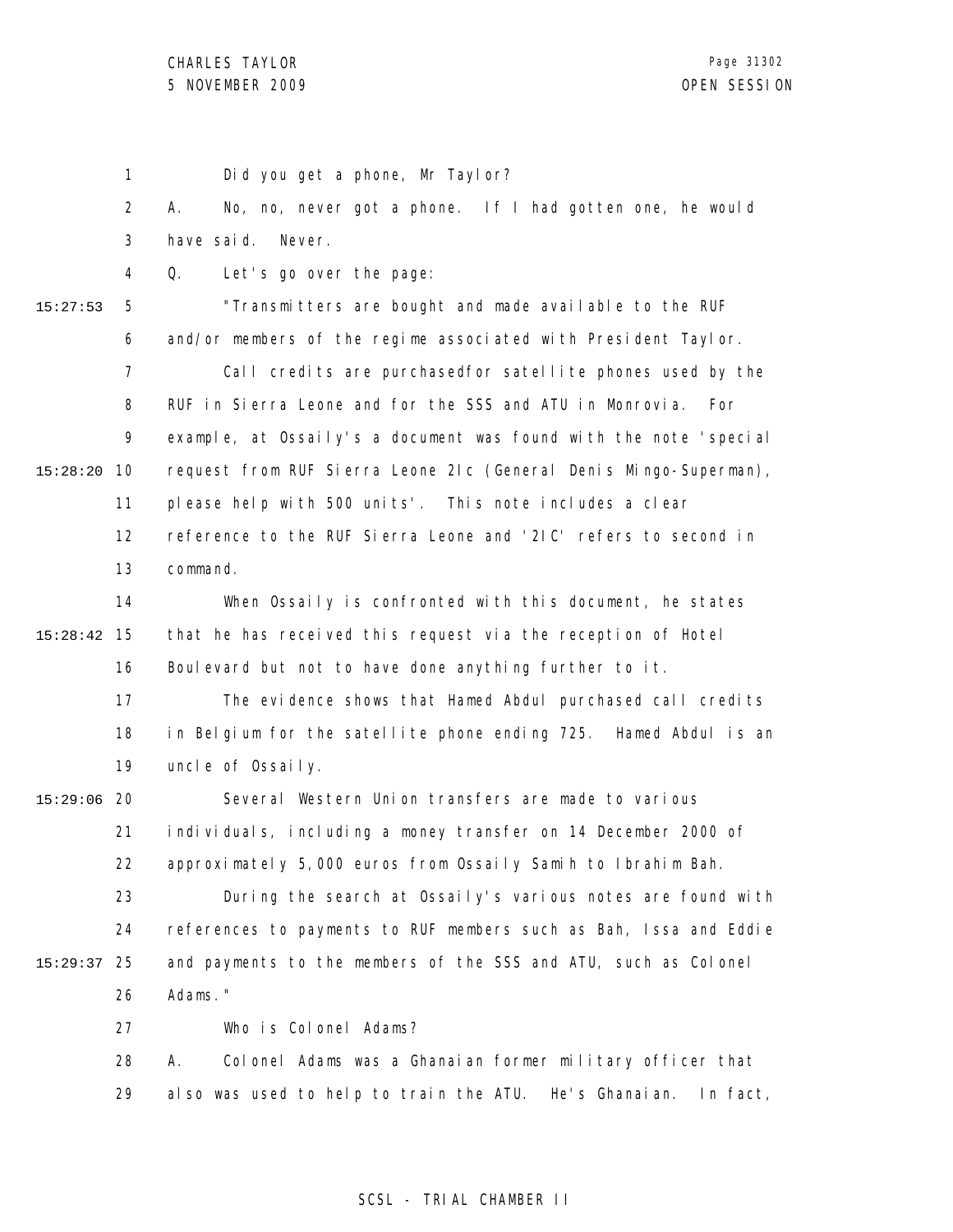Did you get a phone, Mr Taylor?

A. No, no, never got a phone. If I had gotten one, he would have said. Never.

Q. Let's go over the page:

"Transmitters are bought and made available to the RUF and/or members of the regime associated with President Taylor.

Call credits are purchasedfor satellite phones used by the RUF in Sierra Leone and for the SSS and ATU in Monrovia. For example, at Ossaily's a document was found with the note 'special request from RUF Sierra Leone 2Ic (General Denis Mingo-Superman), please help with 500 units'. This note includes a clear reference to the RUF Sierra Leone and '2IC' refers to second in command.

When Ossaily is confronted with this document, he states that he has received this request via the reception of Hotel Boulevard but not to have done anything further to it.

The evidence shows that Hamed Abdul purchased call credits in Belgium for the satellite phone ending 725. Hamed Abdul is an uncle of Ossaily.

Several Western Union transfers are made to various individuals, including a money transfer on 14 December 2000 of approximately 5,000 euros from Ossaily Samih to Ibrahim Bah.

During the search at Ossaily's various notes are found with references to payments to RUF members such as Bah, Issa and Eddie and payments to the members of the SSS and ATU, such as Colonel Adams."

Who is Colonel Adams?

A. Colonel Adams was a Ghanaian former military officer that also was used to help to train the ATU. He's Ghanaian. In fact,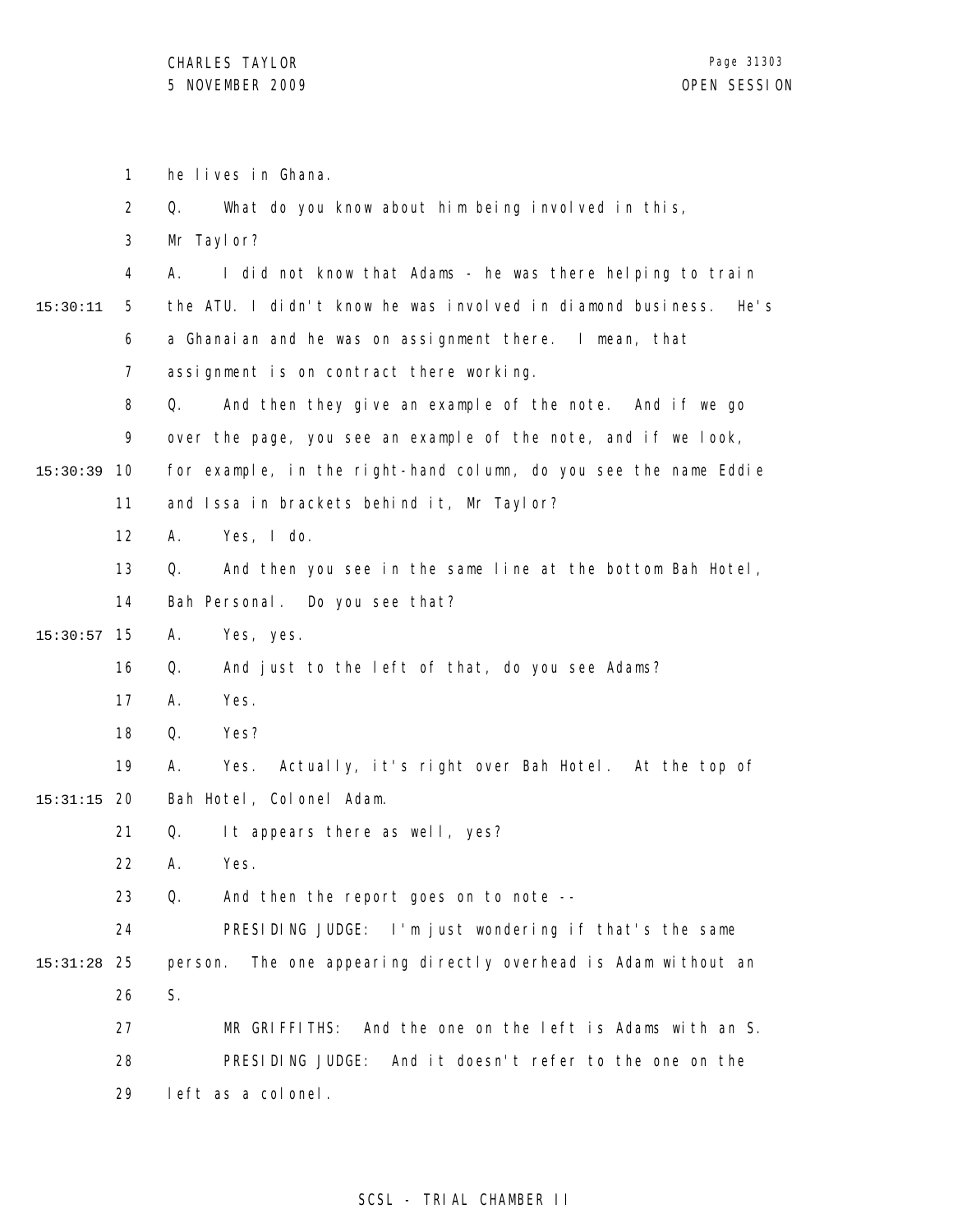he lives in Ghana.

Q. What do you know about him being involved in this, Mr Taylor?

A. I did not know that Adams - he was there helping to train the ATU. I didn't know he was involved in diamond business. He's a Ghanaian and he was on assignment there. I mean, that assignment is on contract there working.

Q. And then they give an example of the note. And if we go over the page, you see an example of the note, and if we look, for example, in the right-hand column, do you see the name Eddie and Issa in brackets behind it, Mr Taylor?

A. Yes, I do.

Q. And then you see in the same line at the bottom Bah Hotel, Bah Personal. Do you see that?

A. Yes, yes.

Q. And just to the left of that, do you see Adams?

A. Yes.

Q. Yes?

A. Yes. Actually, it's right over Bah Hotel. At the top of Bah Hotel, Colonel Adam.

Q. It appears there as well, yes?

A. Yes.

Q. And then the report goes on to note --

PRESIDING JUDGE: I'm just wondering if that's the same person. The one appearing directly overhead is Adam without an S.

MR GRIFFITHS: And the one on the left is Adams with an S.

PRESIDING JUDGE: And it doesn't refer to the one on the left as a colonel.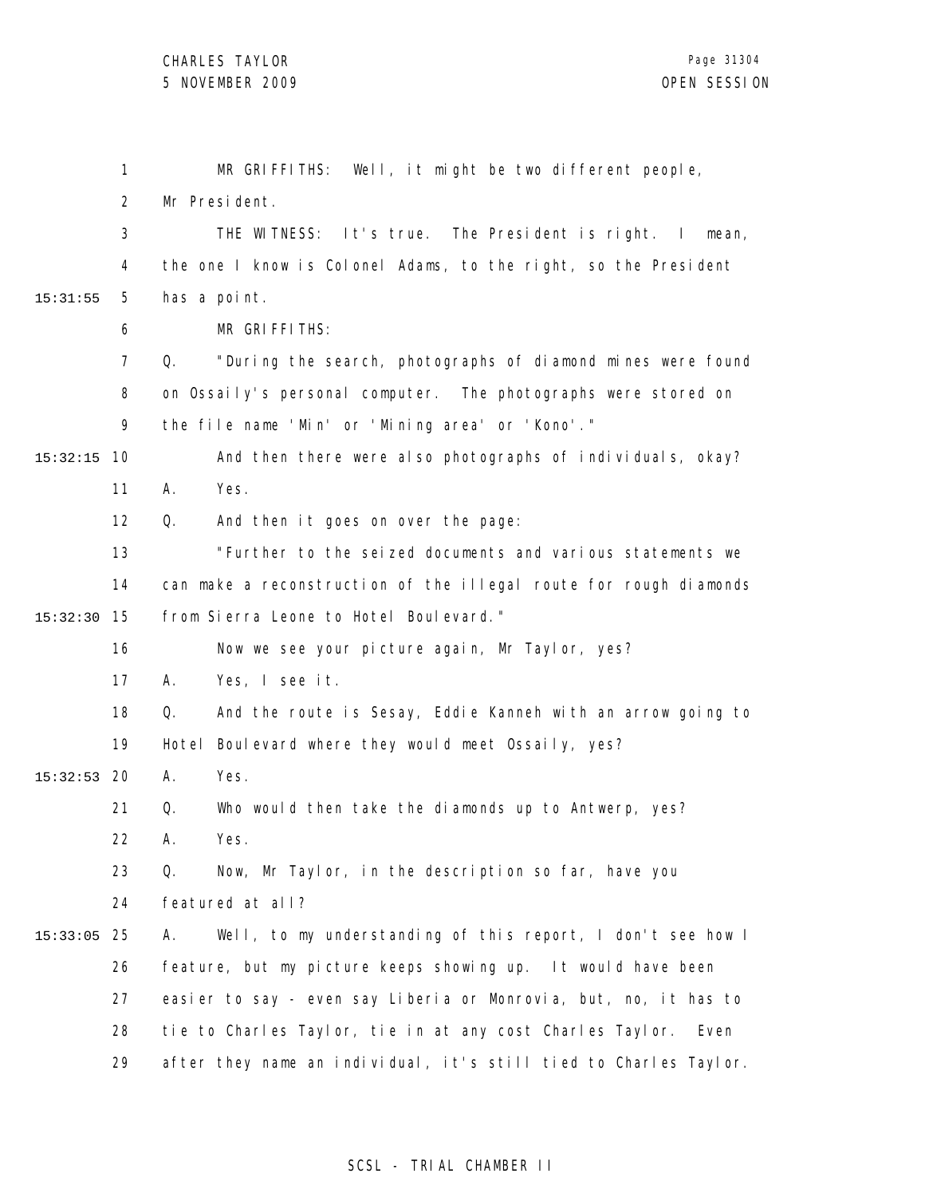MR GRIFFITHS: Well, it might be two different people, Mr President.

THE WITNESS: It's true. The President is right. I mean, the one I know is Colonel Adams, to the right, so the President has a point.

MR GRIFFITHS:

Q. "During the search, photographs of diamond mines were found on Ossaily's personal computer. The photographs were stored on the file name 'Min' or 'Mining area' or 'Kono'."

And then there were also photographs of individuals, okay?

A. Yes.

Q. And then it goes on over the page:

"Further to the seized documents and various statements we can make a reconstruction of the illegal route for rough diamonds from Sierra Leone to Hotel Boulevard."

Now we see your picture again, Mr Taylor, yes?

A. Yes, I see it.

Q. And the route is Sesay, Eddie Kanneh with an arrow going to Hotel Boulevard where they would meet Ossaily, yes?

A. Yes.

Q. Who would then take the diamonds up to Antwerp, yes?

A. Yes.

Q. Now, Mr Taylor, in the description so far, have you featured at all?

A. Well, to my understanding of this report, I don't see how I feature, but my picture keeps showing up. It would have been easier to say - even say Liberia or Monrovia, but, no, it has to tie to Charles Taylor, tie in at any cost Charles Taylor. Even after they name an individual, it's still tied to Charles Taylor.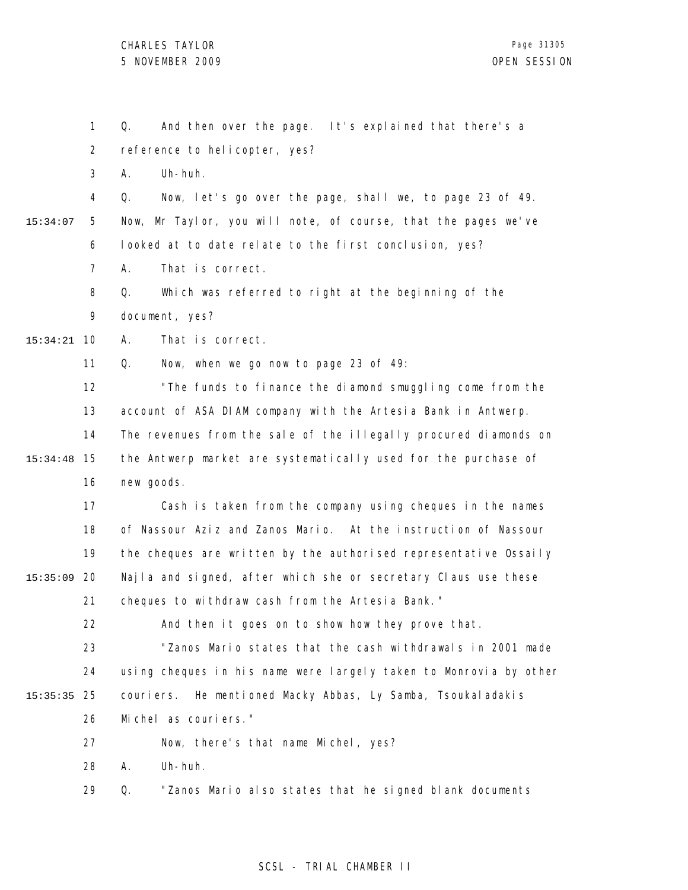Q. And then over the page. It's explained that there's a reference to helicopter, yes?

A. Uh-huh.

Q. Now, let's go over the page, shall we, to page 23 of 49. Now, Mr Taylor, you will note, of course, that the pages we've looked at to date relate to the first conclusion, yes?

A. That is correct.

Q. Which was referred to right at the beginning of the document, yes?

A. That is correct.

Q. Now, when we go now to page 23 of 49:

"The funds to finance the diamond smuggling come from the account of ASA DIAM company with the Artesia Bank in Antwerp. The revenues from the sale of the illegally procured diamonds on the Antwerp market are systematically used for the purchase of new goods.

Cash is taken from the company using cheques in the names of Nassour Aziz and Zanos Mario. At the instruction of Nassour the cheques are written by the authorised representative Ossaily Najla and signed, after which she or secretary Claus use these cheques to withdraw cash from the Artesia Bank."

And then it goes on to show how they prove that.

"Zanos Mario states that the cash withdrawals in 2001 made using cheques in his name were largely taken to Monrovia by other couriers. He mentioned Macky Abbas, Ly Samba, Tsoukaladakis Michel as couriers."

Now, there's that name Michel, yes?

A. Uh-huh.

Q. "Zanos Mario also states that he signed blank documents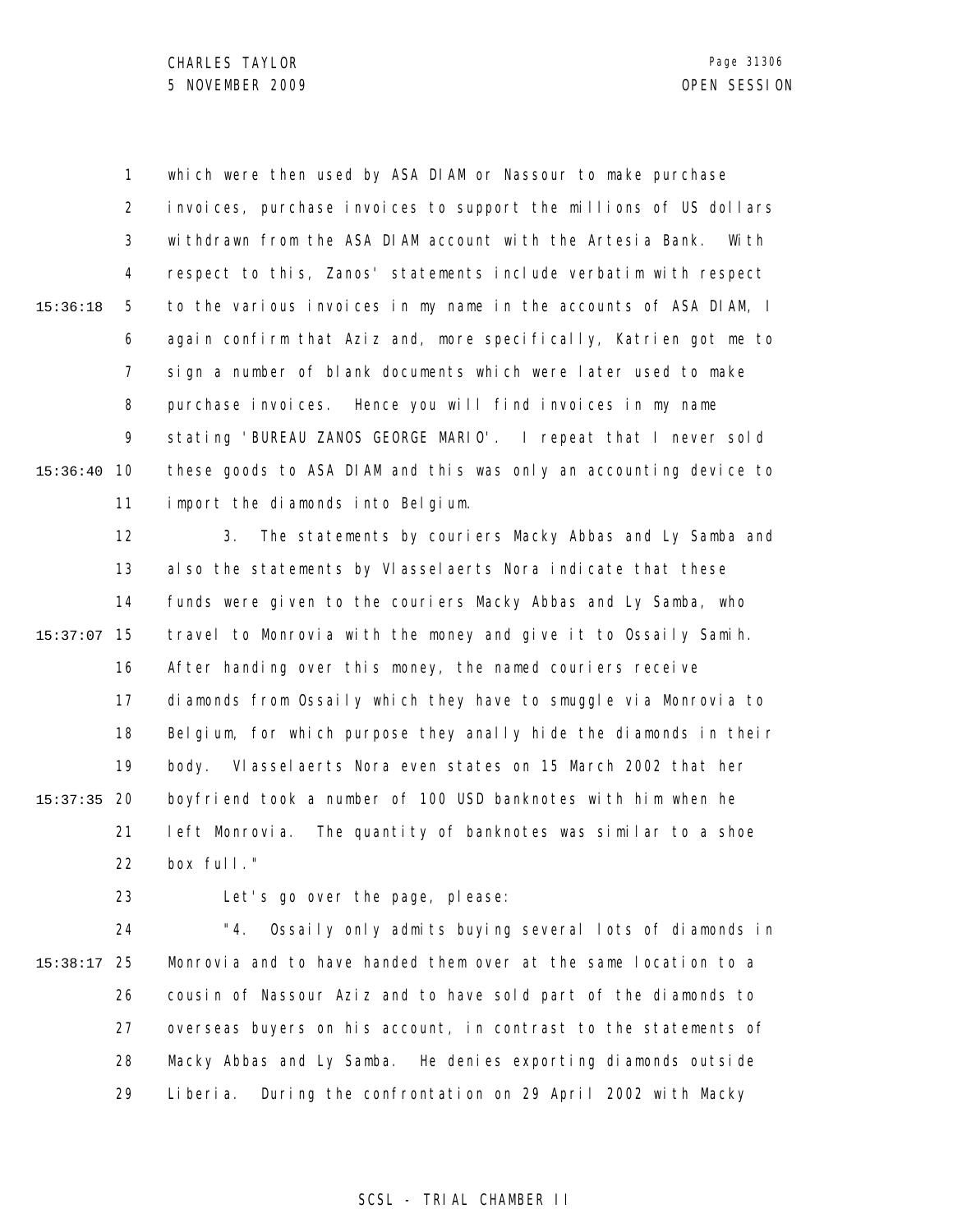which were then used by ASA DIAM or Nassour to make purchase invoices, purchase invoices to support the millions of US dollars withdrawn from the ASA DIAM account with the Artesia Bank. With respect to this, Zanos' statements include verbatim with respect to the various invoices in my name in the accounts of ASA DIAM, I again confirm that Aziz and, more specifically, Katrien got me to sign a number of blank documents which were later used to make purchase invoices. Hence you will find invoices in my name stating 'BUREAU ZANOS GEORGE MARIO'. I repeat that I never sold these goods to ASA DIAM and this was only an accounting device to import the diamonds into Belgium.

3. The statements by couriers Macky Abbas and Ly Samba and also the statements by Vlasselaerts Nora indicate that these funds were given to the couriers Macky Abbas and Ly Samba, who travel to Monrovia with the money and give it to Ossaily Samih. After handing over this money, the named couriers receive diamonds from Ossaily which they have to smuggle via Monrovia to Belgium, for which purpose they anally hide the diamonds in their body. Vlasselaerts Nora even states on 15 March 2002 that her boyfriend took a number of 100 USD banknotes with him when he left Monrovia. The quantity of banknotes was similar to a shoe box full."

Let's go over the page, please:

"4. Ossaily only admits buying several lots of diamonds in Monrovia and to have handed them over at the same location to a cousin of Nassour Aziz and to have sold part of the diamonds to overseas buyers on his account, in contrast to the statements of Macky Abbas and Ly Samba. He denies exporting diamonds outside Liberia. During the confrontation on 29 April 2002 with Macky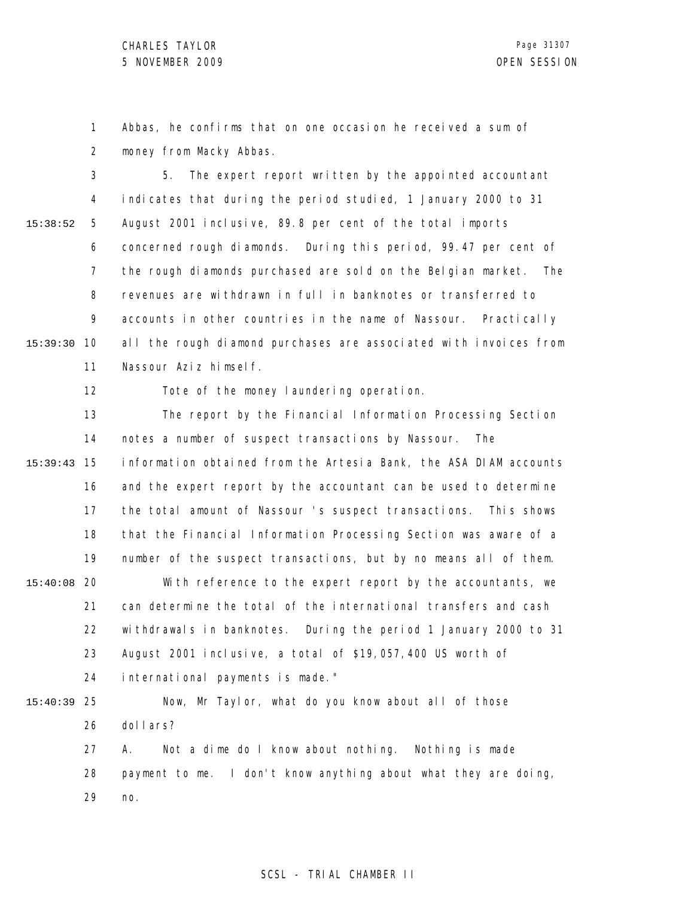Abbas, he confirms that on one occasion he received a sum of money from Macky Abbas.

5. The expert report written by the appointed accountant indicates that during the period studied, 1 January 2000 to 31 August 2001 inclusive, 89.8 per cent of the total imports concerned rough diamonds. During this period, 99.47 per cent of the rough diamonds purchased are sold on the Belgian market. The revenues are withdrawn in full in banknotes or transferred to accounts in other countries in the name of Nassour. Practically all the rough diamond purchases are associated with invoices from Nassour Aziz himself.

Tote of the money laundering operation.

The report by the Financial Information Processing Section notes a number of suspect transactions by Nassour. The information obtained from the Artesia Bank, the ASA DIAM accounts and the expert report by the accountant can be used to determine the total amount of Nassour's suspect transactions. This shows that the Financial Information Processing Section was aware of a number of the suspect transactions, but by no means all of them.

With reference to the expert report by the accountants, we can determine the total of the international transfers and cash withdrawals in banknotes. During the period 1 January 2000 to 31 August 2001 inclusive, a total of $19,057,400 US worth of international payments is made."

Now, Mr Taylor, what do you know about all of those dollars?

A. Not a dime do I know about nothing. Nothing is made payment to me. I don't know anything about what they are doing, no.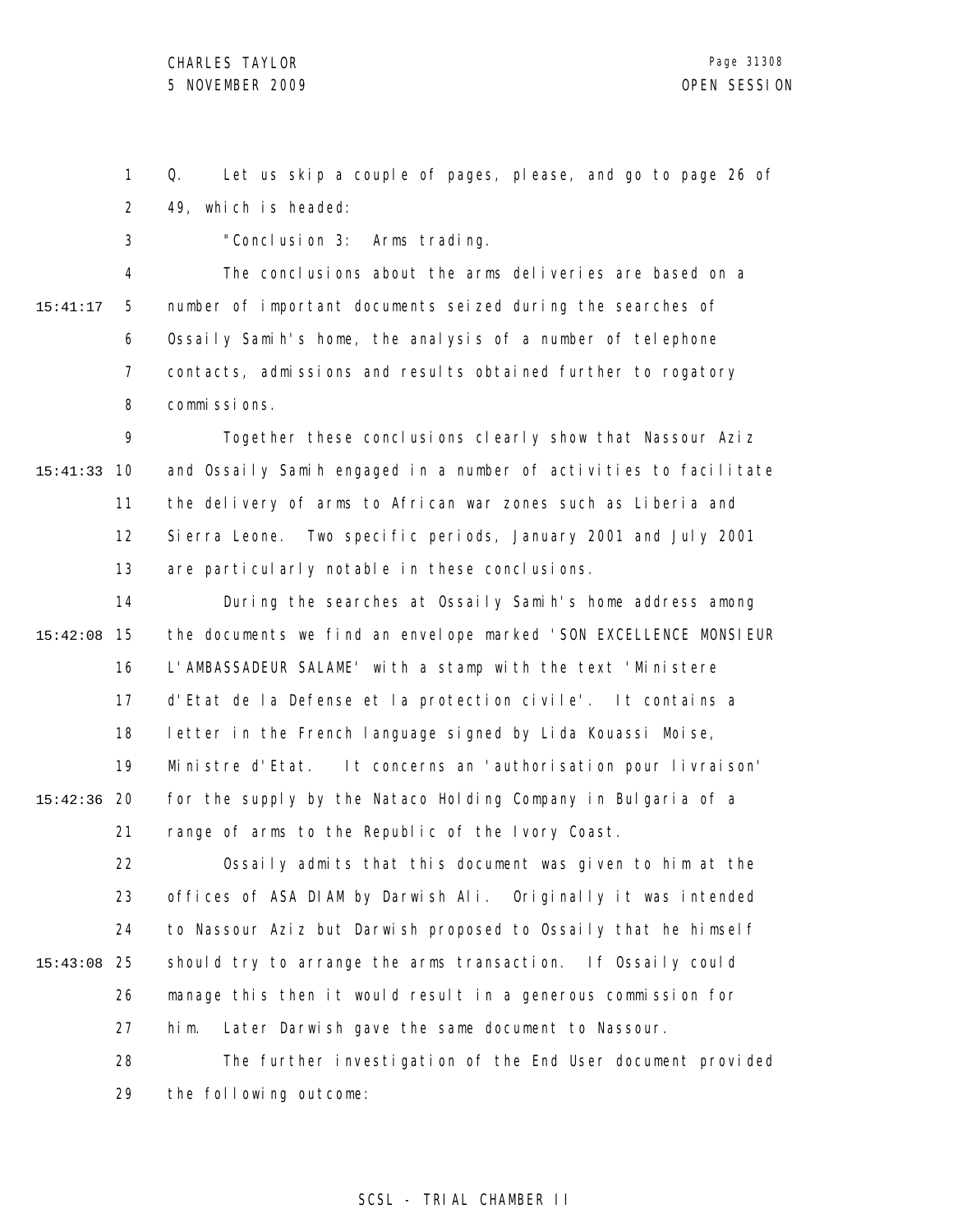Q. Let us skip a couple of pages, please, and go to page 26 of 49, which is headed:

"Conclusion 3: Arms trading.

The conclusions about the arms deliveries are based on a number of important documents seized during the searches of Ossaily Samih's home, the analysis of a number of telephone contacts, admissions and results obtained further to rogatory commissions.

Together these conclusions clearly show that Nassour Aziz and Ossaily Samih engaged in a number of activities to facilitate the delivery of arms to African war zones such as Liberia and Sierra Leone. Two specific periods, January 2001 and July 2001 are particularly notable in these conclusions.

During the searches at Ossaily Samih's home address among the documents we find an envelope marked 'SON EXCELLENCE MONSIEUR L'AMBASSADEUR SALAME' with a stamp with the text 'Ministere d'Etat de la Defense et la protection civile'. It contains a letter in the French language signed by Lida Kouassi Moise, Ministre d'Etat. It concerns an 'authorisation pour livraison' for the supply by the Nataco Holding Company in Bulgaria of a range of arms to the Republic of the Ivory Coast.

Ossaily admits that this document was given to him at the offices of ASA DIAM by Darwish Ali. Originally it was intended to Nassour Aziz but Darwish proposed to Ossaily that he himself should try to arrange the arms transaction. If Ossaily could manage this then it would result in a generous commission for him. Later Darwish gave the same document to Nassour.

The further investigation of the End User document provided the following outcome: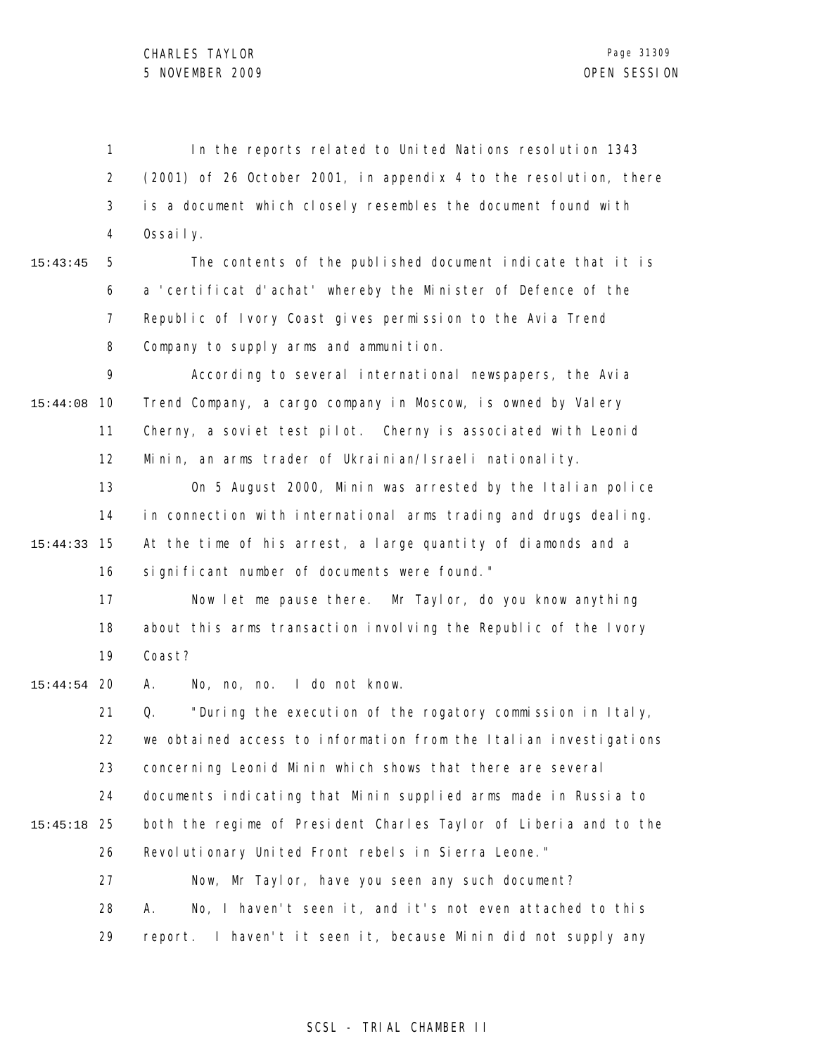In the reports related to United Nations resolution 1343 (2001) of 26 October 2001, in appendix 4 to the resolution, there is a document which closely resembles the document found with Ossaily.

The contents of the published document indicate that it is a 'certificat d'achat' whereby the Minister of Defence of the Republic of Ivory Coast gives permission to the Avia Trend Company to supply arms and ammunition.

According to several international newspapers, the Avia Trend Company, a cargo company in Moscow, is owned by Valery Cherny, a soviet test pilot. Cherny is associated with Leonid Minin, an arms trader of Ukrainian/Israeli nationality.

On 5 August 2000, Minin was arrested by the Italian police in connection with international arms trading and drugs dealing. At the time of his arrest, a large quantity of diamonds and a significant number of documents were found."

Now let me pause there. Mr Taylor, do you know anything about this arms transaction involving the Republic of the Ivory Coast?

A. No, no, no. I do not know.

Q. "During the execution of the rogatory commission in Italy, we obtained access to information from the Italian investigations concerning Leonid Minin which shows that there are several documents indicating that Minin supplied arms made in Russia to both the regime of President Charles Taylor of Liberia and to the Revolutionary United Front rebels in Sierra Leone."

Now, Mr Taylor, have you seen any such document?

A. No, I haven't seen it, and it's not even attached to this report. I haven't it seen it, because Minin did not supply any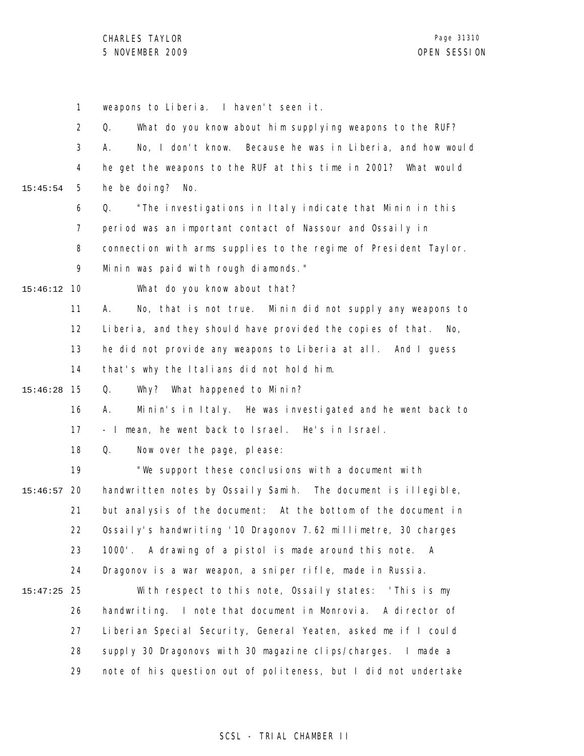weapons to Liberia. I haven't seen it.

Q. What do you know about him supplying weapons to the RUF?

A. No, I don't know. Because he was in Liberia, and how would he get the weapons to the RUF at this time in 2001? What would he be doing? No.

Q. "The investigations in Italy indicate that Minin in this period was an important contact of Nassour and Ossaily in connection with arms supplies to the regime of President Taylor. Minin was paid with rough diamonds."

What do you know about that?

A. No, that is not true. Minin did not supply any weapons to Liberia, and they should have provided the copies of that. No, he did not provide any weapons to Liberia at all. And I guess that's why the Italians did not hold him.

Q. Why? What happened to Minin?

A. Minin's in Italy. He was investigated and he went back to - I mean, he went back to Israel. He's in Israel.

Q. Now over the page, please:

"We support these conclusions with a document with handwritten notes by Ossaily Samih. The document is illegible, but analysis of the document: At the bottom of the document in Ossaily's handwriting '10 Dragonov 7.62 millimetre, 30 charges 1000'. A drawing of a pistol is made around this note. A Dragonov is a war weapon, a sniper rifle, made in Russia.

With respect to this note, Ossaily states: 'This is my handwriting. I note that document in Monrovia. A director of Liberian Special Security, General Yeaten, asked me if I could supply 30 Dragonovs with 30 magazine clips/charges. I made a note of his question out of politeness, but I did not undertake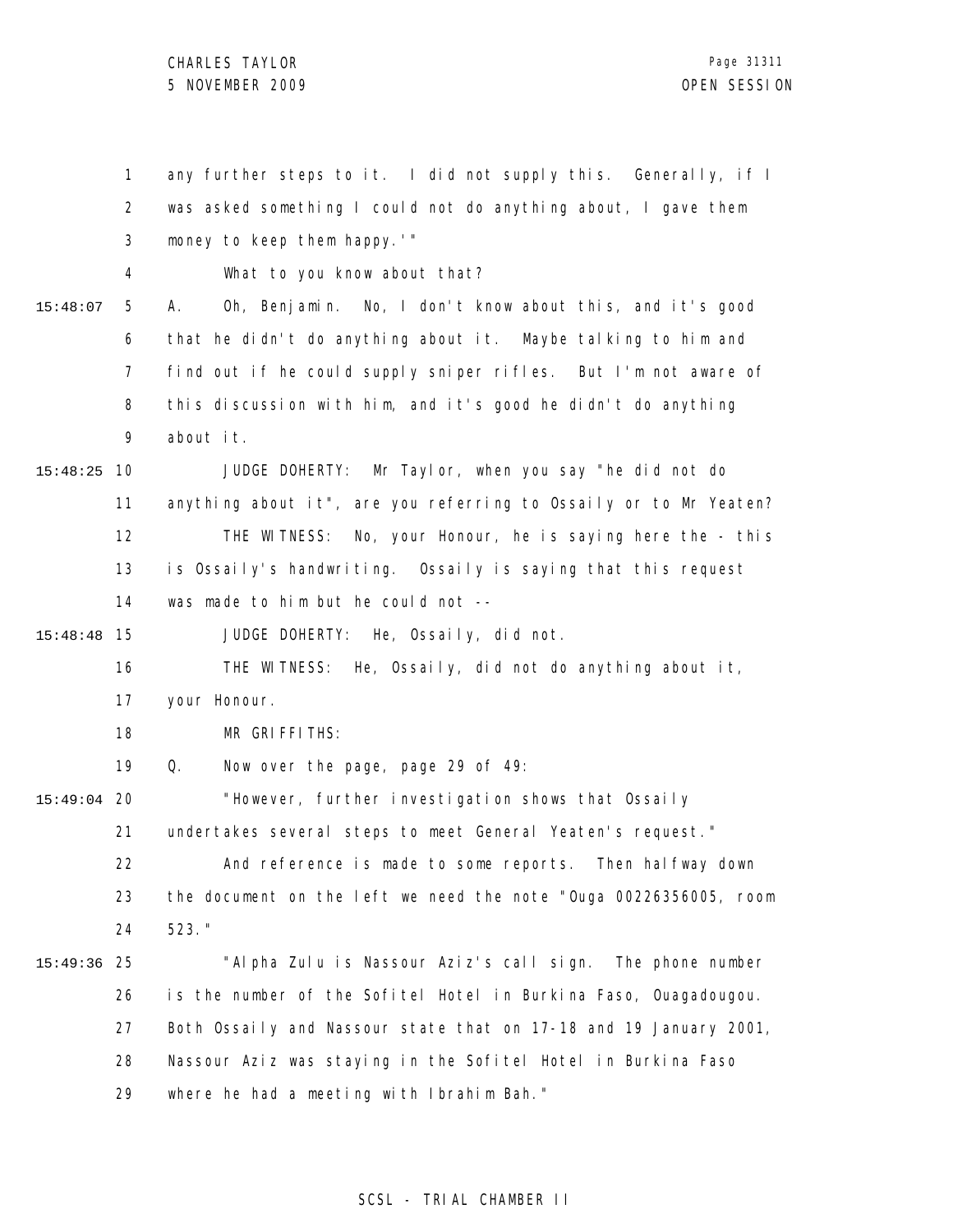any further steps to it. I did not supply this. Generally, if I was asked something I could not do anything about, I gave them money to keep them happy.'"

What to you know about that?

A. Oh, Benjamin. No, I don't know about this, and it's good that he didn't do anything about it. Maybe talking to him and find out if he could supply sniper rifles. But I'm not aware of this discussion with him, and it's good he didn't do anything about it.

JUDGE DOHERTY: Mr Taylor, when you say "he did not do anything about it", are you referring to Ossaily or to Mr Yeaten?

THE WITNESS: No, your Honour, he is saying here the - this is Ossaily's handwriting. Ossaily is saying that this request was made to him but he could not --

JUDGE DOHERTY: He, Ossaily, did not.

THE WITNESS: He, Ossaily, did not do anything about it, your Honour.

MR GRIFFITHS:

Q. Now over the page, page 29 of 49:

"However, further investigation shows that Ossaily undertakes several steps to meet General Yeaten's request."

And reference is made to some reports. Then halfway down the document on the left we need the note "Ouga 00226356005, room 523."

"Alpha Zulu is Nassour Aziz's call sign. The phone number is the number of the Sofitel Hotel in Burkina Faso, Ouagadougou. Both Ossaily and Nassour state that on 17-18 and 19 January 2001, Nassour Aziz was staying in the Sofitel Hotel in Burkina Faso where he had a meeting with Ibrahim Bah."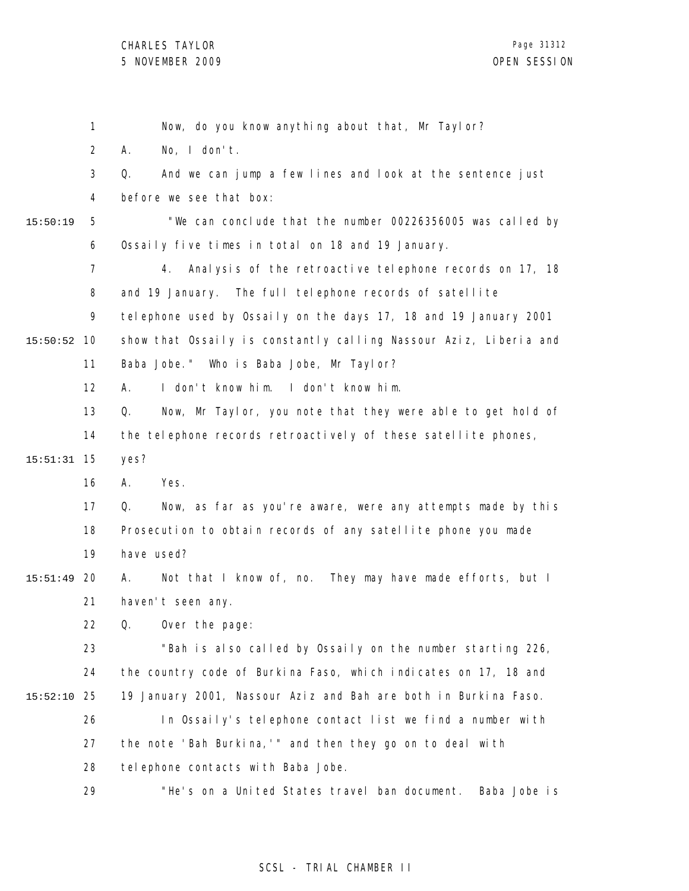Now, do you know anything about that, Mr Taylor?

A. No, I don't.

Q. And we can jump a few lines and look at the sentence just before we see that box:

"We can conclude that the number 00226356005 was called by Ossaily five times in total on 18 and 19 January.

4. Analysis of the retroactive telephone records on 17, 18 and 19 January. The full telephone records of satellite telephone used by Ossaily on the days 17, 18 and 19 January 2001 show that Ossaily is constantly calling Nassour Aziz, Liberia and Baba Jobe." Who is Baba Jobe, Mr Taylor?

A. I don't know him. I don't know him.

Q. Now, Mr Taylor, you note that they were able to get hold of the telephone records retroactively of these satellite phones, yes?

A. Yes.

Q. Now, as far as you're aware, were any attempts made by this Prosecution to obtain records of any satellite phone you made have used?

A. Not that I know of, no. They may have made efforts, but I haven't seen any.

Q. Over the page:

"Bah is also called by Ossaily on the number starting 226, the country code of Burkina Faso, which indicates on 17, 18 and 19 January 2001, Nassour Aziz and Bah are both in Burkina Faso.

In Ossaily's telephone contact list we find a number with the note 'Bah Burkina,'" and then they go on to deal with telephone contacts with Baba Jobe.

"He's on a United States travel ban document. Baba Jobe is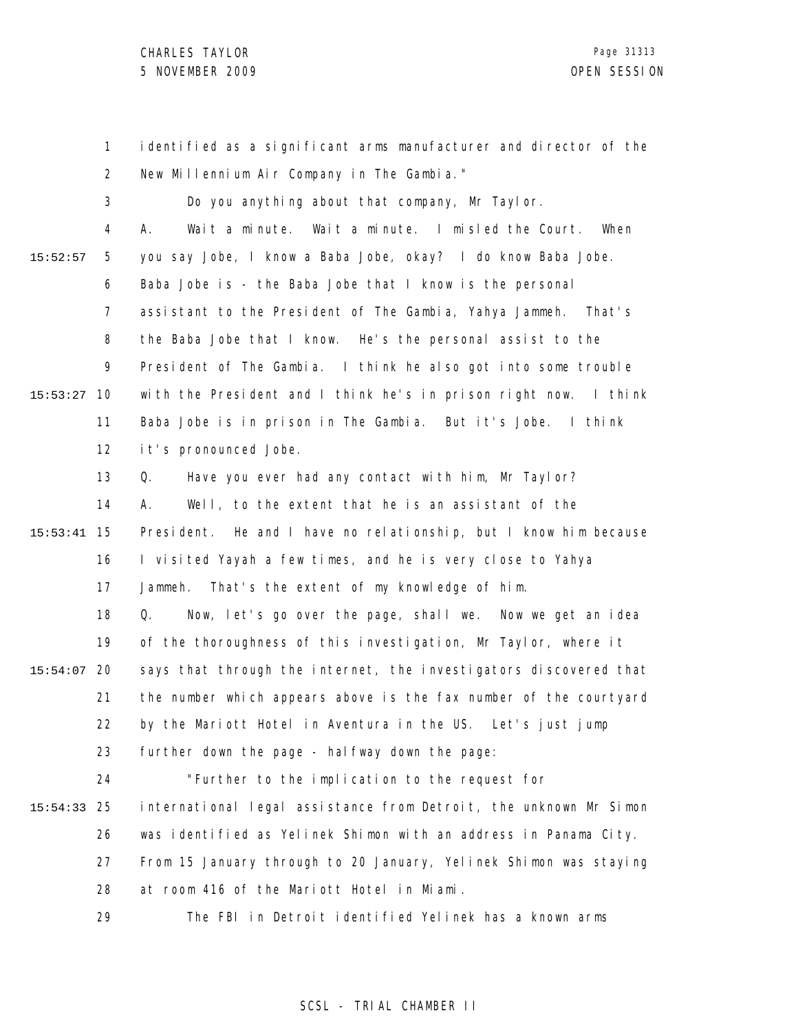identified as a significant arms manufacturer and director of the New Millennium Air Company in The Gambia."

Do you anything about that company, Mr Taylor.

A. Wait a minute. Wait a minute. I misled the Court. When you say Jobe, I know a Baba Jobe, okay? I do know Baba Jobe. Baba Jobe is - the Baba Jobe that I know is the personal assistant to the President of The Gambia, Yahya Jammeh. That's the Baba Jobe that I know. He's the personal assist to the President of The Gambia. I think he also got into some trouble with the President and I think he's in prison right now. I think Baba Jobe is in prison in The Gambia. But it's Jobe. I think it's pronounced Jobe.

Q. Have you ever had any contact with him, Mr Taylor?

A. Well, to the extent that he is an assistant of the President. He and I have no relationship, but I know him because I visited Yayah a few times, and he is very close to Yahya Jammeh. That's the extent of my knowledge of him.

Q. Now, let's go over the page, shall we. Now we get an idea of the thoroughness of this investigation, Mr Taylor, where it says that through the internet, the investigators discovered that the number which appears above is the fax number of the courtyard by the Mariott Hotel in Aventura in the US. Let's just jump further down the page - halfway down the page:

"Further to the implication to the request for international legal assistance from Detroit, the unknown Mr Simon was identified as Yelinek Shimon with an address in Panama City. From 15 January through to 20 January, Yelinek Shimon was staying at room 416 of the Mariott Hotel in Miami.

The FBI in Detroit identified Yelinek has a known arms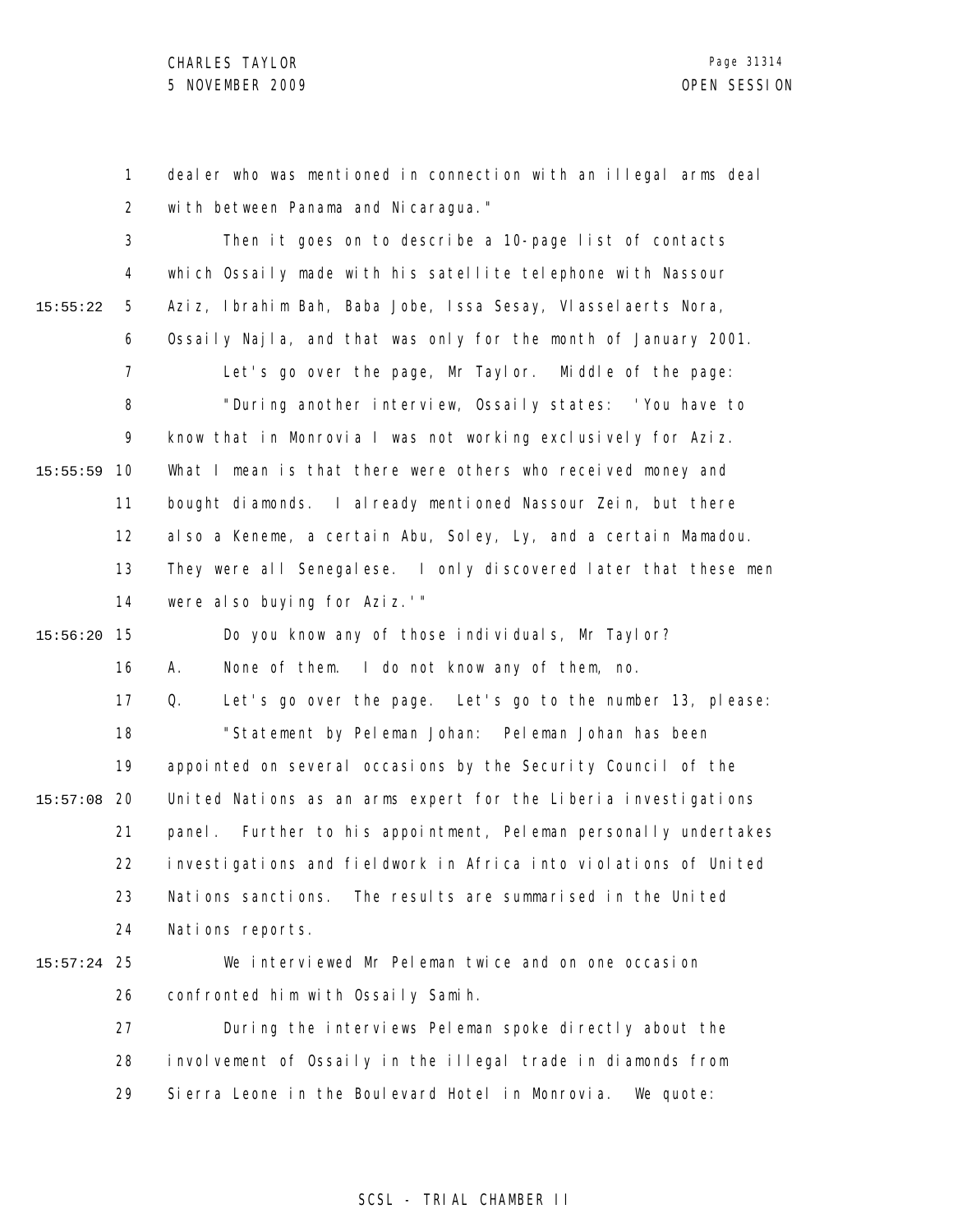dealer who was mentioned in connection with an illegal arms deal with between Panama and Nicaragua."

Then it goes on to describe a 10-page list of contacts which Ossaily made with his satellite telephone with Nassour Aziz, Ibrahim Bah, Baba Jobe, Issa Sesay, Vlasselaerts Nora, Ossaily Najla, and that was only for the month of January 2001.

Let's go over the page, Mr Taylor. Middle of the page:

"During another interview, Ossaily states: 'You have to know that in Monrovia I was not working exclusively for Aziz. What I mean is that there were others who received money and bought diamonds. I already mentioned Nassour Zein, but there also a Keneme, a certain Abu, Soley, Ly, and a certain Mamadou. They were all Senegalese. I only discovered later that these men were also buying for Aziz.'"

Do you know any of those individuals, Mr Taylor?

A. None of them. I do not know any of them, no.

Q. Let's go over the page. Let's go to the number 13, please:

"Statement by Peleman Johan: Peleman Johan has been appointed on several occasions by the Security Council of the United Nations as an arms expert for the Liberia investigations panel. Further to his appointment, Peleman personally undertakes investigations and fieldwork in Africa into violations of United Nations sanctions. The results are summarised in the United Nations reports.

We interviewed Mr Peleman twice and on one occasion confronted him with Ossaily Samih.

During the interviews Peleman spoke directly about the involvement of Ossaily in the illegal trade in diamonds from Sierra Leone in the Boulevard Hotel in Monrovia. We quote: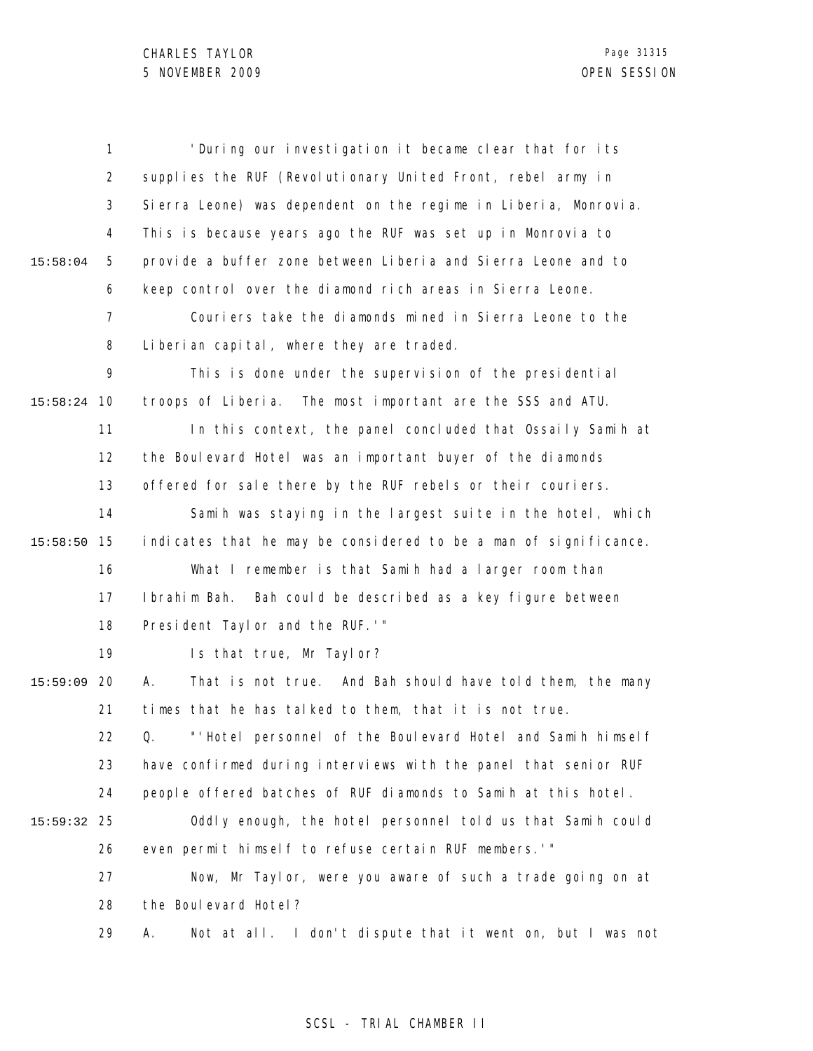'During our investigation it became clear that for its supplies the RUF (Revolutionary United Front, rebel army in Sierra Leone) was dependent on the regime in Liberia, Monrovia. This is because years ago the RUF was set up in Monrovia to provide a buffer zone between Liberia and Sierra Leone and to keep control over the diamond rich areas in Sierra Leone.

Couriers take the diamonds mined in Sierra Leone to the Liberian capital, where they are traded.

This is done under the supervision of the presidential troops of Liberia. The most important are the SSS and ATU.

In this context, the panel concluded that Ossaily Samih at the Boulevard Hotel was an important buyer of the diamonds offered for sale there by the RUF rebels or their couriers.

Samih was staying in the largest suite in the hotel, which indicates that he may be considered to be a man of significance.

What I remember is that Samih had a larger room than Ibrahim Bah. Bah could be described as a key figure between President Taylor and the RUF.'"

Is that true, Mr Taylor?

A. That is not true. And Bah should have told them, the many times that he has talked to them, that it is not true.

Q. "'Hotel personnel of the Boulevard Hotel and Samih himself have confirmed during interviews with the panel that senior RUF people offered batches of RUF diamonds to Samih at this hotel.

Oddly enough, the hotel personnel told us that Samih could even permit himself to refuse certain RUF members.'"

Now, Mr Taylor, were you aware of such a trade going on at the Boulevard Hotel?

A. Not at all. I don't dispute that it went on, but I was not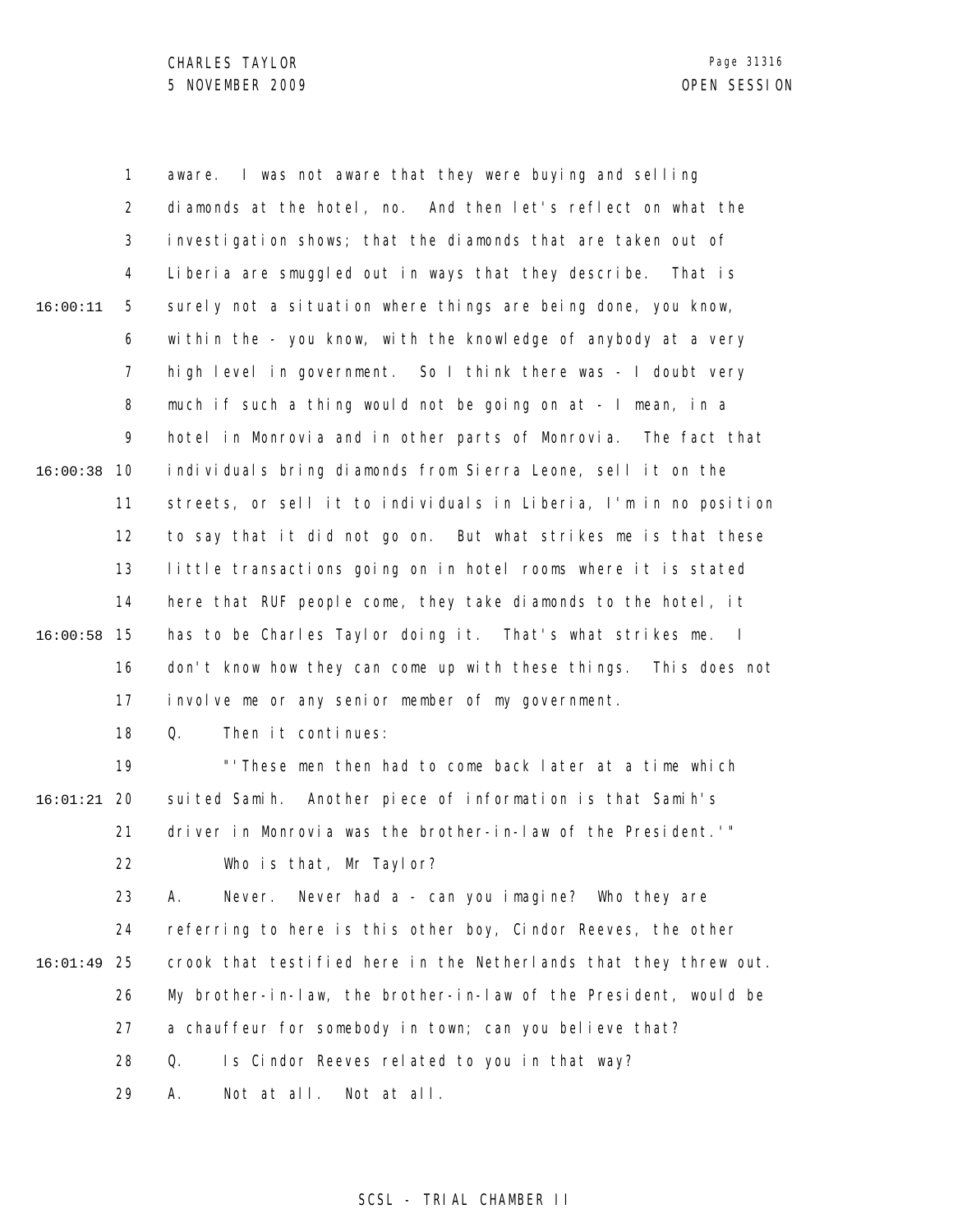aware. I was not aware that they were buying and selling diamonds at the hotel, no. And then let's reflect on what the investigation shows; that the diamonds that are taken out of Liberia are smuggled out in ways that they describe. That is surely not a situation where things are being done, you know, within the - you know, with the knowledge of anybody at a very high level in government. So I think there was - I doubt very much if such a thing would not be going on at - I mean, in a hotel in Monrovia and in other parts of Monrovia. The fact that individuals bring diamonds from Sierra Leone, sell it on the streets, or sell it to individuals in Liberia, I'm in no position to say that it did not go on. But what strikes me is that these little transactions going on in hotel rooms where it is stated here that RUF people come, they take diamonds to the hotel, it has to be Charles Taylor doing it. That's what strikes me. I don't know how they can come up with these things. This does not involve me or any senior member of my government.

Q. Then it continues:

"'These men then had to come back later at a time which suited Samih. Another piece of information is that Samih's driver in Monrovia was the brother-in-law of the President.'"

Who is that, Mr Taylor?

A. Never. Never had a - can you imagine? Who they are referring to here is this other boy, Cindor Reeves, the other crook that testified here in the Netherlands that they threw out. My brother-in-law, the brother-in-law of the President, would be a chauffeur for somebody in town; can you believe that?

Q. Is Cindor Reeves related to you in that way?

A. Not at all. Not at all.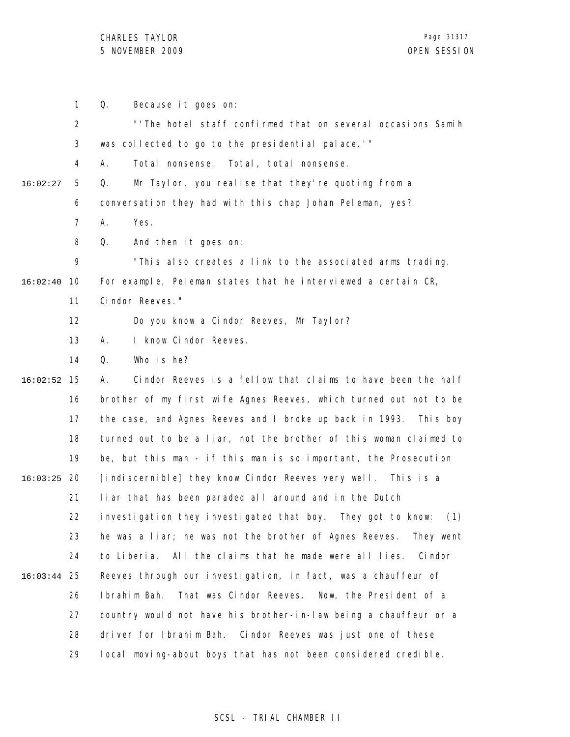Q. Because it goes on:

"'The hotel staff confirmed that on several occasions Samih was collected to go to the presidential palace.'"

A. Total nonsense. Total, total nonsense.

Q. Mr Taylor, you realise that they're quoting from a conversation they had with this chap Johan Peleman, yes?

A. Yes.

Q. And then it goes on:

"This also creates a link to the associated arms trading. For example, Peleman states that he interviewed a certain CR, Cindor Reeves."

Do you know a Cindor Reeves, Mr Taylor?

A. I know Cindor Reeves.

Q. Who is he?

A. Cindor Reeves is a fellow that claims to have been the half brother of my first wife Agnes Reeves, which turned out not to be the case, and Agnes Reeves and I broke up back in 1993. This boy turned out to be a liar, not the brother of this woman claimed to be, but this man - if this man is so important, the Prosecution [indiscernible] they know Cindor Reeves very well. This is a liar that has been paraded all around and in the Dutch investigation they investigated that boy. They got to know: (1) he was a liar; he was not the brother of Agnes Reeves. They went to Liberia. All the claims that he made were all lies. Cindor Reeves through our investigation, in fact, was a chauffeur of Ibrahim Bah. That was Cindor Reeves. Now, the President of a country would not have his brother-in-law being a chauffeur or a driver for Ibrahim Bah. Cindor Reeves was just one of these local moving-about boys that has not been considered credible.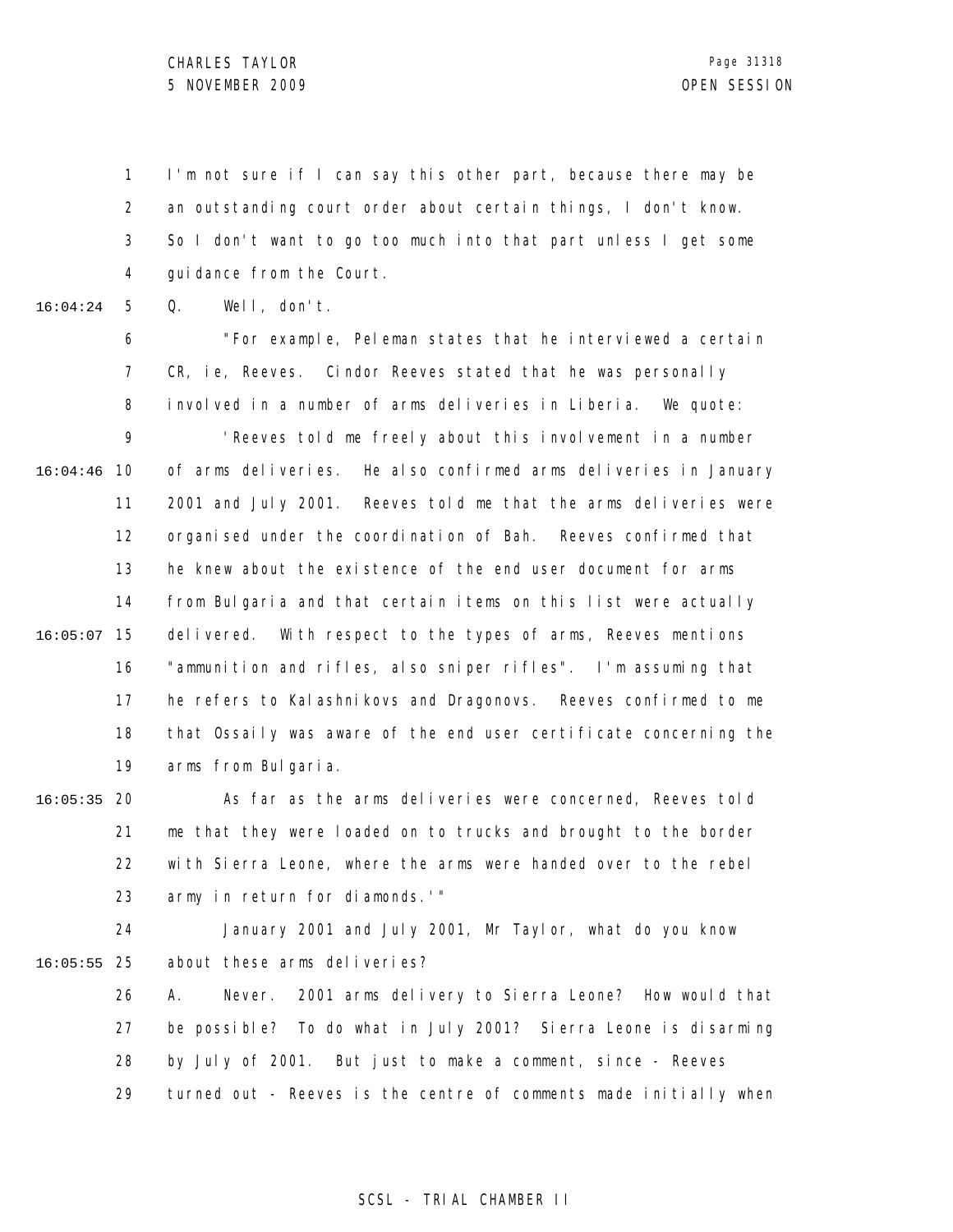I'm not sure if I can say this other part, because there may be an outstanding court order about certain things, I don't know. So I don't want to go too much into that part unless I get some guidance from the Court.

Q. Well, don't.

"For example, Peleman states that he interviewed a certain CR, ie, Reeves. Cindor Reeves stated that he was personally involved in a number of arms deliveries in Liberia. We quote:

'Reeves told me freely about this involvement in a number of arms deliveries. He also confirmed arms deliveries in January 2001 and July 2001. Reeves told me that the arms deliveries were organised under the coordination of Bah. Reeves confirmed that he knew about the existence of the end user document for arms from Bulgaria and that certain items on this list were actually delivered. With respect to the types of arms, Reeves mentions "ammunition and rifles, also sniper rifles". I'm assuming that he refers to Kalashnikovs and Dragonovs. Reeves confirmed to me that Ossaily was aware of the end user certificate concerning the arms from Bulgaria.

As far as the arms deliveries were concerned, Reeves told me that they were loaded on to trucks and brought to the border with Sierra Leone, where the arms were handed over to the rebel army in return for diamonds.'"

January 2001 and July 2001, Mr Taylor, what do you know about these arms deliveries?

A. Never. 2001 arms delivery to Sierra Leone? How would that be possible? To do what in July 2001? Sierra Leone is disarming by July of 2001. But just to make a comment, since - Reeves turned out - Reeves is the centre of comments made initially when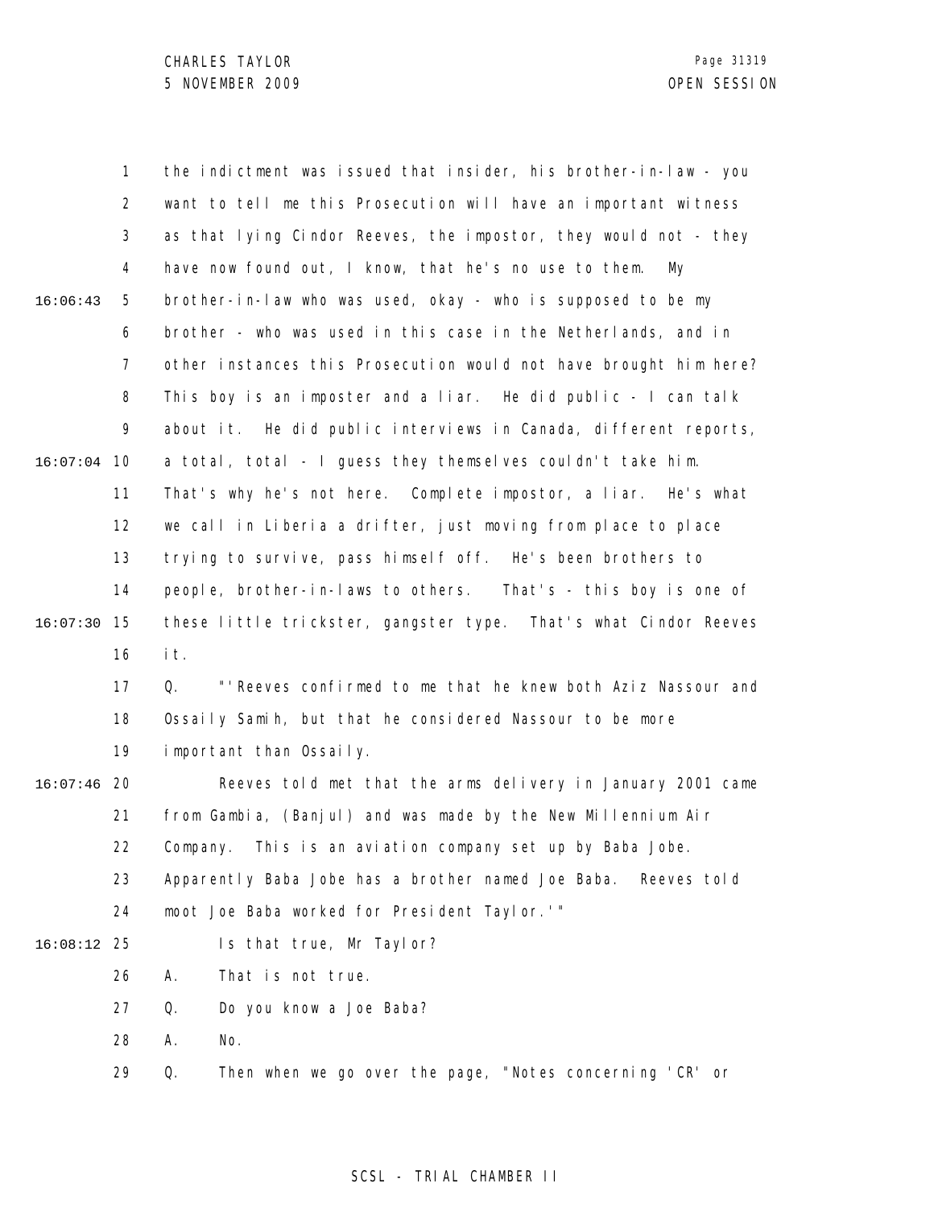the indictment was issued that insider, his brother-in-law - you want to tell me this Prosecution will have an important witness as that lying Cindor Reeves, the impostor, they would not - they have now found out, I know, that he's no use to them. My brother-in-law who was used, okay - who is supposed to be my brother - who was used in this case in the Netherlands, and in other instances this Prosecution would not have brought him here? This boy is an imposter and a liar. He did public - I can talk about it. He did public interviews in Canada, different reports, a total, total - I guess they themselves couldn't take him. That's why he's not here. Complete impostor, a liar. He's what we call in Liberia a drifter, just moving from place to place trying to survive, pass himself off. He's been brothers to people, brother-in-laws to others. That's - this boy is one of these little trickster, gangster type. That's what Cindor Reeves it.

Q. "'Reeves confirmed to me that he knew both Aziz Nassour and Ossaily Samih, but that he considered Nassour to be more important than Ossaily.

Reeves told met that the arms delivery in January 2001 came from Gambia, (Banjul) and was made by the New Millennium Air Company. This is an aviation company set up by Baba Jobe. Apparently Baba Jobe has a brother named Joe Baba. Reeves told moot Joe Baba worked for President Taylor.'"

Is that true, Mr Taylor?

A. That is not true.

Q. Do you know a Joe Baba?

A. No.

Q. Then when we go over the page, "Notes concerning 'CR' or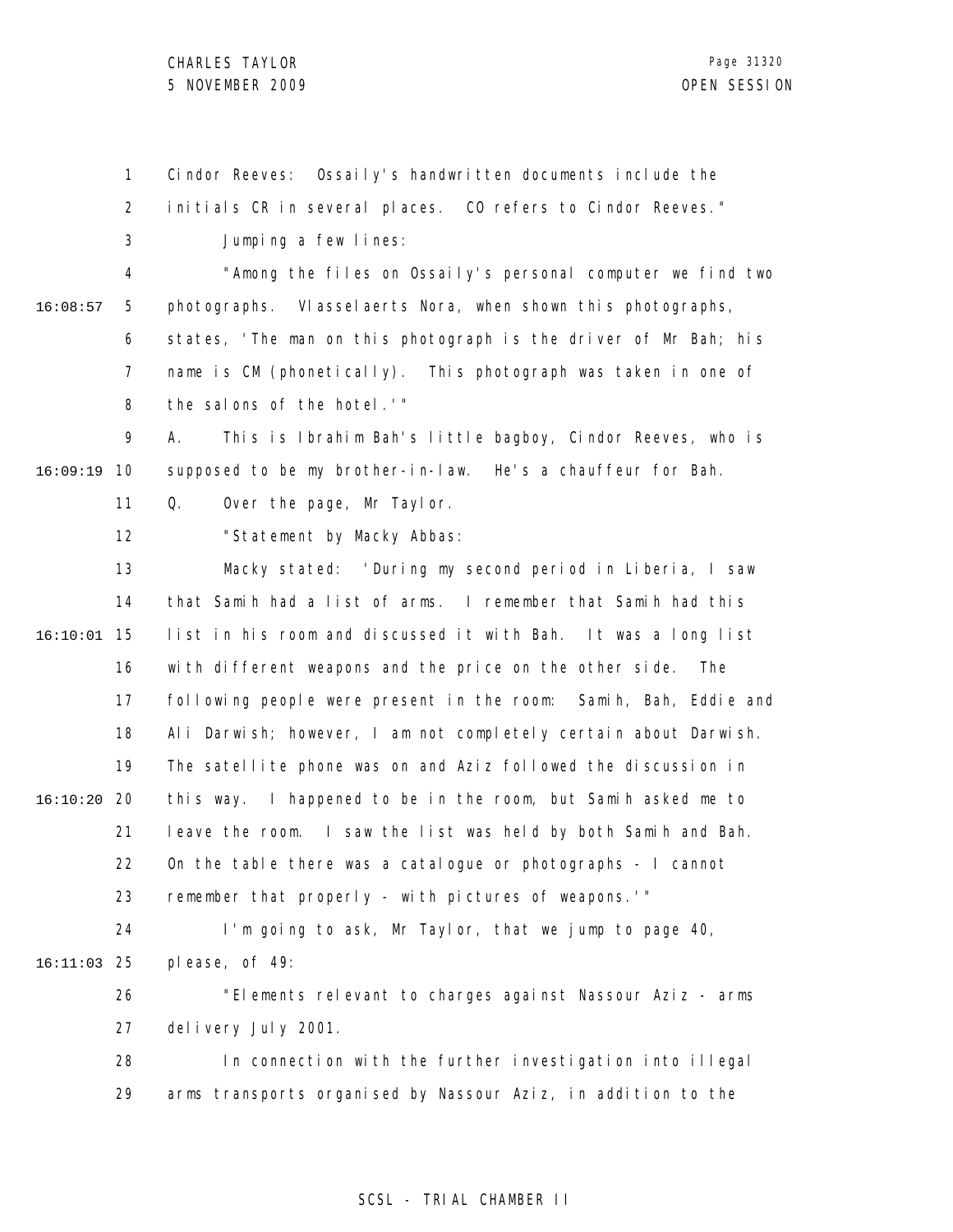Cindor Reeves: Ossaily's handwritten documents include the initials CR in several places. CO refers to Cindor Reeves."

Jumping a few lines:

"Among the files on Ossaily's personal computer we find two photographs. Vlasselaerts Nora, when shown this photographs, states, 'The man on this photograph is the driver of Mr Bah; his name is CM (phonetically). This photograph was taken in one of the salons of the hotel.'"

A. This is Ibrahim Bah's little bagboy, Cindor Reeves, who is supposed to be my brother-in-law. He's a chauffeur for Bah.

Q. Over the page, Mr Taylor.

"Statement by Macky Abbas:

Macky stated: 'During my second period in Liberia, I saw that Samih had a list of arms. I remember that Samih had this list in his room and discussed it with Bah. It was a long list with different weapons and the price on the other side. The following people were present in the room: Samih, Bah, Eddie and Ali Darwish; however, I am not completely certain about Darwish. The satellite phone was on and Aziz followed the discussion in this way. I happened to be in the room, but Samih asked me to leave the room. I saw the list was held by both Samih and Bah. On the table there was a catalogue or photographs - I cannot remember that properly - with pictures of weapons.'"

I'm going to ask, Mr Taylor, that we jump to page 40, please, of 49:

"Elements relevant to charges against Nassour Aziz - arms delivery July 2001.

In connection with the further investigation into illegal arms transports organised by Nassour Aziz, in addition to the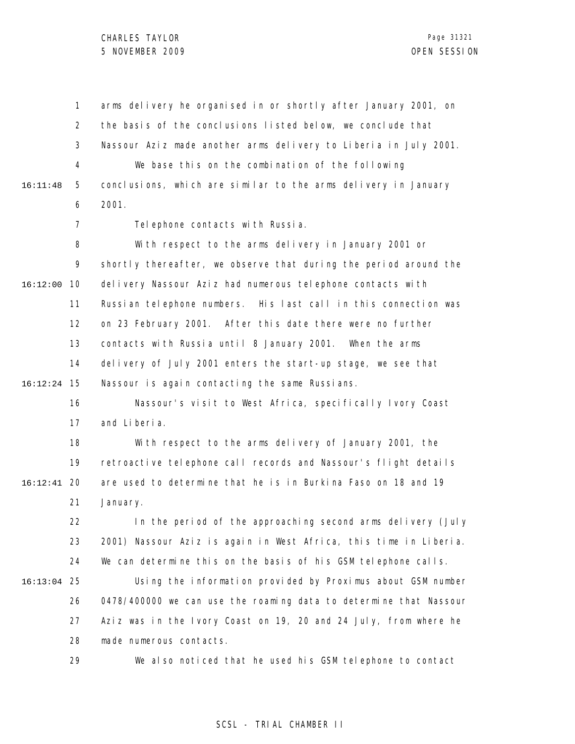arms delivery he organised in or shortly after January 2001, on the basis of the conclusions listed below, we conclude that Nassour Aziz made another arms delivery to Liberia in July 2001.

We base this on the combination of the following conclusions, which are similar to the arms delivery in January 2001.

Telephone contacts with Russia.

With respect to the arms delivery in January 2001 or shortly thereafter, we observe that during the period around the delivery Nassour Aziz had numerous telephone contacts with Russian telephone numbers. His last call in this connection was on 23 February 2001. After this date there were no further contacts with Russia until 8 January 2001. When the arms delivery of July 2001 enters the start-up stage, we see that Nassour is again contacting the same Russians.

Nassour's visit to West Africa, specifically Ivory Coast and Liberia.

With respect to the arms delivery of January 2001, the retroactive telephone call records and Nassour's flight details are used to determine that he is in Burkina Faso on 18 and 19 January.

In the period of the approaching second arms delivery (July 2001) Nassour Aziz is again in West Africa, this time in Liberia. We can determine this on the basis of his GSM telephone calls.

Using the information provided by Proximus about GSM number 0478/400000 we can use the roaming data to determine that Nassour Aziz was in the Ivory Coast on 19, 20 and 24 July, from where he made numerous contacts.

We also noticed that he used his GSM telephone to contact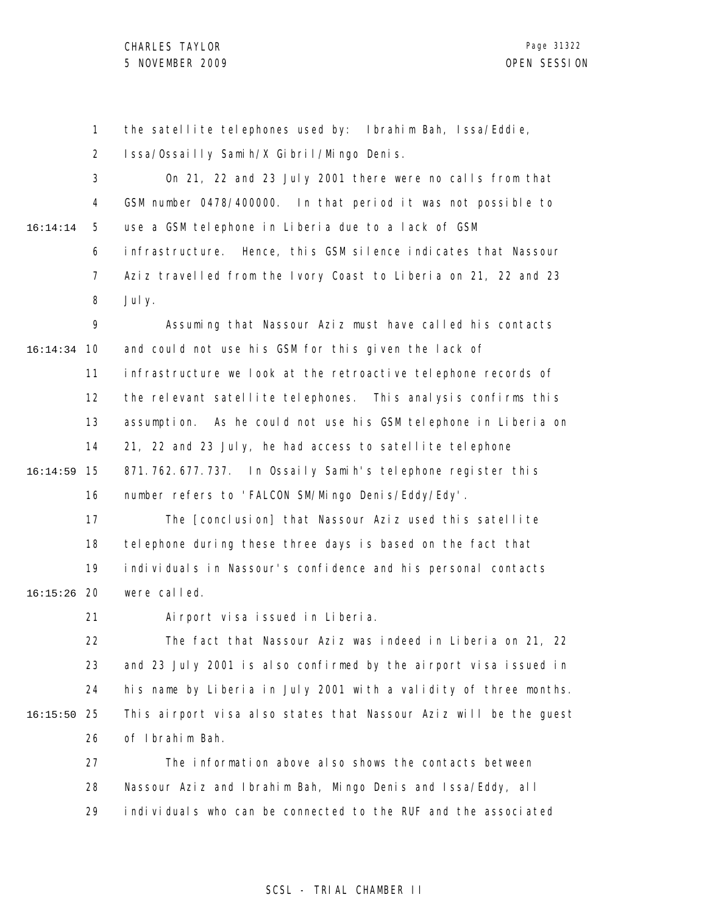the satellite telephones used by: Ibrahim Bah, Issa/Eddie, Issa/Ossailly Samih/X Gibril/Mingo Denis.

On 21, 22 and 23 July 2001 there were no calls from that GSM number 0478/400000. In that period it was not possible to use a GSM telephone in Liberia due to a lack of GSM infrastructure. Hence, this GSM silence indicates that Nassour Aziz travelled from the Ivory Coast to Liberia on 21, 22 and 23 July.

Assuming that Nassour Aziz must have called his contacts and could not use his GSM for this given the lack of infrastructure we look at the retroactive telephone records of the relevant satellite telephones. This analysis confirms this assumption. As he could not use his GSM telephone in Liberia on 21, 22 and 23 July, he had access to satellite telephone 871.762.677.737. In Ossaily Samih's telephone register this number refers to 'FALCON SM/Mingo Denis/Eddy/Edy'.

The [conclusion] that Nassour Aziz used this satellite telephone during these three days is based on the fact that individuals in Nassour's confidence and his personal contacts were called.

Airport visa issued in Liberia.

The fact that Nassour Aziz was indeed in Liberia on 21, 22 and 23 July 2001 is also confirmed by the airport visa issued in his name by Liberia in July 2001 with a validity of three months. This airport visa also states that Nassour Aziz will be the guest of Ibrahim Bah.

The information above also shows the contacts between Nassour Aziz and Ibrahim Bah, Mingo Denis and Issa/Eddy, all individuals who can be connected to the RUF and the associated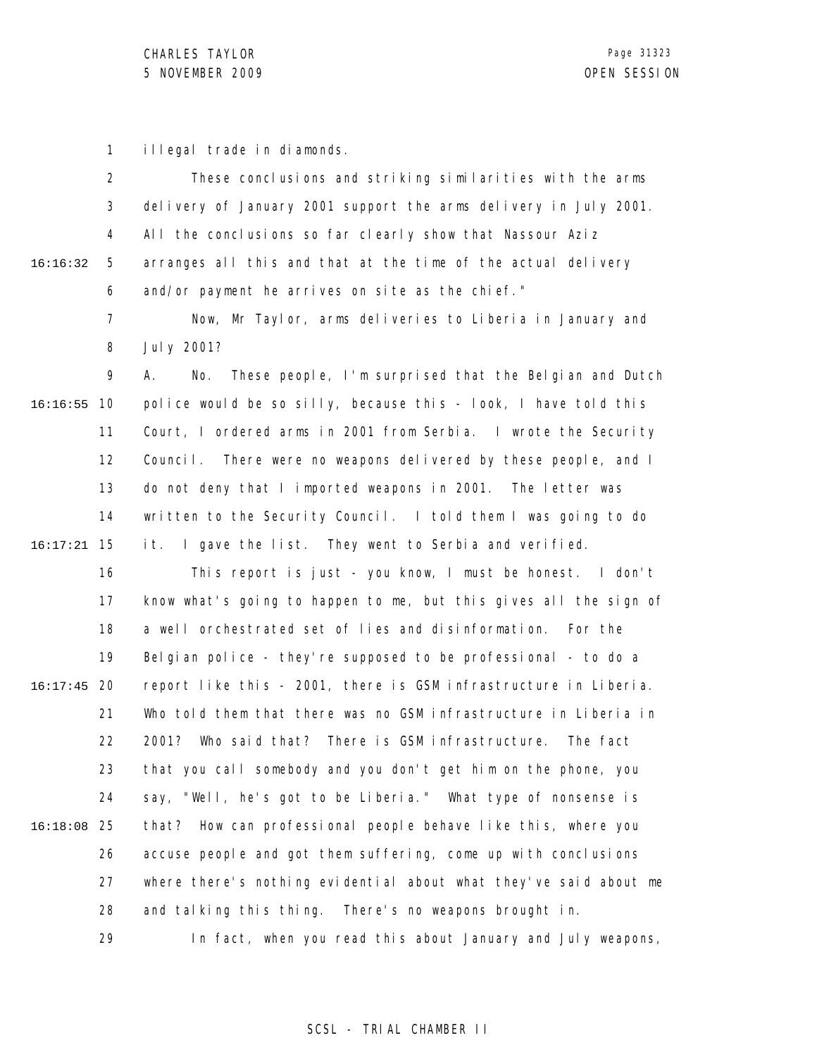illegal trade in diamonds.

These conclusions and striking similarities with the arms delivery of January 2001 support the arms delivery in July 2001. All the conclusions so far clearly show that Nassour Aziz arranges all this and that at the time of the actual delivery and/or payment he arrives on site as the chief."

Now, Mr Taylor, arms deliveries to Liberia in January and July 2001?

A. No. These people, I'm surprised that the Belgian and Dutch police would be so silly, because this - look, I have told this Court, I ordered arms in 2001 from Serbia. I wrote the Security Council. There were no weapons delivered by these people, and I do not deny that I imported weapons in 2001. The letter was written to the Security Council. I told them I was going to do it. I gave the list. They went to Serbia and verified.

This report is just - you know, I must be honest. I don't know what's going to happen to me, but this gives all the sign of a well orchestrated set of lies and disinformation. For the Belgian police - they're supposed to be professional - to do a report like this - 2001, there is GSM infrastructure in Liberia. Who told them that there was no GSM infrastructure in Liberia in 2001? Who said that? There is GSM infrastructure. The fact that you call somebody and you don't get him on the phone, you say, "Well, he's got to be Liberia." What type of nonsense is that? How can professional people behave like this, where you accuse people and got them suffering, come up with conclusions where there's nothing evidential about what they've said about me and talking this thing. There's no weapons brought in.

In fact, when you read this about January and July weapons,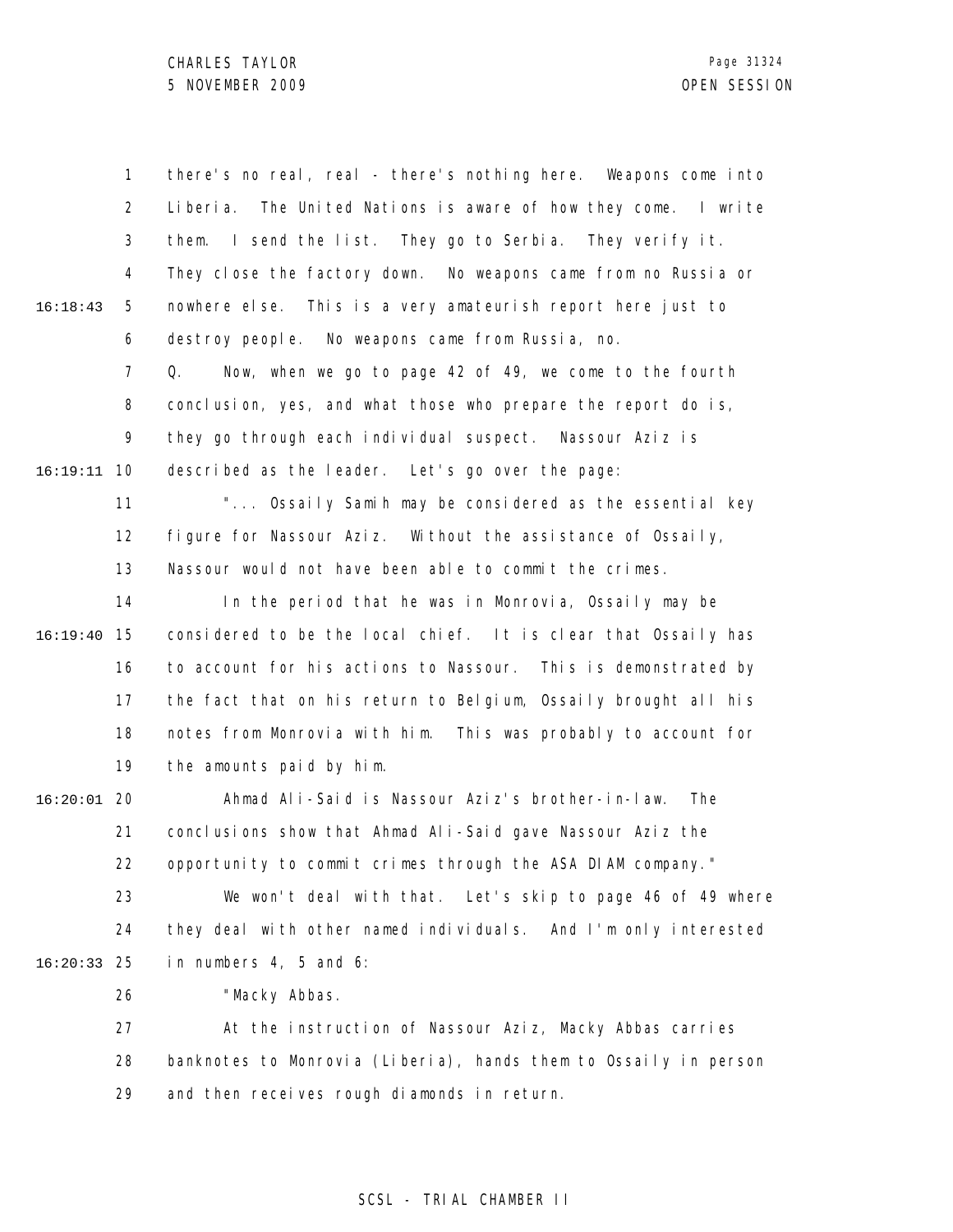there's no real, real - there's nothing here. Weapons come into Liberia. The United Nations is aware of how they come. I write them. I send the list. They go to Serbia. They verify it. They close the factory down. No weapons came from no Russia or nowhere else. This is a very amateurish report here just to destroy people. No weapons came from Russia, no.

Q. Now, when we go to page 42 of 49, we come to the fourth conclusion, yes, and what those who prepare the report do is, they go through each individual suspect. Nassour Aziz is described as the leader. Let's go over the page:

"... Ossaily Samih may be considered as the essential key figure for Nassour Aziz. Without the assistance of Ossaily, Nassour would not have been able to commit the crimes.

In the period that he was in Monrovia, Ossaily may be considered to be the local chief. It is clear that Ossaily has to account for his actions to Nassour. This is demonstrated by the fact that on his return to Belgium, Ossaily brought all his notes from Monrovia with him. This was probably to account for the amounts paid by him.

Ahmad Ali-Said is Nassour Aziz's brother-in-law. The conclusions show that Ahmad Ali-Said gave Nassour Aziz the opportunity to commit crimes through the ASA DIAM company."

We won't deal with that. Let's skip to page 46 of 49 where they deal with other named individuals. And I'm only interested in numbers 4, 5 and 6:

"Macky Abbas.

At the instruction of Nassour Aziz, Macky Abbas carries banknotes to Monrovia (Liberia), hands them to Ossaily in person and then receives rough diamonds in return.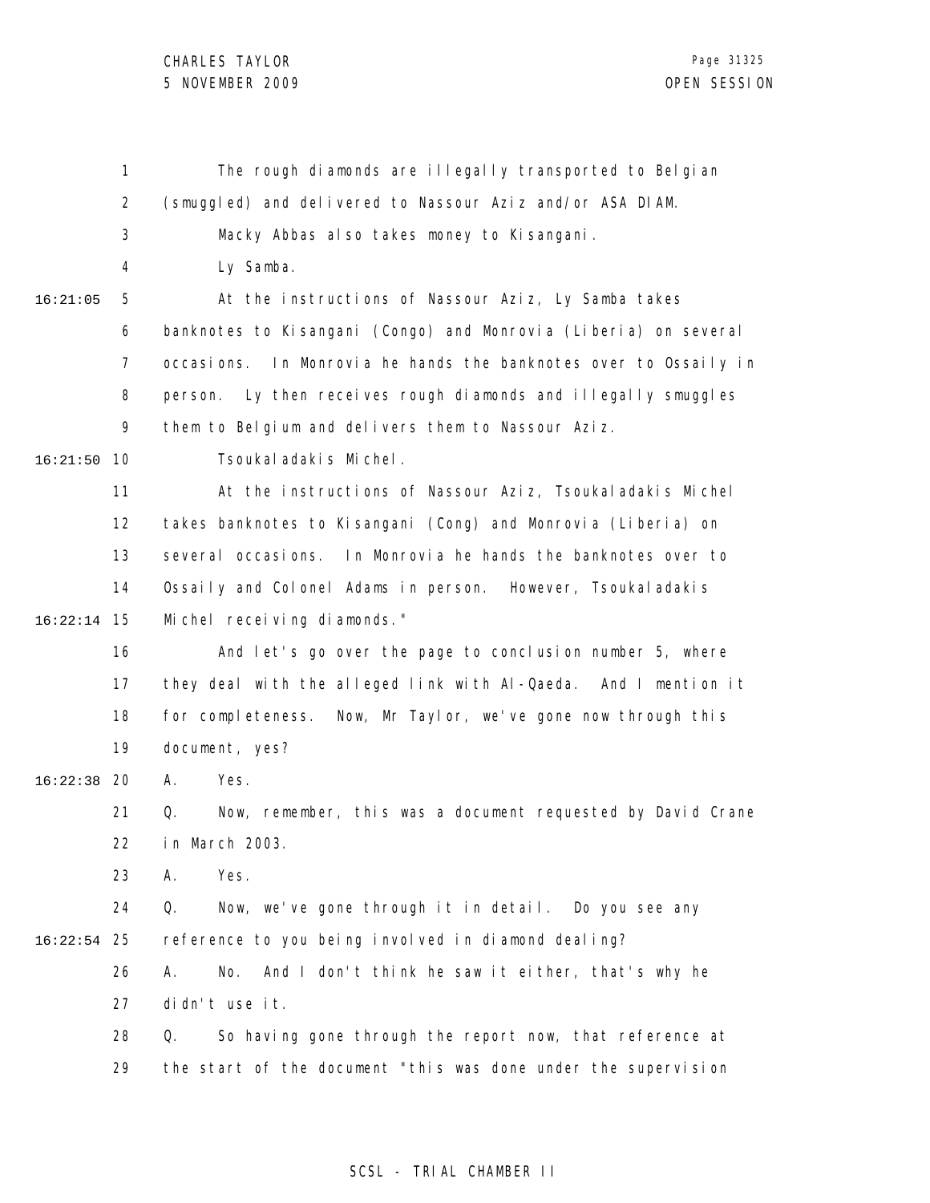The rough diamonds are illegally transported to Belgian (smuggled) and delivered to Nassour Aziz and/or ASA DIAM.

Macky Abbas also takes money to Kisangani.

Ly Samba.

At the instructions of Nassour Aziz, Ly Samba takes banknotes to Kisangani (Congo) and Monrovia (Liberia) on several occasions. In Monrovia he hands the banknotes over to Ossaily in person. Ly then receives rough diamonds and illegally smuggles them to Belgium and delivers them to Nassour Aziz.

Tsoukaladakis Michel.

At the instructions of Nassour Aziz, Tsoukaladakis Michel takes banknotes to Kisangani (Cong) and Monrovia (Liberia) on several occasions. In Monrovia he hands the banknotes over to Ossaily and Colonel Adams in person. However, Tsoukaladakis Michel receiving diamonds."

And let's go over the page to conclusion number 5, where they deal with the alleged link with Al-Qaeda. And I mention it for completeness. Now, Mr Taylor, we've gone now through this document, yes?

A. Yes.

Q. Now, remember, this was a document requested by David Crane in March 2003.

A. Yes.

Q. Now, we've gone through it in detail. Do you see any reference to you being involved in diamond dealing?

A. No. And I don't think he saw it either, that's why he didn't use it.

Q. So having gone through the report now, that reference at the start of the document "this was done under the supervision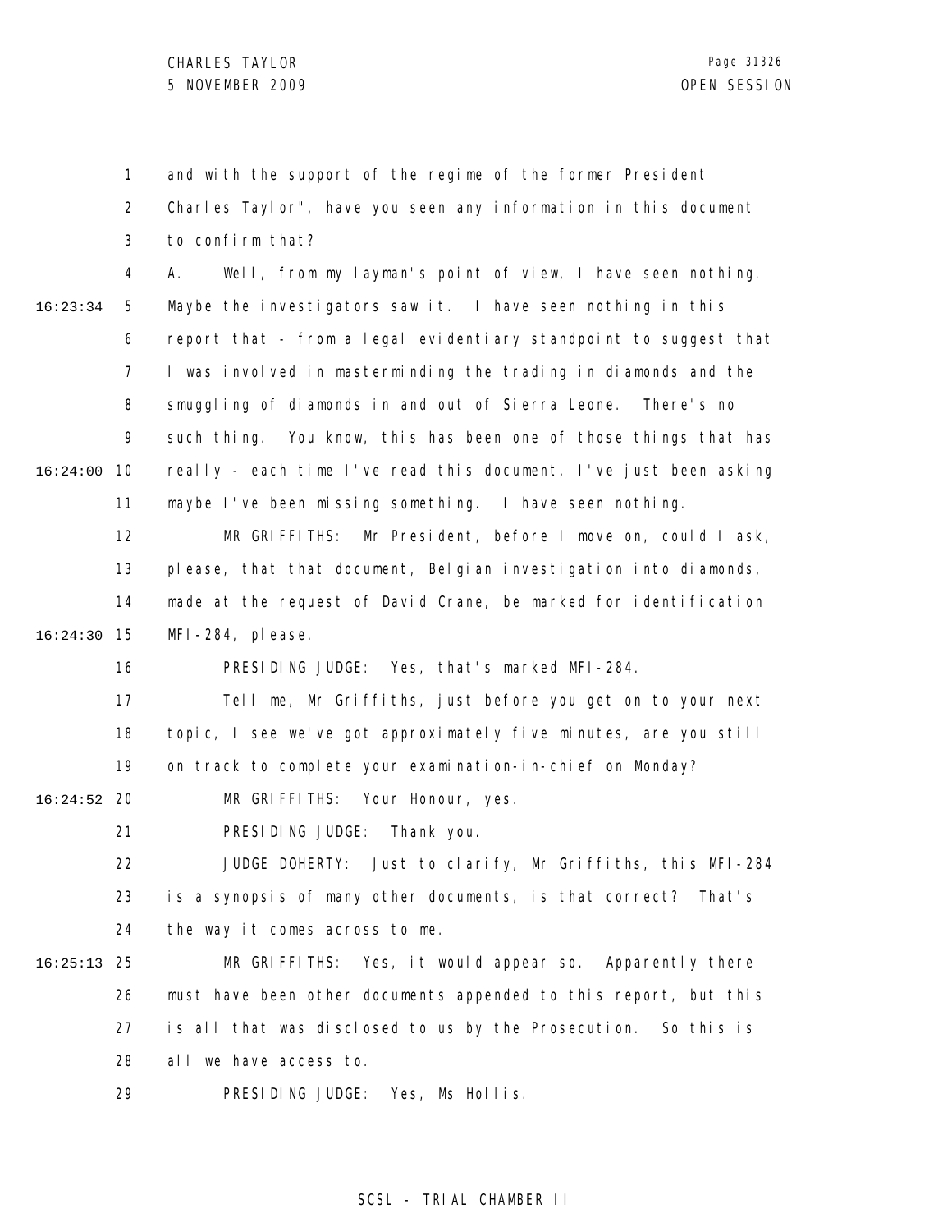and with the support of the regime of the former President Charles Taylor", have you seen any information in this document to confirm that?

A. Well, from my layman's point of view, I have seen nothing. Maybe the investigators saw it. I have seen nothing in this report that - from a legal evidentiary standpoint to suggest that I was involved in masterminding the trading in diamonds and the smuggling of diamonds in and out of Sierra Leone. There's no such thing. You know, this has been one of those things that has really - each time I've read this document, I've just been asking maybe I've been missing something. I have seen nothing.

MR GRIFFITHS: Mr President, before I move on, could I ask, please, that that document, Belgian investigation into diamonds, made at the request of David Crane, be marked for identification MFI-284, please.

PRESIDING JUDGE: Yes, that's marked MFI-284.

Tell me, Mr Griffiths, just before you get on to your next topic, I see we've got approximately five minutes, are you still on track to complete your examination-in-chief on Monday?

MR GRIFFITHS: Your Honour, yes.

PRESIDING JUDGE: Thank you.

JUDGE DOHERTY: Just to clarify, Mr Griffiths, this MFI-284 is a synopsis of many other documents, is that correct? That's the way it comes across to me.

MR GRIFFITHS: Yes, it would appear so. Apparently there must have been other documents appended to this report, but this is all that was disclosed to us by the Prosecution. So this is all we have access to.

PRESIDING JUDGE: Yes, Ms Hollis.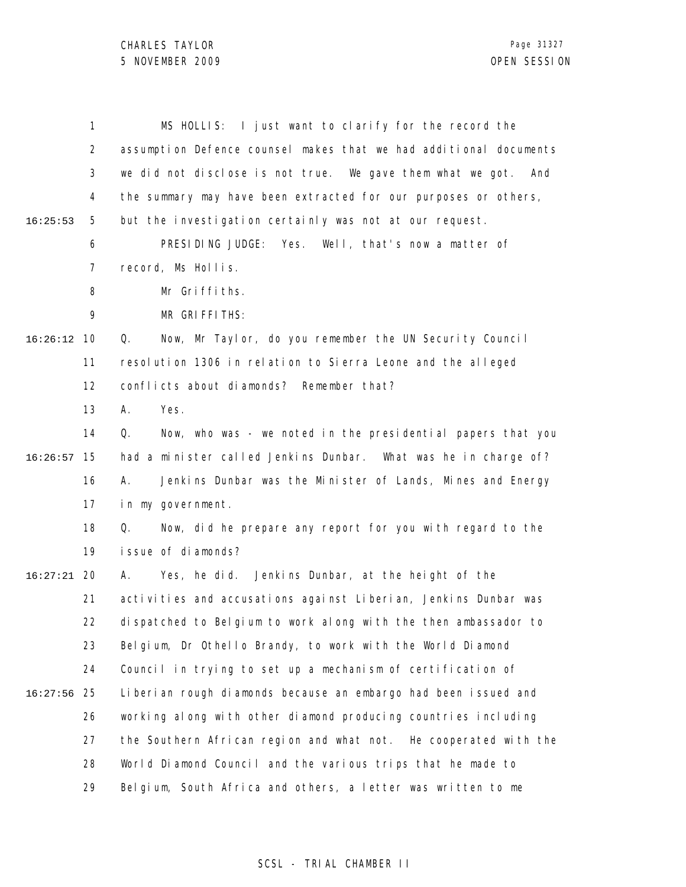MS HOLLIS: I just want to clarify for the record the assumption Defence counsel makes that we had additional documents we did not disclose is not true. We gave them what we got. And the summary may have been extracted for our purposes or others, but the investigation certainly was not at our request.

PRESIDING JUDGE: Yes. Well, that's now a matter of record, Ms Hollis.

Mr Griffiths.

MR GRIFFITHS:

Q. Now, Mr Taylor, do you remember the UN Security Council resolution 1306 in relation to Sierra Leone and the alleged conflicts about diamonds? Remember that?

A. Yes.

Q. Now, who was - we noted in the presidential papers that you had a minister called Jenkins Dunbar. What was he in charge of?

A. Jenkins Dunbar was the Minister of Lands, Mines and Energy in my government.

Q. Now, did he prepare any report for you with regard to the issue of diamonds?

A. Yes, he did. Jenkins Dunbar, at the height of the activities and accusations against Liberian, Jenkins Dunbar was dispatched to Belgium to work along with the then ambassador to Belgium, Dr Othello Brandy, to work with the World Diamond Council in trying to set up a mechanism of certification of Liberian rough diamonds because an embargo had been issued and working along with other diamond producing countries including the Southern African region and what not. He cooperated with the World Diamond Council and the various trips that he made to Belgium, South Africa and others, a letter was written to me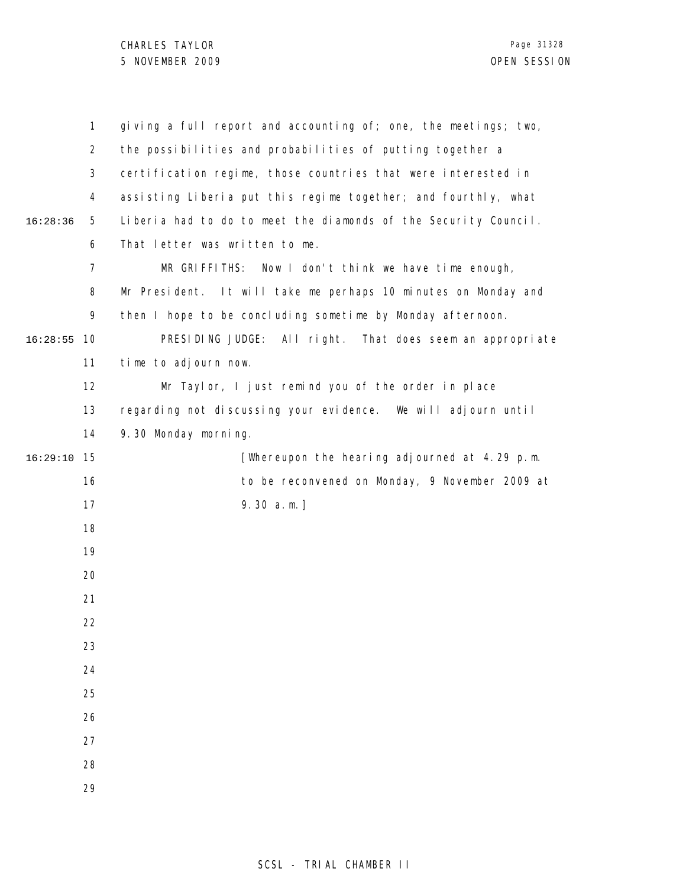giving a full report and accounting of; one, the meetings; two, the possibilities and probabilities of putting together a certification regime, those countries that were interested in assisting Liberia put this regime together; and fourthly, what Liberia had to do to meet the diamonds of the Security Council. That letter was written to me.

MR GRIFFITHS: Now I don't think we have time enough, Mr President. It will take me perhaps 10 minutes on Monday and then I hope to be concluding sometime by Monday afternoon.

PRESIDING JUDGE: All right. That does seem an appropriate time to adjourn now.

Mr Taylor, I just remind you of the order in place regarding not discussing your evidence. We will adjourn until 9.30 Monday morning.

[Whereupon the hearing adjourned at 4.29 p.m. to be reconvened on Monday, 9 November 2009 at 9.30 a.m.]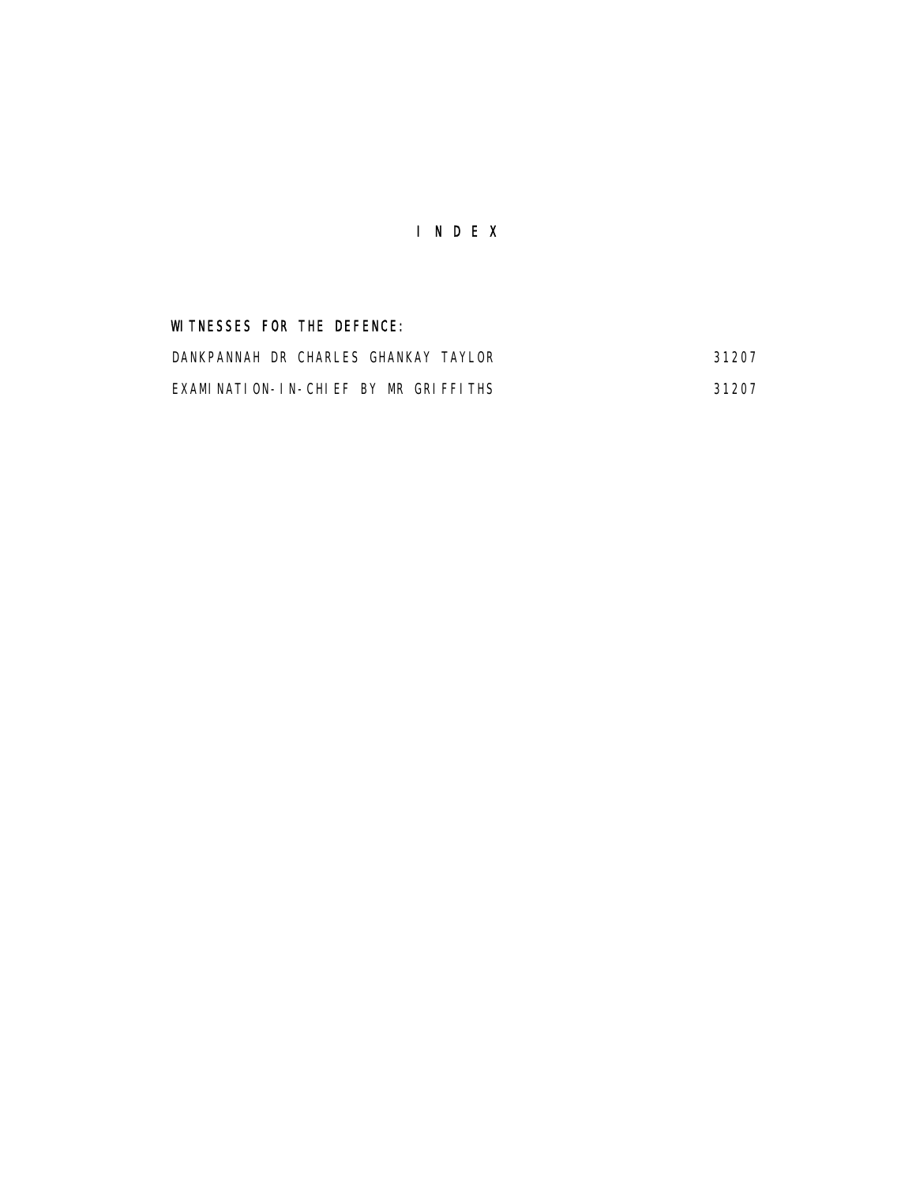# I N D E X

**WITNESSES FOR THE DEFENCE:**

| | |
|---|---|
| DANKPANNAH DR CHARLES GHANKAY TAYLOR | 31207 |
| EXAMINATION-IN-CHIEF BY MR GRIFFITHS | 31207 |